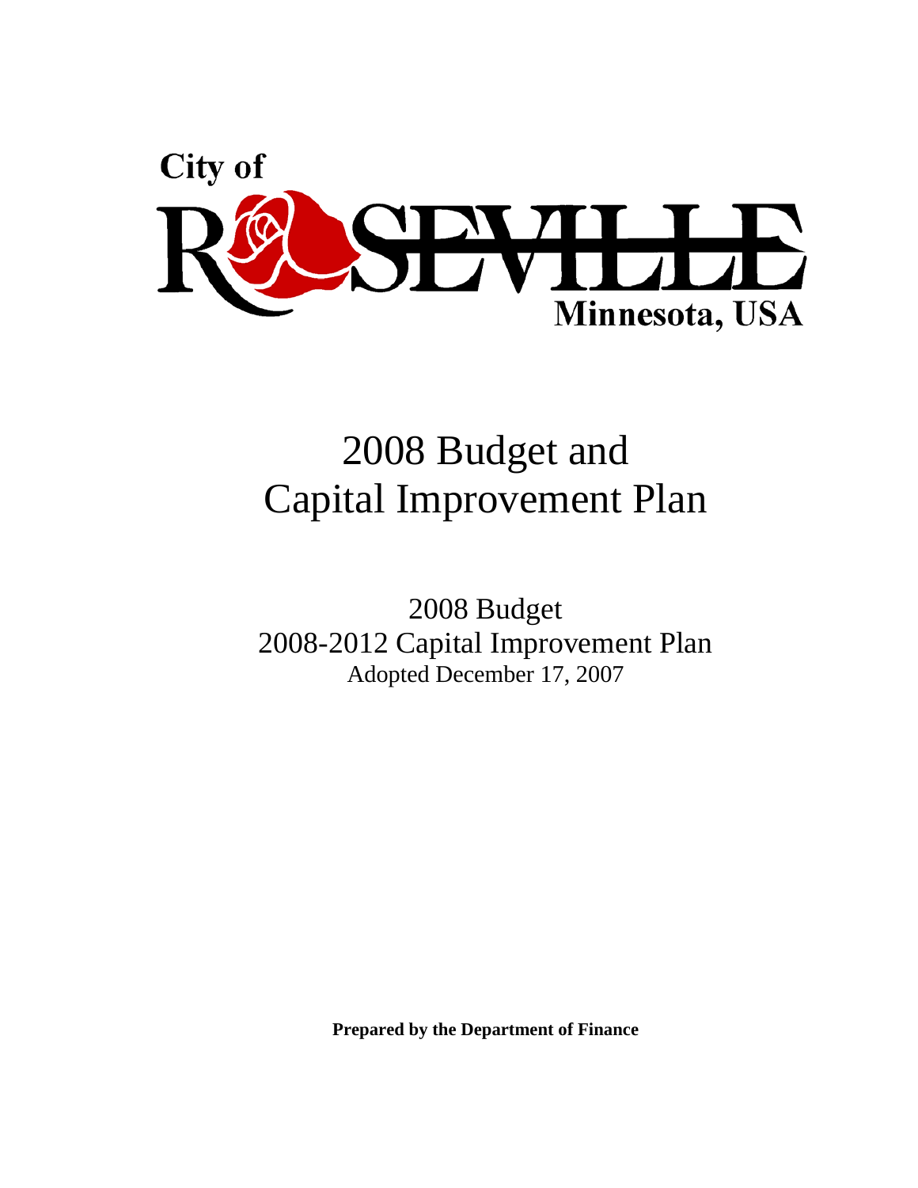City of

ROSEVILLE

Minnesota, USA

# 2008 Budget and Capital Improvement Plan

## 2008 Budget
## 2008-2012 Capital Improvement Plan

Adopted December 17, 2007

**Prepared by the Department of Finance**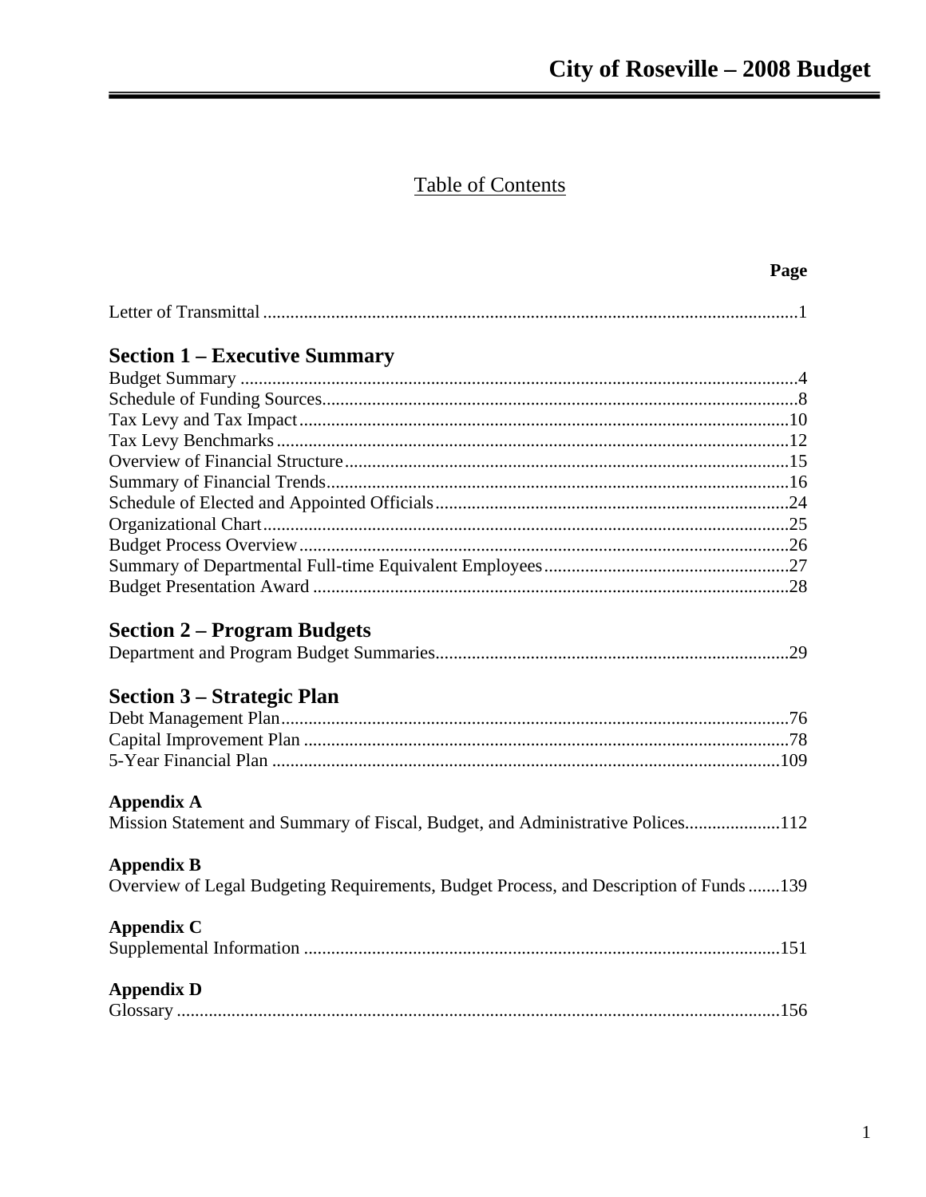# Table of Contents

| | Page |
|---|---|
| Letter of Transmittal | 1 |
| **Section 1 – Executive Summary** | |
| Budget Summary | 4 |
| Schedule of Funding Sources | 8 |
| Tax Levy and Tax Impact | 10 |
| Tax Levy Benchmarks | 12 |
| Overview of Financial Structure | 15 |
| Summary of Financial Trends | 16 |
| Schedule of Elected and Appointed Officials | 24 |
| Organizational Chart | 25 |
| Budget Process Overview | 26 |
| Summary of Departmental Full-time Equivalent Employees | 27 |
| Budget Presentation Award | 28 |
| **Section 2 – Program Budgets** | |
| Department and Program Budget Summaries | 29 |
| **Section 3 – Strategic Plan** | |
| Debt Management Plan | 76 |
| Capital Improvement Plan | 78 |
| 5-Year Financial Plan | 109 |
| **Appendix A** | |
| Mission Statement and Summary of Fiscal, Budget, and Administrative Polices | 112 |
| **Appendix B** | |
| Overview of Legal Budgeting Requirements, Budget Process, and Description of Funds | 139 |
| **Appendix C** | |
| Supplemental Information | 151 |
| **Appendix D** | |
| Glossary | 156 |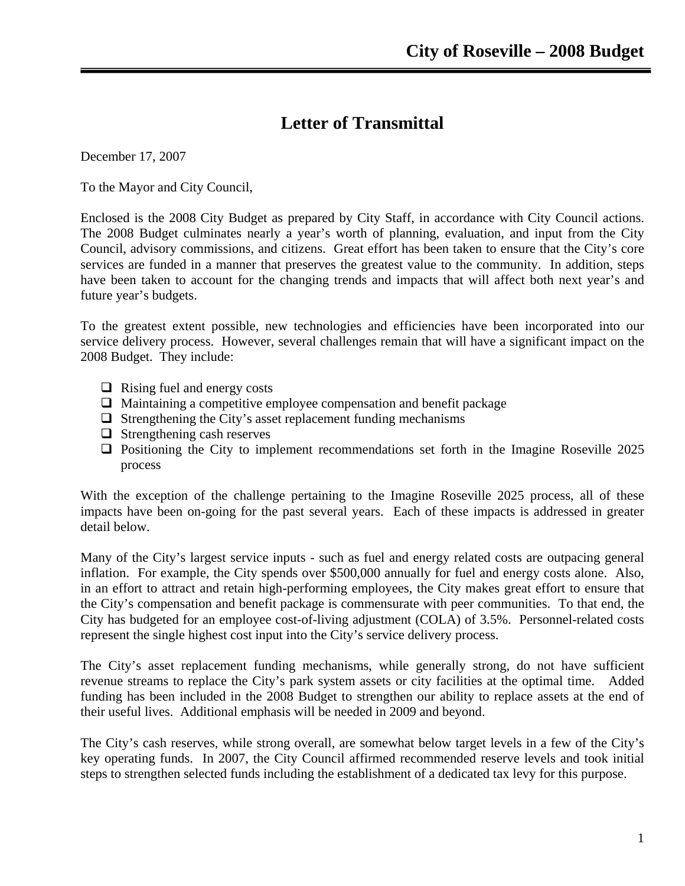# Letter of Transmittal

December 17, 2007

To the Mayor and City Council,

Enclosed is the 2008 City Budget as prepared by City Staff, in accordance with City Council actions. The 2008 Budget culminates nearly a year's worth of planning, evaluation, and input from the City Council, advisory commissions, and citizens. Great effort has been taken to ensure that the City's core services are funded in a manner that preserves the greatest value to the community. In addition, steps have been taken to account for the changing trends and impacts that will affect both next year's and future year's budgets.

To the greatest extent possible, new technologies and efficiencies have been incorporated into our service delivery process. However, several challenges remain that will have a significant impact on the 2008 Budget. They include:

- Rising fuel and energy costs
- Maintaining a competitive employee compensation and benefit package
- Strengthening the City's asset replacement funding mechanisms
- Strengthening cash reserves
- Positioning the City to implement recommendations set forth in the Imagine Roseville 2025 process

With the exception of the challenge pertaining to the Imagine Roseville 2025 process, all of these impacts have been on-going for the past several years. Each of these impacts is addressed in greater detail below.

Many of the City's largest service inputs - such as fuel and energy related costs are outpacing general inflation. For example, the City spends over $500,000 annually for fuel and energy costs alone. Also, in an effort to attract and retain high-performing employees, the City makes great effort to ensure that the City's compensation and benefit package is commensurate with peer communities. To that end, the City has budgeted for an employee cost-of-living adjustment (COLA) of 3.5%. Personnel-related costs represent the single highest cost input into the City's service delivery process.

The City's asset replacement funding mechanisms, while generally strong, do not have sufficient revenue streams to replace the City's park system assets or city facilities at the optimal time. Added funding has been included in the 2008 Budget to strengthen our ability to replace assets at the end of their useful lives. Additional emphasis will be needed in 2009 and beyond.

The City's cash reserves, while strong overall, are somewhat below target levels in a few of the City's key operating funds. In 2007, the City Council affirmed recommended reserve levels and took initial steps to strengthen selected funds including the establishment of a dedicated tax levy for this purpose.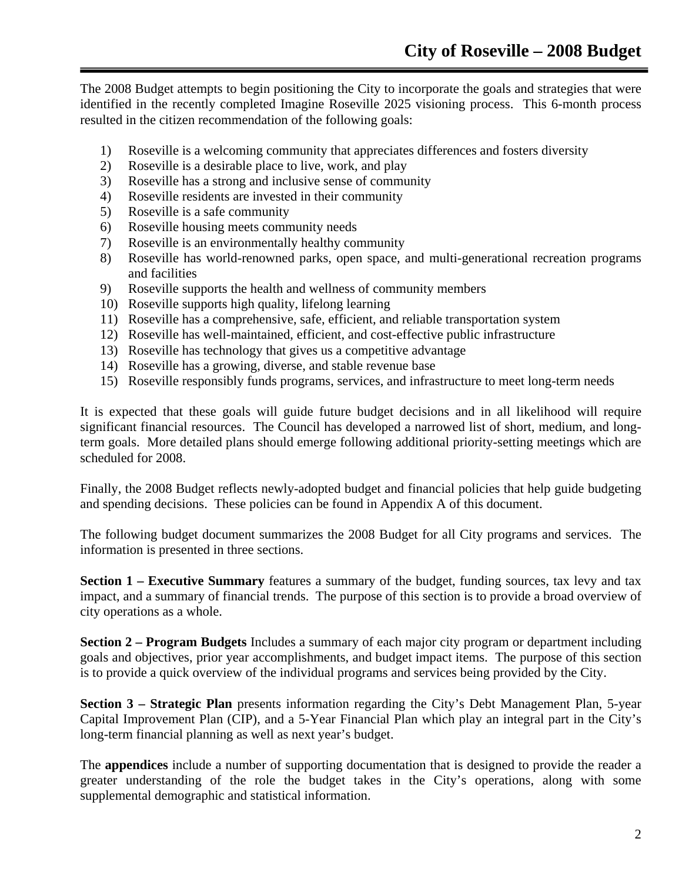The 2008 Budget attempts to begin positioning the City to incorporate the goals and strategies that were identified in the recently completed Imagine Roseville 2025 visioning process. This 6-month process resulted in the citizen recommendation of the following goals:

1) Roseville is a welcoming community that appreciates differences and fosters diversity
2) Roseville is a desirable place to live, work, and play
3) Roseville has a strong and inclusive sense of community
4) Roseville residents are invested in their community
5) Roseville is a safe community
6) Roseville housing meets community needs
7) Roseville is an environmentally healthy community
8) Roseville has world-renowned parks, open space, and multi-generational recreation programs and facilities
9) Roseville supports the health and wellness of community members
10) Roseville supports high quality, lifelong learning
11) Roseville has a comprehensive, safe, efficient, and reliable transportation system
12) Roseville has well-maintained, efficient, and cost-effective public infrastructure
13) Roseville has technology that gives us a competitive advantage
14) Roseville has a growing, diverse, and stable revenue base
15) Roseville responsibly funds programs, services, and infrastructure to meet long-term needs

It is expected that these goals will guide future budget decisions and in all likelihood will require significant financial resources. The Council has developed a narrowed list of short, medium, and long-term goals. More detailed plans should emerge following additional priority-setting meetings which are scheduled for 2008.

Finally, the 2008 Budget reflects newly-adopted budget and financial policies that help guide budgeting and spending decisions. These policies can be found in Appendix A of this document.

The following budget document summarizes the 2008 Budget for all City programs and services. The information is presented in three sections.

**Section 1 – Executive Summary** features a summary of the budget, funding sources, tax levy and tax impact, and a summary of financial trends. The purpose of this section is to provide a broad overview of city operations as a whole.

**Section 2 – Program Budgets** Includes a summary of each major city program or department including goals and objectives, prior year accomplishments, and budget impact items. The purpose of this section is to provide a quick overview of the individual programs and services being provided by the City.

**Section 3 – Strategic Plan** presents information regarding the City's Debt Management Plan, 5-year Capital Improvement Plan (CIP), and a 5-Year Financial Plan which play an integral part in the City's long-term financial planning as well as next year's budget.

The **appendices** include a number of supporting documentation that is designed to provide the reader a greater understanding of the role the budget takes in the City's operations, along with some supplemental demographic and statistical information.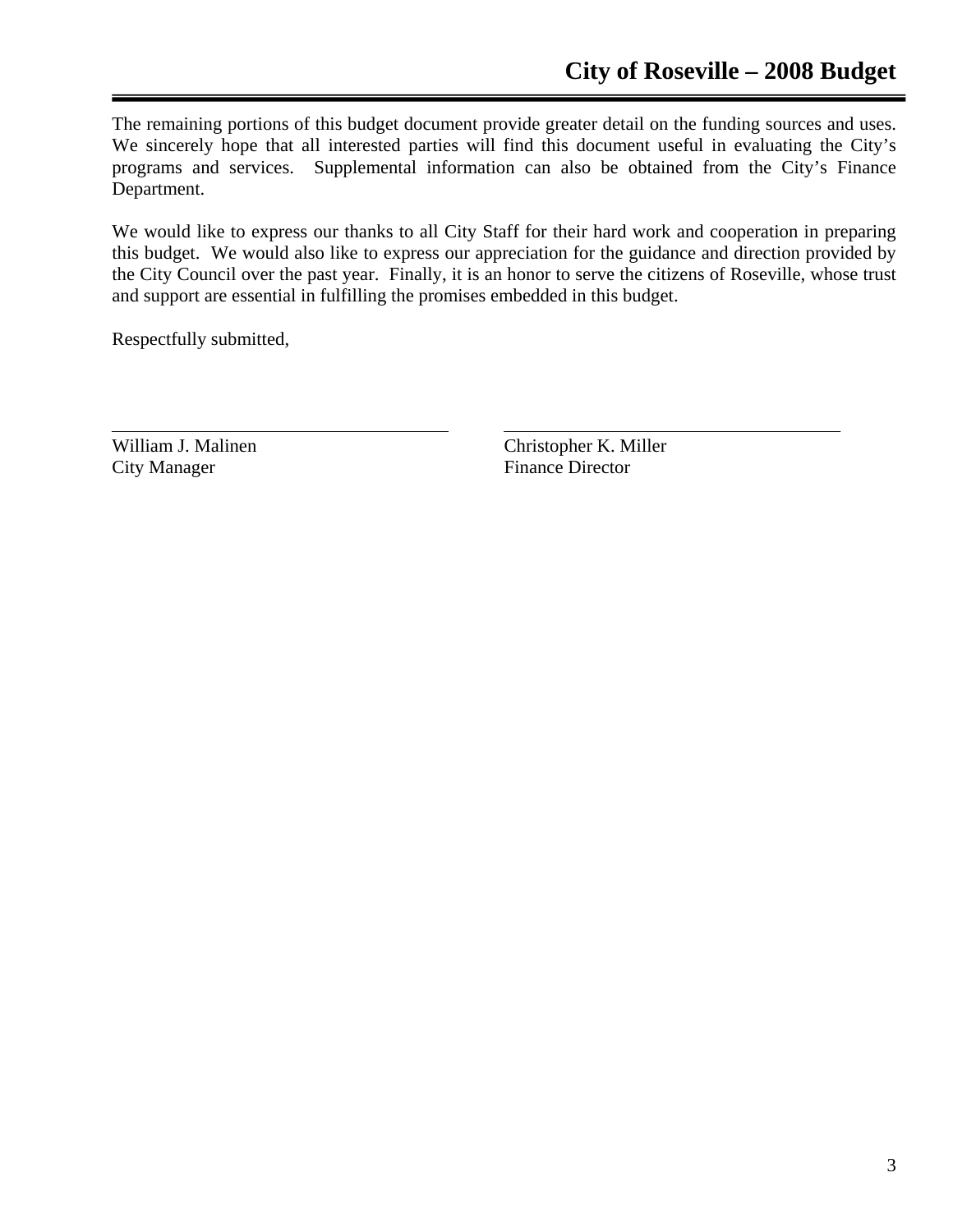The remaining portions of this budget document provide greater detail on the funding sources and uses. We sincerely hope that all interested parties will find this document useful in evaluating the City's programs and services. Supplemental information can also be obtained from the City's Finance Department.

We would like to express our thanks to all City Staff for their hard work and cooperation in preparing this budget. We would also like to express our appreciation for the guidance and direction provided by the City Council over the past year. Finally, it is an honor to serve the citizens of Roseville, whose trust and support are essential in fulfilling the promises embedded in this budget.

Respectfully submitted,

| William J. Malinen | Christopher K. Miller |
|---|---|
| City Manager | Finance Director |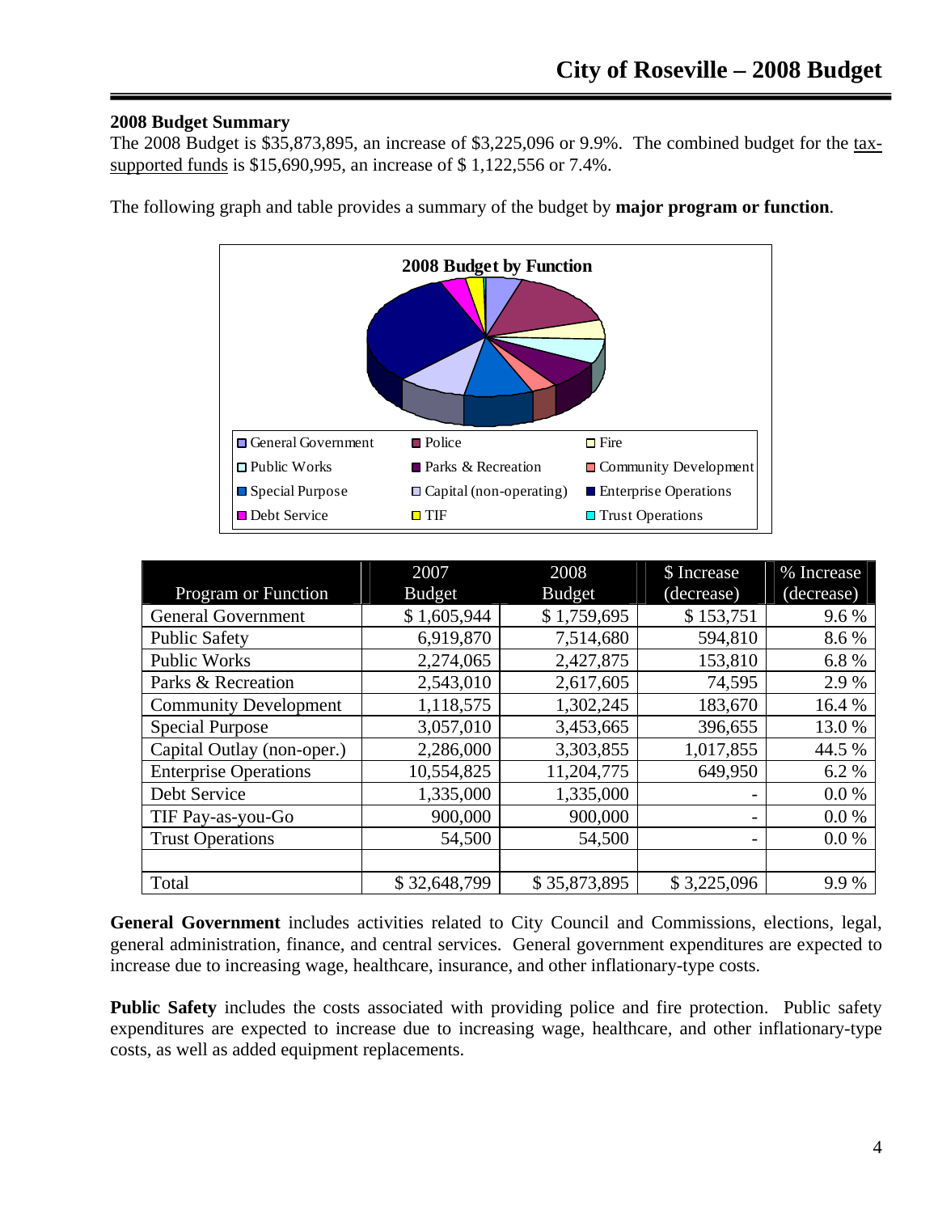## 2008 Budget Summary

The 2008 Budget is $35,873,895, an increase of $3,225,096 or 9.9%. The combined budget for the tax-supported funds is $15,690,995, an increase of $ 1,122,556 or 7.4%.

The following graph and table provides a summary of the budget by **major program or function**.

**2008 Budget by Function**

- General Government
- Police
- Fire
- Public Works
- Parks & Recreation
- Community Development
- Special Purpose
- Capital (non-operating)
- Enterprise Operations
- Debt Service
- TIF
- Trust Operations

| Program or Function | 2007 Budget | 2008 Budget | $ Increase (decrease) | % Increase (decrease) |
|---|---|---|---|---|
| General Government | $ 1,605,944 | $ 1,759,695 | $ 153,751 | 9.6 % |
| Public Safety | 6,919,870 | 7,514,680 | 594,810 | 8.6 % |
| Public Works | 2,274,065 | 2,427,875 | 153,810 | 6.8 % |
| Parks & Recreation | 2,543,010 | 2,617,605 | 74,595 | 2.9 % |
| Community Development | 1,118,575 | 1,302,245 | 183,670 | 16.4 % |
| Special Purpose | 3,057,010 | 3,453,665 | 396,655 | 13.0 % |
| Capital Outlay (non-oper.) | 2,286,000 | 3,303,855 | 1,017,855 | 44.5 % |
| Enterprise Operations | 10,554,825 | 11,204,775 | 649,950 | 6.2 % |
| Debt Service | 1,335,000 | 1,335,000 | - | 0.0 % |
| TIF Pay-as-you-Go | 900,000 | 900,000 | - | 0.0 % |
| Trust Operations | 54,500 | 54,500 | - | 0.0 % |
| | | | | |
| Total | $ 32,648,799 | $ 35,873,895 | $ 3,225,096 | 9.9 % |

**General Government** includes activities related to City Council and Commissions, elections, legal, general administration, finance, and central services. General government expenditures are expected to increase due to increasing wage, healthcare, insurance, and other inflationary-type costs.

**Public Safety** includes the costs associated with providing police and fire protection. Public safety expenditures are expected to increase due to increasing wage, healthcare, and other inflationary-type costs, as well as added equipment replacements.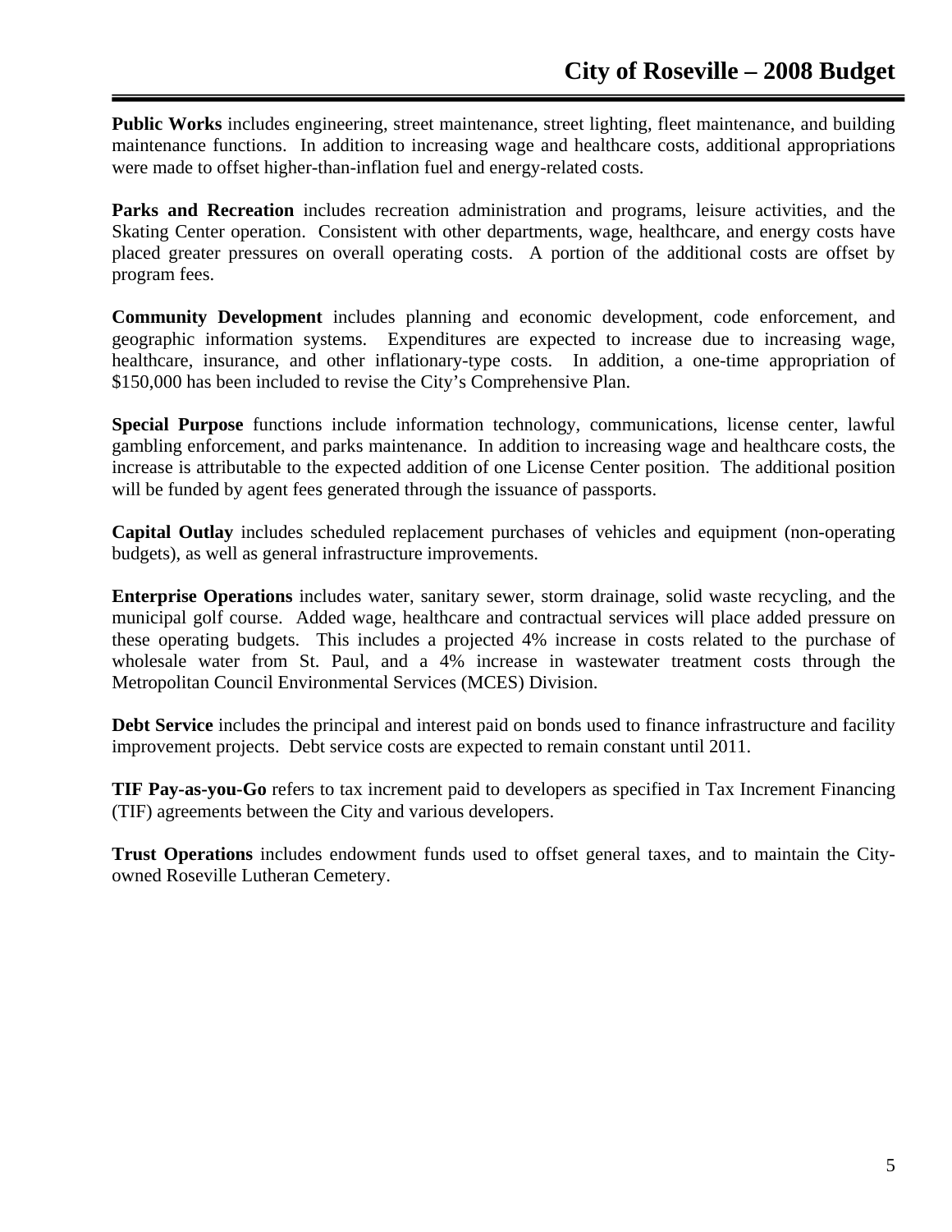**Public Works** includes engineering, street maintenance, street lighting, fleet maintenance, and building maintenance functions. In addition to increasing wage and healthcare costs, additional appropriations were made to offset higher-than-inflation fuel and energy-related costs.

**Parks and Recreation** includes recreation administration and programs, leisure activities, and the Skating Center operation. Consistent with other departments, wage, healthcare, and energy costs have placed greater pressures on overall operating costs. A portion of the additional costs are offset by program fees.

**Community Development** includes planning and economic development, code enforcement, and geographic information systems. Expenditures are expected to increase due to increasing wage, healthcare, insurance, and other inflationary-type costs. In addition, a one-time appropriation of $150,000 has been included to revise the City's Comprehensive Plan.

**Special Purpose** functions include information technology, communications, license center, lawful gambling enforcement, and parks maintenance. In addition to increasing wage and healthcare costs, the increase is attributable to the expected addition of one License Center position. The additional position will be funded by agent fees generated through the issuance of passports.

**Capital Outlay** includes scheduled replacement purchases of vehicles and equipment (non-operating budgets), as well as general infrastructure improvements.

**Enterprise Operations** includes water, sanitary sewer, storm drainage, solid waste recycling, and the municipal golf course. Added wage, healthcare and contractual services will place added pressure on these operating budgets. This includes a projected 4% increase in costs related to the purchase of wholesale water from St. Paul, and a 4% increase in wastewater treatment costs through the Metropolitan Council Environmental Services (MCES) Division.

**Debt Service** includes the principal and interest paid on bonds used to finance infrastructure and facility improvement projects. Debt service costs are expected to remain constant until 2011.

**TIF Pay-as-you-Go** refers to tax increment paid to developers as specified in Tax Increment Financing (TIF) agreements between the City and various developers.

**Trust Operations** includes endowment funds used to offset general taxes, and to maintain the City-owned Roseville Lutheran Cemetery.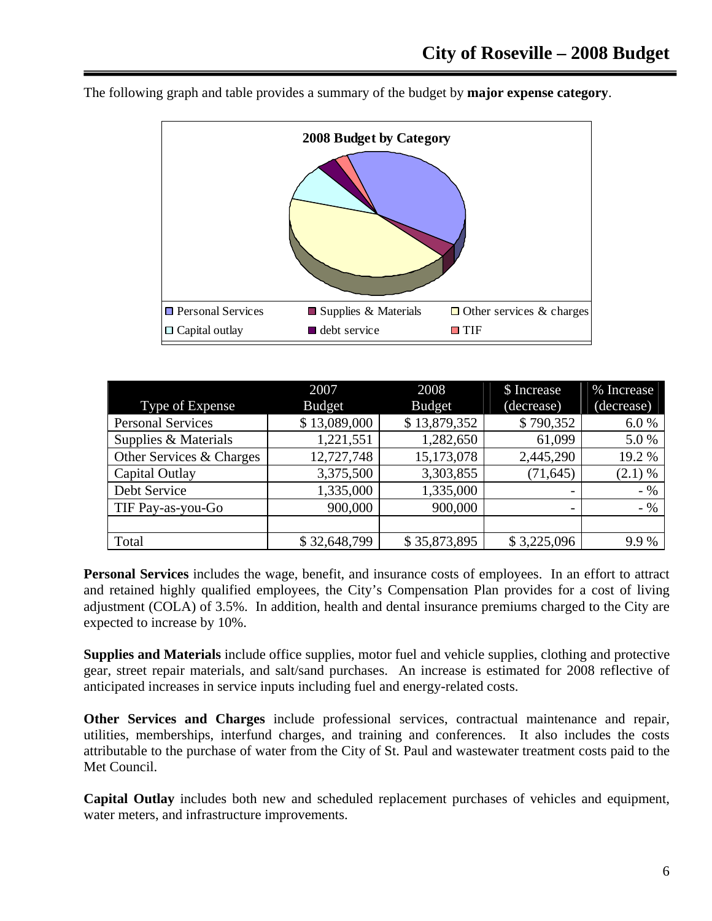The following graph and table provides a summary of the budget by **major expense category**.

**2008 Budget by Category**

Personal Services | Supplies & Materials | Other services & charges | Capital outlay | debt service | TIF

| Type of Expense | 2007 Budget | 2008 Budget | $ Increase (decrease) | % Increase (decrease) |
|---|---|---|---|---|
| Personal Services | $ 13,089,000 | $ 13,879,352 | $ 790,352 | 6.0 % |
| Supplies & Materials | 1,221,551 | 1,282,650 | 61,099 | 5.0 % |
| Other Services & Charges | 12,727,748 | 15,173,078 | 2,445,290 | 19.2 % |
| Capital Outlay | 3,375,500 | 3,303,855 | (71,645) | (2.1) % |
| Debt Service | 1,335,000 | 1,335,000 | - | - % |
| TIF Pay-as-you-Go | 900,000 | 900,000 | - | - % |
| | | | | |
| Total | $ 32,648,799 | $ 35,873,895 | $ 3,225,096 | 9.9 % |

**Personal Services** includes the wage, benefit, and insurance costs of employees. In an effort to attract and retained highly qualified employees, the City's Compensation Plan provides for a cost of living adjustment (COLA) of 3.5%. In addition, health and dental insurance premiums charged to the City are expected to increase by 10%.

**Supplies and Materials** include office supplies, motor fuel and vehicle supplies, clothing and protective gear, street repair materials, and salt/sand purchases. An increase is estimated for 2008 reflective of anticipated increases in service inputs including fuel and energy-related costs.

**Other Services and Charges** include professional services, contractual maintenance and repair, utilities, memberships, interfund charges, and training and conferences. It also includes the costs attributable to the purchase of water from the City of St. Paul and wastewater treatment costs paid to the Met Council.

**Capital Outlay** includes both new and scheduled replacement purchases of vehicles and equipment, water meters, and infrastructure improvements.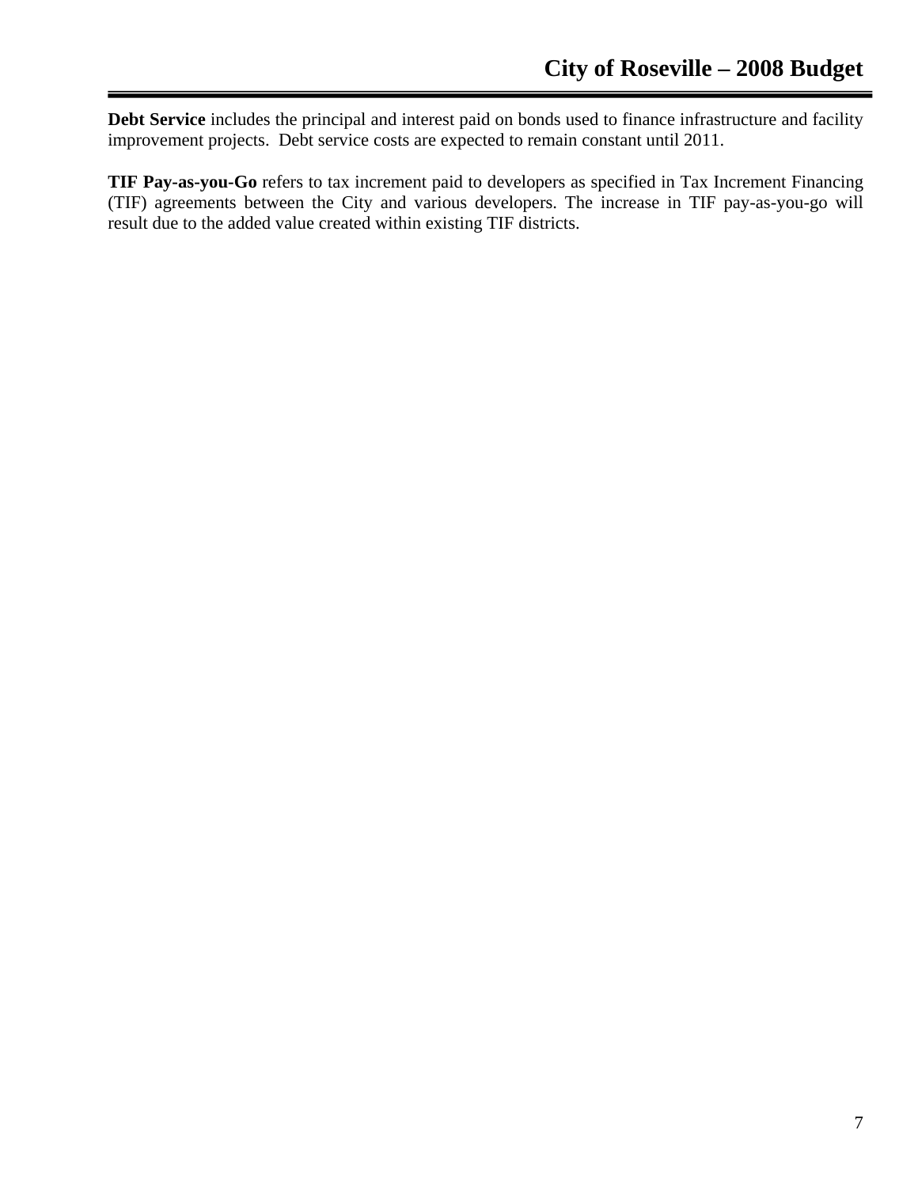**Debt Service** includes the principal and interest paid on bonds used to finance infrastructure and facility improvement projects.  Debt service costs are expected to remain constant until 2011.

**TIF Pay-as-you-Go** refers to tax increment paid to developers as specified in Tax Increment Financing (TIF) agreements between the City and various developers. The increase in TIF pay-as-you-go will result due to the added value created within existing TIF districts.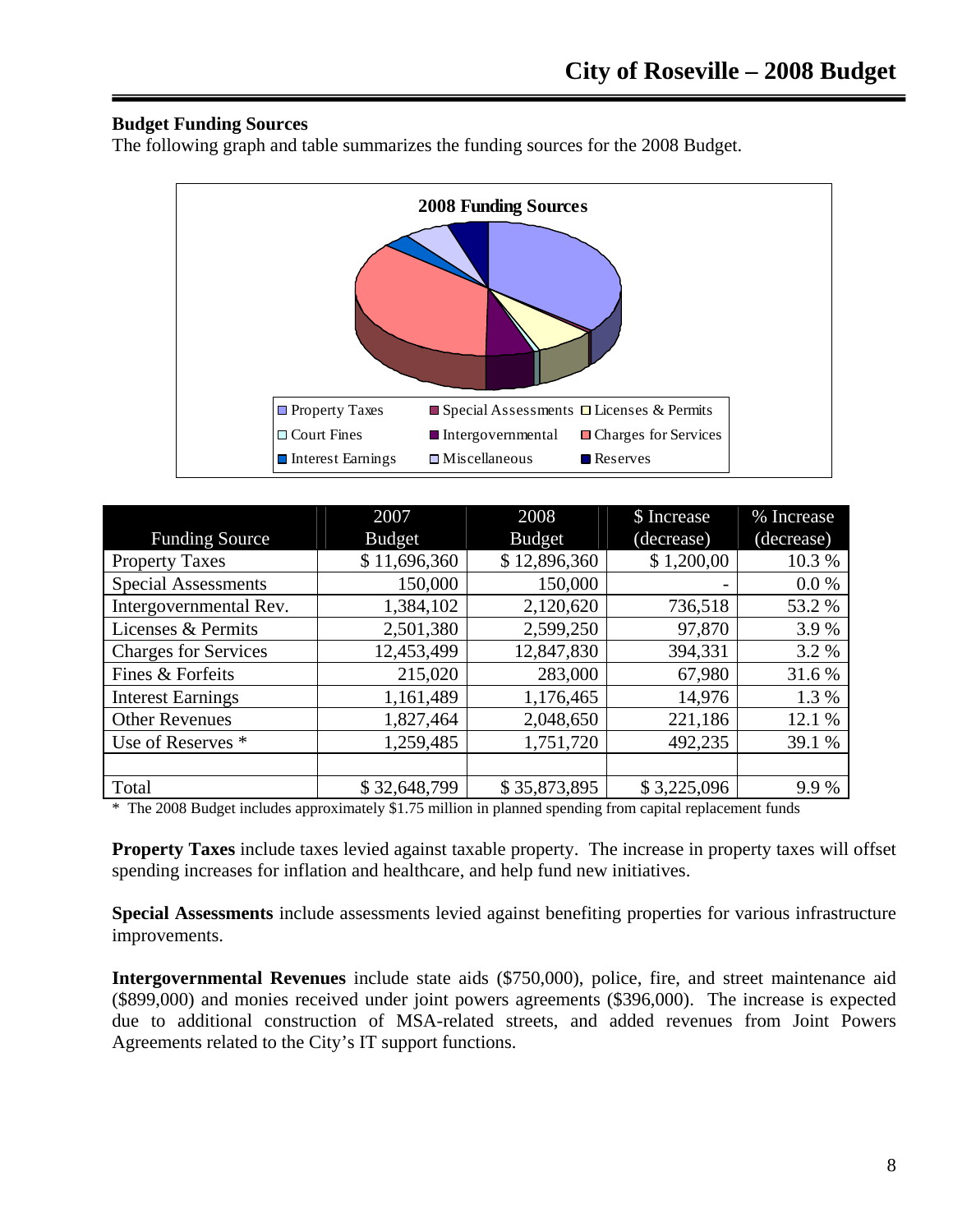**Budget Funding Sources**

The following graph and table summarizes the funding sources for the 2008 Budget.

2008 Funding Sources

Property Taxes | Special Assessments | Licenses & Permits | Court Fines | Intergovernmental | Charges for Services | Interest Earnings | Miscellaneous | Reserves

| Funding Source | 2007 Budget | 2008 Budget | $ Increase (decrease) | % Increase (decrease) |
|---|---|---|---|---|
| Property Taxes | $ 11,696,360 | $ 12,896,360 | $ 1,200,00 | 10.3 % |
| Special Assessments | 150,000 | 150,000 | - | 0.0 % |
| Intergovernmental Rev. | 1,384,102 | 2,120,620 | 736,518 | 53.2 % |
| Licenses & Permits | 2,501,380 | 2,599,250 | 97,870 | 3.9 % |
| Charges for Services | 12,453,499 | 12,847,830 | 394,331 | 3.2 % |
| Fines & Forfeits | 215,020 | 283,000 | 67,980 | 31.6 % |
| Interest Earnings | 1,161,489 | 1,176,465 | 14,976 | 1.3 % |
| Other Revenues | 1,827,464 | 2,048,650 | 221,186 | 12.1 % |
| Use of Reserves * | 1,259,485 | 1,751,720 | 492,235 | 39.1 % |
| | | | | |
| Total | $ 32,648,799 | $ 35,873,895 | $ 3,225,096 | 9.9 % |

\* The 2008 Budget includes approximately $1.75 million in planned spending from capital replacement funds

**Property Taxes** include taxes levied against taxable property. The increase in property taxes will offset spending increases for inflation and healthcare, and help fund new initiatives.

**Special Assessments** include assessments levied against benefiting properties for various infrastructure improvements.

**Intergovernmental Revenues** include state aids ($750,000), police, fire, and street maintenance aid ($899,000) and monies received under joint powers agreements ($396,000). The increase is expected due to additional construction of MSA-related streets, and added revenues from Joint Powers Agreements related to the City's IT support functions.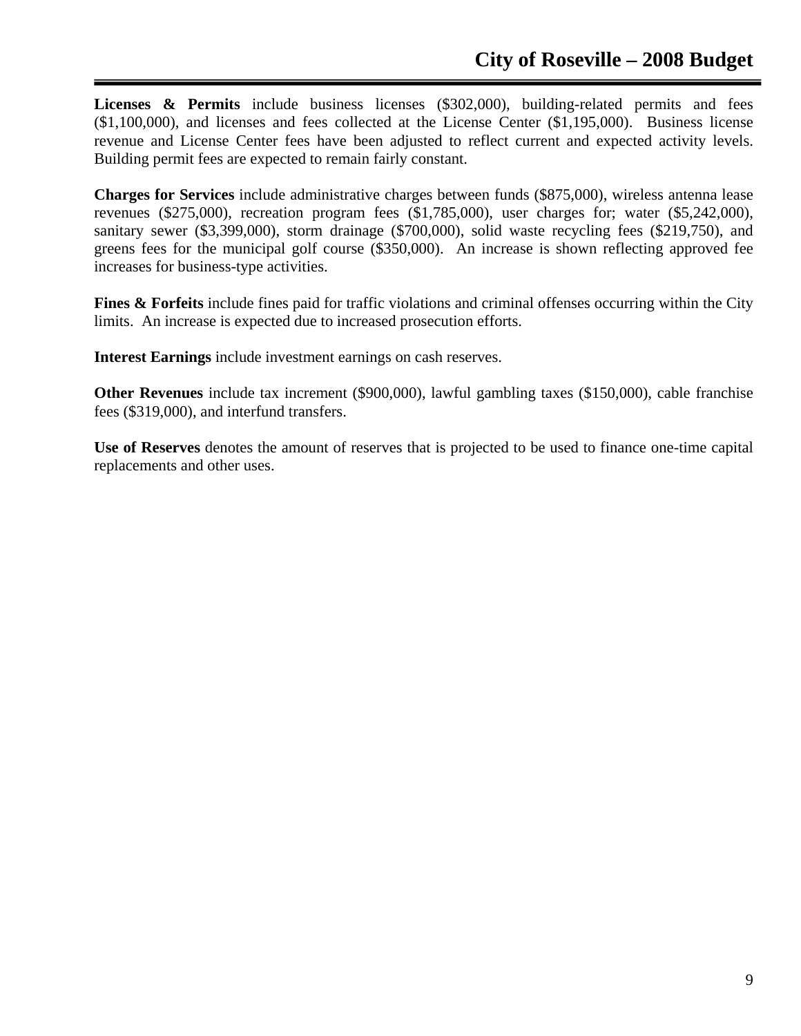**Licenses & Permits** include business licenses ($302,000), building-related permits and fees ($1,100,000), and licenses and fees collected at the License Center ($1,195,000). Business license revenue and License Center fees have been adjusted to reflect current and expected activity levels. Building permit fees are expected to remain fairly constant.

**Charges for Services** include administrative charges between funds ($875,000), wireless antenna lease revenues ($275,000), recreation program fees ($1,785,000), user charges for; water ($5,242,000), sanitary sewer ($3,399,000), storm drainage ($700,000), solid waste recycling fees ($219,750), and greens fees for the municipal golf course ($350,000). An increase is shown reflecting approved fee increases for business-type activities.

**Fines & Forfeits** include fines paid for traffic violations and criminal offenses occurring within the City limits. An increase is expected due to increased prosecution efforts.

**Interest Earnings** include investment earnings on cash reserves.

**Other Revenues** include tax increment ($900,000), lawful gambling taxes ($150,000), cable franchise fees ($319,000), and interfund transfers.

**Use of Reserves** denotes the amount of reserves that is projected to be used to finance one-time capital replacements and other uses.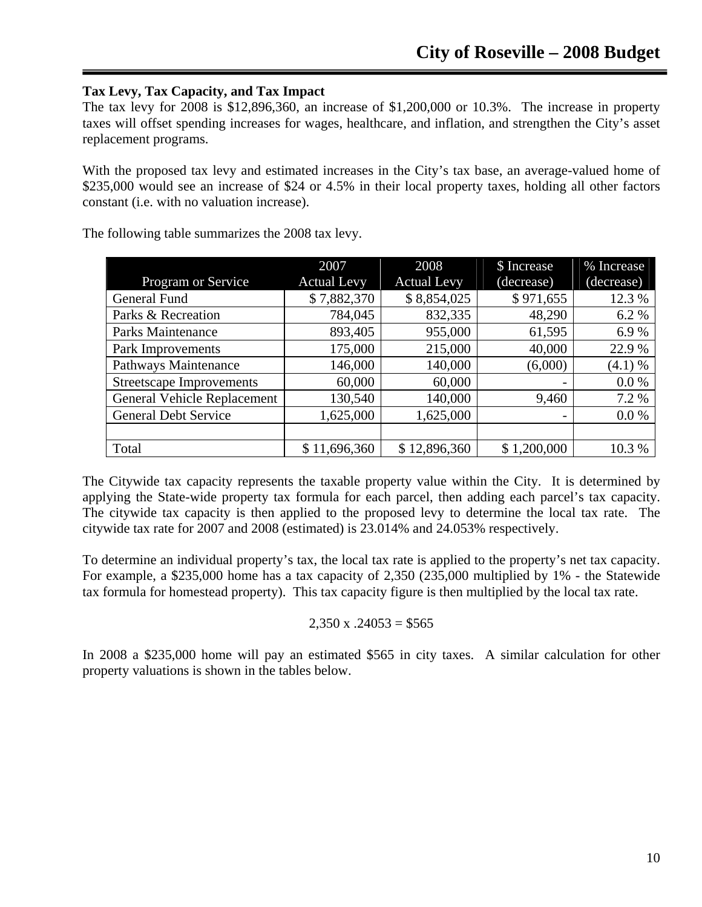### Tax Levy, Tax Capacity, and Tax Impact

The tax levy for 2008 is $12,896,360, an increase of $1,200,000 or 10.3%. The increase in property taxes will offset spending increases for wages, healthcare, and inflation, and strengthen the City's asset replacement programs.

With the proposed tax levy and estimated increases in the City's tax base, an average-valued home of $235,000 would see an increase of $24 or 4.5% in their local property taxes, holding all other factors constant (i.e. with no valuation increase).

The following table summarizes the 2008 tax levy.

| Program or Service | 2007 Actual Levy | 2008 Actual Levy | $ Increase (decrease) | % Increase (decrease) |
|---|---|---|---|---|
| General Fund | $ 7,882,370 | $ 8,854,025 | $ 971,655 | 12.3 % |
| Parks & Recreation | 784,045 | 832,335 | 48,290 | 6.2 % |
| Parks Maintenance | 893,405 | 955,000 | 61,595 | 6.9 % |
| Park Improvements | 175,000 | 215,000 | 40,000 | 22.9 % |
| Pathways Maintenance | 146,000 | 140,000 | (6,000) | (4.1) % |
| Streetscape Improvements | 60,000 | 60,000 | - | 0.0 % |
| General Vehicle Replacement | 130,540 | 140,000 | 9,460 | 7.2 % |
| General Debt Service | 1,625,000 | 1,625,000 | - | 0.0 % |
| | | | | |
| Total | $ 11,696,360 | $ 12,896,360 | $ 1,200,000 | 10.3 % |

The Citywide tax capacity represents the taxable property value within the City. It is determined by applying the State-wide property tax formula for each parcel, then adding each parcel's tax capacity. The citywide tax capacity is then applied to the proposed levy to determine the local tax rate. The citywide tax rate for 2007 and 2008 (estimated) is 23.014% and 24.053% respectively.

To determine an individual property's tax, the local tax rate is applied to the property's net tax capacity. For example, a $235,000 home has a tax capacity of 2,350 (235,000 multiplied by 1% - the Statewide tax formula for homestead property). This tax capacity figure is then multiplied by the local tax rate.

$$2{,}350 \times .24053 = \$565$$

In 2008 a $235,000 home will pay an estimated $565 in city taxes. A similar calculation for other property valuations is shown in the tables below.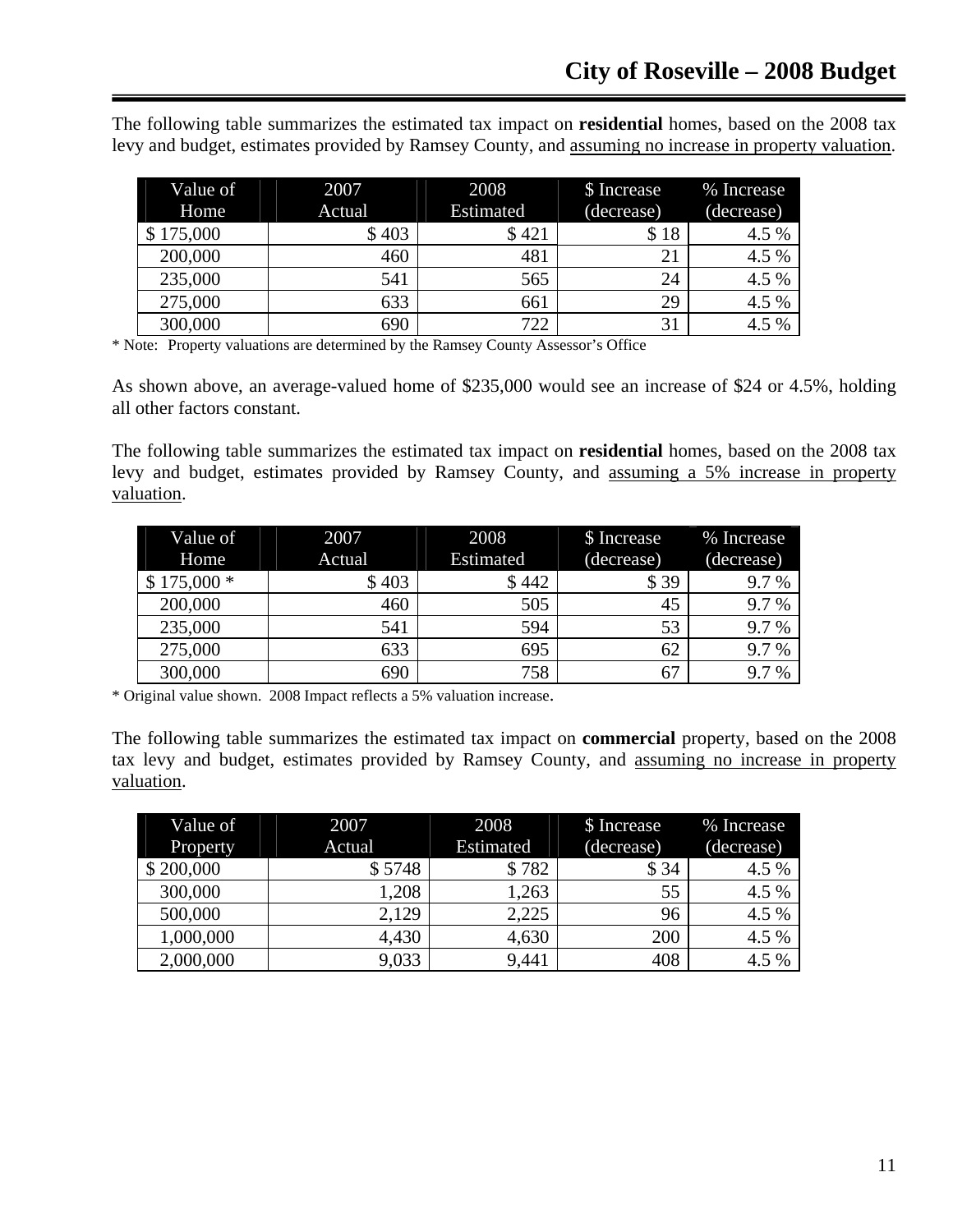The following table summarizes the estimated tax impact on **residential** homes, based on the 2008 tax levy and budget, estimates provided by Ramsey County, and assuming no increase in property valuation.

| Value of Home | 2007 Actual | 2008 Estimated | $ Increase (decrease) | % Increase (decrease) |
|---|---|---|---|---|
| $ 175,000 | $ 403 | $ 421 | $ 18 | 4.5 % |
| 200,000 | 460 | 481 | 21 | 4.5 % |
| 235,000 | 541 | 565 | 24 | 4.5 % |
| 275,000 | 633 | 661 | 29 | 4.5 % |
| 300,000 | 690 | 722 | 31 | 4.5 % |

\* Note: Property valuations are determined by the Ramsey County Assessor's Office

As shown above, an average-valued home of $235,000 would see an increase of $24 or 4.5%, holding all other factors constant.

The following table summarizes the estimated tax impact on **residential** homes, based on the 2008 tax levy and budget, estimates provided by Ramsey County, and assuming a 5% increase in property valuation.

| Value of Home | 2007 Actual | 2008 Estimated | $ Increase (decrease) | % Increase (decrease) |
|---|---|---|---|---|
| $ 175,000 * | $ 403 | $ 442 | $ 39 | 9.7 % |
| 200,000 | 460 | 505 | 45 | 9.7 % |
| 235,000 | 541 | 594 | 53 | 9.7 % |
| 275,000 | 633 | 695 | 62 | 9.7 % |
| 300,000 | 690 | 758 | 67 | 9.7 % |

\* Original value shown. 2008 Impact reflects a 5% valuation increase.

The following table summarizes the estimated tax impact on **commercial** property, based on the 2008 tax levy and budget, estimates provided by Ramsey County, and assuming no increase in property valuation.

| Value of Property | 2007 Actual | 2008 Estimated | $ Increase (decrease) | % Increase (decrease) |
|---|---|---|---|---|
| $ 200,000 | $ 5748 | $ 782 | $ 34 | 4.5 % |
| 300,000 | 1,208 | 1,263 | 55 | 4.5 % |
| 500,000 | 2,129 | 2,225 | 96 | 4.5 % |
| 1,000,000 | 4,430 | 4,630 | 200 | 4.5 % |
| 2,000,000 | 9,033 | 9,441 | 408 | 4.5 % |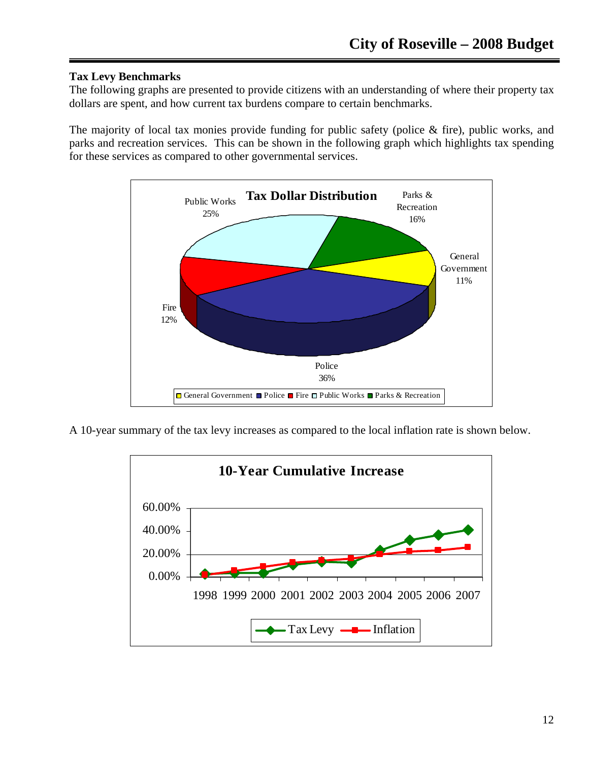## Tax Levy Benchmarks

The following graphs are presented to provide citizens with an understanding of where their property tax dollars are spent, and how current tax burdens compare to certain benchmarks.

The majority of local tax monies provide funding for public safety (police & fire), public works, and parks and recreation services. This can be shown in the following graph which highlights tax spending for these services as compared to other governmental services.

**Tax Dollar Distribution**

| Category | Share |
| --- | --- |
| General Government | 11% |
| Police | 36% |
| Fire | 12% |
| Public Works | 25% |
| Parks & Recreation | 16% |

A 10-year summary of the tax levy increases as compared to the local inflation rate is shown below.

**10-Year Cumulative Increase**

(Line chart comparing Tax Levy and Inflation, 1998–2007; y-axis 0.00% to 60.00%)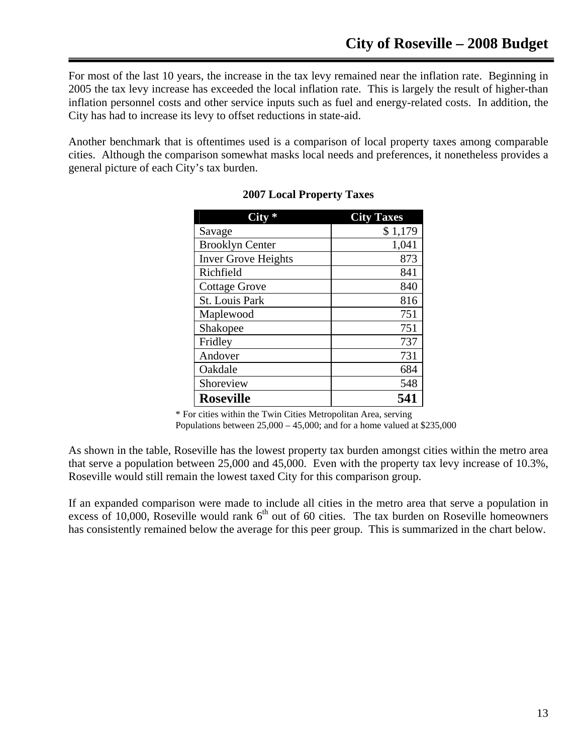For most of the last 10 years, the increase in the tax levy remained near the inflation rate. Beginning in 2005 the tax levy increase has exceeded the local inflation rate. This is largely the result of higher-than inflation personnel costs and other service inputs such as fuel and energy-related costs. In addition, the City has had to increase its levy to offset reductions in state-aid.

Another benchmark that is oftentimes used is a comparison of local property taxes among comparable cities. Although the comparison somewhat masks local needs and preferences, it nonetheless provides a general picture of each City's tax burden.

**2007 Local Property Taxes**

| City * | City Taxes |
|---|---|
| Savage | $ 1,179 |
| Brooklyn Center | 1,041 |
| Inver Grove Heights | 873 |
| Richfield | 841 |
| Cottage Grove | 840 |
| St. Louis Park | 816 |
| Maplewood | 751 |
| Shakopee | 751 |
| Fridley | 737 |
| Andover | 731 |
| Oakdale | 684 |
| Shoreview | 548 |
| **Roseville** | **541** |

\* For cities within the Twin Cities Metropolitan Area, serving Populations between 25,000 – 45,000; and for a home valued at $235,000

As shown in the table, Roseville has the lowest property tax burden amongst cities within the metro area that serve a population between 25,000 and 45,000. Even with the property tax levy increase of 10.3%, Roseville would still remain the lowest taxed City for this comparison group.

If an expanded comparison were made to include all cities in the metro area that serve a population in excess of 10,000, Roseville would rank 6th out of 60 cities. The tax burden on Roseville homeowners has consistently remained below the average for this peer group. This is summarized in the chart below.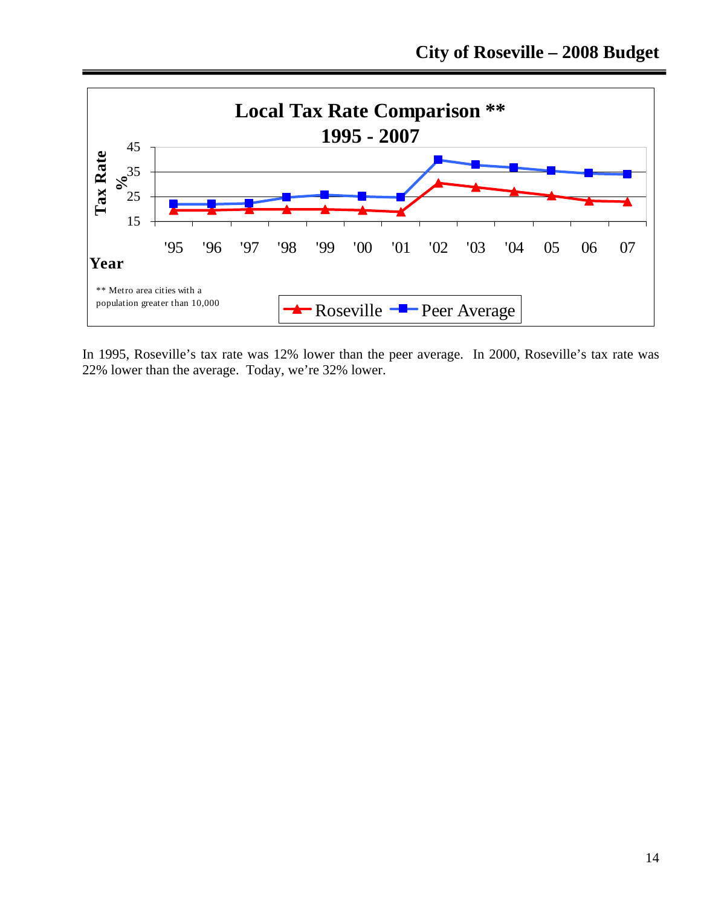**Local Tax Rate Comparison \*\***
**1995 - 2007**

Tax Rate %

Year: '95, '96, '97, '98, '99, '00, '01, '02, '03, '04, 05, 06, 07

Legend: Roseville, Peer Average

** Metro area cities with a population greater than 10,000

In 1995, Roseville's tax rate was 12% lower than the peer average. In 2000, Roseville's tax rate was 22% lower than the average. Today, we're 32% lower.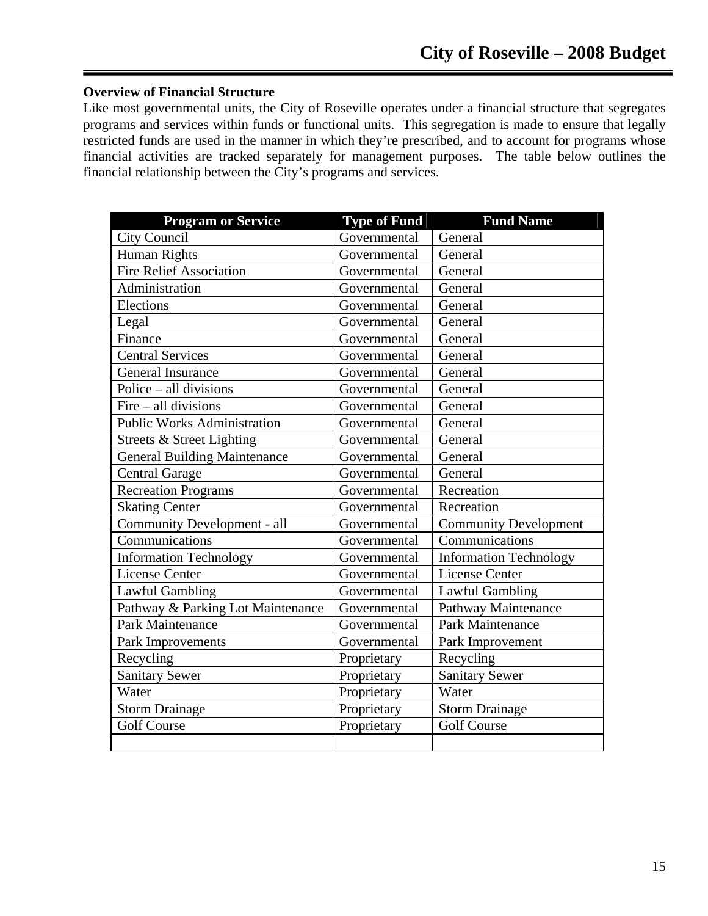**Overview of Financial Structure**

Like most governmental units, the City of Roseville operates under a financial structure that segregates programs and services within funds or functional units. This segregation is made to ensure that legally restricted funds are used in the manner in which they're prescribed, and to account for programs whose financial activities are tracked separately for management purposes. The table below outlines the financial relationship between the City's programs and services.

| Program or Service | Type of Fund | Fund Name |
|---|---|---|
| City Council | Governmental | General |
| Human Rights | Governmental | General |
| Fire Relief Association | Governmental | General |
| Administration | Governmental | General |
| Elections | Governmental | General |
| Legal | Governmental | General |
| Finance | Governmental | General |
| Central Services | Governmental | General |
| General Insurance | Governmental | General |
| Police – all divisions | Governmental | General |
| Fire – all divisions | Governmental | General |
| Public Works Administration | Governmental | General |
| Streets & Street Lighting | Governmental | General |
| General Building Maintenance | Governmental | General |
| Central Garage | Governmental | General |
| Recreation Programs | Governmental | Recreation |
| Skating Center | Governmental | Recreation |
| Community Development - all | Governmental | Community Development |
| Communications | Governmental | Communications |
| Information Technology | Governmental | Information Technology |
| License Center | Governmental | License Center |
| Lawful Gambling | Governmental | Lawful Gambling |
| Pathway & Parking Lot Maintenance | Governmental | Pathway Maintenance |
| Park Maintenance | Governmental | Park Maintenance |
| Park Improvements | Governmental | Park Improvement |
| Recycling | Proprietary | Recycling |
| Sanitary Sewer | Proprietary | Sanitary Sewer |
| Water | Proprietary | Water |
| Storm Drainage | Proprietary | Storm Drainage |
| Golf Course | Proprietary | Golf Course |
| | | |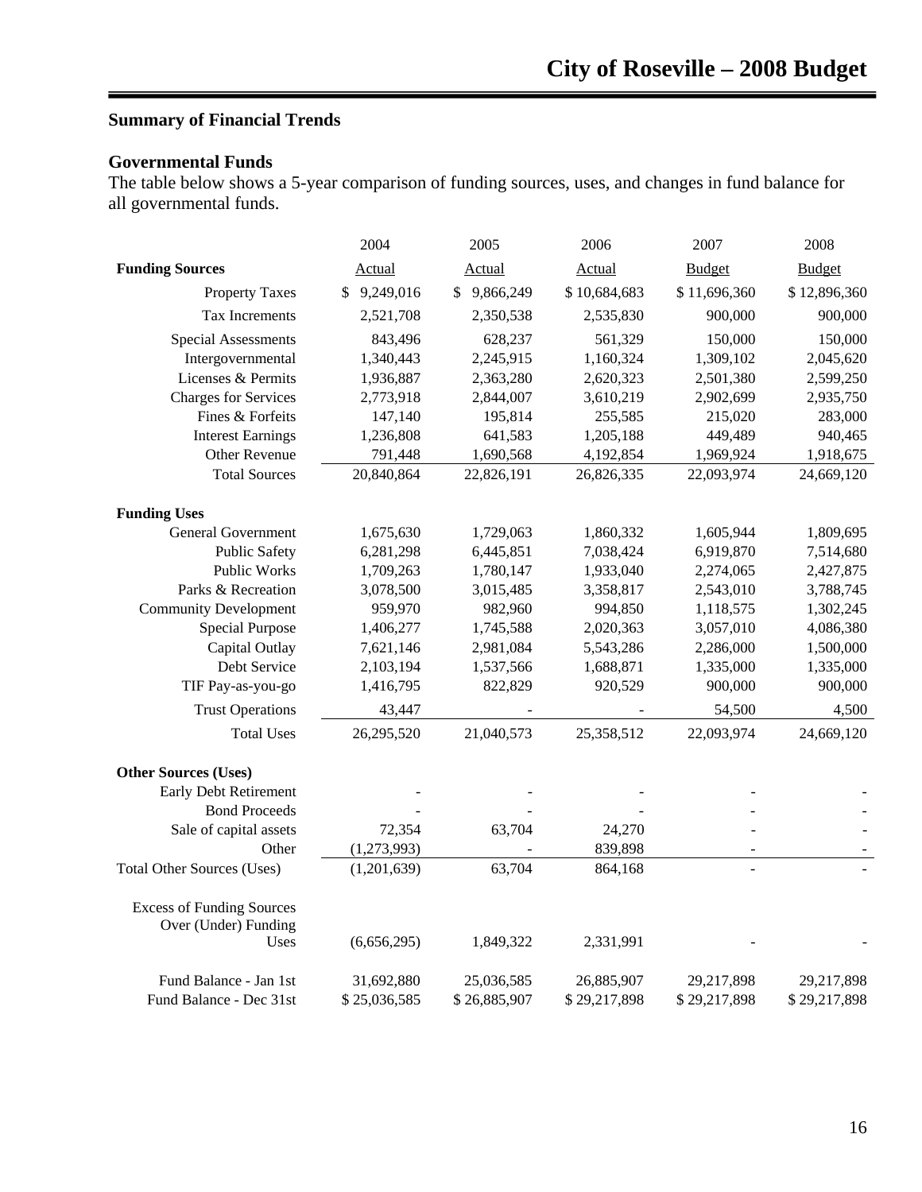## Summary of Financial Trends

### Governmental Funds

The table below shows a 5-year comparison of funding sources, uses, and changes in fund balance for all governmental funds.

| | 2004 | 2005 | 2006 | 2007 | 2008 |
|---|---|---|---|---|---|
| **Funding Sources** | Actual | Actual | Actual | Budget | Budget |
| Property Taxes | $ 9,249,016 | $ 9,866,249 | $ 10,684,683 | $ 11,696,360 | $ 12,896,360 |
| Tax Increments | 2,521,708 | 2,350,538 | 2,535,830 | 900,000 | 900,000 |
| Special Assessments | 843,496 | 628,237 | 561,329 | 150,000 | 150,000 |
| Intergovernmental | 1,340,443 | 2,245,915 | 1,160,324 | 1,309,102 | 2,045,620 |
| Licenses & Permits | 1,936,887 | 2,363,280 | 2,620,323 | 2,501,380 | 2,599,250 |
| Charges for Services | 2,773,918 | 2,844,007 | 3,610,219 | 2,902,699 | 2,935,750 |
| Fines & Forfeits | 147,140 | 195,814 | 255,585 | 215,020 | 283,000 |
| Interest Earnings | 1,236,808 | 641,583 | 1,205,188 | 449,489 | 940,465 |
| Other Revenue | 791,448 | 1,690,568 | 4,192,854 | 1,969,924 | 1,918,675 |
| Total Sources | 20,840,864 | 22,826,191 | 26,826,335 | 22,093,974 | 24,669,120 |
| **Funding Uses** | | | | | |
| General Government | 1,675,630 | 1,729,063 | 1,860,332 | 1,605,944 | 1,809,695 |
| Public Safety | 6,281,298 | 6,445,851 | 7,038,424 | 6,919,870 | 7,514,680 |
| Public Works | 1,709,263 | 1,780,147 | 1,933,040 | 2,274,065 | 2,427,875 |
| Parks & Recreation | 3,078,500 | 3,015,485 | 3,358,817 | 2,543,010 | 3,788,745 |
| Community Development | 959,970 | 982,960 | 994,850 | 1,118,575 | 1,302,245 |
| Special Purpose | 1,406,277 | 1,745,588 | 2,020,363 | 3,057,010 | 4,086,380 |
| Capital Outlay | 7,621,146 | 2,981,084 | 5,543,286 | 2,286,000 | 1,500,000 |
| Debt Service | 2,103,194 | 1,537,566 | 1,688,871 | 1,335,000 | 1,335,000 |
| TIF Pay-as-you-go | 1,416,795 | 822,829 | 920,529 | 900,000 | 900,000 |
| Trust Operations | 43,447 | - | - | 54,500 | 4,500 |
| Total Uses | 26,295,520 | 21,040,573 | 25,358,512 | 22,093,974 | 24,669,120 |
| **Other Sources (Uses)** | | | | | |
| Early Debt Retirement | - | - | - | - | - |
| Bond Proceeds | - | - | - | - | - |
| Sale of capital assets | 72,354 | 63,704 | 24,270 | - | - |
| Other | (1,273,993) | - | 839,898 | - | - |
| Total Other Sources (Uses) | (1,201,639) | 63,704 | 864,168 | - | - |
| Excess of Funding Sources Over (Under) Funding Uses | (6,656,295) | 1,849,322 | 2,331,991 | - | - |
| Fund Balance - Jan 1st | 31,692,880 | 25,036,585 | 26,885,907 | 29,217,898 | 29,217,898 |
| Fund Balance - Dec 31st | $ 25,036,585 | $ 26,885,907 | $ 29,217,898 | $ 29,217,898 | $ 29,217,898 |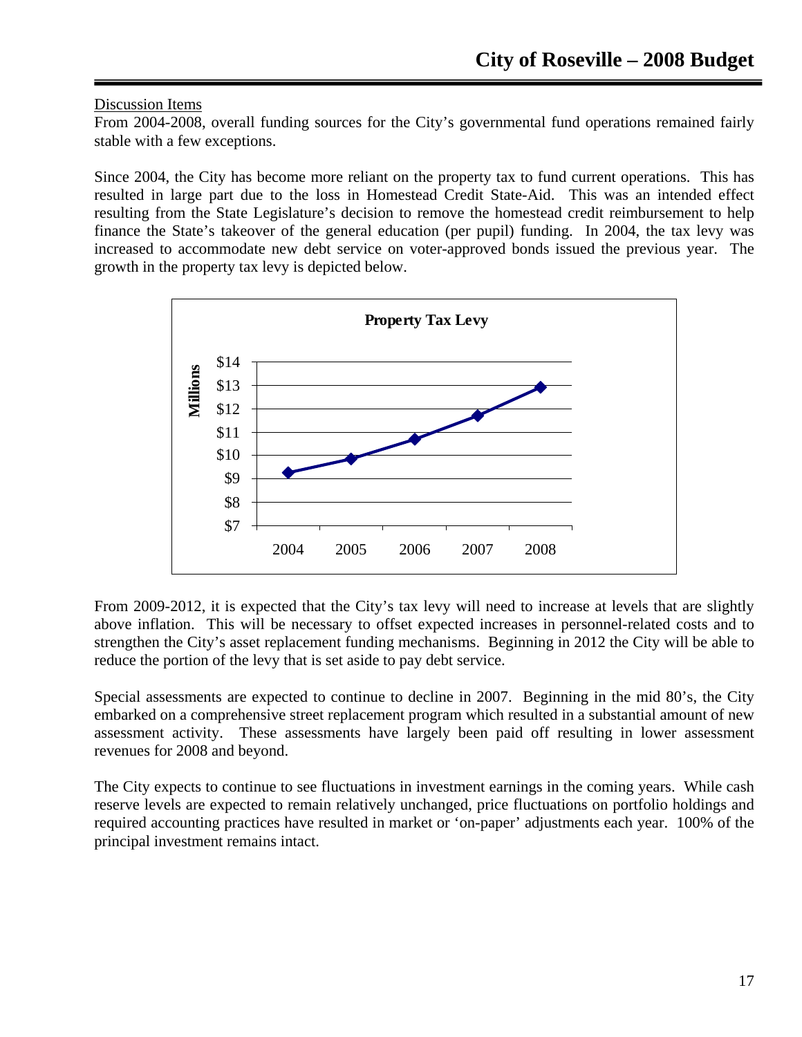Discussion Items

From 2004-2008, overall funding sources for the City's governmental fund operations remained fairly stable with a few exceptions.

Since 2004, the City has become more reliant on the property tax to fund current operations. This has resulted in large part due to the loss in Homestead Credit State-Aid. This was an intended effect resulting from the State Legislature's decision to remove the homestead credit reimbursement to help finance the State's takeover of the general education (per pupil) funding. In 2004, the tax levy was increased to accommodate new debt service on voter-approved bonds issued the previous year. The growth in the property tax levy is depicted below.

**Property Tax Levy**

From 2009-2012, it is expected that the City's tax levy will need to increase at levels that are slightly above inflation. This will be necessary to offset expected increases in personnel-related costs and to strengthen the City's asset replacement funding mechanisms. Beginning in 2012 the City will be able to reduce the portion of the levy that is set aside to pay debt service.

Special assessments are expected to continue to decline in 2007. Beginning in the mid 80's, the City embarked on a comprehensive street replacement program which resulted in a substantial amount of new assessment activity. These assessments have largely been paid off resulting in lower assessment revenues for 2008 and beyond.

The City expects to continue to see fluctuations in investment earnings in the coming years. While cash reserve levels are expected to remain relatively unchanged, price fluctuations on portfolio holdings and required accounting practices have resulted in market or 'on-paper' adjustments each year. 100% of the principal investment remains intact.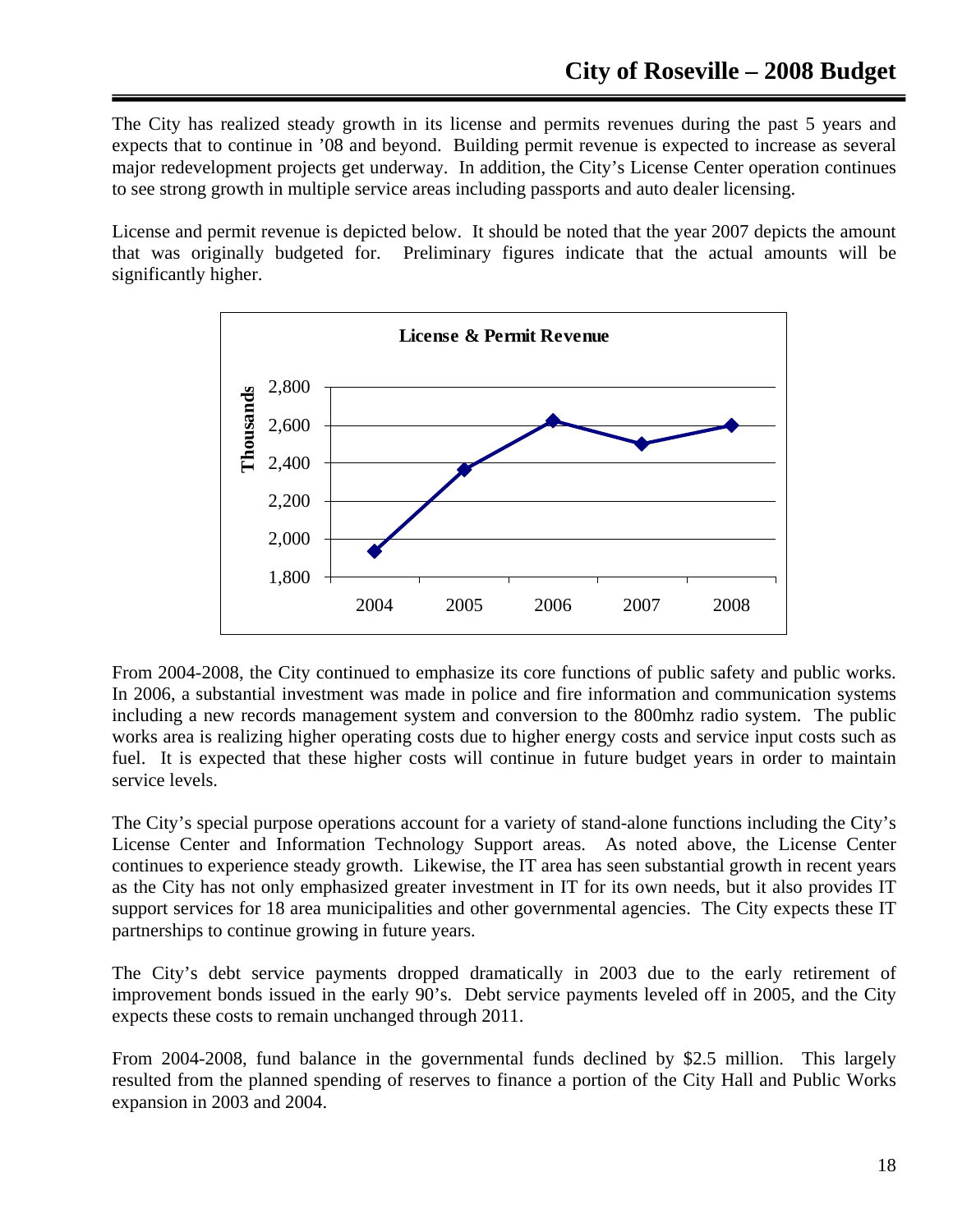The City has realized steady growth in its license and permits revenues during the past 5 years and expects that to continue in '08 and beyond. Building permit revenue is expected to increase as several major redevelopment projects get underway. In addition, the City's License Center operation continues to see strong growth in multiple service areas including passports and auto dealer licensing.

License and permit revenue is depicted below. It should be noted that the year 2007 depicts the amount that was originally budgeted for. Preliminary figures indicate that the actual amounts will be significantly higher.

From 2004-2008, the City continued to emphasize its core functions of public safety and public works. In 2006, a substantial investment was made in police and fire information and communication systems including a new records management system and conversion to the 800mhz radio system. The public works area is realizing higher operating costs due to higher energy costs and service input costs such as fuel. It is expected that these higher costs will continue in future budget years in order to maintain service levels.

The City's special purpose operations account for a variety of stand-alone functions including the City's License Center and Information Technology Support areas. As noted above, the License Center continues to experience steady growth. Likewise, the IT area has seen substantial growth in recent years as the City has not only emphasized greater investment in IT for its own needs, but it also provides IT support services for 18 area municipalities and other governmental agencies. The City expects these IT partnerships to continue growing in future years.

The City's debt service payments dropped dramatically in 2003 due to the early retirement of improvement bonds issued in the early 90's. Debt service payments leveled off in 2005, and the City expects these costs to remain unchanged through 2011.

From 2004-2008, fund balance in the governmental funds declined by $2.5 million. This largely resulted from the planned spending of reserves to finance a portion of the City Hall and Public Works expansion in 2003 and 2004.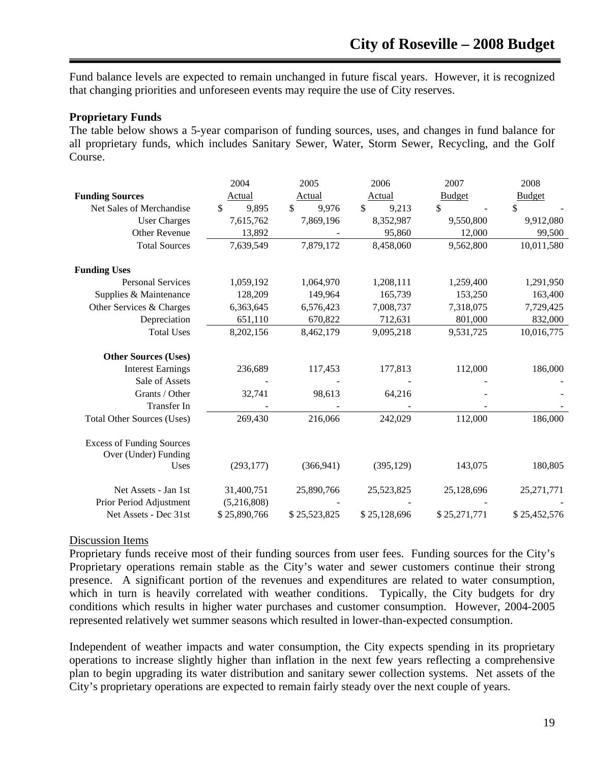Fund balance levels are expected to remain unchanged in future fiscal years. However, it is recognized that changing priorities and unforeseen events may require the use of City reserves.

### Proprietary Funds

The table below shows a 5-year comparison of funding sources, uses, and changes in fund balance for all proprietary funds, which includes Sanitary Sewer, Water, Storm Sewer, Recycling, and the Golf Course.

| | 2004 Actual | 2005 Actual | 2006 Actual | 2007 Budget | 2008 Budget |
|---|---|---|---|---|---|
| **Funding Sources** | | | | | |
| Net Sales of Merchandise | $ 9,895 | $ 9,976 | $ 9,213 | $ - | $ - |
| User Charges | 7,615,762 | 7,869,196 | 8,352,987 | 9,550,800 | 9,912,080 |
| Other Revenue | 13,892 | - | 95,860 | 12,000 | 99,500 |
| Total Sources | 7,639,549 | 7,879,172 | 8,458,060 | 9,562,800 | 10,011,580 |
| **Funding Uses** | | | | | |
| Personal Services | 1,059,192 | 1,064,970 | 1,208,111 | 1,259,400 | 1,291,950 |
| Supplies & Maintenance | 128,209 | 149,964 | 165,739 | 153,250 | 163,400 |
| Other Services & Charges | 6,363,645 | 6,576,423 | 7,008,737 | 7,318,075 | 7,729,425 |
| Depreciation | 651,110 | 670,822 | 712,631 | 801,000 | 832,000 |
| Total Uses | 8,202,156 | 8,462,179 | 9,095,218 | 9,531,725 | 10,016,775 |
| **Other Sources (Uses)** | | | | | |
| Interest Earnings | 236,689 | 117,453 | 177,813 | 112,000 | 186,000 |
| Sale of Assets | - | - | - | - | - |
| Grants / Other | 32,741 | 98,613 | 64,216 | - | - |
| Transfer In | - | - | - | - | - |
| Total Other Sources (Uses) | 269,430 | 216,066 | 242,029 | 112,000 | 186,000 |
| Excess of Funding Sources Over (Under) Funding Uses | (293,177) | (366,941) | (395,129) | 143,075 | 180,805 |
| Net Assets - Jan 1st | 31,400,751 | 25,890,766 | 25,523,825 | 25,128,696 | 25,271,771 |
| Prior Period Adjustment | (5,216,808) | - | - | - | - |
| Net Assets - Dec 31st | $ 25,890,766 | $ 25,523,825 | $ 25,128,696 | $ 25,271,771 | $ 25,452,576 |

Discussion Items

Proprietary funds receive most of their funding sources from user fees. Funding sources for the City's Proprietary operations remain stable as the City's water and sewer customers continue their strong presence. A significant portion of the revenues and expenditures are related to water consumption, which in turn is heavily correlated with weather conditions. Typically, the City budgets for dry conditions which results in higher water purchases and customer consumption. However, 2004-2005 represented relatively wet summer seasons which resulted in lower-than-expected consumption.

Independent of weather impacts and water consumption, the City expects spending in its proprietary operations to increase slightly higher than inflation in the next few years reflecting a comprehensive plan to begin upgrading its water distribution and sanitary sewer collection systems. Net assets of the City's proprietary operations are expected to remain fairly steady over the next couple of years.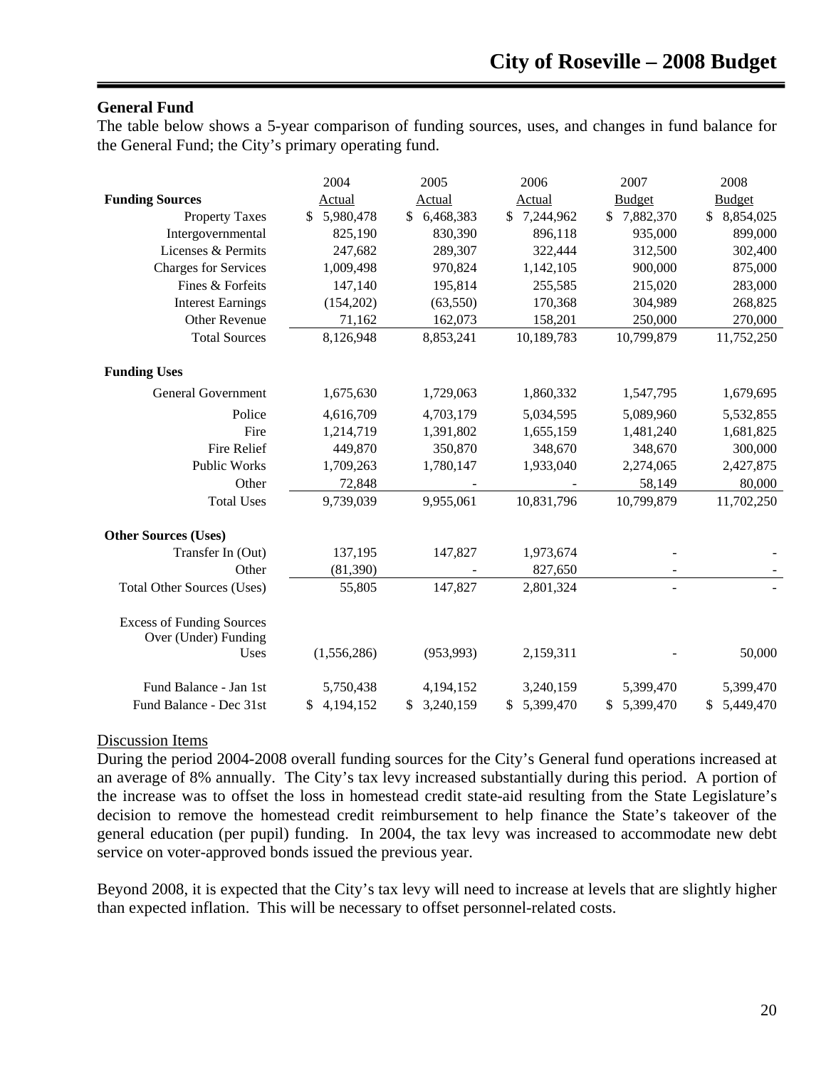## General Fund

The table below shows a 5-year comparison of funding sources, uses, and changes in fund balance for the General Fund; the City's primary operating fund.

| | 2004 Actual | 2005 Actual | 2006 Actual | 2007 Budget | 2008 Budget |
|---|---|---|---|---|---|
| **Funding Sources** | | | | | |
| Property Taxes | $ 5,980,478 | $ 6,468,383 | $ 7,244,962 | $ 7,882,370 | $ 8,854,025 |
| Intergovernmental | 825,190 | 830,390 | 896,118 | 935,000 | 899,000 |
| Licenses & Permits | 247,682 | 289,307 | 322,444 | 312,500 | 302,400 |
| Charges for Services | 1,009,498 | 970,824 | 1,142,105 | 900,000 | 875,000 |
| Fines & Forfeits | 147,140 | 195,814 | 255,585 | 215,020 | 283,000 |
| Interest Earnings | (154,202) | (63,550) | 170,368 | 304,989 | 268,825 |
| Other Revenue | 71,162 | 162,073 | 158,201 | 250,000 | 270,000 |
| Total Sources | 8,126,948 | 8,853,241 | 10,189,783 | 10,799,879 | 11,752,250 |
| **Funding Uses** | | | | | |
| General Government | 1,675,630 | 1,729,063 | 1,860,332 | 1,547,795 | 1,679,695 |
| Police | 4,616,709 | 4,703,179 | 5,034,595 | 5,089,960 | 5,532,855 |
| Fire | 1,214,719 | 1,391,802 | 1,655,159 | 1,481,240 | 1,681,825 |
| Fire Relief | 449,870 | 350,870 | 348,670 | 348,670 | 300,000 |
| Public Works | 1,709,263 | 1,780,147 | 1,933,040 | 2,274,065 | 2,427,875 |
| Other | 72,848 | - | - | 58,149 | 80,000 |
| Total Uses | 9,739,039 | 9,955,061 | 10,831,796 | 10,799,879 | 11,702,250 |
| **Other Sources (Uses)** | | | | | |
| Transfer In (Out) | 137,195 | 147,827 | 1,973,674 | - | - |
| Other | (81,390) | - | 827,650 | - | - |
| Total Other Sources (Uses) | 55,805 | 147,827 | 2,801,324 | - | - |
| Excess of Funding Sources Over (Under) Funding Uses | (1,556,286) | (953,993) | 2,159,311 | - | 50,000 |
| Fund Balance - Jan 1st | 5,750,438 | 4,194,152 | 3,240,159 | 5,399,470 | 5,399,470 |
| Fund Balance - Dec 31st | $ 4,194,152 | $ 3,240,159 | $ 5,399,470 | $ 5,399,470 | $ 5,449,470 |

Discussion Items

During the period 2004-2008 overall funding sources for the City's General fund operations increased at an average of 8% annually. The City's tax levy increased substantially during this period. A portion of the increase was to offset the loss in homestead credit state-aid resulting from the State Legislature's decision to remove the homestead credit reimbursement to help finance the State's takeover of the general education (per pupil) funding. In 2004, the tax levy was increased to accommodate new debt service on voter-approved bonds issued the previous year.

Beyond 2008, it is expected that the City's tax levy will need to increase at levels that are slightly higher than expected inflation. This will be necessary to offset personnel-related costs.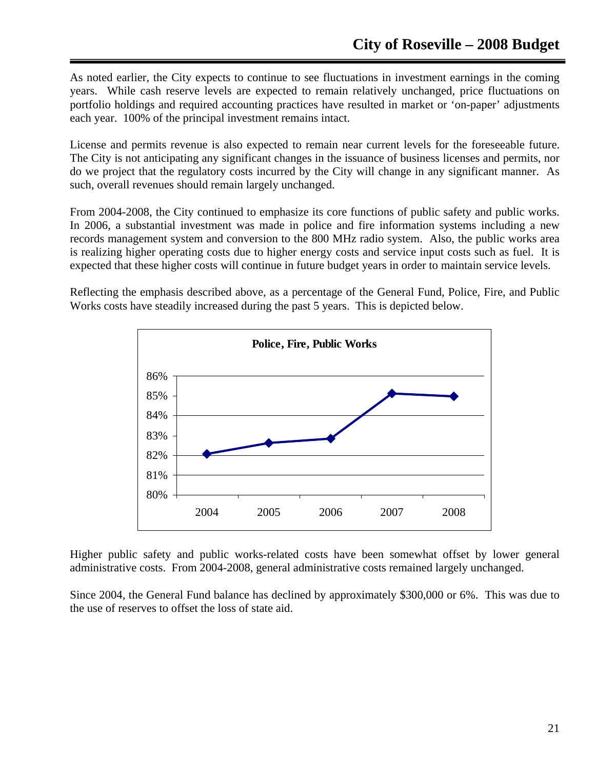As noted earlier, the City expects to continue to see fluctuations in investment earnings in the coming years. While cash reserve levels are expected to remain relatively unchanged, price fluctuations on portfolio holdings and required accounting practices have resulted in market or 'on-paper' adjustments each year. 100% of the principal investment remains intact.

License and permits revenue is also expected to remain near current levels for the foreseeable future. The City is not anticipating any significant changes in the issuance of business licenses and permits, nor do we project that the regulatory costs incurred by the City will change in any significant manner. As such, overall revenues should remain largely unchanged.

From 2004-2008, the City continued to emphasize its core functions of public safety and public works. In 2006, a substantial investment was made in police and fire information systems including a new records management system and conversion to the 800 MHz radio system. Also, the public works area is realizing higher operating costs due to higher energy costs and service input costs such as fuel. It is expected that these higher costs will continue in future budget years in order to maintain service levels.

Reflecting the emphasis described above, as a percentage of the General Fund, Police, Fire, and Public Works costs have steadily increased during the past 5 years. This is depicted below.

**Police, Fire, Public Works**

86%
85%
84%
83%
82%
81%
80%

2004 2005 2006 2007 2008

Higher public safety and public works-related costs have been somewhat offset by lower general administrative costs. From 2004-2008, general administrative costs remained largely unchanged.

Since 2004, the General Fund balance has declined by approximately $300,000 or 6%. This was due to the use of reserves to offset the loss of state aid.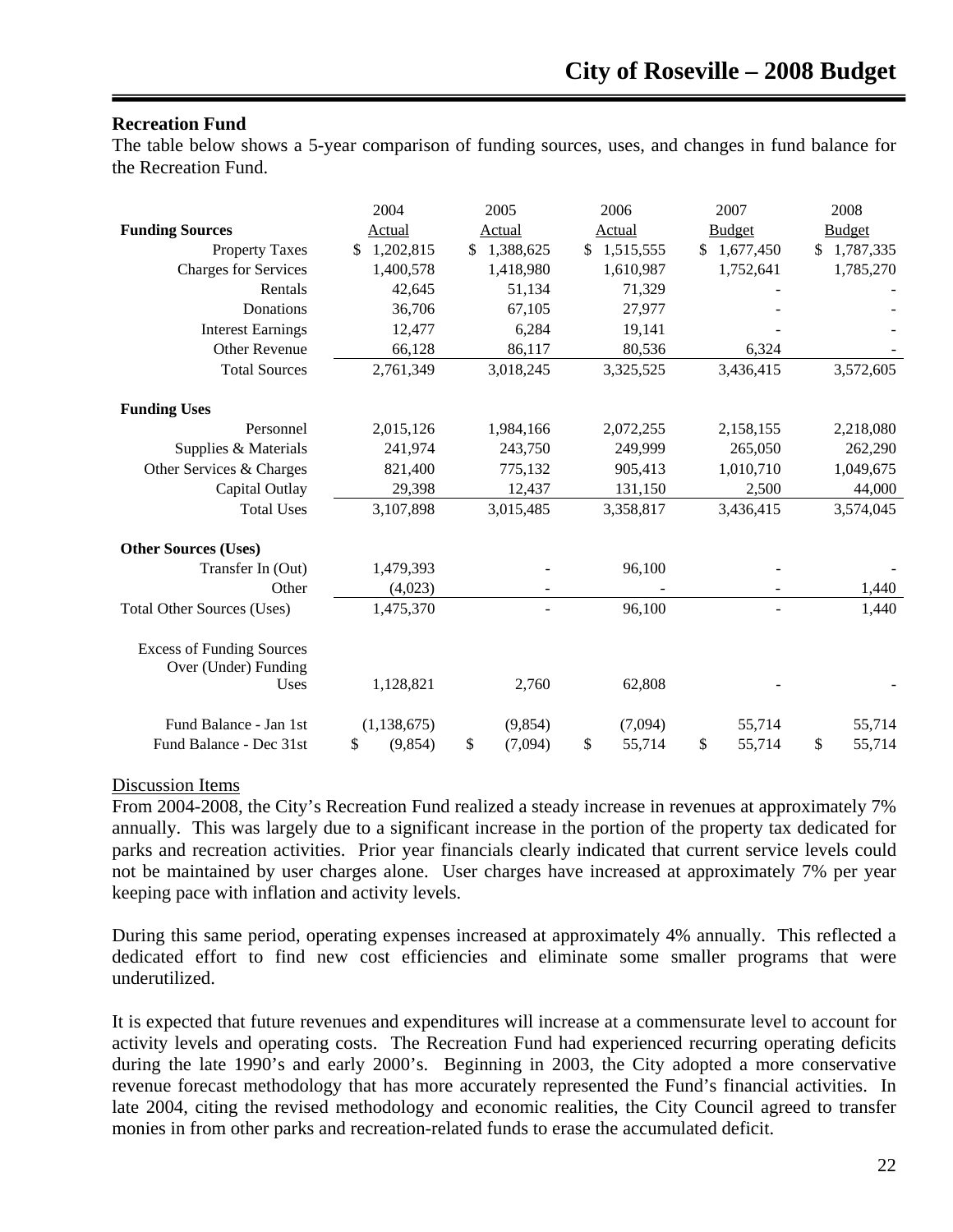## Recreation Fund

The table below shows a 5-year comparison of funding sources, uses, and changes in fund balance for the Recreation Fund.

| | 2004 Actual | 2005 Actual | 2006 Actual | 2007 Budget | 2008 Budget |
|---|---|---|---|---|---|
| **Funding Sources** | | | | | |
| Property Taxes | $ 1,202,815 | $ 1,388,625 | $ 1,515,555 | $ 1,677,450 | $ 1,787,335 |
| Charges for Services | 1,400,578 | 1,418,980 | 1,610,987 | 1,752,641 | 1,785,270 |
| Rentals | 42,645 | 51,134 | 71,329 | - | - |
| Donations | 36,706 | 67,105 | 27,977 | - | - |
| Interest Earnings | 12,477 | 6,284 | 19,141 | - | - |
| Other Revenue | 66,128 | 86,117 | 80,536 | 6,324 | - |
| Total Sources | 2,761,349 | 3,018,245 | 3,325,525 | 3,436,415 | 3,572,605 |
| **Funding Uses** | | | | | |
| Personnel | 2,015,126 | 1,984,166 | 2,072,255 | 2,158,155 | 2,218,080 |
| Supplies & Materials | 241,974 | 243,750 | 249,999 | 265,050 | 262,290 |
| Other Services & Charges | 821,400 | 775,132 | 905,413 | 1,010,710 | 1,049,675 |
| Capital Outlay | 29,398 | 12,437 | 131,150 | 2,500 | 44,000 |
| Total Uses | 3,107,898 | 3,015,485 | 3,358,817 | 3,436,415 | 3,574,045 |
| **Other Sources (Uses)** | | | | | |
| Transfer In (Out) | 1,479,393 | - | 96,100 | - | - |
| Other | (4,023) | - | - | - | 1,440 |
| Total Other Sources (Uses) | 1,475,370 | - | 96,100 | - | 1,440 |
| Excess of Funding Sources Over (Under) Funding Uses | 1,128,821 | 2,760 | 62,808 | - | - |
| Fund Balance - Jan 1st | (1,138,675) | (9,854) | (7,094) | 55,714 | 55,714 |
| Fund Balance - Dec 31st | $ (9,854) | $ (7,094) | $ 55,714 | $ 55,714 | $ 55,714 |

Discussion Items

From 2004-2008, the City's Recreation Fund realized a steady increase in revenues at approximately 7% annually. This was largely due to a significant increase in the portion of the property tax dedicated for parks and recreation activities. Prior year financials clearly indicated that current service levels could not be maintained by user charges alone. User charges have increased at approximately 7% per year keeping pace with inflation and activity levels.

During this same period, operating expenses increased at approximately 4% annually. This reflected a dedicated effort to find new cost efficiencies and eliminate some smaller programs that were underutilized.

It is expected that future revenues and expenditures will increase at a commensurate level to account for activity levels and operating costs. The Recreation Fund had experienced recurring operating deficits during the late 1990's and early 2000's. Beginning in 2003, the City adopted a more conservative revenue forecast methodology that has more accurately represented the Fund's financial activities. In late 2004, citing the revised methodology and economic realities, the City Council agreed to transfer monies in from other parks and recreation-related funds to erase the accumulated deficit.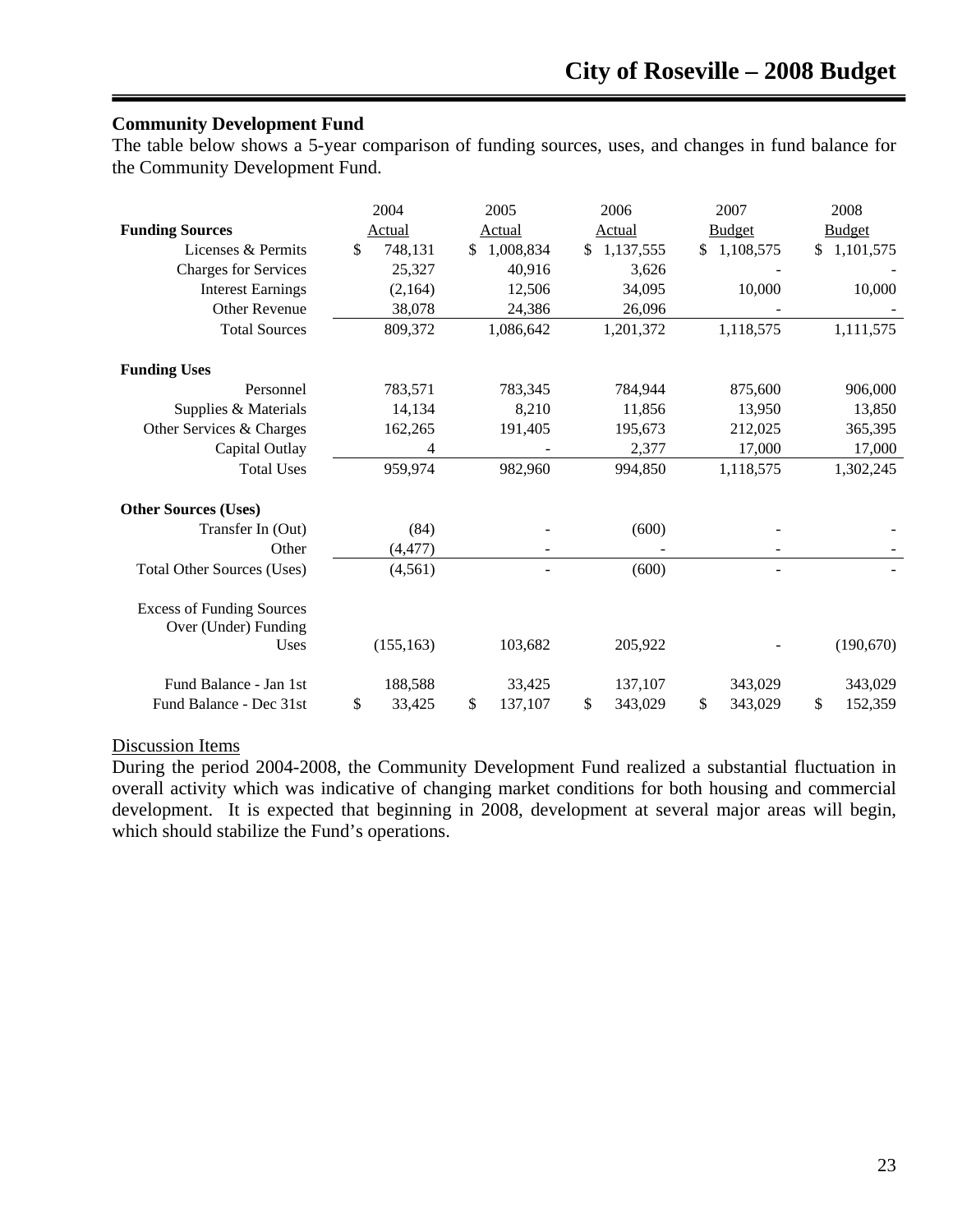## Community Development Fund

The table below shows a 5-year comparison of funding sources, uses, and changes in fund balance for the Community Development Fund.

| | 2004 Actual | 2005 Actual | 2006 Actual | 2007 Budget | 2008 Budget |
|---|---|---|---|---|---|
| **Funding Sources** | | | | | |
| Licenses & Permits | $ 748,131 | $ 1,008,834 | $ 1,137,555 | $ 1,108,575 | $ 1,101,575 |
| Charges for Services | 25,327 | 40,916 | 3,626 | - | - |
| Interest Earnings | (2,164) | 12,506 | 34,095 | 10,000 | 10,000 |
| Other Revenue | 38,078 | 24,386 | 26,096 | - | - |
| Total Sources | 809,372 | 1,086,642 | 1,201,372 | 1,118,575 | 1,111,575 |
| **Funding Uses** | | | | | |
| Personnel | 783,571 | 783,345 | 784,944 | 875,600 | 906,000 |
| Supplies & Materials | 14,134 | 8,210 | 11,856 | 13,950 | 13,850 |
| Other Services & Charges | 162,265 | 191,405 | 195,673 | 212,025 | 365,395 |
| Capital Outlay | 4 | - | 2,377 | 17,000 | 17,000 |
| Total Uses | 959,974 | 982,960 | 994,850 | 1,118,575 | 1,302,245 |
| **Other Sources (Uses)** | | | | | |
| Transfer In (Out) | (84) | - | (600) | - | - |
| Other | (4,477) | - | - | - | - |
| Total Other Sources (Uses) | (4,561) | - | (600) | - | - |
| Excess of Funding Sources Over (Under) Funding Uses | (155,163) | 103,682 | 205,922 | - | (190,670) |
| Fund Balance - Jan 1st | 188,588 | 33,425 | 137,107 | 343,029 | 343,029 |
| Fund Balance - Dec 31st | $ 33,425 | $ 137,107 | $ 343,029 | $ 343,029 | $ 152,359 |

Discussion Items

During the period 2004-2008, the Community Development Fund realized a substantial fluctuation in overall activity which was indicative of changing market conditions for both housing and commercial development. It is expected that beginning in 2008, development at several major areas will begin, which should stabilize the Fund's operations.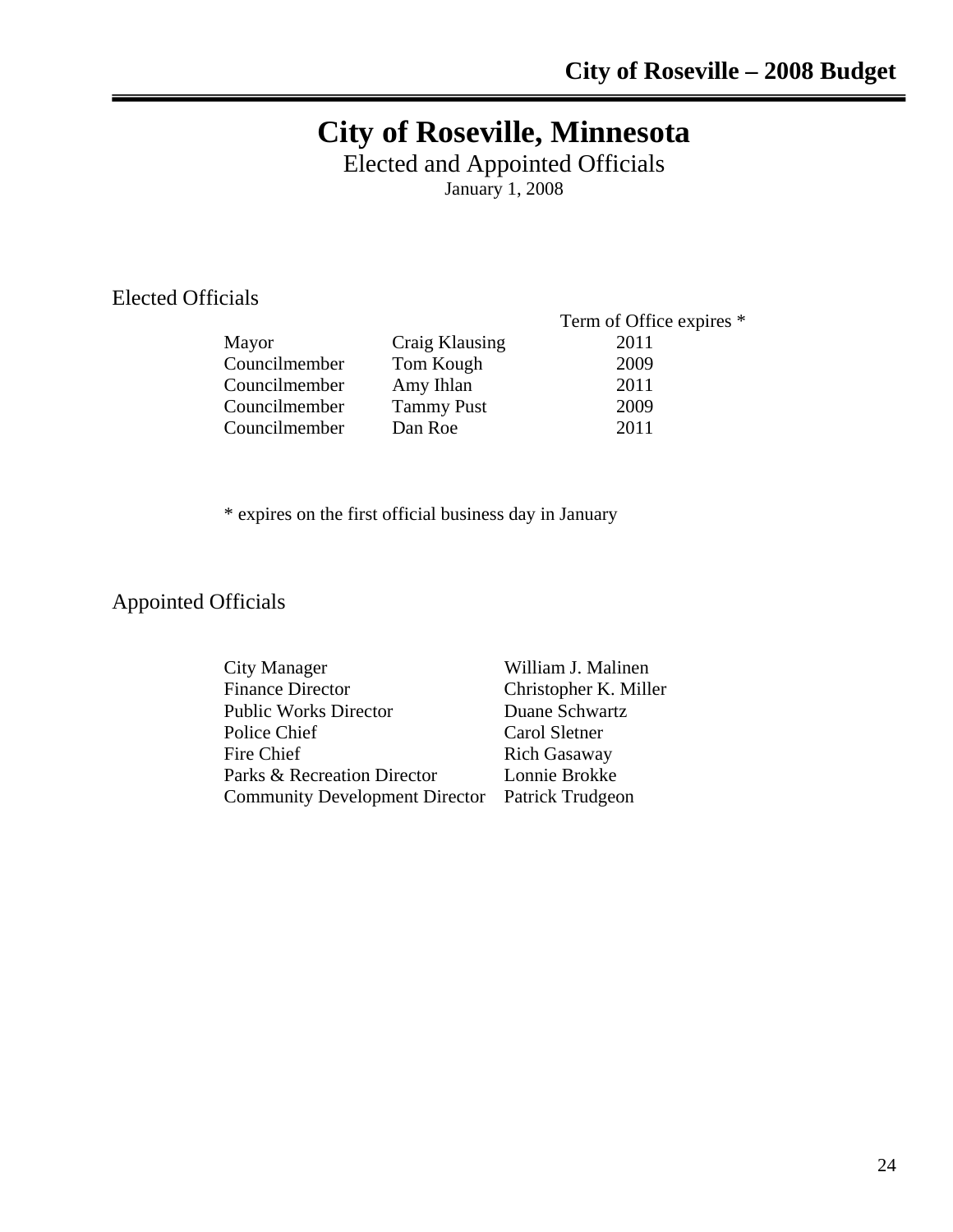# City of Roseville, Minnesota

Elected and Appointed Officials

January 1, 2008

## Elected Officials

| | | Term of Office expires * |
|---|---|---|
| Mayor | Craig Klausing | 2011 |
| Councilmember | Tom Kough | 2009 |
| Councilmember | Amy Ihlan | 2011 |
| Councilmember | Tammy Pust | 2009 |
| Councilmember | Dan Roe | 2011 |

* expires on the first official business day in January

## Appointed Officials

| | |
|---|---|
| City Manager | William J. Malinen |
| Finance Director | Christopher K. Miller |
| Public Works Director | Duane Schwartz |
| Police Chief | Carol Sletner |
| Fire Chief | Rich Gasaway |
| Parks & Recreation Director | Lonnie Brokke |
| Community Development Director | Patrick Trudgeon |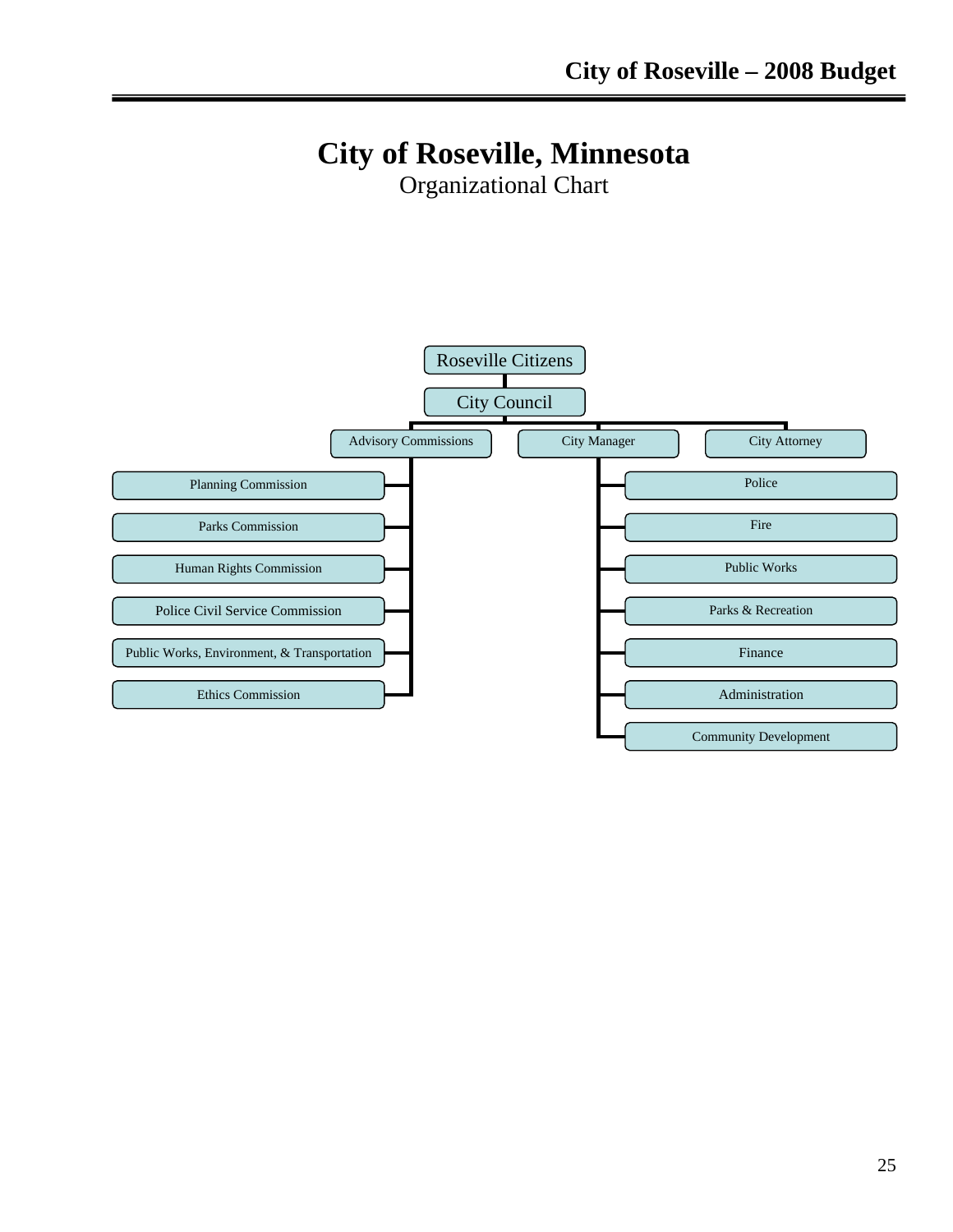# City of Roseville, Minnesota

Organizational Chart

- Roseville Citizens
  - City Council
    - Advisory Commissions
      - Planning Commission
      - Parks Commission
      - Human Rights Commission
      - Police Civil Service Commission
      - Public Works, Environment, & Transportation
      - Ethics Commission
    - City Manager
      - Police
      - Fire
      - Public Works
      - Parks & Recreation
      - Finance
      - Administration
      - Community Development
    - City Attorney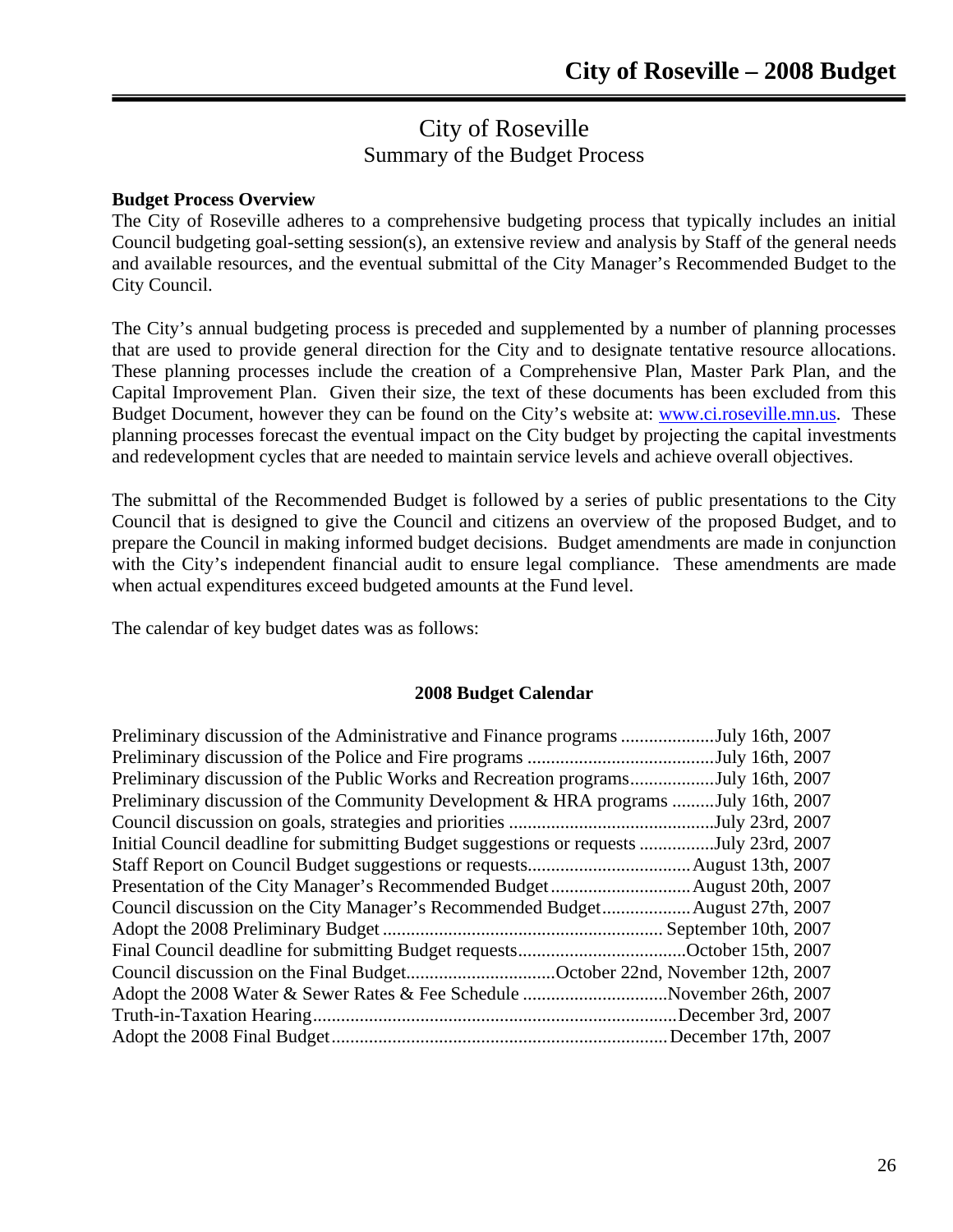# City of Roseville

## Summary of the Budget Process

**Budget Process Overview**

The City of Roseville adheres to a comprehensive budgeting process that typically includes an initial Council budgeting goal-setting session(s), an extensive review and analysis by Staff of the general needs and available resources, and the eventual submittal of the City Manager's Recommended Budget to the City Council.

The City's annual budgeting process is preceded and supplemented by a number of planning processes that are used to provide general direction for the City and to designate tentative resource allocations. These planning processes include the creation of a Comprehensive Plan, Master Park Plan, and the Capital Improvement Plan. Given their size, the text of these documents has been excluded from this Budget Document, however they can be found on the City's website at: www.ci.roseville.mn.us. These planning processes forecast the eventual impact on the City budget by projecting the capital investments and redevelopment cycles that are needed to maintain service levels and achieve overall objectives.

The submittal of the Recommended Budget is followed by a series of public presentations to the City Council that is designed to give the Council and citizens an overview of the proposed Budget, and to prepare the Council in making informed budget decisions. Budget amendments are made in conjunction with the City's independent financial audit to ensure legal compliance. These amendments are made when actual expenditures exceed budgeted amounts at the Fund level.

The calendar of key budget dates was as follows:

### 2008 Budget Calendar

| Event | Date |
|---|---|
| Preliminary discussion of the Administrative and Finance programs | July 16th, 2007 |
| Preliminary discussion of the Police and Fire programs | July 16th, 2007 |
| Preliminary discussion of the Public Works and Recreation programs | July 16th, 2007 |
| Preliminary discussion of the Community Development & HRA programs | July 16th, 2007 |
| Council discussion on goals, strategies and priorities | July 23rd, 2007 |
| Initial Council deadline for submitting Budget suggestions or requests | July 23rd, 2007 |
| Staff Report on Council Budget suggestions or requests | August 13th, 2007 |
| Presentation of the City Manager's Recommended Budget | August 20th, 2007 |
| Council discussion on the City Manager's Recommended Budget | August 27th, 2007 |
| Adopt the 2008 Preliminary Budget | September 10th, 2007 |
| Final Council deadline for submitting Budget requests | October 15th, 2007 |
| Council discussion on the Final Budget | October 22nd, November 12th, 2007 |
| Adopt the 2008 Water & Sewer Rates & Fee Schedule | November 26th, 2007 |
| Truth-in-Taxation Hearing | December 3rd, 2007 |
| Adopt the 2008 Final Budget | December 17th, 2007 |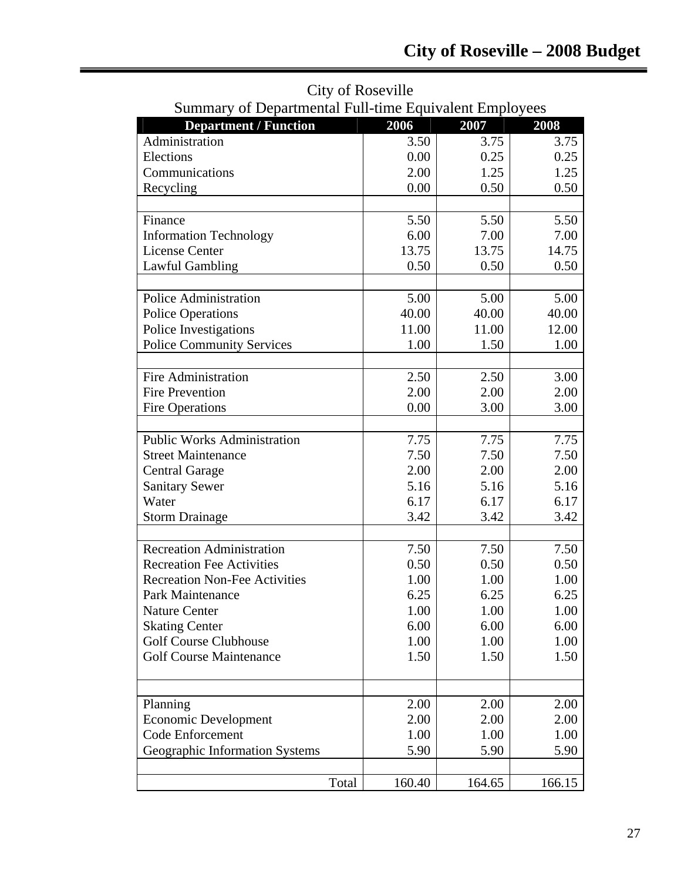# City of Roseville

## Summary of Departmental Full-time Equivalent Employees

| Department / Function | 2006 | 2007 | 2008 |
|---|---|---|---|
| Administration | 3.50 | 3.75 | 3.75 |
| Elections | 0.00 | 0.25 | 0.25 |
| Communications | 2.00 | 1.25 | 1.25 |
| Recycling | 0.00 | 0.50 | 0.50 |
| | | | |
| Finance | 5.50 | 5.50 | 5.50 |
| Information Technology | 6.00 | 7.00 | 7.00 |
| License Center | 13.75 | 13.75 | 14.75 |
| Lawful Gambling | 0.50 | 0.50 | 0.50 |
| | | | |
| Police Administration | 5.00 | 5.00 | 5.00 |
| Police Operations | 40.00 | 40.00 | 40.00 |
| Police Investigations | 11.00 | 11.00 | 12.00 |
| Police Community Services | 1.00 | 1.50 | 1.00 |
| | | | |
| Fire Administration | 2.50 | 2.50 | 3.00 |
| Fire Prevention | 2.00 | 2.00 | 2.00 |
| Fire Operations | 0.00 | 3.00 | 3.00 |
| | | | |
| Public Works Administration | 7.75 | 7.75 | 7.75 |
| Street Maintenance | 7.50 | 7.50 | 7.50 |
| Central Garage | 2.00 | 2.00 | 2.00 |
| Sanitary Sewer | 5.16 | 5.16 | 5.16 |
| Water | 6.17 | 6.17 | 6.17 |
| Storm Drainage | 3.42 | 3.42 | 3.42 |
| | | | |
| Recreation Administration | 7.50 | 7.50 | 7.50 |
| Recreation Fee Activities | 0.50 | 0.50 | 0.50 |
| Recreation Non-Fee Activities | 1.00 | 1.00 | 1.00 |
| Park Maintenance | 6.25 | 6.25 | 6.25 |
| Nature Center | 1.00 | 1.00 | 1.00 |
| Skating Center | 6.00 | 6.00 | 6.00 |
| Golf Course Clubhouse | 1.00 | 1.00 | 1.00 |
| Golf Course Maintenance | 1.50 | 1.50 | 1.50 |
| | | | |
| Planning | 2.00 | 2.00 | 2.00 |
| Economic Development | 2.00 | 2.00 | 2.00 |
| Code Enforcement | 1.00 | 1.00 | 1.00 |
| Geographic Information Systems | 5.90 | 5.90 | 5.90 |
| | | | |
| Total | 160.40 | 164.65 | 166.15 |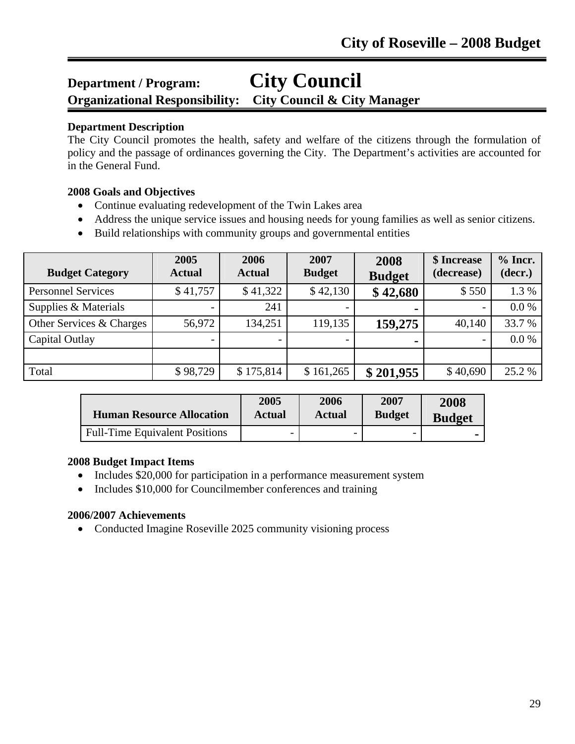# Department / Program: City Council

## Organizational Responsibility: City Council & City Manager

**Department Description**

The City Council promotes the health, safety and welfare of the citizens through the formulation of policy and the passage of ordinances governing the City. The Department's activities are accounted for in the General Fund.

**2008 Goals and Objectives**

- Continue evaluating redevelopment of the Twin Lakes area
- Address the unique service issues and housing needs for young families as well as senior citizens.
- Build relationships with community groups and governmental entities

| Budget Category | 2005 Actual | 2006 Actual | 2007 Budget | 2008 Budget | $ Increase (decrease) | % Incr. (decr.) |
|---|---|---|---|---|---|---|
| Personnel Services | $ 41,757 | $ 41,322 | $ 42,130 | **$ 42,680** | $ 550 | 1.3 % |
| Supplies & Materials | - | 241 | - | **-** | - | 0.0 % |
| Other Services & Charges | 56,972 | 134,251 | 119,135 | **159,275** | 40,140 | 33.7 % |
| Capital Outlay | - | - | - | **-** | - | 0.0 % |
| | | | | | | |
| Total | $ 98,729 | $ 175,814 | $ 161,265 | **$ 201,955** | $ 40,690 | 25.2 % |

| Human Resource Allocation | 2005 Actual | 2006 Actual | 2007 Budget | 2008 Budget |
|---|---|---|---|---|
| Full-Time Equivalent Positions | - | - | - | **-** |

**2008 Budget Impact Items**

- Includes $20,000 for participation in a performance measurement system
- Includes $10,000 for Councilmember conferences and training

**2006/2007 Achievements**

- Conducted Imagine Roseville 2025 community visioning process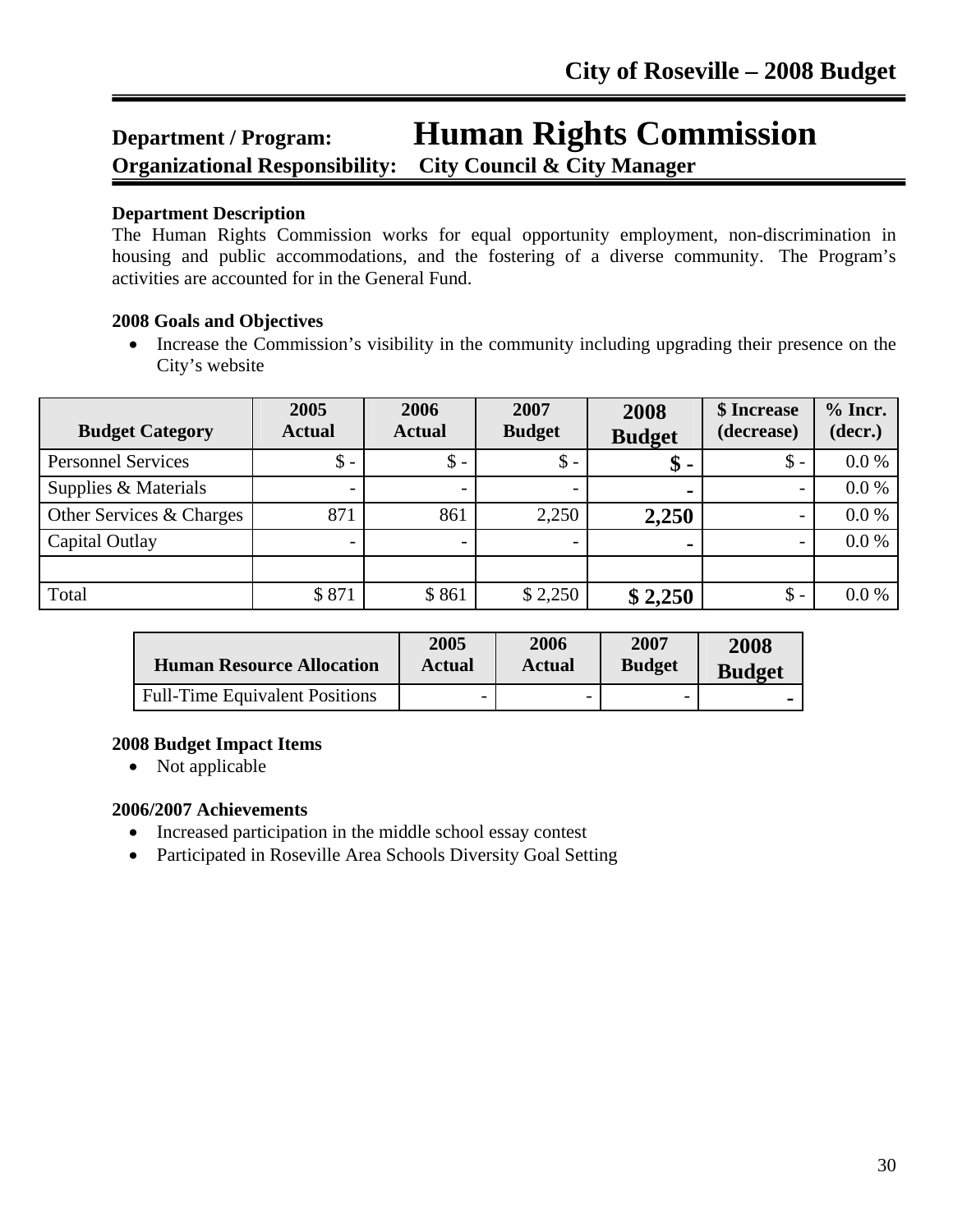# Department / Program: Human Rights Commission

## Organizational Responsibility: City Council & City Manager

### Department Description

The Human Rights Commission works for equal opportunity employment, non-discrimination in housing and public accommodations, and the fostering of a diverse community. The Program's activities are accounted for in the General Fund.

### 2008 Goals and Objectives

- Increase the Commission's visibility in the community including upgrading their presence on the City's website

| Budget Category | 2005 Actual | 2006 Actual | 2007 Budget | 2008 Budget | $ Increase (decrease) | % Incr. (decr.) |
|---|---|---|---|---|---|---|
| Personnel Services | $ - | $ - | $ - | **$ -** | $ - | 0.0 % |
| Supplies & Materials | - | - | - | **-** | - | 0.0 % |
| Other Services & Charges | 871 | 861 | 2,250 | **2,250** | - | 0.0 % |
| Capital Outlay | - | - | - | **-** | - | 0.0 % |
| | | | | | | |
| Total | $ 871 | $ 861 | $ 2,250 | **$ 2,250** | $ - | 0.0 % |

| Human Resource Allocation | 2005 Actual | 2006 Actual | 2007 Budget | 2008 Budget |
|---|---|---|---|---|
| Full-Time Equivalent Positions | - | - | - | **-** |

### 2008 Budget Impact Items

- Not applicable

### 2006/2007 Achievements

- Increased participation in the middle school essay contest
- Participated in Roseville Area Schools Diversity Goal Setting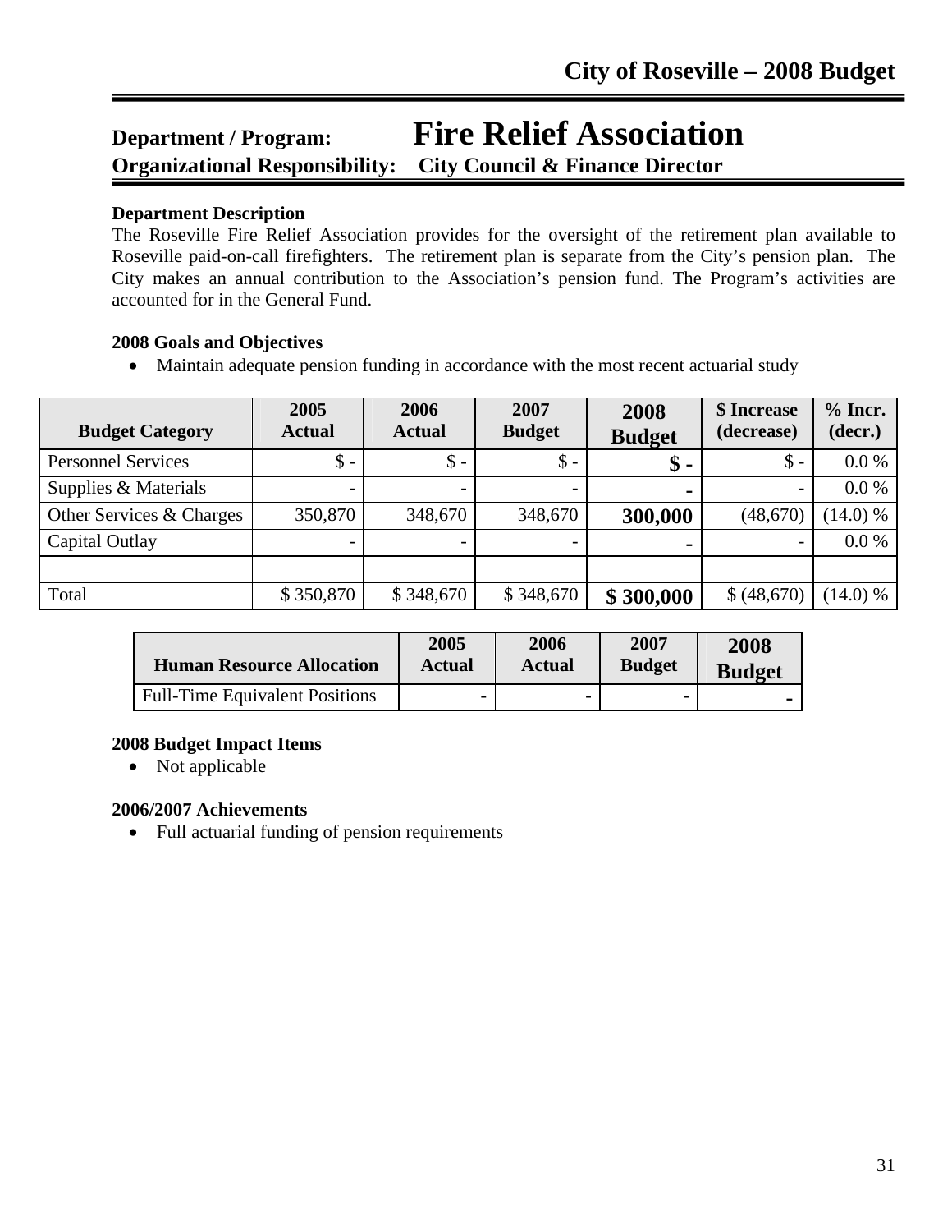**Department / Program: Fire Relief Association**
**Organizational Responsibility: City Council & Finance Director**

**Department Description**
The Roseville Fire Relief Association provides for the oversight of the retirement plan available to Roseville paid-on-call firefighters. The retirement plan is separate from the City's pension plan. The City makes an annual contribution to the Association's pension fund. The Program's activities are accounted for in the General Fund.

**2008 Goals and Objectives**

- Maintain adequate pension funding in accordance with the most recent actuarial study

| Budget Category | 2005 Actual | 2006 Actual | 2007 Budget | 2008 Budget | $ Increase (decrease) | % Incr. (decr.) |
|---|---|---|---|---|---|---|
| Personnel Services | $ - | $ - | $ - | **$ -** | $ - | 0.0 % |
| Supplies & Materials | - | - | - | **-** | - | 0.0 % |
| Other Services & Charges | 350,870 | 348,670 | 348,670 | **300,000** | (48,670) | (14.0) % |
| Capital Outlay | - | - | - | **-** | - | 0.0 % |
| | | | | | | |
| Total | $ 350,870 | $ 348,670 | $ 348,670 | **$ 300,000** | $ (48,670) | (14.0) % |

| Human Resource Allocation | 2005 Actual | 2006 Actual | 2007 Budget | 2008 Budget |
|---|---|---|---|---|
| Full-Time Equivalent Positions | - | - | - | **-** |

**2008 Budget Impact Items**

- Not applicable

**2006/2007 Achievements**

- Full actuarial funding of pension requirements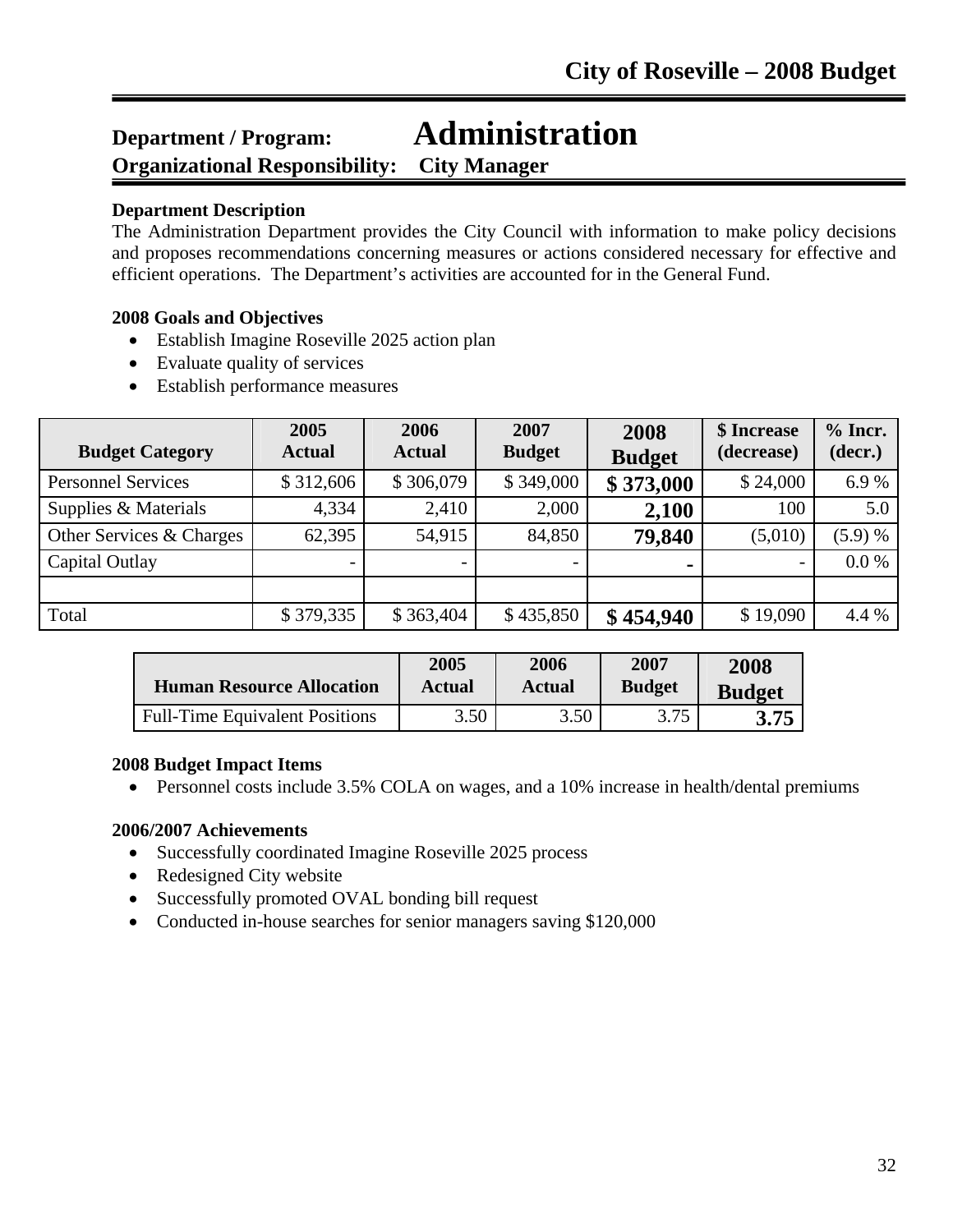## Department / Program: Administration
## Organizational Responsibility: City Manager

**Department Description**

The Administration Department provides the City Council with information to make policy decisions and proposes recommendations concerning measures or actions considered necessary for effective and efficient operations. The Department's activities are accounted for in the General Fund.

**2008 Goals and Objectives**

- Establish Imagine Roseville 2025 action plan
- Evaluate quality of services
- Establish performance measures

| Budget Category | 2005 Actual | 2006 Actual | 2007 Budget | 2008 Budget | $ Increase (decrease) | % Incr. (decr.) |
|---|---|---|---|---|---|---|
| Personnel Services | $ 312,606 | $ 306,079 | $ 349,000 | **$ 373,000** | $ 24,000 | 6.9 % |
| Supplies & Materials | 4,334 | 2,410 | 2,000 | **2,100** | 100 | 5.0 |
| Other Services & Charges | 62,395 | 54,915 | 84,850 | **79,840** | (5,010) | (5.9) % |
| Capital Outlay | - | - | - | **-** | - | 0.0 % |
| | | | | | | |
| Total | $ 379,335 | $ 363,404 | $ 435,850 | **$ 454,940** | $ 19,090 | 4.4 % |

| Human Resource Allocation | 2005 Actual | 2006 Actual | 2007 Budget | 2008 Budget |
|---|---|---|---|---|
| Full-Time Equivalent Positions | 3.50 | 3.50 | 3.75 | **3.75** |

**2008 Budget Impact Items**

- Personnel costs include 3.5% COLA on wages, and a 10% increase in health/dental premiums

**2006/2007 Achievements**

- Successfully coordinated Imagine Roseville 2025 process
- Redesigned City website
- Successfully promoted OVAL bonding bill request
- Conducted in-house searches for senior managers saving $120,000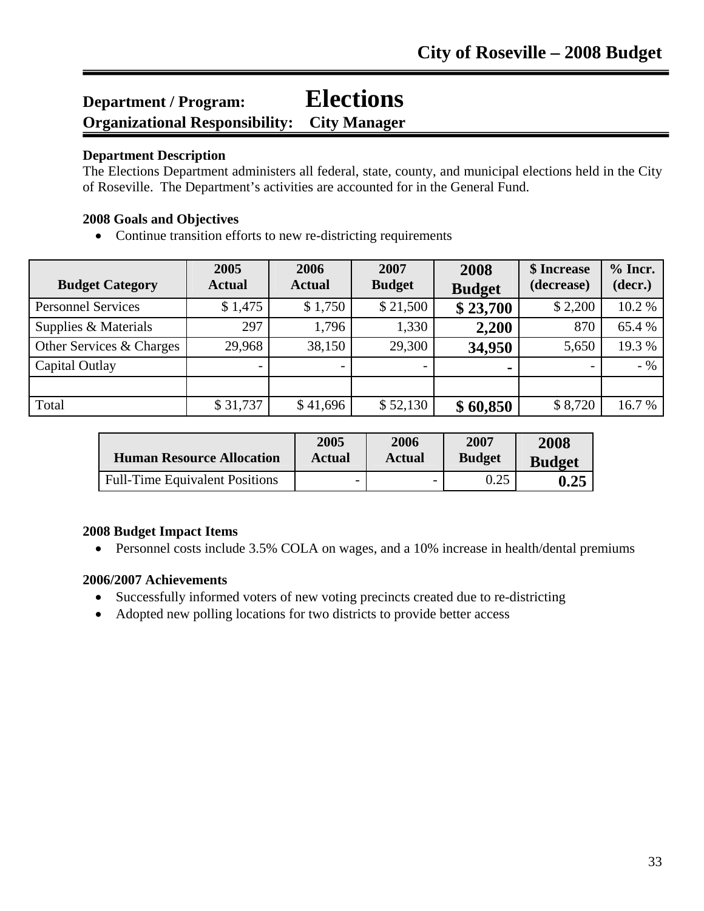## Department / Program: Elections
## Organizational Responsibility: City Manager

**Department Description**

The Elections Department administers all federal, state, county, and municipal elections held in the City of Roseville. The Department's activities are accounted for in the General Fund.

**2008 Goals and Objectives**

- Continue transition efforts to new re-districting requirements

| Budget Category | 2005 Actual | 2006 Actual | 2007 Budget | 2008 Budget | $ Increase (decrease) | % Incr. (decr.) |
|---|---|---|---|---|---|---|
| Personnel Services | $ 1,475 | $ 1,750 | $ 21,500 | **$ 23,700** | $ 2,200 | 10.2 % |
| Supplies & Materials | 297 | 1,796 | 1,330 | **2,200** | 870 | 65.4 % |
| Other Services & Charges | 29,968 | 38,150 | 29,300 | **34,950** | 5,650 | 19.3 % |
| Capital Outlay | - | - | - | **-** | - | - % |
| | | | | | | |
| Total | $ 31,737 | $ 41,696 | $ 52,130 | **$ 60,850** | $ 8,720 | 16.7 % |

| Human Resource Allocation | 2005 Actual | 2006 Actual | 2007 Budget | 2008 Budget |
|---|---|---|---|---|
| Full-Time Equivalent Positions | - | - | 0.25 | **0.25** |

**2008 Budget Impact Items**

- Personnel costs include 3.5% COLA on wages, and a 10% increase in health/dental premiums

**2006/2007 Achievements**

- Successfully informed voters of new voting precincts created due to re-districting
- Adopted new polling locations for two districts to provide better access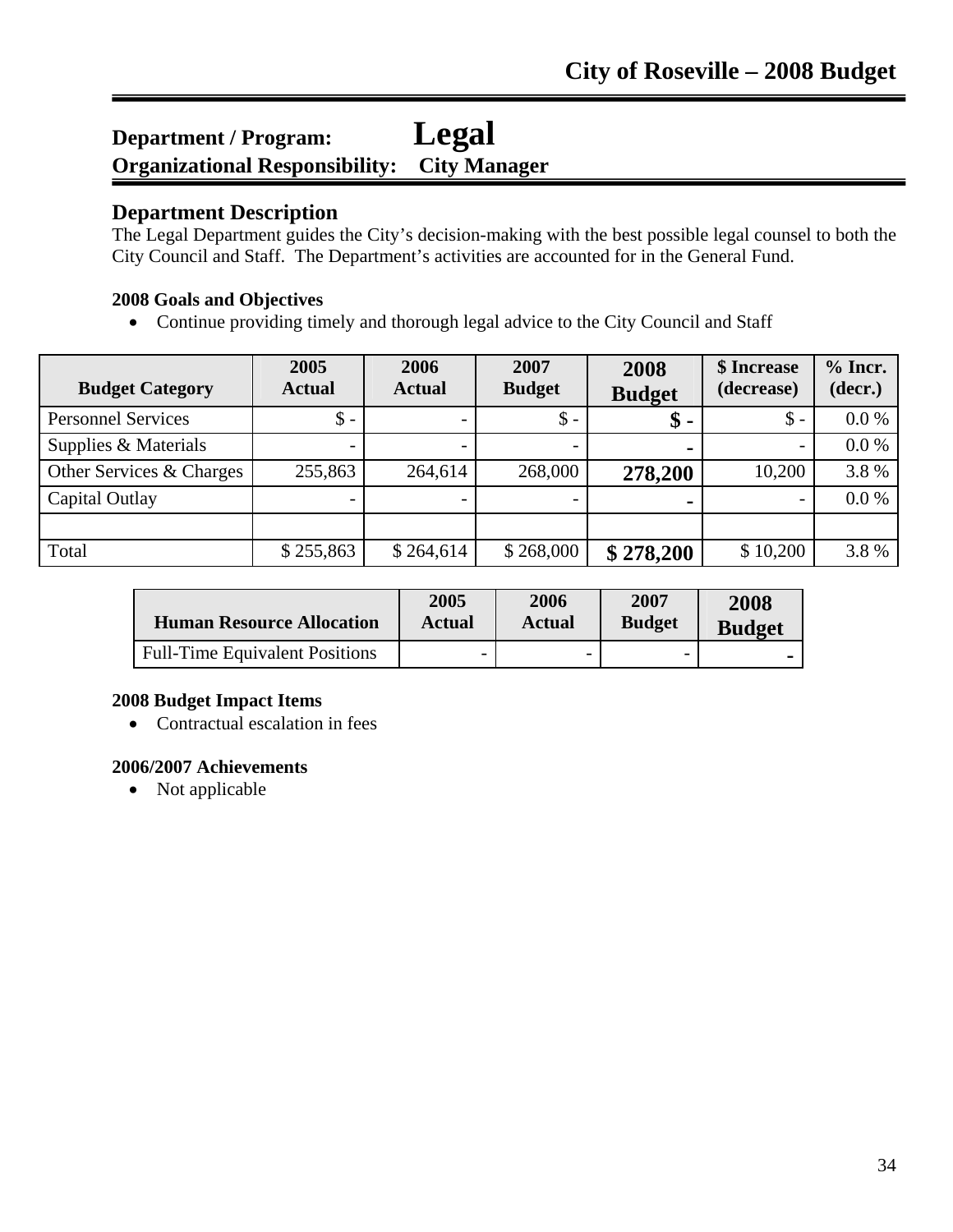**Department / Program: Legal**
**Organizational Responsibility: City Manager**

## Department Description

The Legal Department guides the City's decision-making with the best possible legal counsel to both the City Council and Staff. The Department's activities are accounted for in the General Fund.

**2008 Goals and Objectives**

- Continue providing timely and thorough legal advice to the City Council and Staff

| Budget Category | 2005 Actual | 2006 Actual | 2007 Budget | 2008 Budget | $ Increase (decrease) | % Incr. (decr.) |
|---|---|---|---|---|---|---|
| Personnel Services | $ - | - | $ - | **$ -** | $ - | 0.0 % |
| Supplies & Materials | - | - | - | **-** | - | 0.0 % |
| Other Services & Charges | 255,863 | 264,614 | 268,000 | **278,200** | 10,200 | 3.8 % |
| Capital Outlay | - | - | - | **-** | - | 0.0 % |
| | | | | | | |
| Total | $ 255,863 | $ 264,614 | $ 268,000 | **$ 278,200** | $ 10,200 | 3.8 % |

| Human Resource Allocation | 2005 Actual | 2006 Actual | 2007 Budget | 2008 Budget |
|---|---|---|---|---|
| Full-Time Equivalent Positions | - | - | - | **-** |

**2008 Budget Impact Items**

- Contractual escalation in fees

**2006/2007 Achievements**

- Not applicable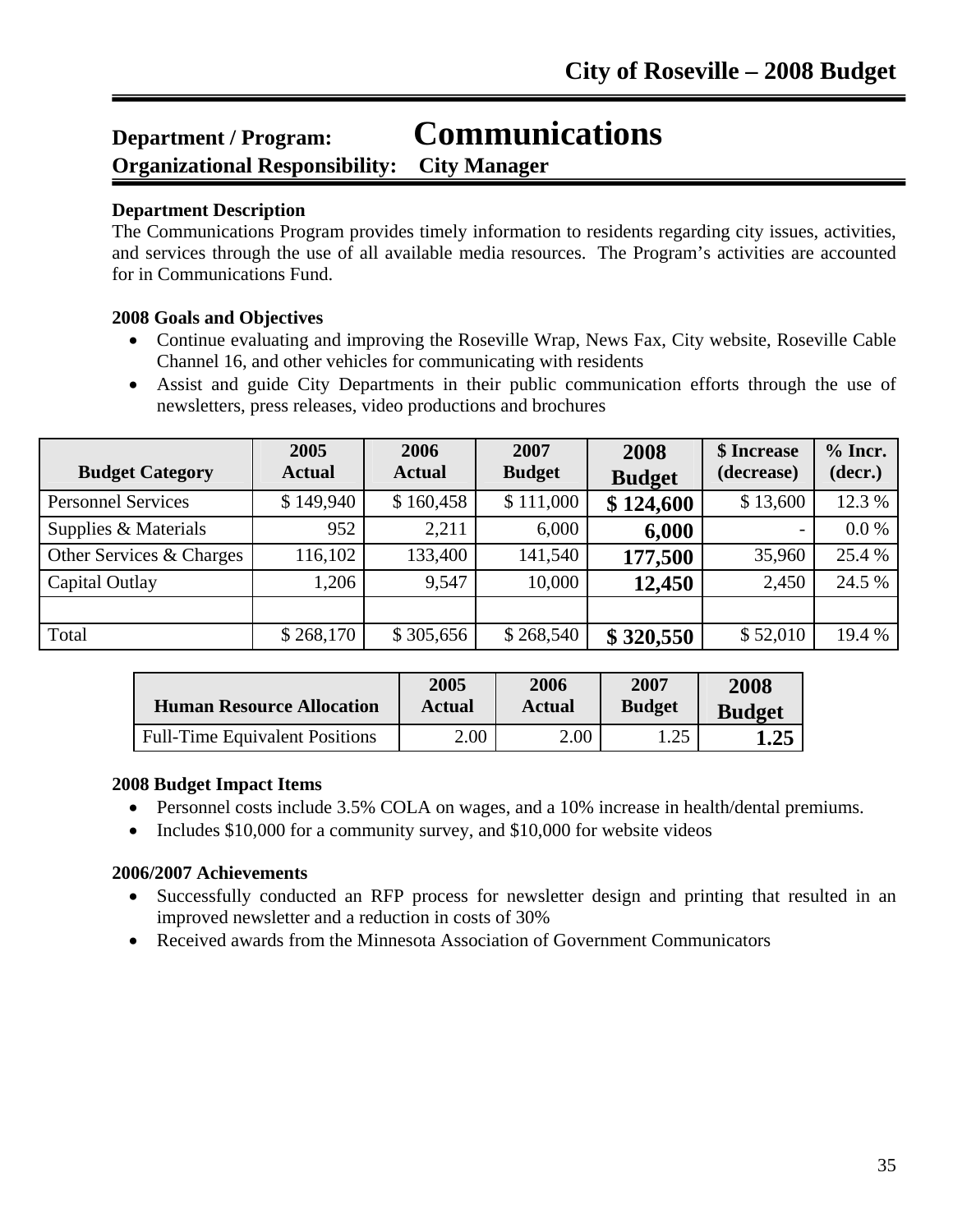# Department / Program: Communications

**Organizational Responsibility: City Manager**

**Department Description**

The Communications Program provides timely information to residents regarding city issues, activities, and services through the use of all available media resources. The Program's activities are accounted for in Communications Fund.

**2008 Goals and Objectives**

- Continue evaluating and improving the Roseville Wrap, News Fax, City website, Roseville Cable Channel 16, and other vehicles for communicating with residents
- Assist and guide City Departments in their public communication efforts through the use of newsletters, press releases, video productions and brochures

| Budget Category | 2005 Actual | 2006 Actual | 2007 Budget | 2008 Budget | $ Increase (decrease) | % Incr. (decr.) |
|---|---|---|---|---|---|---|
| Personnel Services | $ 149,940 | $ 160,458 | $ 111,000 | **$ 124,600** | $ 13,600 | 12.3 % |
| Supplies & Materials | 952 | 2,211 | 6,000 | **6,000** | - | 0.0 % |
| Other Services & Charges | 116,102 | 133,400 | 141,540 | **177,500** | 35,960 | 25.4 % |
| Capital Outlay | 1,206 | 9,547 | 10,000 | **12,450** | 2,450 | 24.5 % |
| | | | | | | |
| Total | $ 268,170 | $ 305,656 | $ 268,540 | **$ 320,550** | $ 52,010 | 19.4 % |

| Human Resource Allocation | 2005 Actual | 2006 Actual | 2007 Budget | 2008 Budget |
|---|---|---|---|---|
| Full-Time Equivalent Positions | 2.00 | 2.00 | 1.25 | **1.25** |

**2008 Budget Impact Items**

- Personnel costs include 3.5% COLA on wages, and a 10% increase in health/dental premiums.
- Includes $10,000 for a community survey, and $10,000 for website videos

**2006/2007 Achievements**

- Successfully conducted an RFP process for newsletter design and printing that resulted in an improved newsletter and a reduction in costs of 30%
- Received awards from the Minnesota Association of Government Communicators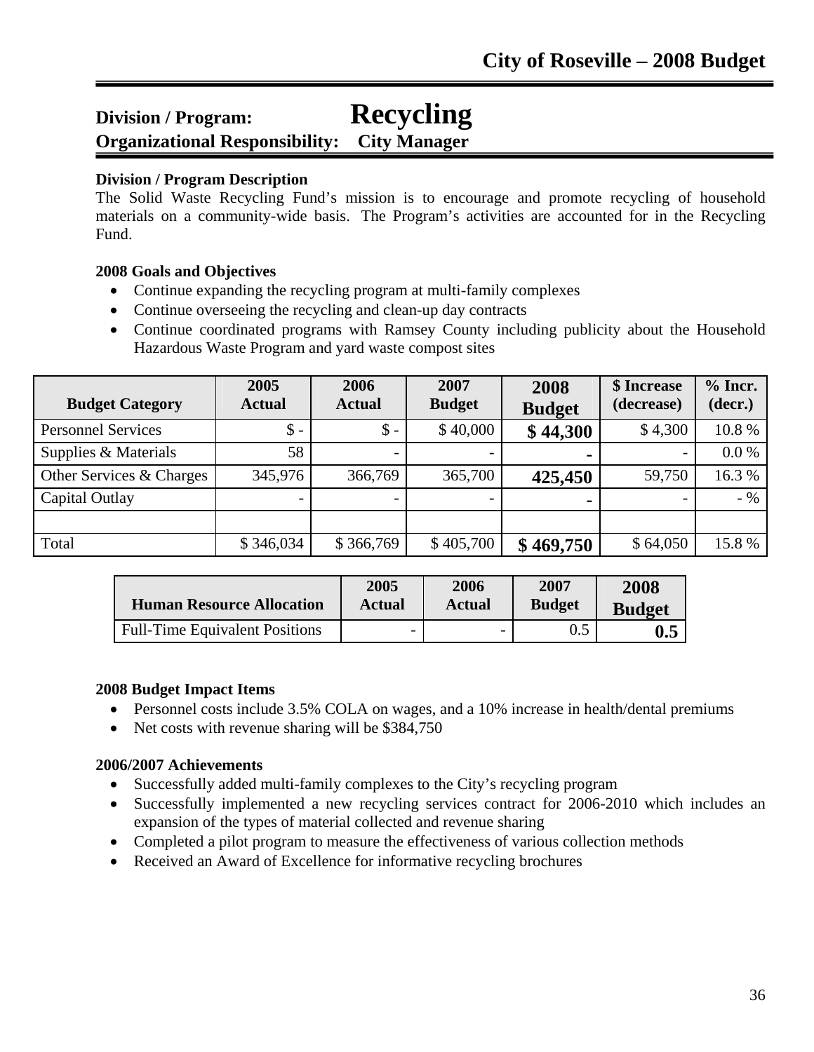## Division / Program: Recycling
## Organizational Responsibility: City Manager

**Division / Program Description**

The Solid Waste Recycling Fund's mission is to encourage and promote recycling of household materials on a community-wide basis. The Program's activities are accounted for in the Recycling Fund.

**2008 Goals and Objectives**

- Continue expanding the recycling program at multi-family complexes
- Continue overseeing the recycling and clean-up day contracts
- Continue coordinated programs with Ramsey County including publicity about the Household Hazardous Waste Program and yard waste compost sites

| Budget Category | 2005 Actual | 2006 Actual | 2007 Budget | 2008 Budget | $ Increase (decrease) | % Incr. (decr.) |
|---|---|---|---|---|---|---|
| Personnel Services | $ - | $ - | $ 40,000 | **$ 44,300** | $ 4,300 | 10.8 % |
| Supplies & Materials | 58 | - | - | **-** | - | 0.0 % |
| Other Services & Charges | 345,976 | 366,769 | 365,700 | **425,450** | 59,750 | 16.3 % |
| Capital Outlay | - | - | - | **-** | - | - % |
| | | | | | | |
| Total | $ 346,034 | $ 366,769 | $ 405,700 | **$ 469,750** | $ 64,050 | 15.8 % |

| Human Resource Allocation | 2005 Actual | 2006 Actual | 2007 Budget | 2008 Budget |
|---|---|---|---|---|
| Full-Time Equivalent Positions | - | - | 0.5 | **0.5** |

**2008 Budget Impact Items**

- Personnel costs include 3.5% COLA on wages, and a 10% increase in health/dental premiums
- Net costs with revenue sharing will be $384,750

**2006/2007 Achievements**

- Successfully added multi-family complexes to the City's recycling program
- Successfully implemented a new recycling services contract for 2006-2010 which includes an expansion of the types of material collected and revenue sharing
- Completed a pilot program to measure the effectiveness of various collection methods
- Received an Award of Excellence for informative recycling brochures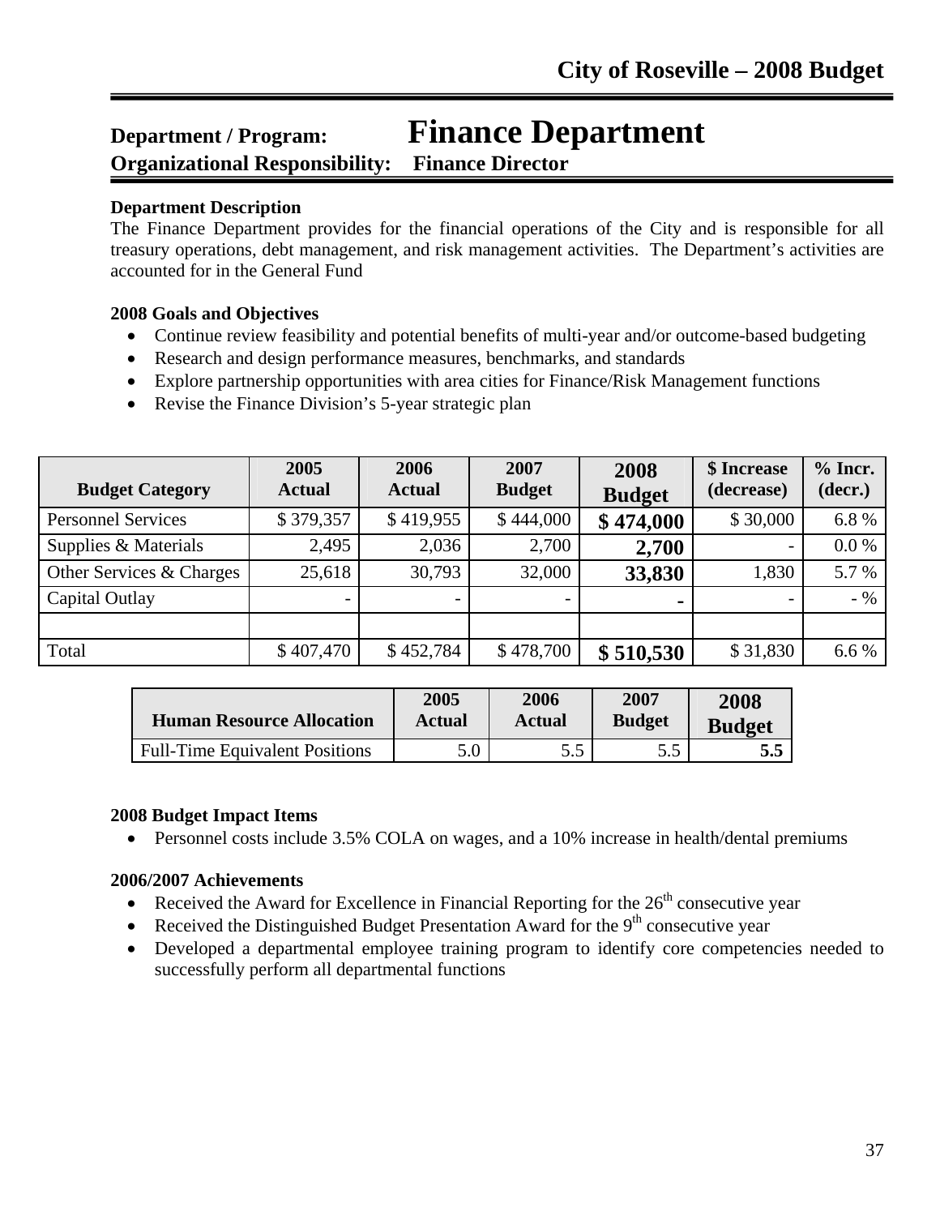# Department / Program: Finance Department

**Organizational Responsibility: Finance Director**

**Department Description**

The Finance Department provides for the financial operations of the City and is responsible for all treasury operations, debt management, and risk management activities. The Department's activities are accounted for in the General Fund

**2008 Goals and Objectives**

- Continue review feasibility and potential benefits of multi-year and/or outcome-based budgeting
- Research and design performance measures, benchmarks, and standards
- Explore partnership opportunities with area cities for Finance/Risk Management functions
- Revise the Finance Division's 5-year strategic plan

| Budget Category | 2005 Actual | 2006 Actual | 2007 Budget | 2008 Budget | $ Increase (decrease) | % Incr. (decr.) |
|---|---|---|---|---|---|---|
| Personnel Services | $ 379,357 | $ 419,955 | $ 444,000 | **$ 474,000** | $ 30,000 | 6.8 % |
| Supplies & Materials | 2,495 | 2,036 | 2,700 | **2,700** | - | 0.0 % |
| Other Services & Charges | 25,618 | 30,793 | 32,000 | **33,830** | 1,830 | 5.7 % |
| Capital Outlay | - | - | - | **-** | - | - % |
| | | | | | | |
| Total | $ 407,470 | $ 452,784 | $ 478,700 | **$ 510,530** | $ 31,830 | 6.6 % |

| Human Resource Allocation | 2005 Actual | 2006 Actual | 2007 Budget | 2008 Budget |
|---|---|---|---|---|
| Full-Time Equivalent Positions | 5.0 | 5.5 | 5.5 | **5.5** |

**2008 Budget Impact Items**

- Personnel costs include 3.5% COLA on wages, and a 10% increase in health/dental premiums

**2006/2007 Achievements**

- Received the Award for Excellence in Financial Reporting for the 26th consecutive year
- Received the Distinguished Budget Presentation Award for the 9th consecutive year
- Developed a departmental employee training program to identify core competencies needed to successfully perform all departmental functions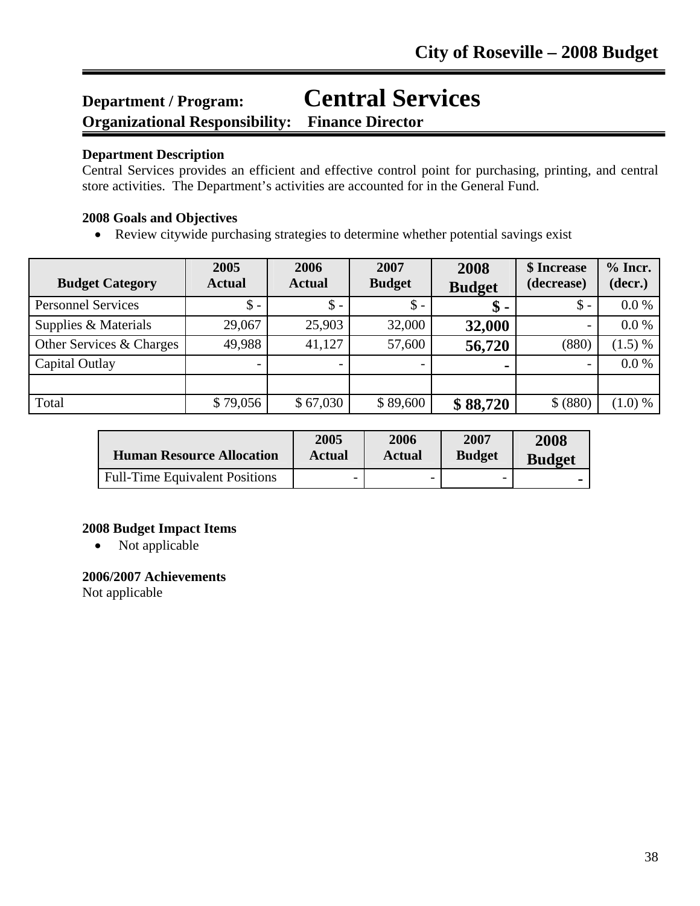# Department / Program: Central Services

## Organizational Responsibility: Finance Director

**Department Description**

Central Services provides an efficient and effective control point for purchasing, printing, and central store activities. The Department's activities are accounted for in the General Fund.

**2008 Goals and Objectives**

- Review citywide purchasing strategies to determine whether potential savings exist

| Budget Category | 2005 Actual | 2006 Actual | 2007 Budget | 2008 Budget | $ Increase (decrease) | % Incr. (decr.) |
|---|---|---|---|---|---|---|
| Personnel Services | $ - | $ - | $ - | **$ -** | $ - | 0.0 % |
| Supplies & Materials | 29,067 | 25,903 | 32,000 | **32,000** | - | 0.0 % |
| Other Services & Charges | 49,988 | 41,127 | 57,600 | **56,720** | (880) | (1.5) % |
| Capital Outlay | - | - | - | **-** | - | 0.0 % |
| | | | | | | |
| Total | $ 79,056 | $ 67,030 | $ 89,600 | **$ 88,720** | $ (880) | (1.0) % |

| Human Resource Allocation | 2005 Actual | 2006 Actual | 2007 Budget | 2008 Budget |
|---|---|---|---|---|
| Full-Time Equivalent Positions | - | - | - | **-** |

**2008 Budget Impact Items**

- Not applicable

**2006/2007 Achievements**

Not applicable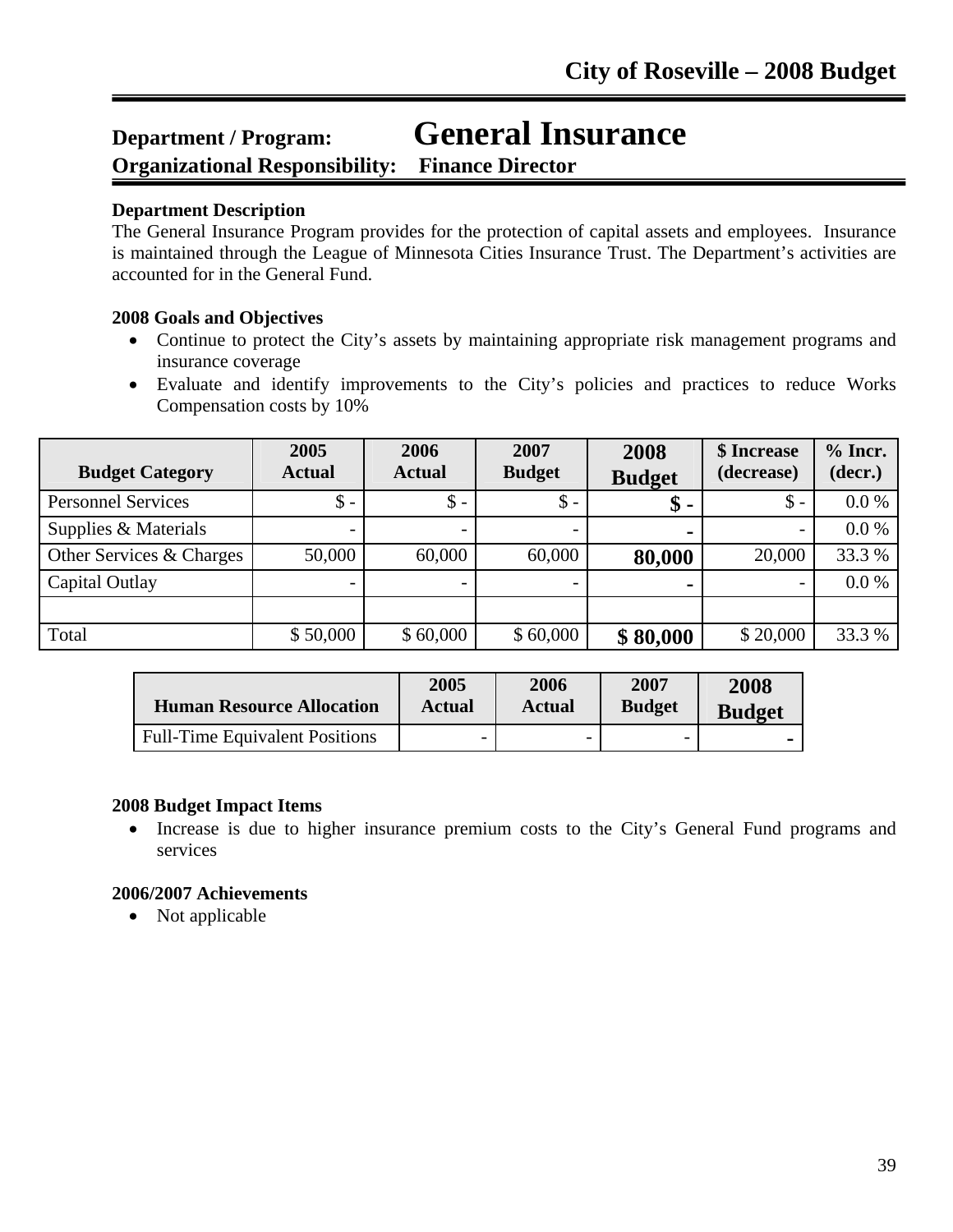# City of Roseville – 2008 Budget

## Department / Program: General Insurance

**Organizational Responsibility: Finance Director**

**Department Description**

The General Insurance Program provides for the protection of capital assets and employees. Insurance is maintained through the League of Minnesota Cities Insurance Trust. The Department's activities are accounted for in the General Fund.

**2008 Goals and Objectives**

- Continue to protect the City's assets by maintaining appropriate risk management programs and insurance coverage
- Evaluate and identify improvements to the City's policies and practices to reduce Works Compensation costs by 10%

| Budget Category | 2005 Actual | 2006 Actual | 2007 Budget | 2008 Budget | $ Increase (decrease) | % Incr. (decr.) |
|---|---|---|---|---|---|---|
| Personnel Services | $ - | $ - | $ - | **$ -** | $ - | 0.0 % |
| Supplies & Materials | - | - | - | **-** | - | 0.0 % |
| Other Services & Charges | 50,000 | 60,000 | 60,000 | **80,000** | 20,000 | 33.3 % |
| Capital Outlay | - | - | - | **-** | - | 0.0 % |
| | | | | | | |
| Total | $ 50,000 | $ 60,000 | $ 60,000 | **$ 80,000** | $ 20,000 | 33.3 % |

| Human Resource Allocation | 2005 Actual | 2006 Actual | 2007 Budget | 2008 Budget |
|---|---|---|---|---|
| Full-Time Equivalent Positions | - | - | - | **-** |

**2008 Budget Impact Items**

- Increase is due to higher insurance premium costs to the City's General Fund programs and services

**2006/2007 Achievements**

- Not applicable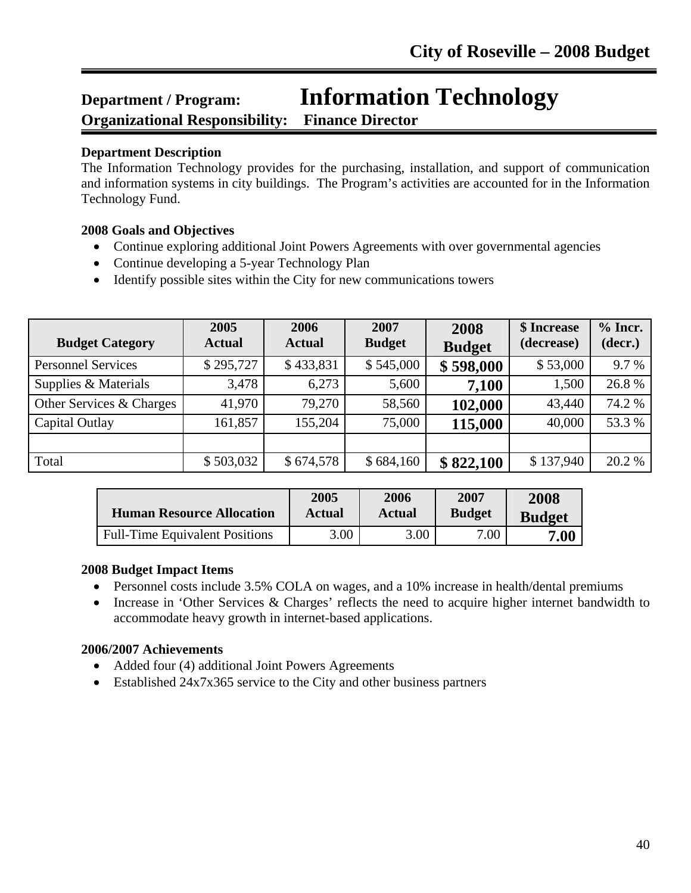# City of Roseville – 2008 Budget

## Department / Program: Information Technology
**Organizational Responsibility: Finance Director**

**Department Description**

The Information Technology provides for the purchasing, installation, and support of communication and information systems in city buildings. The Program's activities are accounted for in the Information Technology Fund.

**2008 Goals and Objectives**

- Continue exploring additional Joint Powers Agreements with over governmental agencies
- Continue developing a 5-year Technology Plan
- Identify possible sites within the City for new communications towers

| Budget Category | 2005 Actual | 2006 Actual | 2007 Budget | 2008 Budget | $ Increase (decrease) | % Incr. (decr.) |
|---|---|---|---|---|---|---|
| Personnel Services | $ 295,727 | $ 433,831 | $ 545,000 | **$ 598,000** | $ 53,000 | 9.7 % |
| Supplies & Materials | 3,478 | 6,273 | 5,600 | **7,100** | 1,500 | 26.8 % |
| Other Services & Charges | 41,970 | 79,270 | 58,560 | **102,000** | 43,440 | 74.2 % |
| Capital Outlay | 161,857 | 155,204 | 75,000 | **115,000** | 40,000 | 53.3 % |
| | | | | | | |
| Total | $ 503,032 | $ 674,578 | $ 684,160 | **$ 822,100** | $ 137,940 | 20.2 % |

| Human Resource Allocation | 2005 Actual | 2006 Actual | 2007 Budget | 2008 Budget |
|---|---|---|---|---|
| Full-Time Equivalent Positions | 3.00 | 3.00 | 7.00 | **7.00** |

**2008 Budget Impact Items**

- Personnel costs include 3.5% COLA on wages, and a 10% increase in health/dental premiums
- Increase in 'Other Services & Charges' reflects the need to acquire higher internet bandwidth to accommodate heavy growth in internet-based applications.

**2006/2007 Achievements**

- Added four (4) additional Joint Powers Agreements
- Established 24x7x365 service to the City and other business partners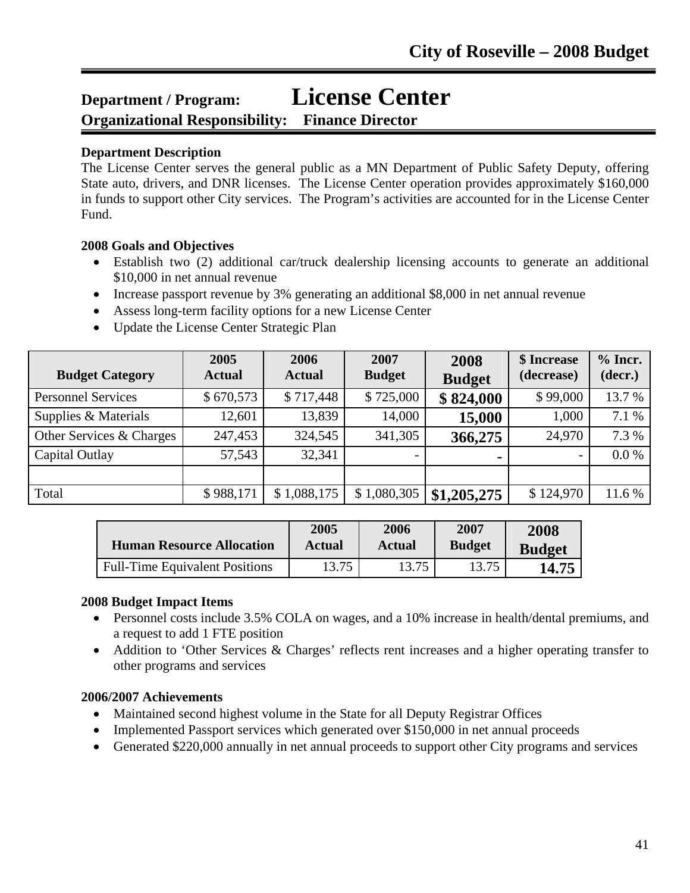# Department / Program: License Center

## Organizational Responsibility: Finance Director

**Department Description**

The License Center serves the general public as a MN Department of Public Safety Deputy, offering State auto, drivers, and DNR licenses. The License Center operation provides approximately $160,000 in funds to support other City services. The Program's activities are accounted for in the License Center Fund.

**2008 Goals and Objectives**

- Establish two (2) additional car/truck dealership licensing accounts to generate an additional $10,000 in net annual revenue
- Increase passport revenue by 3% generating an additional $8,000 in net annual revenue
- Assess long-term facility options for a new License Center
- Update the License Center Strategic Plan

| Budget Category | 2005 Actual | 2006 Actual | 2007 Budget | 2008 Budget | $ Increase (decrease) | % Incr. (decr.) |
|---|---|---|---|---|---|---|
| Personnel Services | $ 670,573 | $ 717,448 | $ 725,000 | **$ 824,000** | $ 99,000 | 13.7 % |
| Supplies & Materials | 12,601 | 13,839 | 14,000 | **15,000** | 1,000 | 7.1 % |
| Other Services & Charges | 247,453 | 324,545 | 341,305 | **366,275** | 24,970 | 7.3 % |
| Capital Outlay | 57,543 | 32,341 | - | **-** | - | 0.0 % |
| | | | | | | |
| Total | $ 988,171 | $ 1,088,175 | $ 1,080,305 | **$1,205,275** | $ 124,970 | 11.6 % |

| Human Resource Allocation | 2005 Actual | 2006 Actual | 2007 Budget | 2008 Budget |
|---|---|---|---|---|
| Full-Time Equivalent Positions | 13.75 | 13.75 | 13.75 | **14.75** |

**2008 Budget Impact Items**

- Personnel costs include 3.5% COLA on wages, and a 10% increase in health/dental premiums, and a request to add 1 FTE position
- Addition to 'Other Services & Charges' reflects rent increases and a higher operating transfer to other programs and services

**2006/2007 Achievements**

- Maintained second highest volume in the State for all Deputy Registrar Offices
- Implemented Passport services which generated over $150,000 in net annual proceeds
- Generated $220,000 annually in net annual proceeds to support other City programs and services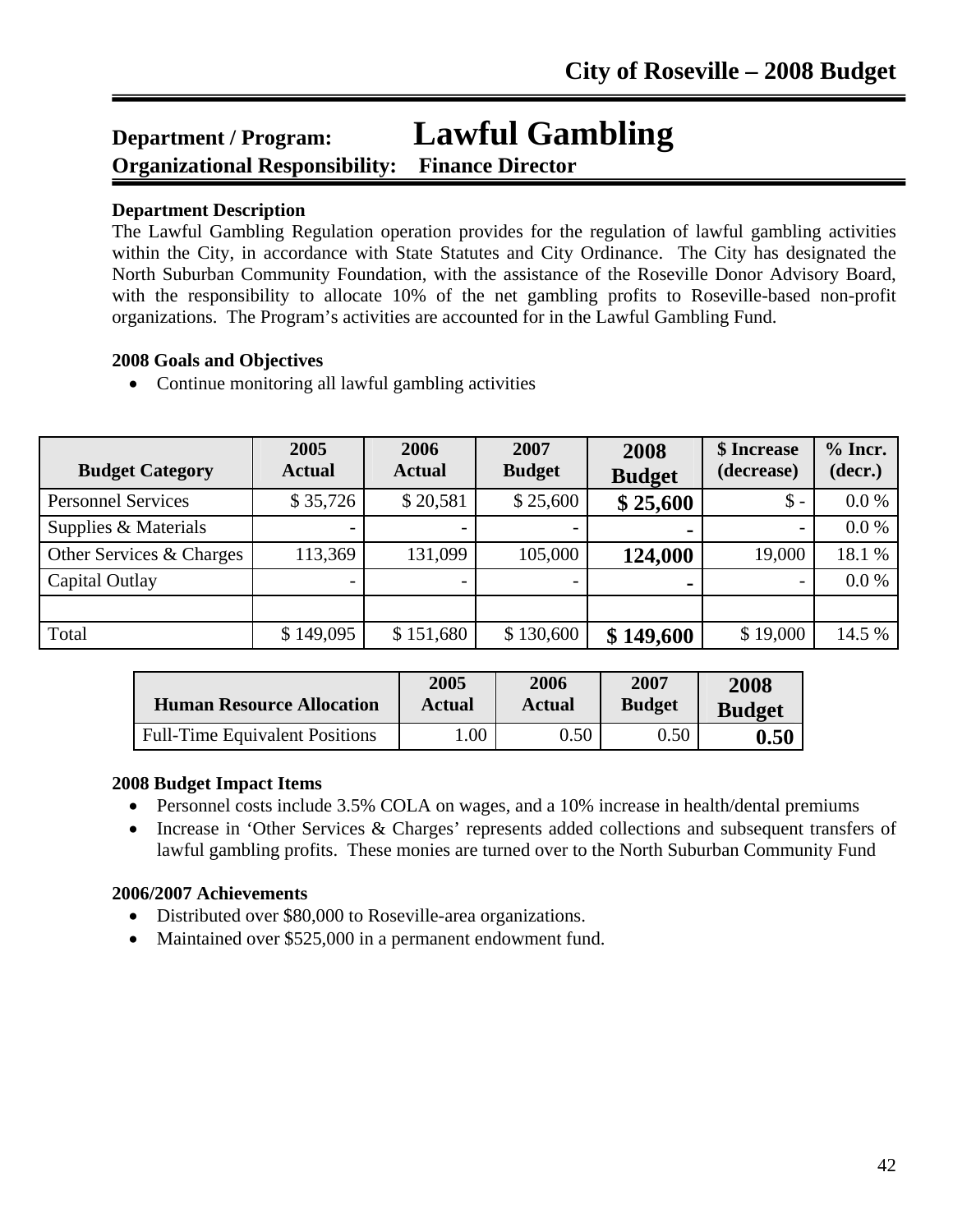# Department / Program: Lawful Gambling

## Organizational Responsibility: Finance Director

**Department Description**

The Lawful Gambling Regulation operation provides for the regulation of lawful gambling activities within the City, in accordance with State Statutes and City Ordinance. The City has designated the North Suburban Community Foundation, with the assistance of the Roseville Donor Advisory Board, with the responsibility to allocate 10% of the net gambling profits to Roseville-based non-profit organizations. The Program's activities are accounted for in the Lawful Gambling Fund.

**2008 Goals and Objectives**

- Continue monitoring all lawful gambling activities

| Budget Category | 2005 Actual | 2006 Actual | 2007 Budget | 2008 Budget | $ Increase (decrease) | % Incr. (decr.) |
|---|---|---|---|---|---|---|
| Personnel Services | $ 35,726 | $ 20,581 | $ 25,600 | **$ 25,600** | $ - | 0.0 % |
| Supplies & Materials | - | - | - | **-** | - | 0.0 % |
| Other Services & Charges | 113,369 | 131,099 | 105,000 | **124,000** | 19,000 | 18.1 % |
| Capital Outlay | - | - | - | **-** | - | 0.0 % |
| | | | | | | |
| Total | $ 149,095 | $ 151,680 | $ 130,600 | **$ 149,600** | $ 19,000 | 14.5 % |

| Human Resource Allocation | 2005 Actual | 2006 Actual | 2007 Budget | 2008 Budget |
|---|---|---|---|---|
| Full-Time Equivalent Positions | 1.00 | 0.50 | 0.50 | **0.50** |

**2008 Budget Impact Items**

- Personnel costs include 3.5% COLA on wages, and a 10% increase in health/dental premiums
- Increase in 'Other Services & Charges' represents added collections and subsequent transfers of lawful gambling profits. These monies are turned over to the North Suburban Community Fund

**2006/2007 Achievements**

- Distributed over $80,000 to Roseville-area organizations.
- Maintained over $525,000 in a permanent endowment fund.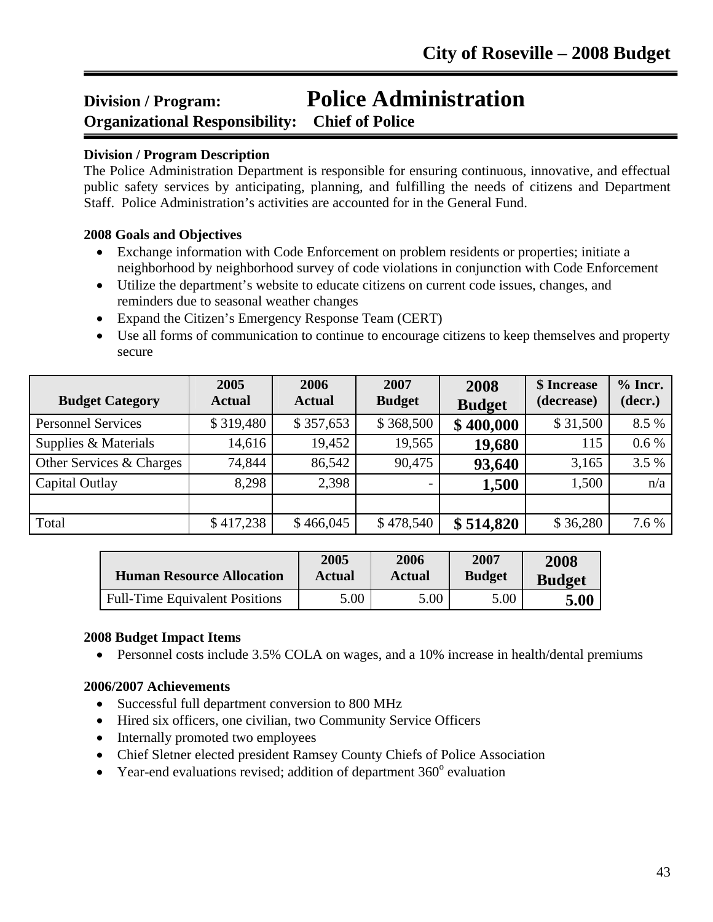## Division / Program: Police Administration
## Organizational Responsibility: Chief of Police

**Division / Program Description**

The Police Administration Department is responsible for ensuring continuous, innovative, and effectual public safety services by anticipating, planning, and fulfilling the needs of citizens and Department Staff. Police Administration's activities are accounted for in the General Fund.

**2008 Goals and Objectives**

- Exchange information with Code Enforcement on problem residents or properties; initiate a neighborhood by neighborhood survey of code violations in conjunction with Code Enforcement
- Utilize the department's website to educate citizens on current code issues, changes, and reminders due to seasonal weather changes
- Expand the Citizen's Emergency Response Team (CERT)
- Use all forms of communication to continue to encourage citizens to keep themselves and property secure

| Budget Category | 2005 Actual | 2006 Actual | 2007 Budget | 2008 Budget | $ Increase (decrease) | % Incr. (decr.) |
|---|---|---|---|---|---|---|
| Personnel Services | $ 319,480 | $ 357,653 | $ 368,500 | **$ 400,000** | $ 31,500 | 8.5 % |
| Supplies & Materials | 14,616 | 19,452 | 19,565 | **19,680** | 115 | 0.6 % |
| Other Services & Charges | 74,844 | 86,542 | 90,475 | **93,640** | 3,165 | 3.5 % |
| Capital Outlay | 8,298 | 2,398 | - | **1,500** | 1,500 | n/a |
| | | | | | | |
| Total | $ 417,238 | $ 466,045 | $ 478,540 | **$ 514,820** | $ 36,280 | 7.6 % |

| Human Resource Allocation | 2005 Actual | 2006 Actual | 2007 Budget | 2008 Budget |
|---|---|---|---|---|
| Full-Time Equivalent Positions | 5.00 | 5.00 | 5.00 | **5.00** |

**2008 Budget Impact Items**

- Personnel costs include 3.5% COLA on wages, and a 10% increase in health/dental premiums

**2006/2007 Achievements**

- Successful full department conversion to 800 MHz
- Hired six officers, one civilian, two Community Service Officers
- Internally promoted two employees
- Chief Sletner elected president Ramsey County Chiefs of Police Association
- Year-end evaluations revised; addition of department 360° evaluation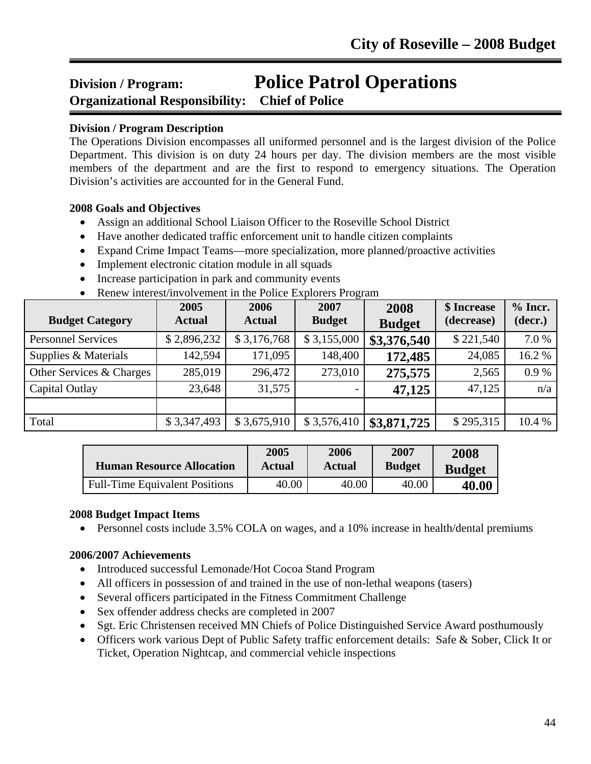# Division / Program: Police Patrol Operations

## Organizational Responsibility: Chief of Police

**Division / Program Description**

The Operations Division encompasses all uniformed personnel and is the largest division of the Police Department. This division is on duty 24 hours per day. The division members are the most visible members of the department and are the first to respond to emergency situations. The Operation Division's activities are accounted for in the General Fund.

**2008 Goals and Objectives**

- Assign an additional School Liaison Officer to the Roseville School District
- Have another dedicated traffic enforcement unit to handle citizen complaints
- Expand Crime Impact Teams—more specialization, more planned/proactive activities
- Implement electronic citation module in all squads
- Increase participation in park and community events
- Renew interest/involvement in the Police Explorers Program

| Budget Category | 2005 Actual | 2006 Actual | 2007 Budget | 2008 Budget | $ Increase (decrease) | % Incr. (decr.) |
|---|---|---|---|---|---|---|
| Personnel Services | $ 2,896,232 | $ 3,176,768 | $ 3,155,000 | **$3,376,540** | $ 221,540 | 7.0 % |
| Supplies & Materials | 142,594 | 171,095 | 148,400 | **172,485** | 24,085 | 16.2 % |
| Other Services & Charges | 285,019 | 296,472 | 273,010 | **275,575** | 2,565 | 0.9 % |
| Capital Outlay | 23,648 | 31,575 | - | **47,125** | 47,125 | n/a |
| | | | | | | |
| Total | $ 3,347,493 | $ 3,675,910 | $ 3,576,410 | **$3,871,725** | $ 295,315 | 10.4 % |

| Human Resource Allocation | 2005 Actual | 2006 Actual | 2007 Budget | 2008 Budget |
|---|---|---|---|---|
| Full-Time Equivalent Positions | 40.00 | 40.00 | 40.00 | **40.00** |

**2008 Budget Impact Items**

- Personnel costs include 3.5% COLA on wages, and a 10% increase in health/dental premiums

**2006/2007 Achievements**

- Introduced successful Lemonade/Hot Cocoa Stand Program
- All officers in possession of and trained in the use of non-lethal weapons (tasers)
- Several officers participated in the Fitness Commitment Challenge
- Sex offender address checks are completed in 2007
- Sgt. Eric Christensen received MN Chiefs of Police Distinguished Service Award posthumously
- Officers work various Dept of Public Safety traffic enforcement details: Safe & Sober, Click It or Ticket, Operation Nightcap, and commercial vehicle inspections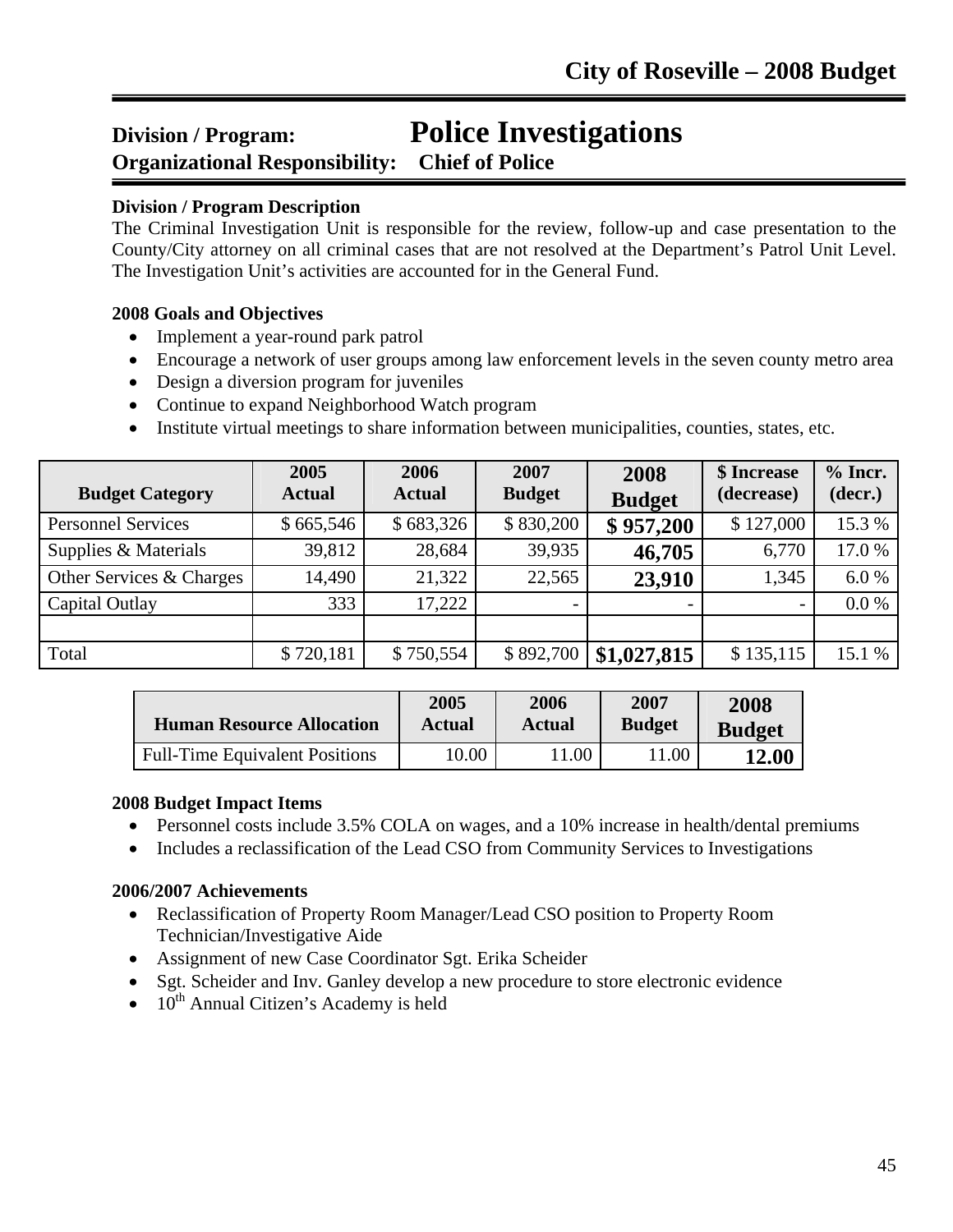# Division / Program: Police Investigations

## Organizational Responsibility: Chief of Police

**Division / Program Description**

The Criminal Investigation Unit is responsible for the review, follow-up and case presentation to the County/City attorney on all criminal cases that are not resolved at the Department's Patrol Unit Level. The Investigation Unit's activities are accounted for in the General Fund.

**2008 Goals and Objectives**

- Implement a year-round park patrol
- Encourage a network of user groups among law enforcement levels in the seven county metro area
- Design a diversion program for juveniles
- Continue to expand Neighborhood Watch program
- Institute virtual meetings to share information between municipalities, counties, states, etc.

| Budget Category | 2005 Actual | 2006 Actual | 2007 Budget | 2008 Budget | $ Increase (decrease) | % Incr. (decr.) |
|---|---|---|---|---|---|---|
| Personnel Services | $ 665,546 | $ 683,326 | $ 830,200 | **$ 957,200** | $ 127,000 | 15.3 % |
| Supplies & Materials | 39,812 | 28,684 | 39,935 | **46,705** | 6,770 | 17.0 % |
| Other Services & Charges | 14,490 | 21,322 | 22,565 | **23,910** | 1,345 | 6.0 % |
| Capital Outlay | 333 | 17,222 | - | - | - | 0.0 % |
| | | | | | | |
| Total | $ 720,181 | $ 750,554 | $ 892,700 | **$1,027,815** | $ 135,115 | 15.1 % |

| Human Resource Allocation | 2005 Actual | 2006 Actual | 2007 Budget | 2008 Budget |
|---|---|---|---|---|
| Full-Time Equivalent Positions | 10.00 | 11.00 | 11.00 | **12.00** |

**2008 Budget Impact Items**

- Personnel costs include 3.5% COLA on wages, and a 10% increase in health/dental premiums
- Includes a reclassification of the Lead CSO from Community Services to Investigations

**2006/2007 Achievements**

- Reclassification of Property Room Manager/Lead CSO position to Property Room Technician/Investigative Aide
- Assignment of new Case Coordinator Sgt. Erika Scheider
- Sgt. Scheider and Inv. Ganley develop a new procedure to store electronic evidence
- 10th Annual Citizen's Academy is held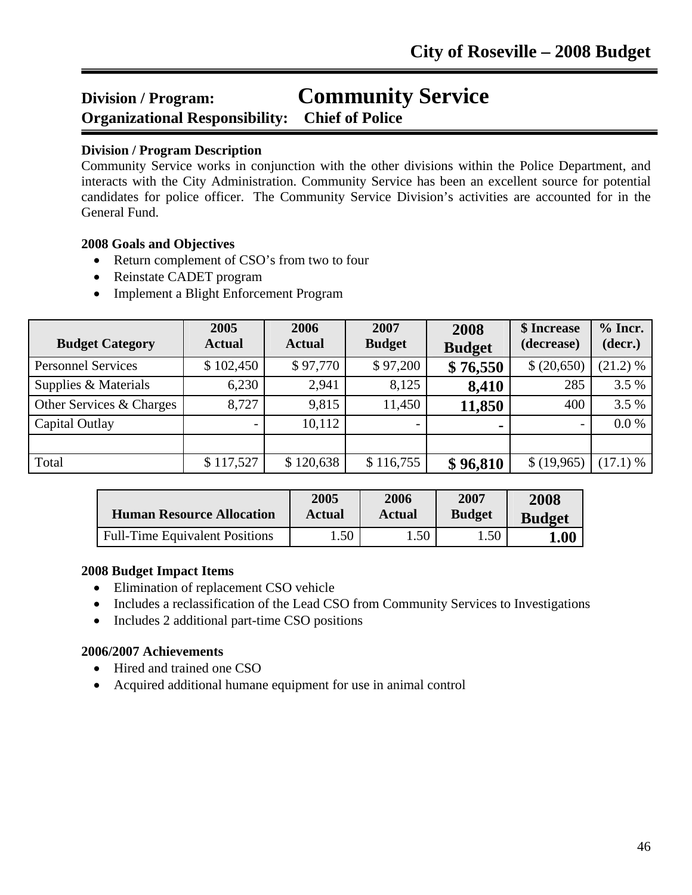# Division / Program: Community Service

**Organizational Responsibility: Chief of Police**

**Division / Program Description**

Community Service works in conjunction with the other divisions within the Police Department, and interacts with the City Administration. Community Service has been an excellent source for potential candidates for police officer. The Community Service Division's activities are accounted for in the General Fund.

**2008 Goals and Objectives**

- Return complement of CSO's from two to four
- Reinstate CADET program
- Implement a Blight Enforcement Program

| Budget Category | 2005 Actual | 2006 Actual | 2007 Budget | 2008 Budget | $ Increase (decrease) | % Incr. (decr.) |
|---|---|---|---|---|---|---|
| Personnel Services | $ 102,450 | $ 97,770 | $ 97,200 | **$ 76,550** | $ (20,650) | (21.2) % |
| Supplies & Materials | 6,230 | 2,941 | 8,125 | **8,410** | 285 | 3.5 % |
| Other Services & Charges | 8,727 | 9,815 | 11,450 | **11,850** | 400 | 3.5 % |
| Capital Outlay | - | 10,112 | - | **-** | - | 0.0 % |
| | | | | | | |
| Total | $ 117,527 | $ 120,638 | $ 116,755 | **$ 96,810** | $ (19,965) | (17.1) % |

| Human Resource Allocation | 2005 Actual | 2006 Actual | 2007 Budget | 2008 Budget |
|---|---|---|---|---|
| Full-Time Equivalent Positions | 1.50 | 1.50 | 1.50 | **1.00** |

**2008 Budget Impact Items**

- Elimination of replacement CSO vehicle
- Includes a reclassification of the Lead CSO from Community Services to Investigations
- Includes 2 additional part-time CSO positions

**2006/2007 Achievements**

- Hired and trained one CSO
- Acquired additional humane equipment for use in animal control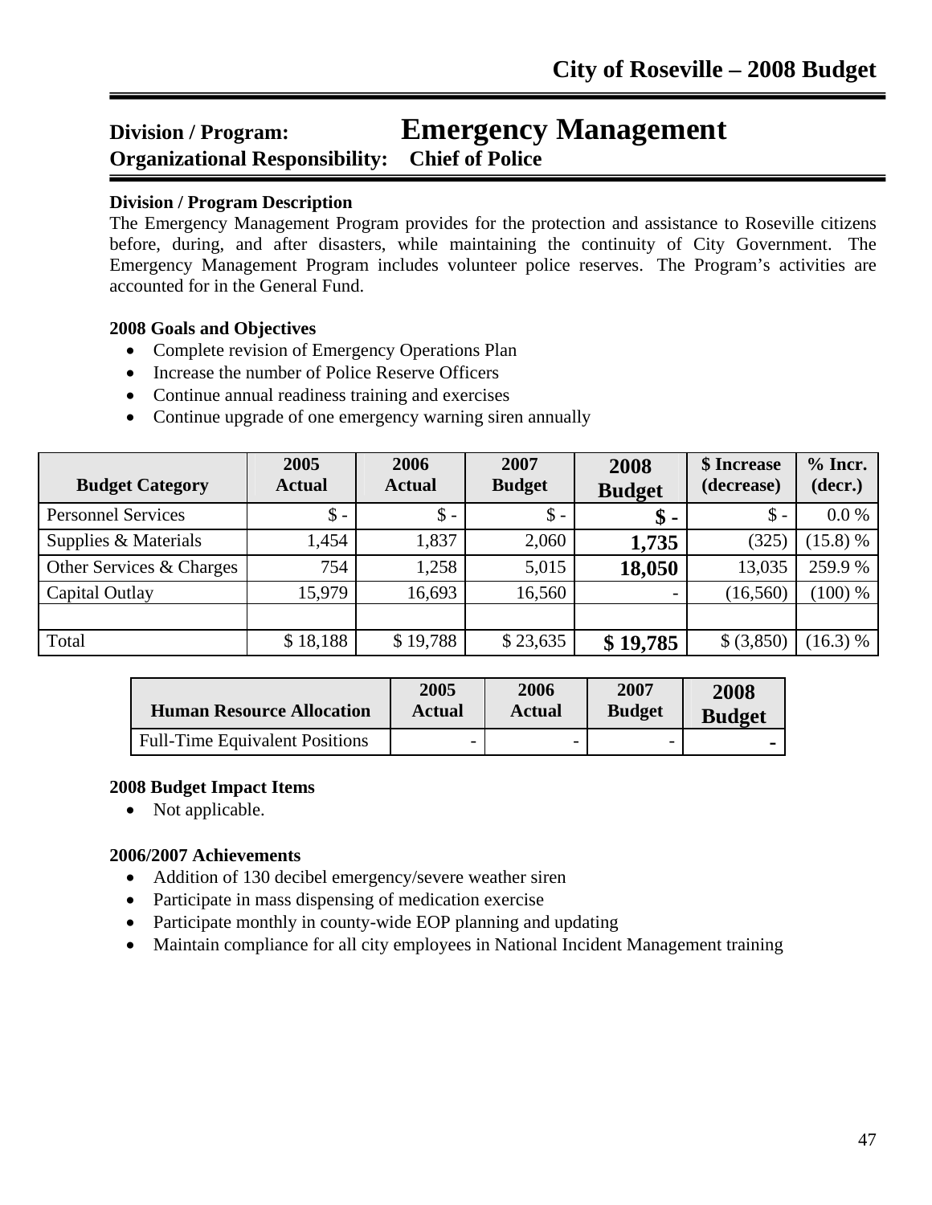## Division / Program: Emergency Management
## Organizational Responsibility: Chief of Police

**Division / Program Description**

The Emergency Management Program provides for the protection and assistance to Roseville citizens before, during, and after disasters, while maintaining the continuity of City Government. The Emergency Management Program includes volunteer police reserves. The Program's activities are accounted for in the General Fund.

**2008 Goals and Objectives**

- Complete revision of Emergency Operations Plan
- Increase the number of Police Reserve Officers
- Continue annual readiness training and exercises
- Continue upgrade of one emergency warning siren annually

| Budget Category | 2005 Actual | 2006 Actual | 2007 Budget | 2008 Budget | $ Increase (decrease) | % Incr. (decr.) |
|---|---|---|---|---|---|---|
| Personnel Services | $ - | $ - | $ - | **$ -** | $ - | 0.0 % |
| Supplies & Materials | 1,454 | 1,837 | 2,060 | **1,735** | (325) | (15.8) % |
| Other Services & Charges | 754 | 1,258 | 5,015 | **18,050** | 13,035 | 259.9 % |
| Capital Outlay | 15,979 | 16,693 | 16,560 | - | (16,560) | (100) % |
| | | | | | | |
| Total | $ 18,188 | $ 19,788 | $ 23,635 | **$ 19,785** | $ (3,850) | (16.3) % |

| Human Resource Allocation | 2005 Actual | 2006 Actual | 2007 Budget | 2008 Budget |
|---|---|---|---|---|
| Full-Time Equivalent Positions | - | - | - | **-** |

**2008 Budget Impact Items**

- Not applicable.

**2006/2007 Achievements**

- Addition of 130 decibel emergency/severe weather siren
- Participate in mass dispensing of medication exercise
- Participate monthly in county-wide EOP planning and updating
- Maintain compliance for all city employees in National Incident Management training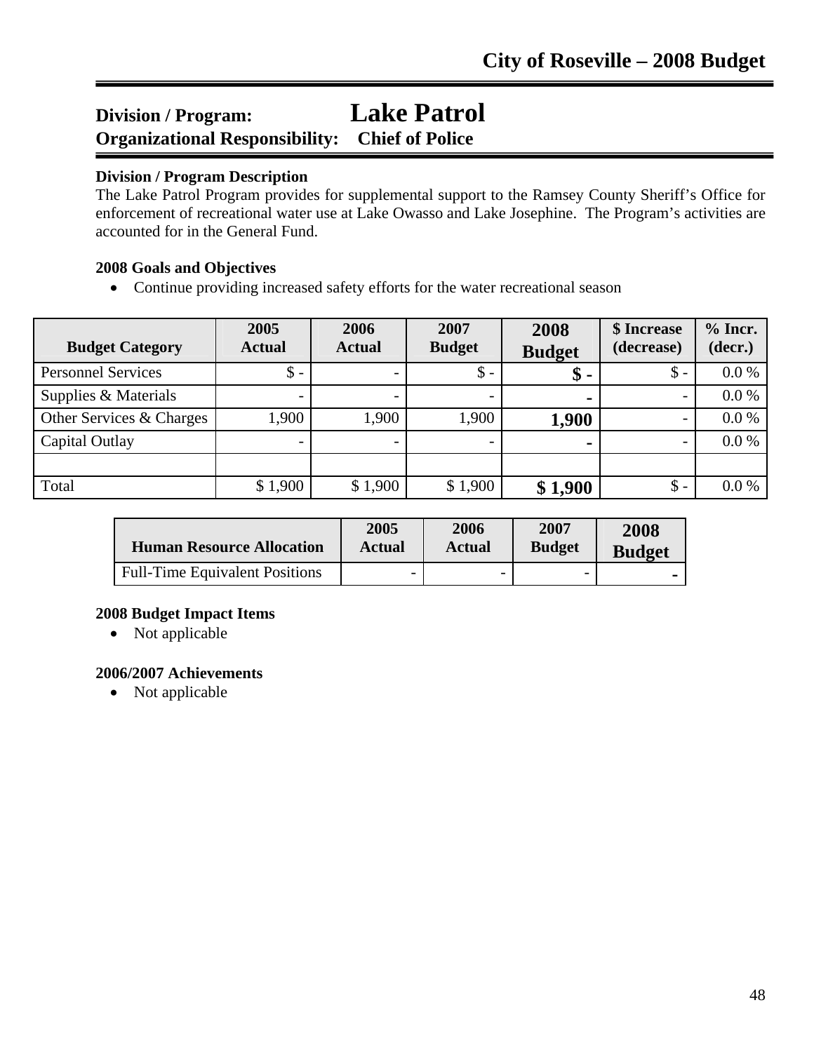## Division / Program: Lake Patrol
## Organizational Responsibility: Chief of Police

**Division / Program Description**

The Lake Patrol Program provides for supplemental support to the Ramsey County Sheriff's Office for enforcement of recreational water use at Lake Owasso and Lake Josephine. The Program's activities are accounted for in the General Fund.

**2008 Goals and Objectives**

- Continue providing increased safety efforts for the water recreational season

| Budget Category | 2005 Actual | 2006 Actual | 2007 Budget | 2008 Budget | $ Increase (decrease) | % Incr. (decr.) |
|---|---|---|---|---|---|---|
| Personnel Services | $ - | - | $ - | **$ -** | $ - | 0.0 % |
| Supplies & Materials | - | - | - | **-** | - | 0.0 % |
| Other Services & Charges | 1,900 | 1,900 | 1,900 | **1,900** | - | 0.0 % |
| Capital Outlay | - | - | - | **-** | - | 0.0 % |
| | | | | | | |
| Total | $ 1,900 | $ 1,900 | $ 1,900 | **$ 1,900** | $ - | 0.0 % |

| Human Resource Allocation | 2005 Actual | 2006 Actual | 2007 Budget | 2008 Budget |
|---|---|---|---|---|
| Full-Time Equivalent Positions | - | - | - | **-** |

**2008 Budget Impact Items**

- Not applicable

**2006/2007 Achievements**

- Not applicable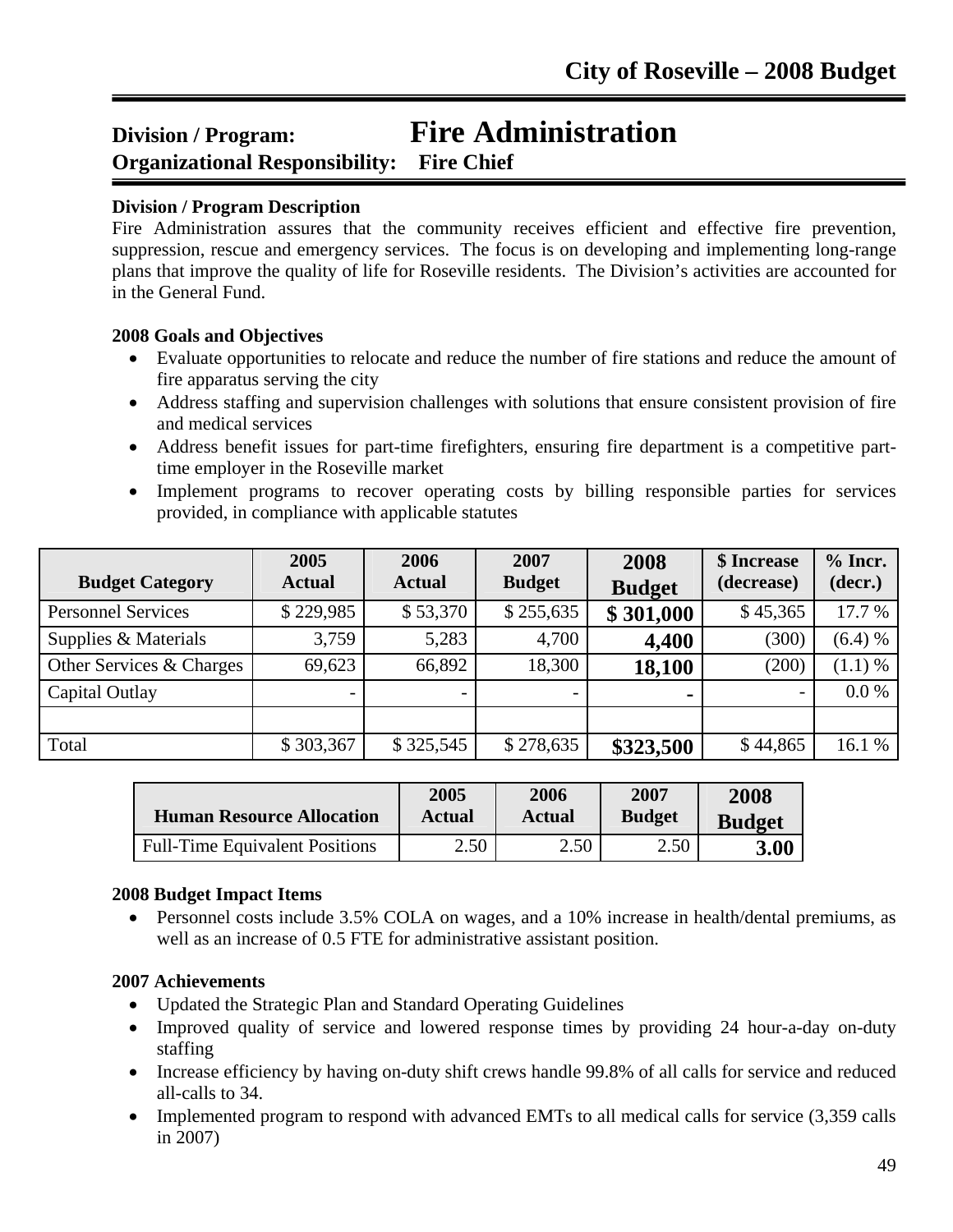# Division / Program: Fire Administration

## Organizational Responsibility: Fire Chief

**Division / Program Description**

Fire Administration assures that the community receives efficient and effective fire prevention, suppression, rescue and emergency services. The focus is on developing and implementing long-range plans that improve the quality of life for Roseville residents. The Division's activities are accounted for in the General Fund.

**2008 Goals and Objectives**

- Evaluate opportunities to relocate and reduce the number of fire stations and reduce the amount of fire apparatus serving the city
- Address staffing and supervision challenges with solutions that ensure consistent provision of fire and medical services
- Address benefit issues for part-time firefighters, ensuring fire department is a competitive part-time employer in the Roseville market
- Implement programs to recover operating costs by billing responsible parties for services provided, in compliance with applicable statutes

| Budget Category | 2005 Actual | 2006 Actual | 2007 Budget | 2008 Budget | $ Increase (decrease) | % Incr. (decr.) |
|---|---|---|---|---|---|---|
| Personnel Services | $ 229,985 | $ 53,370 | $ 255,635 | **$ 301,000** | $ 45,365 | 17.7 % |
| Supplies & Materials | 3,759 | 5,283 | 4,700 | **4,400** | (300) | (6.4) % |
| Other Services & Charges | 69,623 | 66,892 | 18,300 | **18,100** | (200) | (1.1) % |
| Capital Outlay | - | - | - | **-** | - | 0.0 % |
| | | | | | | |
| Total | $ 303,367 | $ 325,545 | $ 278,635 | **$323,500** | $ 44,865 | 16.1 % |

| Human Resource Allocation | 2005 Actual | 2006 Actual | 2007 Budget | 2008 Budget |
|---|---|---|---|---|
| Full-Time Equivalent Positions | 2.50 | 2.50 | 2.50 | **3.00** |

**2008 Budget Impact Items**

- Personnel costs include 3.5% COLA on wages, and a 10% increase in health/dental premiums, as well as an increase of 0.5 FTE for administrative assistant position.

**2007 Achievements**

- Updated the Strategic Plan and Standard Operating Guidelines
- Improved quality of service and lowered response times by providing 24 hour-a-day on-duty staffing
- Increase efficiency by having on-duty shift crews handle 99.8% of all calls for service and reduced all-calls to 34.
- Implemented program to respond with advanced EMTs to all medical calls for service (3,359 calls in 2007)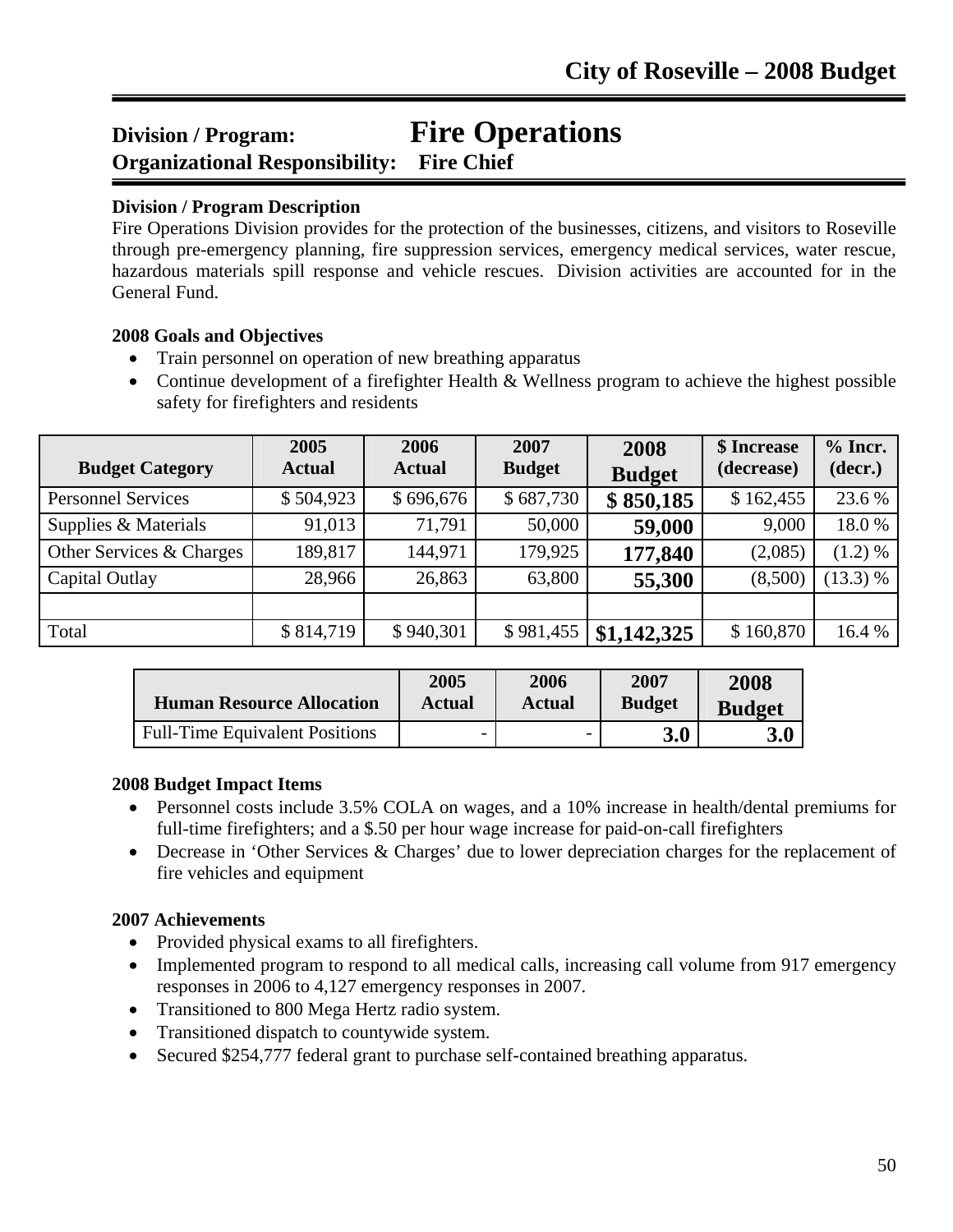# City of Roseville – 2008 Budget

## Division / Program: Fire Operations
## Organizational Responsibility: Fire Chief

**Division / Program Description**

Fire Operations Division provides for the protection of the businesses, citizens, and visitors to Roseville through pre-emergency planning, fire suppression services, emergency medical services, water rescue, hazardous materials spill response and vehicle rescues. Division activities are accounted for in the General Fund.

**2008 Goals and Objectives**

- Train personnel on operation of new breathing apparatus
- Continue development of a firefighter Health & Wellness program to achieve the highest possible safety for firefighters and residents

| Budget Category | 2005 Actual | 2006 Actual | 2007 Budget | 2008 Budget | $ Increase (decrease) | % Incr. (decr.) |
|---|---|---|---|---|---|---|
| Personnel Services | $ 504,923 | $ 696,676 | $ 687,730 | **$ 850,185** | $ 162,455 | 23.6 % |
| Supplies & Materials | 91,013 | 71,791 | 50,000 | **59,000** | 9,000 | 18.0 % |
| Other Services & Charges | 189,817 | 144,971 | 179,925 | **177,840** | (2,085) | (1.2) % |
| Capital Outlay | 28,966 | 26,863 | 63,800 | **55,300** | (8,500) | (13.3) % |
| | | | | | | |
| Total | $ 814,719 | $ 940,301 | $ 981,455 | **$1,142,325** | $ 160,870 | 16.4 % |

| Human Resource Allocation | 2005 Actual | 2006 Actual | 2007 Budget | 2008 Budget |
|---|---|---|---|---|
| Full-Time Equivalent Positions | - | - | **3.0** | **3.0** |

**2008 Budget Impact Items**

- Personnel costs include 3.5% COLA on wages, and a 10% increase in health/dental premiums for full-time firefighters; and a $.50 per hour wage increase for paid-on-call firefighters
- Decrease in 'Other Services & Charges' due to lower depreciation charges for the replacement of fire vehicles and equipment

**2007 Achievements**

- Provided physical exams to all firefighters.
- Implemented program to respond to all medical calls, increasing call volume from 917 emergency responses in 2006 to 4,127 emergency responses in 2007.
- Transitioned to 800 Mega Hertz radio system.
- Transitioned dispatch to countywide system.
- Secured $254,777 federal grant to purchase self-contained breathing apparatus.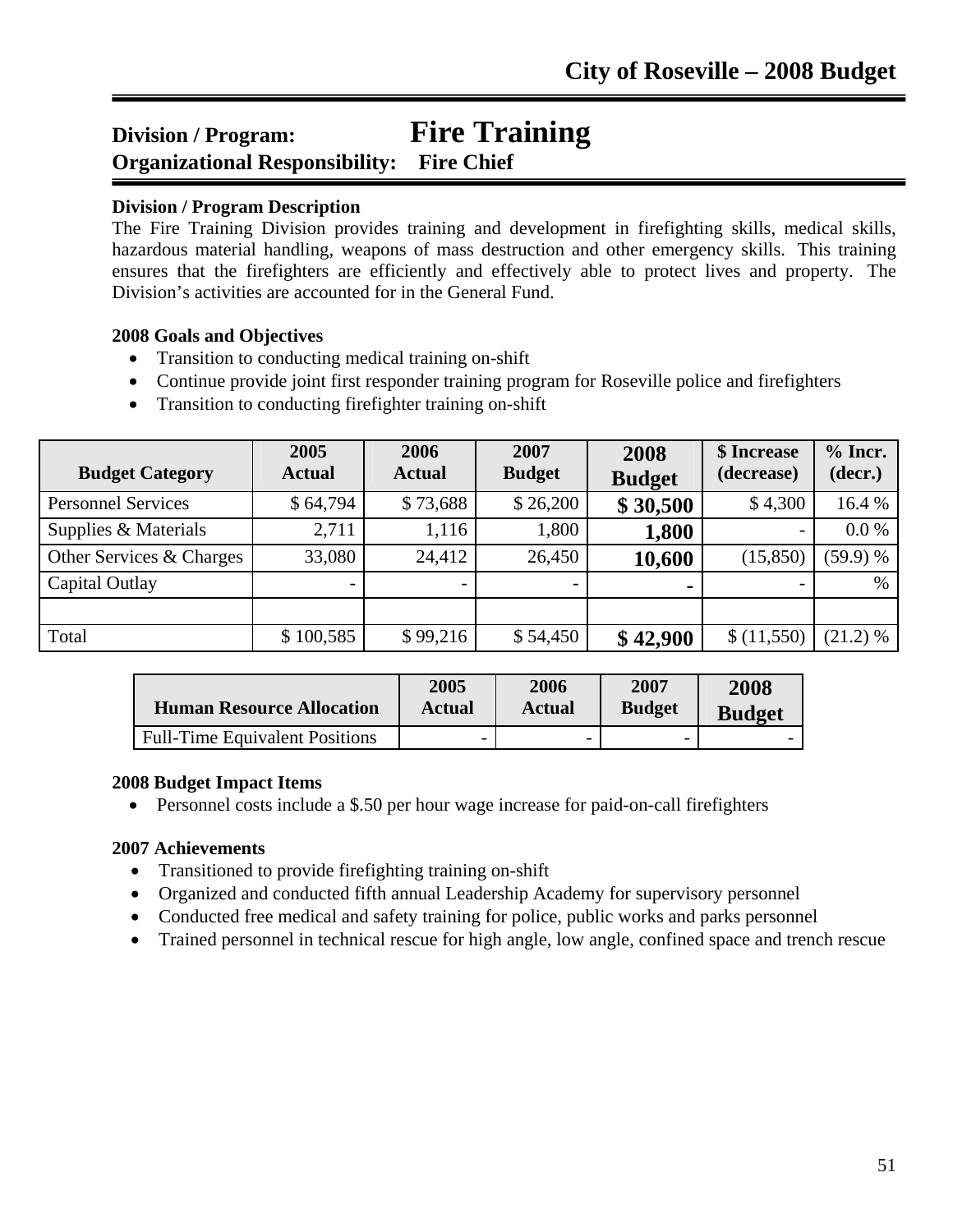## Division / Program: Fire Training
## Organizational Responsibility: Fire Chief

**Division / Program Description**

The Fire Training Division provides training and development in firefighting skills, medical skills, hazardous material handling, weapons of mass destruction and other emergency skills. This training ensures that the firefighters are efficiently and effectively able to protect lives and property. The Division's activities are accounted for in the General Fund.

**2008 Goals and Objectives**

- Transition to conducting medical training on-shift
- Continue provide joint first responder training program for Roseville police and firefighters
- Transition to conducting firefighter training on-shift

| Budget Category | 2005 Actual | 2006 Actual | 2007 Budget | 2008 Budget | $ Increase (decrease) | % Incr. (decr.) |
|---|---|---|---|---|---|---|
| Personnel Services | $ 64,794 | $ 73,688 | $ 26,200 | **$ 30,500** | $ 4,300 | 16.4 % |
| Supplies & Materials | 2,711 | 1,116 | 1,800 | **1,800** | - | 0.0 % |
| Other Services & Charges | 33,080 | 24,412 | 26,450 | **10,600** | (15,850) | (59.9) % |
| Capital Outlay | - | - | - | **-** | - | % |
| | | | | | | |
| Total | $ 100,585 | $ 99,216 | $ 54,450 | **$ 42,900** | $ (11,550) | (21.2) % |

| Human Resource Allocation | 2005 Actual | 2006 Actual | 2007 Budget | 2008 Budget |
|---|---|---|---|---|
| Full-Time Equivalent Positions | - | - | - | - |

**2008 Budget Impact Items**

- Personnel costs include a $.50 per hour wage increase for paid-on-call firefighters

**2007 Achievements**

- Transitioned to provide firefighting training on-shift
- Organized and conducted fifth annual Leadership Academy for supervisory personnel
- Conducted free medical and safety training for police, public works and parks personnel
- Trained personnel in technical rescue for high angle, low angle, confined space and trench rescue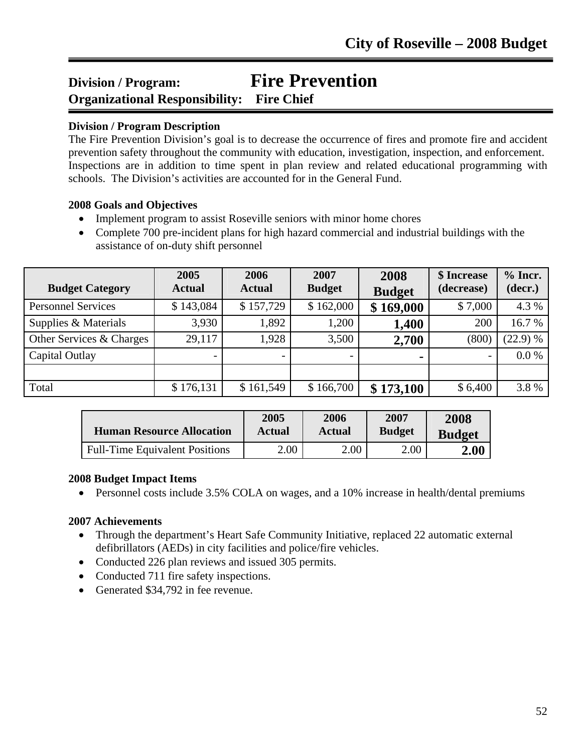## Division / Program: Fire Prevention
## Organizational Responsibility: Fire Chief

**Division / Program Description**

The Fire Prevention Division's goal is to decrease the occurrence of fires and promote fire and accident prevention safety throughout the community with education, investigation, inspection, and enforcement. Inspections are in addition to time spent in plan review and related educational programming with schools. The Division's activities are accounted for in the General Fund.

**2008 Goals and Objectives**

- Implement program to assist Roseville seniors with minor home chores
- Complete 700 pre-incident plans for high hazard commercial and industrial buildings with the assistance of on-duty shift personnel

| Budget Category | 2005 Actual | 2006 Actual | 2007 Budget | 2008 Budget | $ Increase (decrease) | % Incr. (decr.) |
|---|---|---|---|---|---|---|
| Personnel Services | $ 143,084 | $ 157,729 | $ 162,000 | **$ 169,000** | $ 7,000 | 4.3 % |
| Supplies & Materials | 3,930 | 1,892 | 1,200 | **1,400** | 200 | 16.7 % |
| Other Services & Charges | 29,117 | 1,928 | 3,500 | **2,700** | (800) | (22.9) % |
| Capital Outlay | - | - | - | **-** | - | 0.0 % |
| | | | | | | |
| Total | $ 176,131 | $ 161,549 | $ 166,700 | **$ 173,100** | $ 6,400 | 3.8 % |

| Human Resource Allocation | 2005 Actual | 2006 Actual | 2007 Budget | 2008 Budget |
|---|---|---|---|---|
| Full-Time Equivalent Positions | 2.00 | 2.00 | 2.00 | **2.00** |

**2008 Budget Impact Items**

- Personnel costs include 3.5% COLA on wages, and a 10% increase in health/dental premiums

**2007 Achievements**

- Through the department's Heart Safe Community Initiative, replaced 22 automatic external defibrillators (AEDs) in city facilities and police/fire vehicles.
- Conducted 226 plan reviews and issued 305 permits.
- Conducted 711 fire safety inspections.
- Generated $34,792 in fee revenue.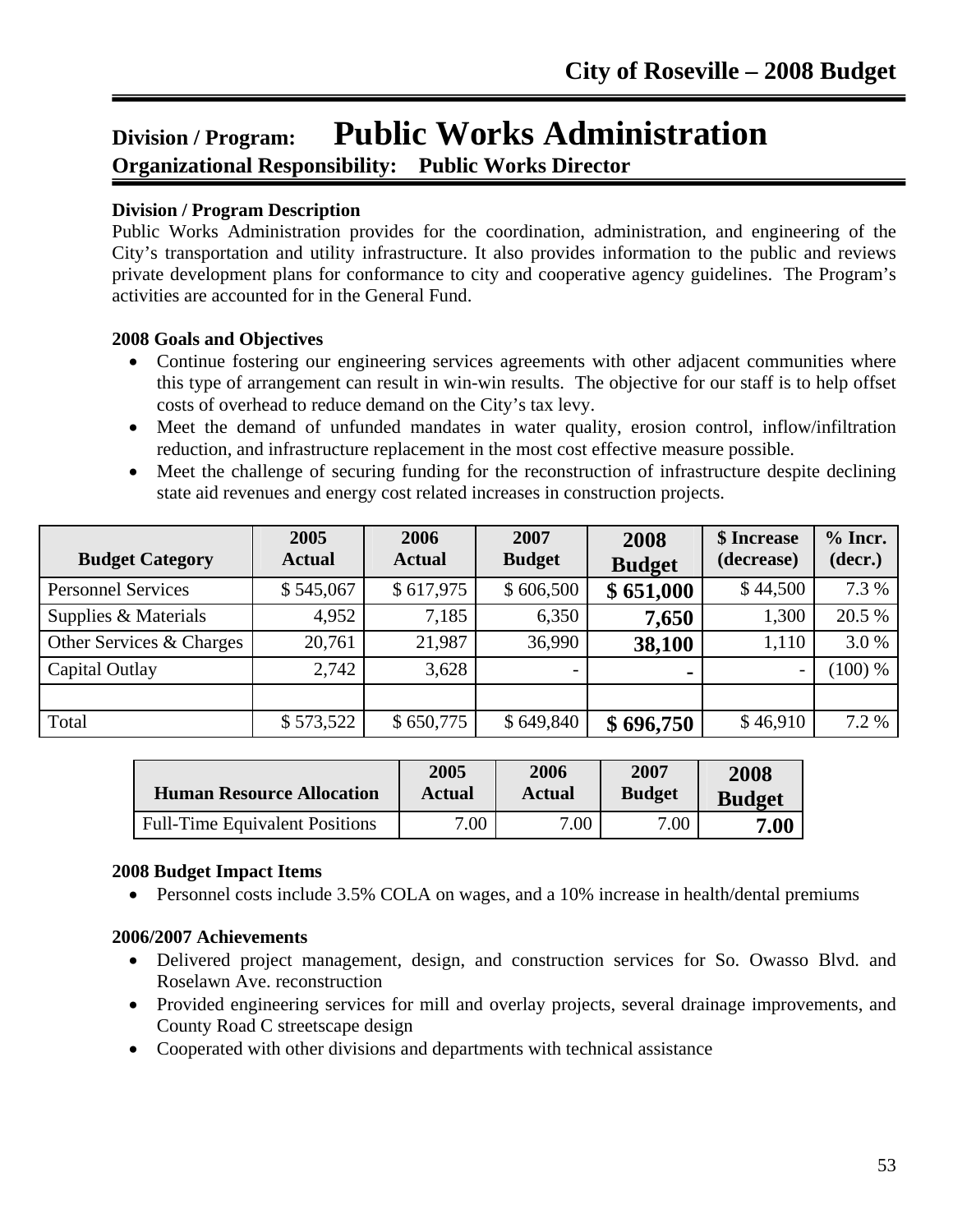# Division / Program: Public Works Administration

## Organizational Responsibility: Public Works Director

**Division / Program Description**

Public Works Administration provides for the coordination, administration, and engineering of the City's transportation and utility infrastructure. It also provides information to the public and reviews private development plans for conformance to city and cooperative agency guidelines. The Program's activities are accounted for in the General Fund.

**2008 Goals and Objectives**

- Continue fostering our engineering services agreements with other adjacent communities where this type of arrangement can result in win-win results. The objective for our staff is to help offset costs of overhead to reduce demand on the City's tax levy.
- Meet the demand of unfunded mandates in water quality, erosion control, inflow/infiltration reduction, and infrastructure replacement in the most cost effective measure possible.
- Meet the challenge of securing funding for the reconstruction of infrastructure despite declining state aid revenues and energy cost related increases in construction projects.

| Budget Category | 2005 Actual | 2006 Actual | 2007 Budget | 2008 Budget | $ Increase (decrease) | % Incr. (decr.) |
|---|---|---|---|---|---|---|
| Personnel Services | $ 545,067 | $ 617,975 | $ 606,500 | **$ 651,000** | $ 44,500 | 7.3 % |
| Supplies & Materials | 4,952 | 7,185 | 6,350 | **7,650** | 1,300 | 20.5 % |
| Other Services & Charges | 20,761 | 21,987 | 36,990 | **38,100** | 1,110 | 3.0 % |
| Capital Outlay | 2,742 | 3,628 | - | **-** | - | (100) % |
| | | | | | | |
| Total | $ 573,522 | $ 650,775 | $ 649,840 | **$ 696,750** | $ 46,910 | 7.2 % |

| Human Resource Allocation | 2005 Actual | 2006 Actual | 2007 Budget | 2008 Budget |
|---|---|---|---|---|
| Full-Time Equivalent Positions | 7.00 | 7.00 | 7.00 | **7.00** |

**2008 Budget Impact Items**

- Personnel costs include 3.5% COLA on wages, and a 10% increase in health/dental premiums

**2006/2007 Achievements**

- Delivered project management, design, and construction services for So. Owasso Blvd. and Roselawn Ave. reconstruction
- Provided engineering services for mill and overlay projects, several drainage improvements, and County Road C streetscape design
- Cooperated with other divisions and departments with technical assistance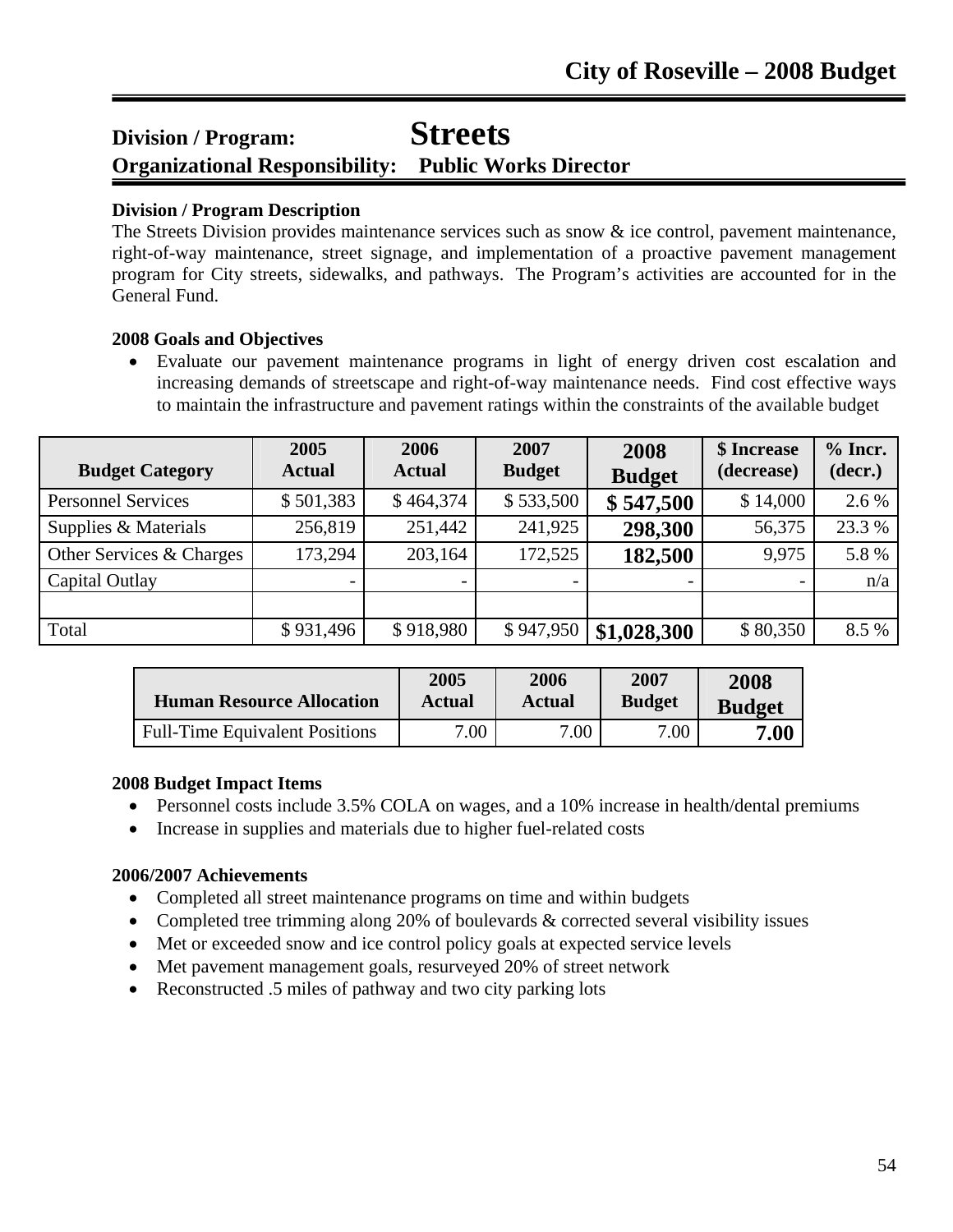## Division / Program: Streets

## Organizational Responsibility: Public Works Director

**Division / Program Description**

The Streets Division provides maintenance services such as snow & ice control, pavement maintenance, right-of-way maintenance, street signage, and implementation of a proactive pavement management program for City streets, sidewalks, and pathways. The Program's activities are accounted for in the General Fund.

**2008 Goals and Objectives**

- Evaluate our pavement maintenance programs in light of energy driven cost escalation and increasing demands of streetscape and right-of-way maintenance needs. Find cost effective ways to maintain the infrastructure and pavement ratings within the constraints of the available budget

| Budget Category | 2005 Actual | 2006 Actual | 2007 Budget | 2008 Budget | $ Increase (decrease) | % Incr. (decr.) |
|---|---|---|---|---|---|---|
| Personnel Services | $ 501,383 | $ 464,374 | $ 533,500 | **$ 547,500** | $ 14,000 | 2.6 % |
| Supplies & Materials | 256,819 | 251,442 | 241,925 | **298,300** | 56,375 | 23.3 % |
| Other Services & Charges | 173,294 | 203,164 | 172,525 | **182,500** | 9,975 | 5.8 % |
| Capital Outlay | - | - | - | - | - | n/a |
| | | | | | | |
| Total | $ 931,496 | $ 918,980 | $ 947,950 | **$1,028,300** | $ 80,350 | 8.5 % |

| Human Resource Allocation | 2005 Actual | 2006 Actual | 2007 Budget | 2008 Budget |
|---|---|---|---|---|
| Full-Time Equivalent Positions | 7.00 | 7.00 | 7.00 | **7.00** |

**2008 Budget Impact Items**

- Personnel costs include 3.5% COLA on wages, and a 10% increase in health/dental premiums
- Increase in supplies and materials due to higher fuel-related costs

**2006/2007 Achievements**

- Completed all street maintenance programs on time and within budgets
- Completed tree trimming along 20% of boulevards & corrected several visibility issues
- Met or exceeded snow and ice control policy goals at expected service levels
- Met pavement management goals, resurveyed 20% of street network
- Reconstructed .5 miles of pathway and two city parking lots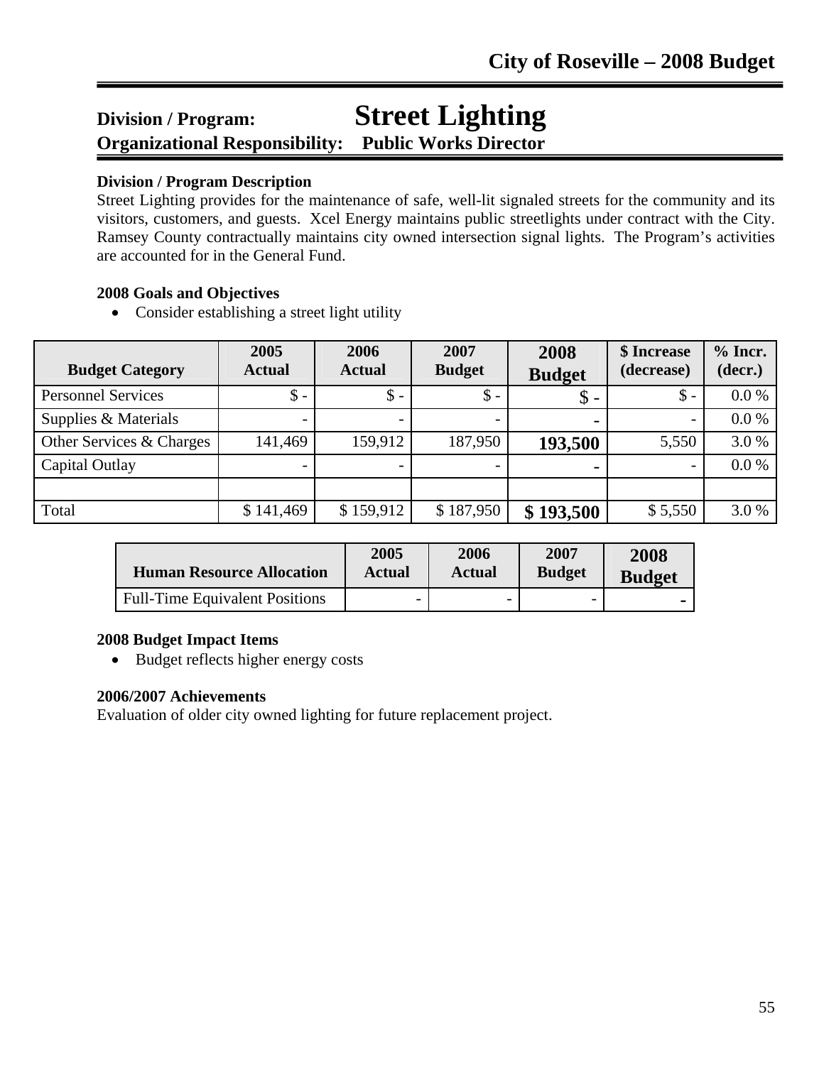# Division / Program: Street Lighting

## Organizational Responsibility: Public Works Director

**Division / Program Description**

Street Lighting provides for the maintenance of safe, well-lit signaled streets for the community and its visitors, customers, and guests. Xcel Energy maintains public streetlights under contract with the City. Ramsey County contractually maintains city owned intersection signal lights. The Program's activities are accounted for in the General Fund.

**2008 Goals and Objectives**

- Consider establishing a street light utility

| Budget Category | 2005 Actual | 2006 Actual | 2007 Budget | 2008 Budget | $ Increase (decrease) | % Incr. (decr.) |
|---|---|---|---|---|---|---|
| Personnel Services | $ - | $ - | $ - | **$ -** | $ - | 0.0 % |
| Supplies & Materials | - | - | - | **-** | - | 0.0 % |
| Other Services & Charges | 141,469 | 159,912 | 187,950 | **193,500** | 5,550 | 3.0 % |
| Capital Outlay | - | - | - | **-** | - | 0.0 % |
| | | | | | | |
| Total | $ 141,469 | $ 159,912 | $ 187,950 | **$ 193,500** | $ 5,550 | 3.0 % |

| Human Resource Allocation | 2005 Actual | 2006 Actual | 2007 Budget | 2008 Budget |
|---|---|---|---|---|
| Full-Time Equivalent Positions | - | - | - | **-** |

**2008 Budget Impact Items**

- Budget reflects higher energy costs

**2006/2007 Achievements**

Evaluation of older city owned lighting for future replacement project.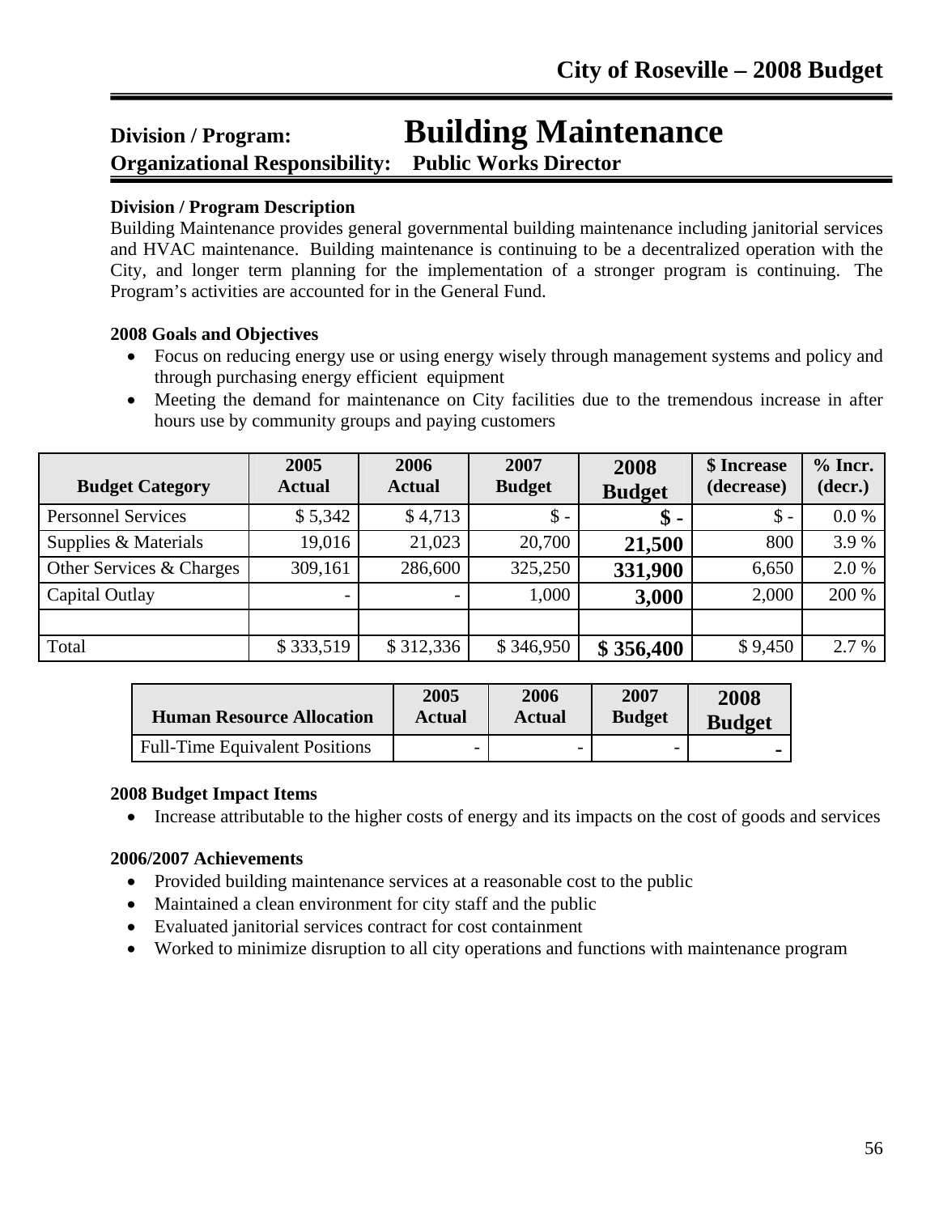## Division / Program: Building Maintenance

**Organizational Responsibility: Public Works Director**

**Division / Program Description**

Building Maintenance provides general governmental building maintenance including janitorial services and HVAC maintenance. Building maintenance is continuing to be a decentralized operation with the City, and longer term planning for the implementation of a stronger program is continuing. The Program's activities are accounted for in the General Fund.

**2008 Goals and Objectives**

- Focus on reducing energy use or using energy wisely through management systems and policy and through purchasing energy efficient equipment
- Meeting the demand for maintenance on City facilities due to the tremendous increase in after hours use by community groups and paying customers

| Budget Category | 2005 Actual | 2006 Actual | 2007 Budget | 2008 Budget | $ Increase (decrease) | % Incr. (decr.) |
|---|---|---|---|---|---|---|
| Personnel Services | $ 5,342 | $ 4,713 | $ - | **$ -** | $ - | 0.0 % |
| Supplies & Materials | 19,016 | 21,023 | 20,700 | **21,500** | 800 | 3.9 % |
| Other Services & Charges | 309,161 | 286,600 | 325,250 | **331,900** | 6,650 | 2.0 % |
| Capital Outlay | - | - | 1,000 | **3,000** | 2,000 | 200 % |
| | | | | | | |
| Total | $ 333,519 | $ 312,336 | $ 346,950 | **$ 356,400** | $ 9,450 | 2.7 % |

| Human Resource Allocation | 2005 Actual | 2006 Actual | 2007 Budget | 2008 Budget |
|---|---|---|---|---|
| Full-Time Equivalent Positions | - | - | - | **-** |

**2008 Budget Impact Items**

- Increase attributable to the higher costs of energy and its impacts on the cost of goods and services

**2006/2007 Achievements**

- Provided building maintenance services at a reasonable cost to the public
- Maintained a clean environment for city staff and the public
- Evaluated janitorial services contract for cost containment
- Worked to minimize disruption to all city operations and functions with maintenance program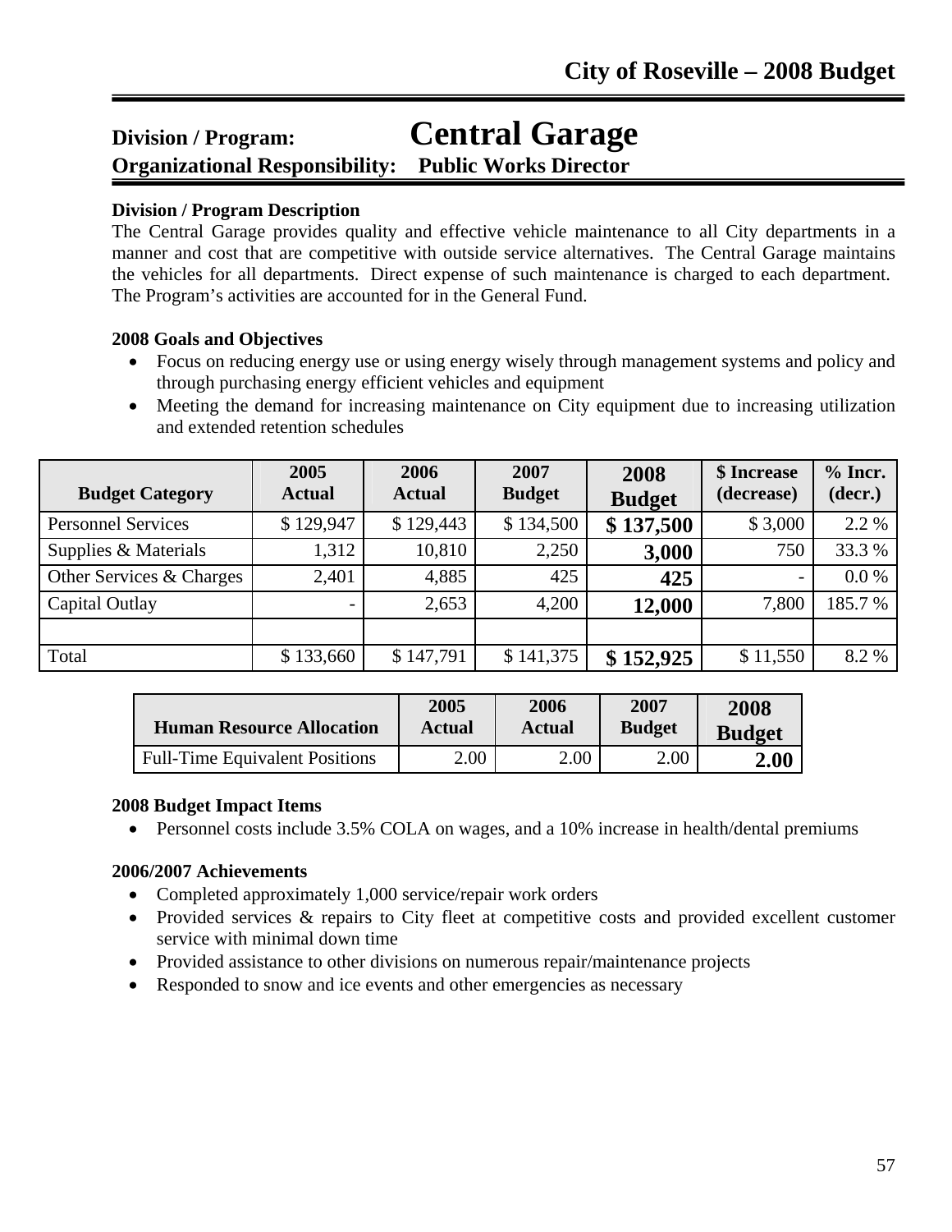## Division / Program: Central Garage

**Organizational Responsibility: Public Works Director**

**Division / Program Description**

The Central Garage provides quality and effective vehicle maintenance to all City departments in a manner and cost that are competitive with outside service alternatives. The Central Garage maintains the vehicles for all departments. Direct expense of such maintenance is charged to each department. The Program's activities are accounted for in the General Fund.

**2008 Goals and Objectives**

- Focus on reducing energy use or using energy wisely through management systems and policy and through purchasing energy efficient vehicles and equipment
- Meeting the demand for increasing maintenance on City equipment due to increasing utilization and extended retention schedules

| Budget Category | 2005 Actual | 2006 Actual | 2007 Budget | 2008 Budget | $ Increase (decrease) | % Incr. (decr.) |
|---|---|---|---|---|---|---|
| Personnel Services | $ 129,947 | $ 129,443 | $ 134,500 | **$ 137,500** | $ 3,000 | 2.2 % |
| Supplies & Materials | 1,312 | 10,810 | 2,250 | **3,000** | 750 | 33.3 % |
| Other Services & Charges | 2,401 | 4,885 | 425 | **425** | - | 0.0 % |
| Capital Outlay | - | 2,653 | 4,200 | **12,000** | 7,800 | 185.7 % |
| | | | | | | |
| Total | $ 133,660 | $ 147,791 | $ 141,375 | **$ 152,925** | $ 11,550 | 8.2 % |

| Human Resource Allocation | 2005 Actual | 2006 Actual | 2007 Budget | 2008 Budget |
|---|---|---|---|---|
| Full-Time Equivalent Positions | 2.00 | 2.00 | 2.00 | **2.00** |

**2008 Budget Impact Items**

- Personnel costs include 3.5% COLA on wages, and a 10% increase in health/dental premiums

**2006/2007 Achievements**

- Completed approximately 1,000 service/repair work orders
- Provided services & repairs to City fleet at competitive costs and provided excellent customer service with minimal down time
- Provided assistance to other divisions on numerous repair/maintenance projects
- Responded to snow and ice events and other emergencies as necessary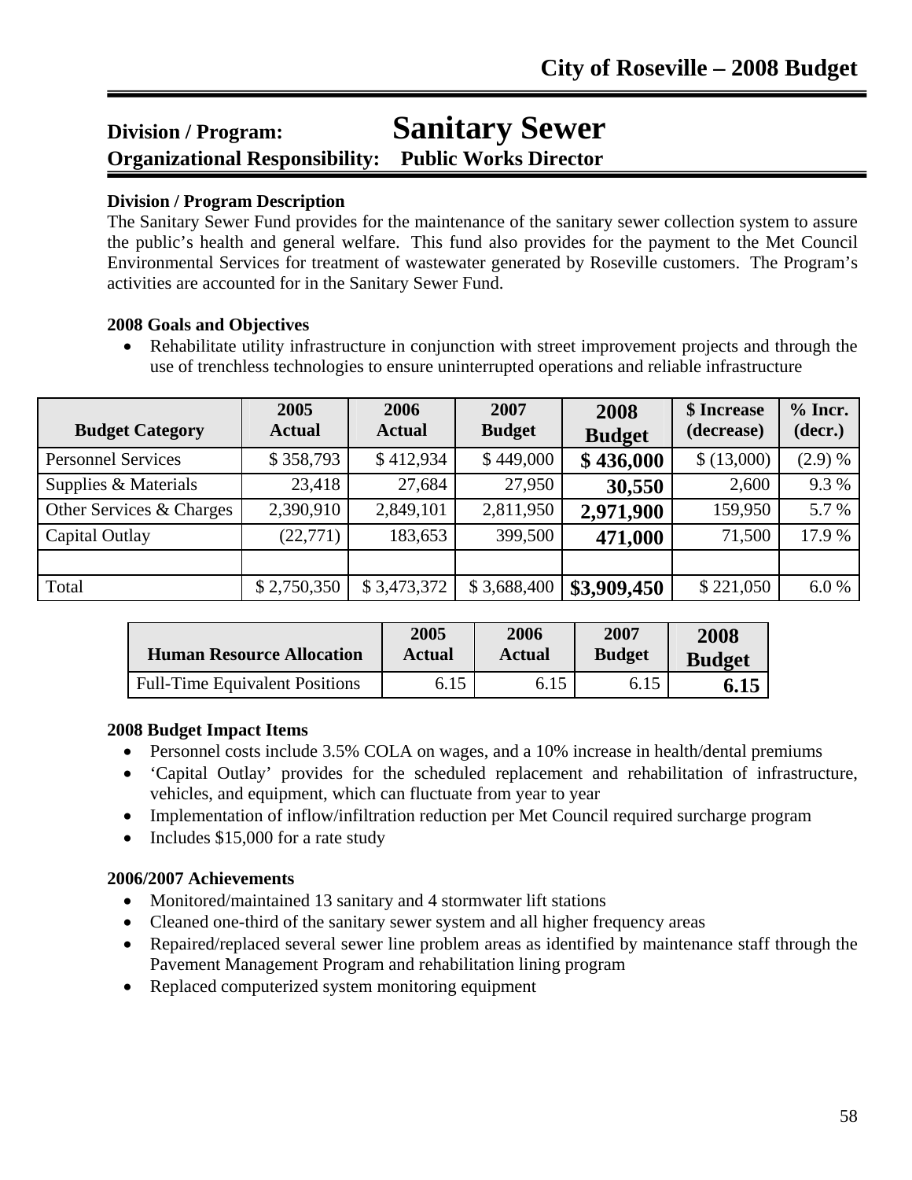# City of Roseville – 2008 Budget

## Division / Program: Sanitary Sewer
**Organizational Responsibility: Public Works Director**

**Division / Program Description**

The Sanitary Sewer Fund provides for the maintenance of the sanitary sewer collection system to assure the public's health and general welfare. This fund also provides for the payment to the Met Council Environmental Services for treatment of wastewater generated by Roseville customers. The Program's activities are accounted for in the Sanitary Sewer Fund.

**2008 Goals and Objectives**

- Rehabilitate utility infrastructure in conjunction with street improvement projects and through the use of trenchless technologies to ensure uninterrupted operations and reliable infrastructure

| Budget Category | 2005 Actual | 2006 Actual | 2007 Budget | 2008 Budget | $ Increase (decrease) | % Incr. (decr.) |
|---|---|---|---|---|---|---|
| Personnel Services | $ 358,793 | $ 412,934 | $ 449,000 | **$ 436,000** | $ (13,000) | (2.9) % |
| Supplies & Materials | 23,418 | 27,684 | 27,950 | **30,550** | 2,600 | 9.3 % |
| Other Services & Charges | 2,390,910 | 2,849,101 | 2,811,950 | **2,971,900** | 159,950 | 5.7 % |
| Capital Outlay | (22,771) | 183,653 | 399,500 | **471,000** | 71,500 | 17.9 % |
| | | | | | | |
| Total | $ 2,750,350 | $ 3,473,372 | $ 3,688,400 | **$3,909,450** | $ 221,050 | 6.0 % |

| Human Resource Allocation | 2005 Actual | 2006 Actual | 2007 Budget | 2008 Budget |
|---|---|---|---|---|
| Full-Time Equivalent Positions | 6.15 | 6.15 | 6.15 | **6.15** |

**2008 Budget Impact Items**

- Personnel costs include 3.5% COLA on wages, and a 10% increase in health/dental premiums
- 'Capital Outlay' provides for the scheduled replacement and rehabilitation of infrastructure, vehicles, and equipment, which can fluctuate from year to year
- Implementation of inflow/infiltration reduction per Met Council required surcharge program
- Includes $15,000 for a rate study

**2006/2007 Achievements**

- Monitored/maintained 13 sanitary and 4 stormwater lift stations
- Cleaned one-third of the sanitary sewer system and all higher frequency areas
- Repaired/replaced several sewer line problem areas as identified by maintenance staff through the Pavement Management Program and rehabilitation lining program
- Replaced computerized system monitoring equipment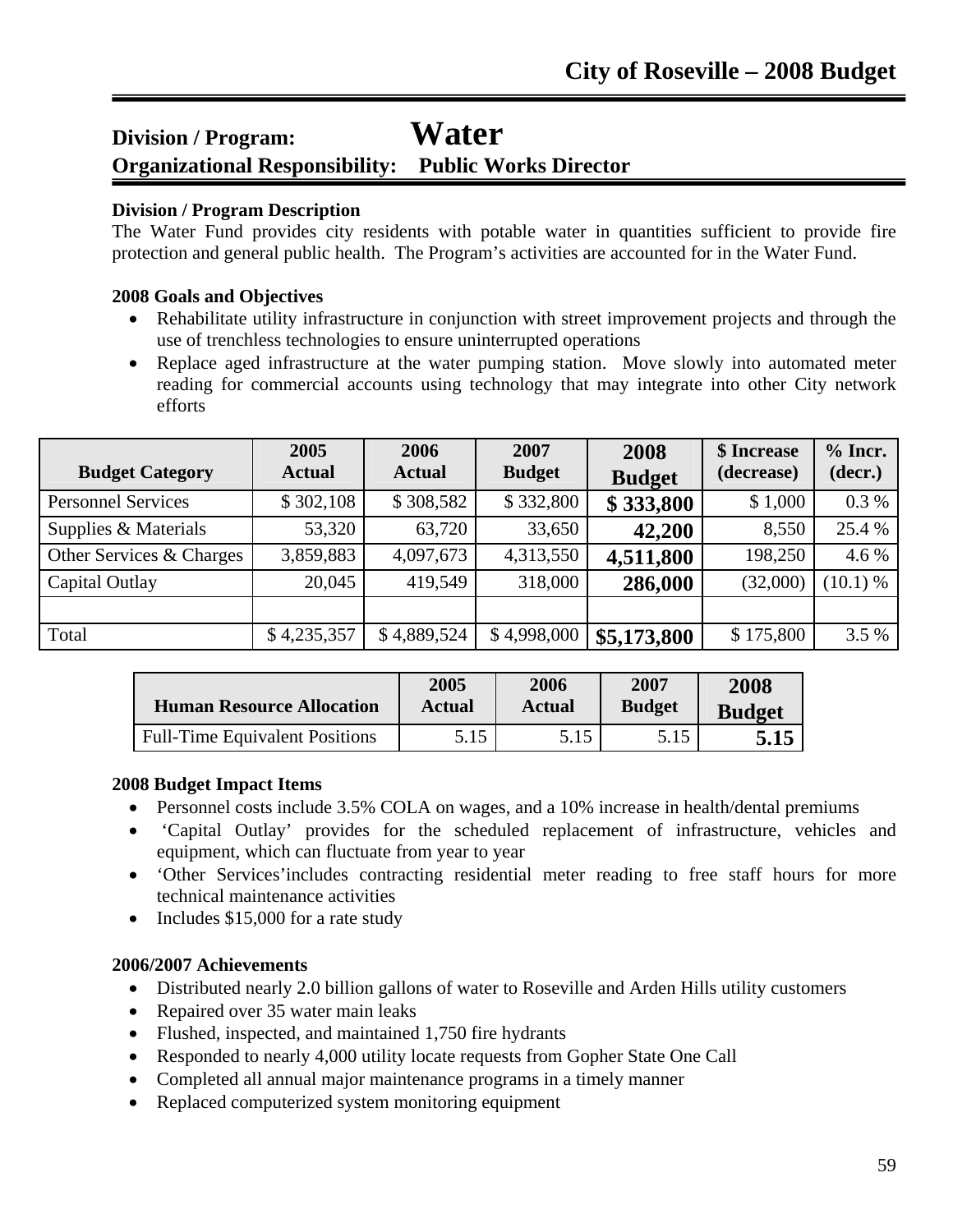# Division / Program: Water

## Organizational Responsibility: Public Works Director

**Division / Program Description**

The Water Fund provides city residents with potable water in quantities sufficient to provide fire protection and general public health. The Program's activities are accounted for in the Water Fund.

**2008 Goals and Objectives**

- Rehabilitate utility infrastructure in conjunction with street improvement projects and through the use of trenchless technologies to ensure uninterrupted operations
- Replace aged infrastructure at the water pumping station. Move slowly into automated meter reading for commercial accounts using technology that may integrate into other City network efforts

| Budget Category | 2005 Actual | 2006 Actual | 2007 Budget | 2008 Budget | $ Increase (decrease) | % Incr. (decr.) |
|---|---|---|---|---|---|---|
| Personnel Services | $ 302,108 | $ 308,582 | $ 332,800 | **$ 333,800** | $ 1,000 | 0.3 % |
| Supplies & Materials | 53,320 | 63,720 | 33,650 | **42,200** | 8,550 | 25.4 % |
| Other Services & Charges | 3,859,883 | 4,097,673 | 4,313,550 | **4,511,800** | 198,250 | 4.6 % |
| Capital Outlay | 20,045 | 419,549 | 318,000 | **286,000** | (32,000) | (10.1) % |
| | | | | | | |
| Total | $ 4,235,357 | $ 4,889,524 | $ 4,998,000 | **$5,173,800** | $ 175,800 | 3.5 % |

| Human Resource Allocation | 2005 Actual | 2006 Actual | 2007 Budget | 2008 Budget |
|---|---|---|---|---|
| Full-Time Equivalent Positions | 5.15 | 5.15 | 5.15 | **5.15** |

**2008 Budget Impact Items**

- Personnel costs include 3.5% COLA on wages, and a 10% increase in health/dental premiums
- 'Capital Outlay' provides for the scheduled replacement of infrastructure, vehicles and equipment, which can fluctuate from year to year
- 'Other Services'includes contracting residential meter reading to free staff hours for more technical maintenance activities
- Includes $15,000 for a rate study

**2006/2007 Achievements**

- Distributed nearly 2.0 billion gallons of water to Roseville and Arden Hills utility customers
- Repaired over 35 water main leaks
- Flushed, inspected, and maintained 1,750 fire hydrants
- Responded to nearly 4,000 utility locate requests from Gopher State One Call
- Completed all annual major maintenance programs in a timely manner
- Replaced computerized system monitoring equipment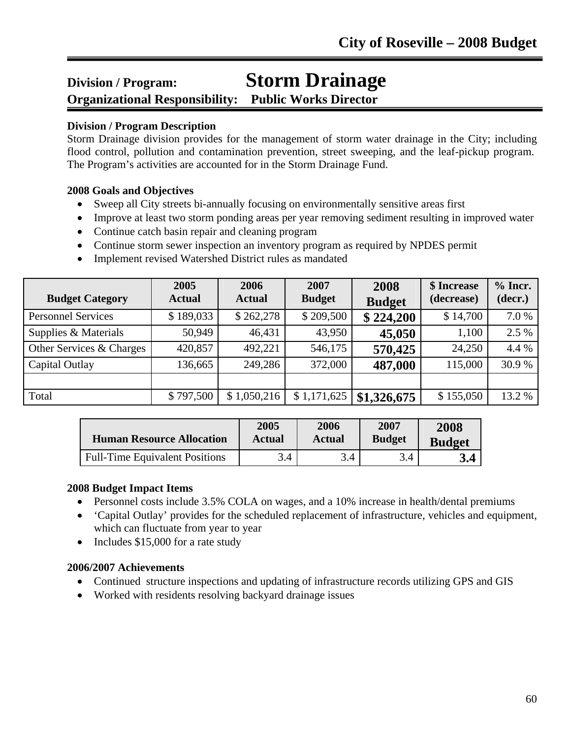# Division / Program: Storm Drainage

## Organizational Responsibility: Public Works Director

**Division / Program Description**

Storm Drainage division provides for the management of storm water drainage in the City; including flood control, pollution and contamination prevention, street sweeping, and the leaf-pickup program. The Program's activities are accounted for in the Storm Drainage Fund.

**2008 Goals and Objectives**

- Sweep all City streets bi-annually focusing on environmentally sensitive areas first
- Improve at least two storm ponding areas per year removing sediment resulting in improved water
- Continue catch basin repair and cleaning program
- Continue storm sewer inspection an inventory program as required by NPDES permit
- Implement revised Watershed District rules as mandated

| Budget Category | 2005 Actual | 2006 Actual | 2007 Budget | 2008 Budget | $ Increase (decrease) | % Incr. (decr.) |
|---|---|---|---|---|---|---|
| Personnel Services | $ 189,033 | $ 262,278 | $ 209,500 | **$ 224,200** | $ 14,700 | 7.0 % |
| Supplies & Materials | 50,949 | 46,431 | 43,950 | **45,050** | 1,100 | 2.5 % |
| Other Services & Charges | 420,857 | 492,221 | 546,175 | **570,425** | 24,250 | 4.4 % |
| Capital Outlay | 136,665 | 249,286 | 372,000 | **487,000** | 115,000 | 30.9 % |
| | | | | | | |
| Total | $ 797,500 | $ 1,050,216 | $ 1,171,625 | **$1,326,675** | $ 155,050 | 13.2 % |

| Human Resource Allocation | 2005 Actual | 2006 Actual | 2007 Budget | 2008 Budget |
|---|---|---|---|---|
| Full-Time Equivalent Positions | 3.4 | 3.4 | 3.4 | **3.4** |

**2008 Budget Impact Items**

- Personnel costs include 3.5% COLA on wages, and a 10% increase in health/dental premiums
- 'Capital Outlay' provides for the scheduled replacement of infrastructure, vehicles and equipment, which can fluctuate from year to year
- Includes $15,000 for a rate study

**2006/2007 Achievements**

- Continued structure inspections and updating of infrastructure records utilizing GPS and GIS
- Worked with residents resolving backyard drainage issues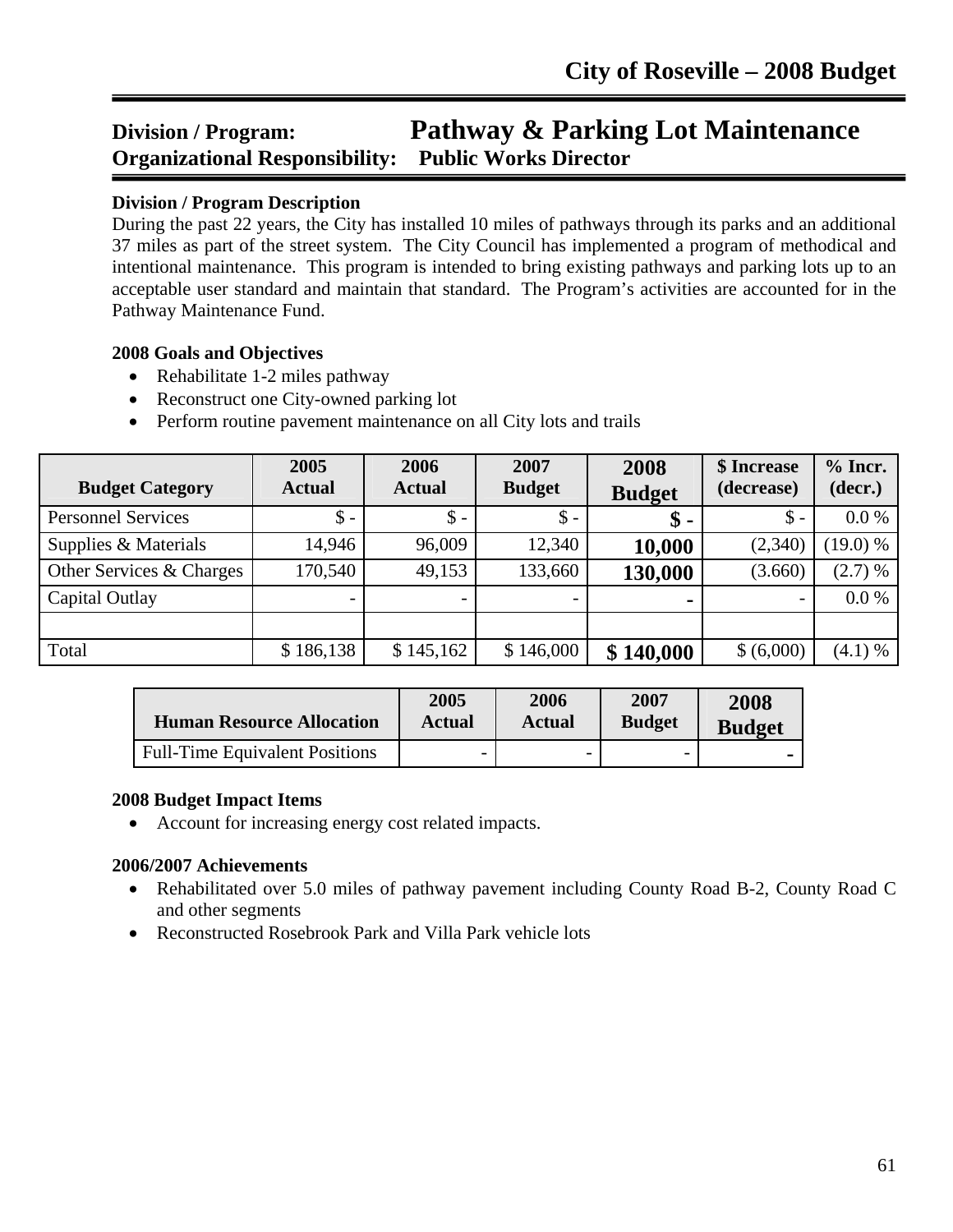## Division / Program: Pathway & Parking Lot Maintenance
## Organizational Responsibility: Public Works Director

**Division / Program Description**

During the past 22 years, the City has installed 10 miles of pathways through its parks and an additional 37 miles as part of the street system. The City Council has implemented a program of methodical and intentional maintenance. This program is intended to bring existing pathways and parking lots up to an acceptable user standard and maintain that standard. The Program's activities are accounted for in the Pathway Maintenance Fund.

**2008 Goals and Objectives**

- Rehabilitate 1-2 miles pathway
- Reconstruct one City-owned parking lot
- Perform routine pavement maintenance on all City lots and trails

| Budget Category | 2005 Actual | 2006 Actual | 2007 Budget | 2008 Budget | $ Increase (decrease) | % Incr. (decr.) |
|---|---|---|---|---|---|---|
| Personnel Services | $ - | $ - | $ - | **$ -** | $ - | 0.0 % |
| Supplies & Materials | 14,946 | 96,009 | 12,340 | **10,000** | (2,340) | (19.0) % |
| Other Services & Charges | 170,540 | 49,153 | 133,660 | **130,000** | (3.660) | (2.7) % |
| Capital Outlay | - | - | - | **-** | - | 0.0 % |
| | | | | | | |
| Total | $ 186,138 | $ 145,162 | $ 146,000 | **$ 140,000** | $ (6,000) | (4.1) % |

| Human Resource Allocation | 2005 Actual | 2006 Actual | 2007 Budget | 2008 Budget |
|---|---|---|---|---|
| Full-Time Equivalent Positions | - | - | - | **-** |

**2008 Budget Impact Items**

- Account for increasing energy cost related impacts.

**2006/2007 Achievements**

- Rehabilitated over 5.0 miles of pathway pavement including County Road B-2, County Road C and other segments
- Reconstructed Rosebrook Park and Villa Park vehicle lots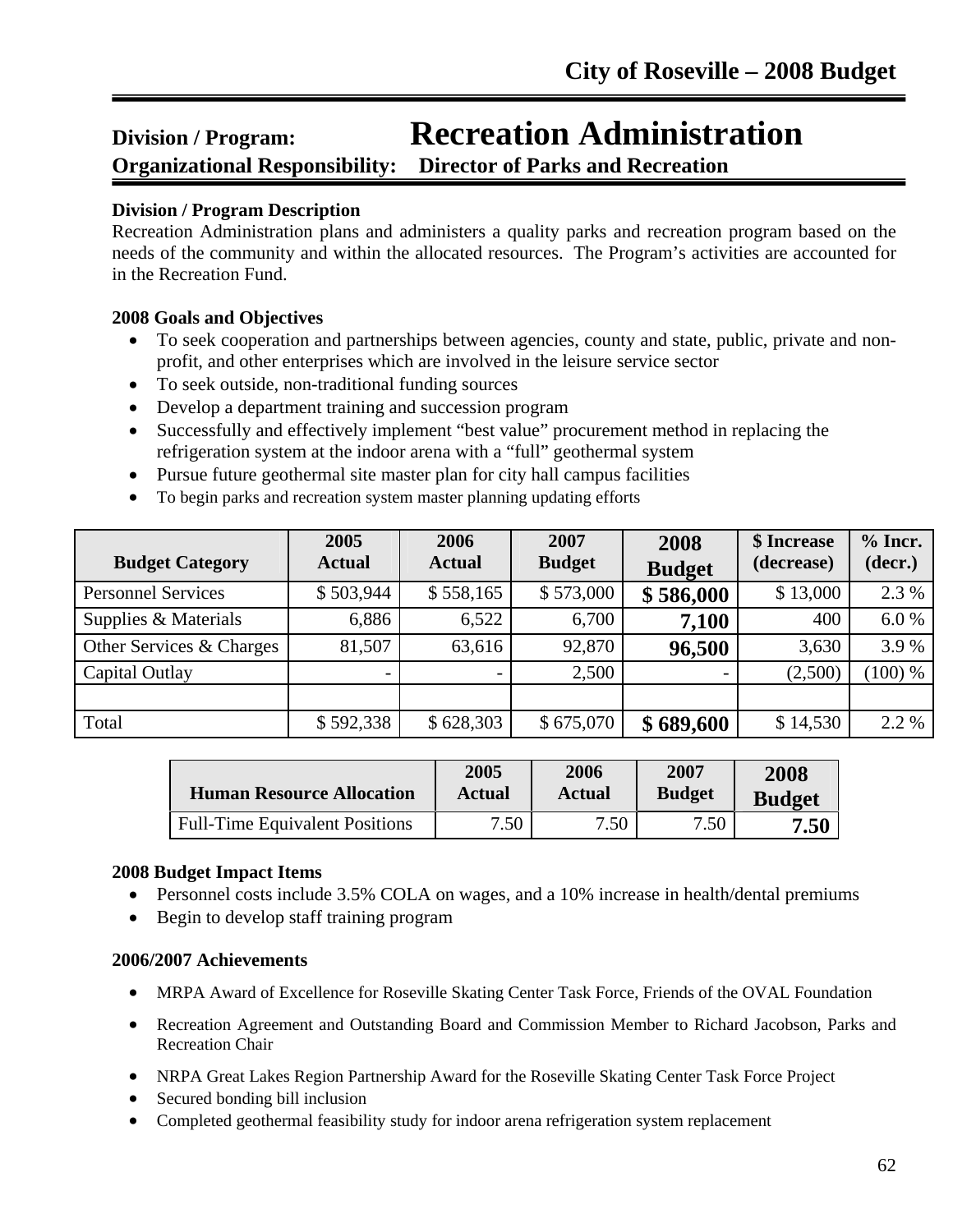# Division / Program: Recreation Administration

## Organizational Responsibility: Director of Parks and Recreation

**Division / Program Description**

Recreation Administration plans and administers a quality parks and recreation program based on the needs of the community and within the allocated resources. The Program's activities are accounted for in the Recreation Fund.

**2008 Goals and Objectives**

- To seek cooperation and partnerships between agencies, county and state, public, private and non-profit, and other enterprises which are involved in the leisure service sector
- To seek outside, non-traditional funding sources
- Develop a department training and succession program
- Successfully and effectively implement "best value" procurement method in replacing the refrigeration system at the indoor arena with a "full" geothermal system
- Pursue future geothermal site master plan for city hall campus facilities
- To begin parks and recreation system master planning updating efforts

| Budget Category | 2005 Actual | 2006 Actual | 2007 Budget | 2008 Budget | $ Increase (decrease) | % Incr. (decr.) |
|---|---|---|---|---|---|---|
| Personnel Services | $ 503,944 | $ 558,165 | $ 573,000 | **$ 586,000** | $ 13,000 | 2.3 % |
| Supplies & Materials | 6,886 | 6,522 | 6,700 | **7,100** | 400 | 6.0 % |
| Other Services & Charges | 81,507 | 63,616 | 92,870 | **96,500** | 3,630 | 3.9 % |
| Capital Outlay | - | - | 2,500 | - | (2,500) | (100) % |
| | | | | | | |
| Total | $ 592,338 | $ 628,303 | $ 675,070 | **$ 689,600** | $ 14,530 | 2.2 % |

| Human Resource Allocation | 2005 Actual | 2006 Actual | 2007 Budget | 2008 Budget |
|---|---|---|---|---|
| Full-Time Equivalent Positions | 7.50 | 7.50 | 7.50 | **7.50** |

**2008 Budget Impact Items**

- Personnel costs include 3.5% COLA on wages, and a 10% increase in health/dental premiums
- Begin to develop staff training program

**2006/2007 Achievements**

- MRPA Award of Excellence for Roseville Skating Center Task Force, Friends of the OVAL Foundation
- Recreation Agreement and Outstanding Board and Commission Member to Richard Jacobson, Parks and Recreation Chair
- NRPA Great Lakes Region Partnership Award for the Roseville Skating Center Task Force Project
- Secured bonding bill inclusion
- Completed geothermal feasibility study for indoor arena refrigeration system replacement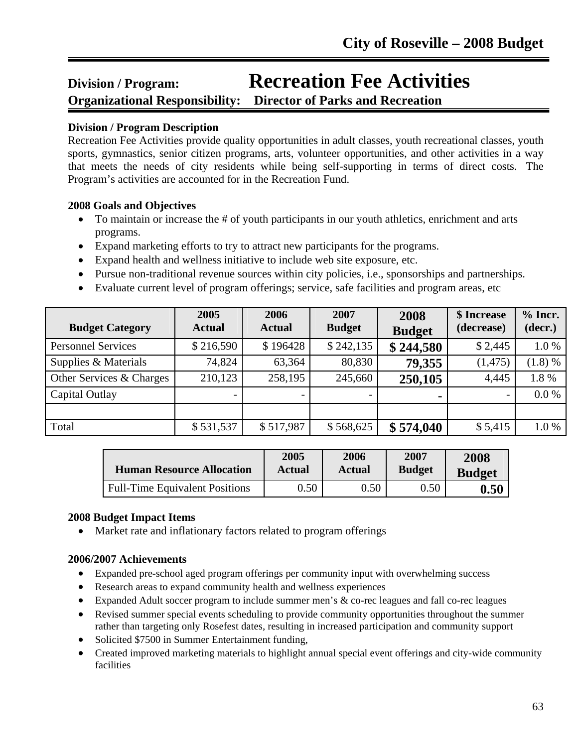## Division / Program: Recreation Fee Activities

**Organizational Responsibility: Director of Parks and Recreation**

**Division / Program Description**

Recreation Fee Activities provide quality opportunities in adult classes, youth recreational classes, youth sports, gymnastics, senior citizen programs, arts, volunteer opportunities, and other activities in a way that meets the needs of city residents while being self-supporting in terms of direct costs. The Program's activities are accounted for in the Recreation Fund.

**2008 Goals and Objectives**

- To maintain or increase the # of youth participants in our youth athletics, enrichment and arts programs.
- Expand marketing efforts to try to attract new participants for the programs.
- Expand health and wellness initiative to include web site exposure, etc.
- Pursue non-traditional revenue sources within city policies, i.e., sponsorships and partnerships.
- Evaluate current level of program offerings; service, safe facilities and program areas, etc

| Budget Category | 2005 Actual | 2006 Actual | 2007 Budget | 2008 Budget | $ Increase (decrease) | % Incr. (decr.) |
|---|---|---|---|---|---|---|
| Personnel Services | $ 216,590 | $ 196428 | $ 242,135 | **$ 244,580** | $ 2,445 | 1.0 % |
| Supplies & Materials | 74,824 | 63,364 | 80,830 | **79,355** | (1,475) | (1.8) % |
| Other Services & Charges | 210,123 | 258,195 | 245,660 | **250,105** | 4,445 | 1.8 % |
| Capital Outlay | - | - | - | **-** | - | 0.0 % |
| | | | | | | |
| Total | $ 531,537 | $ 517,987 | $ 568,625 | **$ 574,040** | $ 5,415 | 1.0 % |

| Human Resource Allocation | 2005 Actual | 2006 Actual | 2007 Budget | 2008 Budget |
|---|---|---|---|---|
| Full-Time Equivalent Positions | 0.50 | 0.50 | 0.50 | **0.50** |

**2008 Budget Impact Items**

- Market rate and inflationary factors related to program offerings

**2006/2007 Achievements**

- Expanded pre-school aged program offerings per community input with overwhelming success
- Research areas to expand community health and wellness experiences
- Expanded Adult soccer program to include summer men's & co-rec leagues and fall co-rec leagues
- Revised summer special events scheduling to provide community opportunities throughout the summer rather than targeting only Rosefest dates, resulting in increased participation and community support
- Solicited $7500 in Summer Entertainment funding,
- Created improved marketing materials to highlight annual special event offerings and city-wide community facilities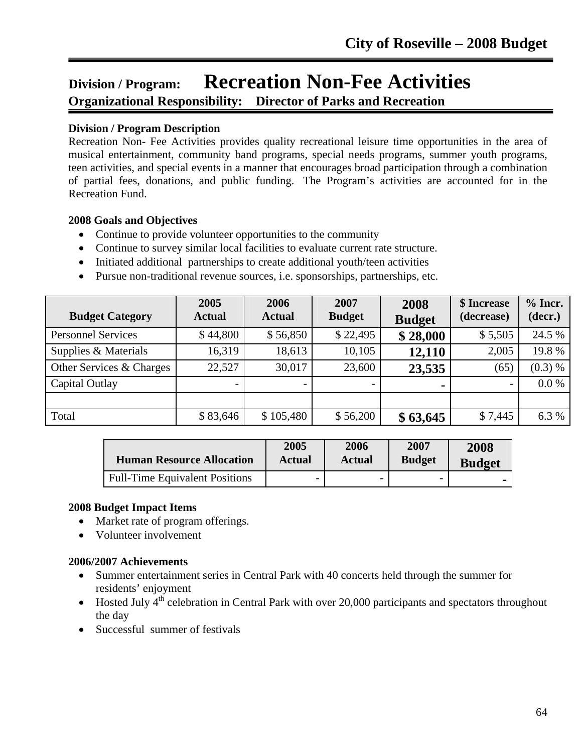# Division / Program: Recreation Non-Fee Activities

## Organizational Responsibility: Director of Parks and Recreation

**Division / Program Description**

Recreation Non- Fee Activities provides quality recreational leisure time opportunities in the area of musical entertainment, community band programs, special needs programs, summer youth programs, teen activities, and special events in a manner that encourages broad participation through a combination of partial fees, donations, and public funding. The Program's activities are accounted for in the Recreation Fund.

**2008 Goals and Objectives**

- Continue to provide volunteer opportunities to the community
- Continue to survey similar local facilities to evaluate current rate structure.
- Initiated additional partnerships to create additional youth/teen activities
- Pursue non-traditional revenue sources, i.e. sponsorships, partnerships, etc.

| Budget Category | 2005 Actual | 2006 Actual | 2007 Budget | 2008 Budget | $ Increase (decrease) | % Incr. (decr.) |
|---|---|---|---|---|---|---|
| Personnel Services | $ 44,800 | $ 56,850 | $ 22,495 | **$ 28,000** | $ 5,505 | 24.5 % |
| Supplies & Materials | 16,319 | 18,613 | 10,105 | **12,110** | 2,005 | 19.8 % |
| Other Services & Charges | 22,527 | 30,017 | 23,600 | **23,535** | (65) | (0.3) % |
| Capital Outlay | - | - | - | **-** | - | 0.0 % |
| | | | | | | |
| Total | $ 83,646 | $ 105,480 | $ 56,200 | **$ 63,645** | $ 7,445 | 6.3 % |

| Human Resource Allocation | 2005 Actual | 2006 Actual | 2007 Budget | 2008 Budget |
|---|---|---|---|---|
| Full-Time Equivalent Positions | - | - | - | **-** |

**2008 Budget Impact Items**

- Market rate of program offerings.
- Volunteer involvement

**2006/2007 Achievements**

- Summer entertainment series in Central Park with 40 concerts held through the summer for residents' enjoyment
- Hosted July 4th celebration in Central Park with over 20,000 participants and spectators throughout the day
- Successful summer of festivals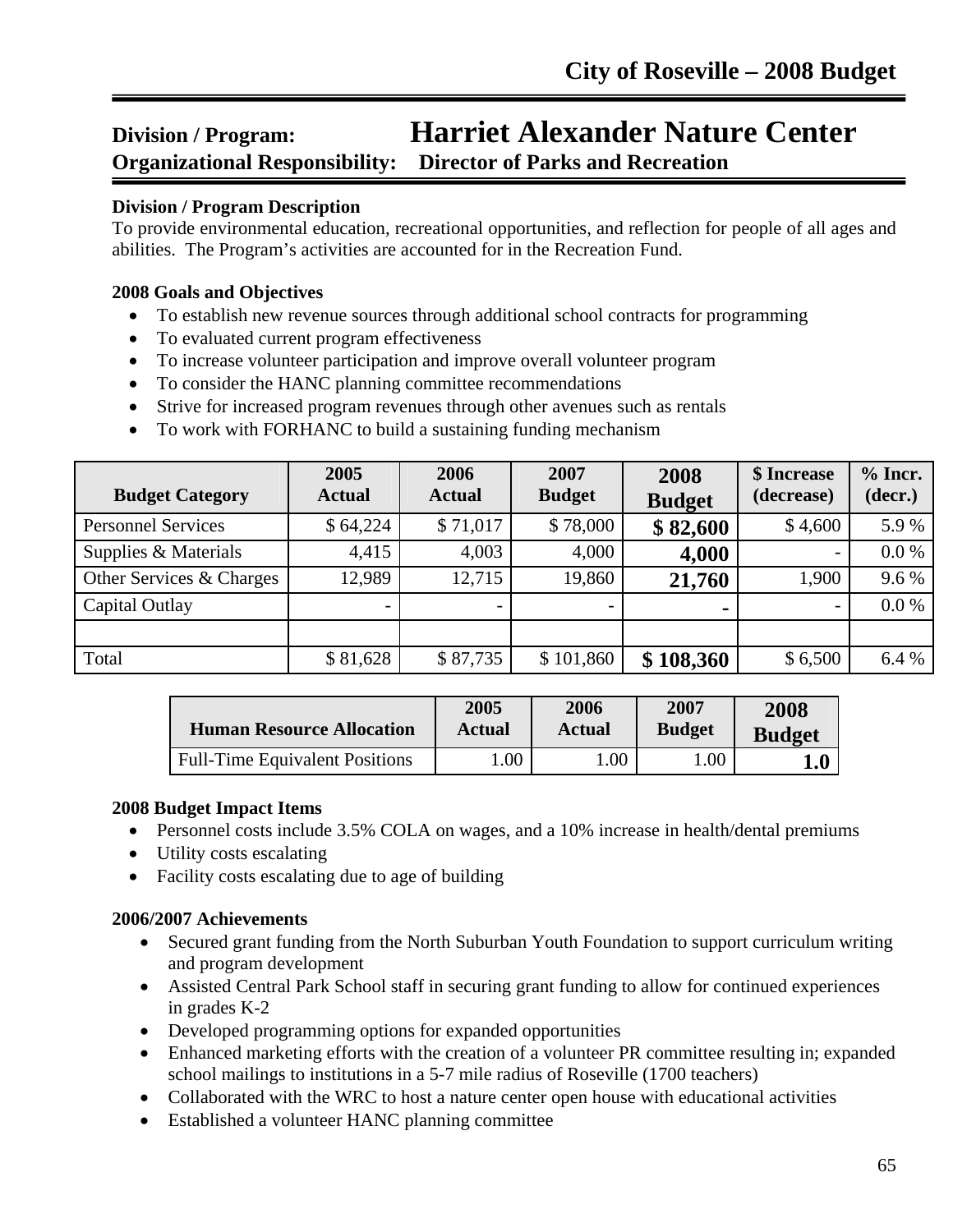## Division / Program: Harriet Alexander Nature Center
**Organizational Responsibility: Director of Parks and Recreation**

**Division / Program Description**

To provide environmental education, recreational opportunities, and reflection for people of all ages and abilities. The Program's activities are accounted for in the Recreation Fund.

**2008 Goals and Objectives**

- To establish new revenue sources through additional school contracts for programming
- To evaluated current program effectiveness
- To increase volunteer participation and improve overall volunteer program
- To consider the HANC planning committee recommendations
- Strive for increased program revenues through other avenues such as rentals
- To work with FORHANC to build a sustaining funding mechanism

| Budget Category | 2005 Actual | 2006 Actual | 2007 Budget | 2008 Budget | $ Increase (decrease) | % Incr. (decr.) |
|---|---|---|---|---|---|---|
| Personnel Services | $ 64,224 | $ 71,017 | $ 78,000 | **$ 82,600** | $ 4,600 | 5.9 % |
| Supplies & Materials | 4,415 | 4,003 | 4,000 | **4,000** | - | 0.0 % |
| Other Services & Charges | 12,989 | 12,715 | 19,860 | **21,760** | 1,900 | 9.6 % |
| Capital Outlay | - | - | - | **-** | - | 0.0 % |
| | | | | | | |
| Total | $ 81,628 | $ 87,735 | $ 101,860 | **$ 108,360** | $ 6,500 | 6.4 % |

| Human Resource Allocation | 2005 Actual | 2006 Actual | 2007 Budget | 2008 Budget |
|---|---|---|---|---|
| Full-Time Equivalent Positions | 1.00 | 1.00 | 1.00 | **1.0** |

**2008 Budget Impact Items**

- Personnel costs include 3.5% COLA on wages, and a 10% increase in health/dental premiums
- Utility costs escalating
- Facility costs escalating due to age of building

**2006/2007 Achievements**

- Secured grant funding from the North Suburban Youth Foundation to support curriculum writing and program development
- Assisted Central Park School staff in securing grant funding to allow for continued experiences in grades K-2
- Developed programming options for expanded opportunities
- Enhanced marketing efforts with the creation of a volunteer PR committee resulting in; expanded school mailings to institutions in a 5-7 mile radius of Roseville (1700 teachers)
- Collaborated with the WRC to host a nature center open house with educational activities
- Established a volunteer HANC planning committee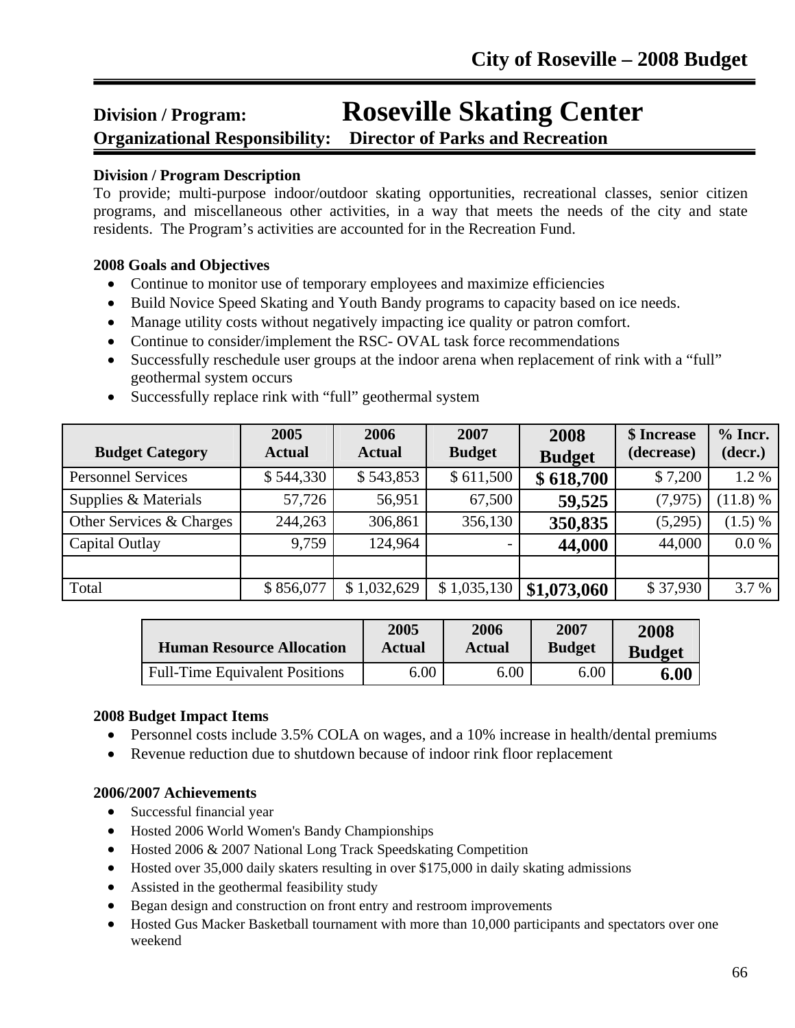## Division / Program: Roseville Skating Center

**Organizational Responsibility: Director of Parks and Recreation**

**Division / Program Description**

To provide; multi-purpose indoor/outdoor skating opportunities, recreational classes, senior citizen programs, and miscellaneous other activities, in a way that meets the needs of the city and state residents. The Program's activities are accounted for in the Recreation Fund.

**2008 Goals and Objectives**

- Continue to monitor use of temporary employees and maximize efficiencies
- Build Novice Speed Skating and Youth Bandy programs to capacity based on ice needs.
- Manage utility costs without negatively impacting ice quality or patron comfort.
- Continue to consider/implement the RSC- OVAL task force recommendations
- Successfully reschedule user groups at the indoor arena when replacement of rink with a "full" geothermal system occurs
- Successfully replace rink with "full" geothermal system

| Budget Category | 2005 Actual | 2006 Actual | 2007 Budget | 2008 Budget | $ Increase (decrease) | % Incr. (decr.) |
|---|---|---|---|---|---|---|
| Personnel Services | $ 544,330 | $ 543,853 | $ 611,500 | **$ 618,700** | $ 7,200 | 1.2 % |
| Supplies & Materials | 57,726 | 56,951 | 67,500 | **59,525** | (7,975) | (11.8) % |
| Other Services & Charges | 244,263 | 306,861 | 356,130 | **350,835** | (5,295) | (1.5) % |
| Capital Outlay | 9,759 | 124,964 | - | **44,000** | 44,000 | 0.0 % |
| | | | | | | |
| Total | $ 856,077 | $ 1,032,629 | $ 1,035,130 | **$1,073,060** | $ 37,930 | 3.7 % |

| Human Resource Allocation | 2005 Actual | 2006 Actual | 2007 Budget | 2008 Budget |
|---|---|---|---|---|
| Full-Time Equivalent Positions | 6.00 | 6.00 | 6.00 | **6.00** |

**2008 Budget Impact Items**

- Personnel costs include 3.5% COLA on wages, and a 10% increase in health/dental premiums
- Revenue reduction due to shutdown because of indoor rink floor replacement

**2006/2007 Achievements**

- Successful financial year
- Hosted 2006 World Women's Bandy Championships
- Hosted 2006 & 2007 National Long Track Speedskating Competition
- Hosted over 35,000 daily skaters resulting in over $175,000 in daily skating admissions
- Assisted in the geothermal feasibility study
- Began design and construction on front entry and restroom improvements
- Hosted Gus Macker Basketball tournament with more than 10,000 participants and spectators over one weekend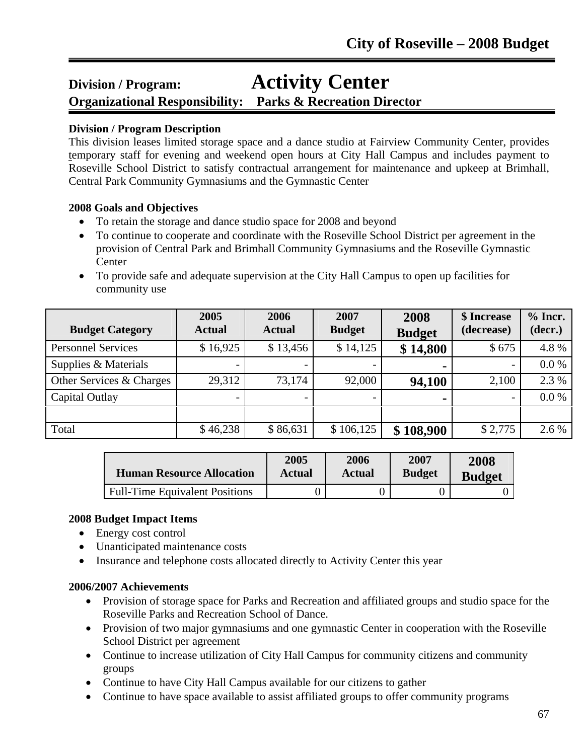## Division / Program: Activity Center

**Organizational Responsibility: Parks & Recreation Director**

**Division / Program Description**

This division leases limited storage space and a dance studio at Fairview Community Center, provides temporary staff for evening and weekend open hours at City Hall Campus and includes payment to Roseville School District to satisfy contractual arrangement for maintenance and upkeep at Brimhall, Central Park Community Gymnasiums and the Gymnastic Center

**2008 Goals and Objectives**

- To retain the storage and dance studio space for 2008 and beyond
- To continue to cooperate and coordinate with the Roseville School District per agreement in the provision of Central Park and Brimhall Community Gymnasiums and the Roseville Gymnastic Center
- To provide safe and adequate supervision at the City Hall Campus to open up facilities for community use

| Budget Category | 2005 Actual | 2006 Actual | 2007 Budget | 2008 Budget | $ Increase (decrease) | % Incr. (decr.) |
|---|---|---|---|---|---|---|
| Personnel Services | $ 16,925 | $ 13,456 | $ 14,125 | **$ 14,800** | $ 675 | 4.8 % |
| Supplies & Materials | - | - | - | **-** | - | 0.0 % |
| Other Services & Charges | 29,312 | 73,174 | 92,000 | **94,100** | 2,100 | 2.3 % |
| Capital Outlay | - | - | - | **-** | - | 0.0 % |
| | | | | | | |
| Total | $ 46,238 | $ 86,631 | $ 106,125 | **$ 108,900** | $ 2,775 | 2.6 % |

| Human Resource Allocation | 2005 Actual | 2006 Actual | 2007 Budget | 2008 Budget |
|---|---|---|---|---|
| Full-Time Equivalent Positions | 0 | 0 | 0 | 0 |

**2008 Budget Impact Items**

- Energy cost control
- Unanticipated maintenance costs
- Insurance and telephone costs allocated directly to Activity Center this year

**2006/2007 Achievements**

- Provision of storage space for Parks and Recreation and affiliated groups and studio space for the Roseville Parks and Recreation School of Dance.
- Provision of two major gymnasiums and one gymnastic Center in cooperation with the Roseville School District per agreement
- Continue to increase utilization of City Hall Campus for community citizens and community groups
- Continue to have City Hall Campus available for our citizens to gather
- Continue to have space available to assist affiliated groups to offer community programs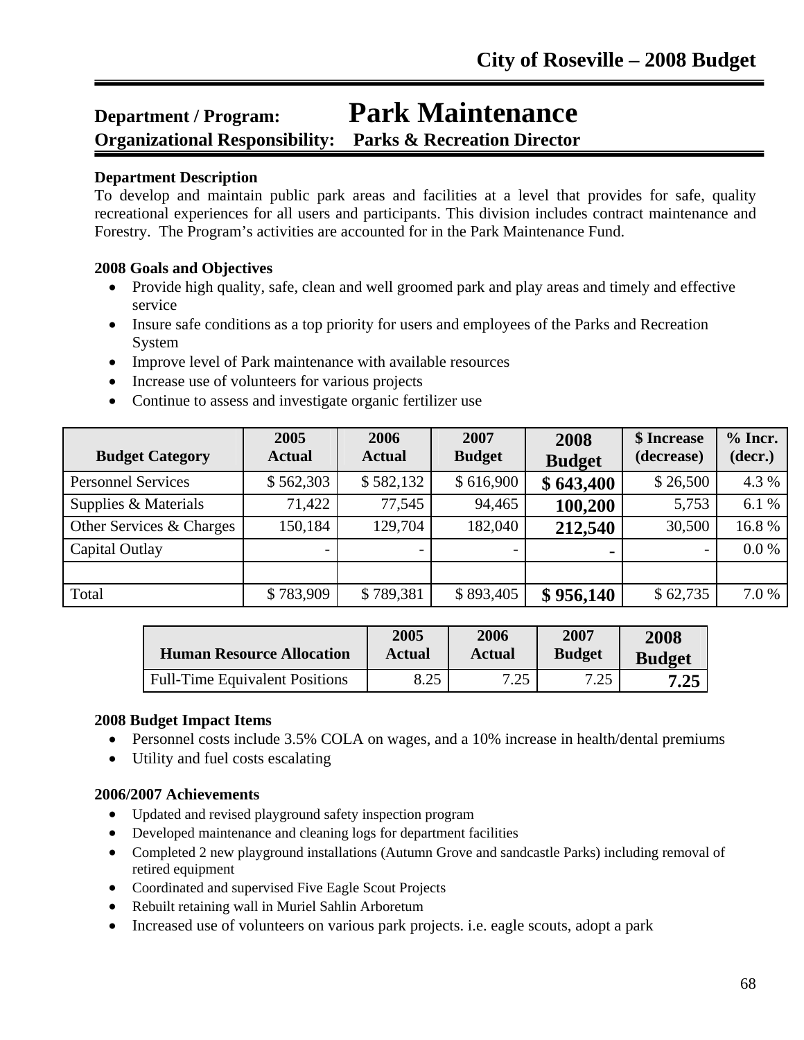# Department / Program: Park Maintenance

**Organizational Responsibility: Parks & Recreation Director**

**Department Description**

To develop and maintain public park areas and facilities at a level that provides for safe, quality recreational experiences for all users and participants. This division includes contract maintenance and Forestry. The Program's activities are accounted for in the Park Maintenance Fund.

**2008 Goals and Objectives**

- Provide high quality, safe, clean and well groomed park and play areas and timely and effective service
- Insure safe conditions as a top priority for users and employees of the Parks and Recreation System
- Improve level of Park maintenance with available resources
- Increase use of volunteers for various projects
- Continue to assess and investigate organic fertilizer use

| Budget Category | 2005 Actual | 2006 Actual | 2007 Budget | 2008 Budget | $ Increase (decrease) | % Incr. (decr.) |
|---|---|---|---|---|---|---|
| Personnel Services | $ 562,303 | $ 582,132 | $ 616,900 | **$ 643,400** | $ 26,500 | 4.3 % |
| Supplies & Materials | 71,422 | 77,545 | 94,465 | **100,200** | 5,753 | 6.1 % |
| Other Services & Charges | 150,184 | 129,704 | 182,040 | **212,540** | 30,500 | 16.8 % |
| Capital Outlay | - | - | - | **-** | - | 0.0 % |
| | | | | | | |
| Total | $ 783,909 | $ 789,381 | $ 893,405 | **$ 956,140** | $ 62,735 | 7.0 % |

| Human Resource Allocation | 2005 Actual | 2006 Actual | 2007 Budget | 2008 Budget |
|---|---|---|---|---|
| Full-Time Equivalent Positions | 8.25 | 7.25 | 7.25 | **7.25** |

**2008 Budget Impact Items**

- Personnel costs include 3.5% COLA on wages, and a 10% increase in health/dental premiums
- Utility and fuel costs escalating

**2006/2007 Achievements**

- Updated and revised playground safety inspection program
- Developed maintenance and cleaning logs for department facilities
- Completed 2 new playground installations (Autumn Grove and sandcastle Parks) including removal of retired equipment
- Coordinated and supervised Five Eagle Scout Projects
- Rebuilt retaining wall in Muriel Sahlin Arboretum
- Increased use of volunteers on various park projects. i.e. eagle scouts, adopt a park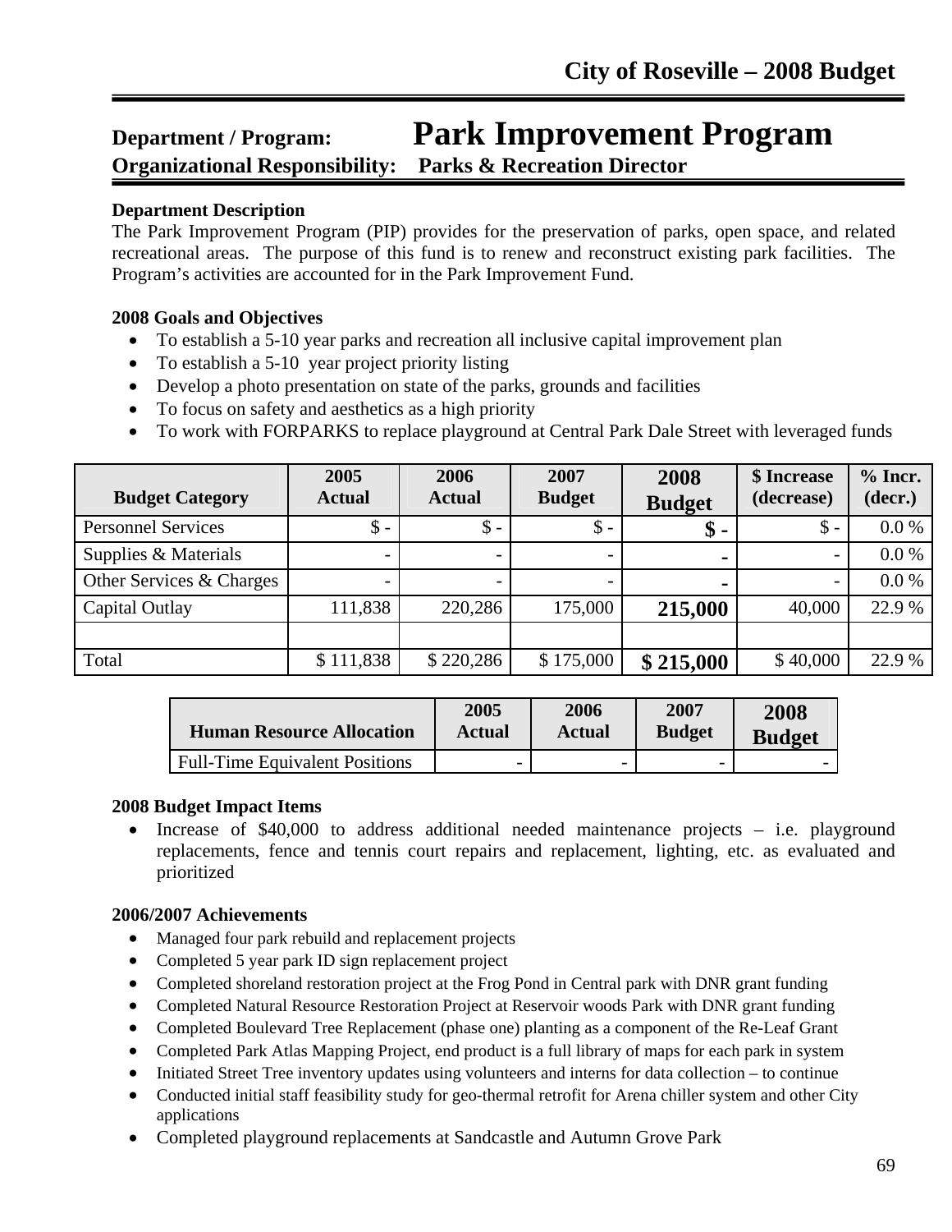**Department / Program:** **Park Improvement Program**
**Organizational Responsibility:** **Parks & Recreation Director**

**Department Description**
The Park Improvement Program (PIP) provides for the preservation of parks, open space, and related recreational areas. The purpose of this fund is to renew and reconstruct existing park facilities. The Program's activities are accounted for in the Park Improvement Fund.

**2008 Goals and Objectives**

- To establish a 5-10 year parks and recreation all inclusive capital improvement plan
- To establish a 5-10 year project priority listing
- Develop a photo presentation on state of the parks, grounds and facilities
- To focus on safety and aesthetics as a high priority
- To work with FORPARKS to replace playground at Central Park Dale Street with leveraged funds

| Budget Category | 2005 Actual | 2006 Actual | 2007 Budget | 2008 Budget | $ Increase (decrease) | % Incr. (decr.) |
|---|---|---|---|---|---|---|
| Personnel Services | $ - | $ - | $ - | **$ -** | $ - | 0.0 % |
| Supplies & Materials | - | - | - | **-** | - | 0.0 % |
| Other Services & Charges | - | - | - | **-** | - | 0.0 % |
| Capital Outlay | 111,838 | 220,286 | 175,000 | **215,000** | 40,000 | 22.9 % |
| | | | | | | |
| Total | $ 111,838 | $ 220,286 | $ 175,000 | **$ 215,000** | $ 40,000 | 22.9 % |

| Human Resource Allocation | 2005 Actual | 2006 Actual | 2007 Budget | 2008 Budget |
|---|---|---|---|---|
| Full-Time Equivalent Positions | - | - | - | - |

**2008 Budget Impact Items**

- Increase of $40,000 to address additional needed maintenance projects – i.e. playground replacements, fence and tennis court repairs and replacement, lighting, etc. as evaluated and prioritized

**2006/2007 Achievements**

- Managed four park rebuild and replacement projects
- Completed 5 year park ID sign replacement project
- Completed shoreland restoration project at the Frog Pond in Central park with DNR grant funding
- Completed Natural Resource Restoration Project at Reservoir woods Park with DNR grant funding
- Completed Boulevard Tree Replacement (phase one) planting as a component of the Re-Leaf Grant
- Completed Park Atlas Mapping Project, end product is a full library of maps for each park in system
- Initiated Street Tree inventory updates using volunteers and interns for data collection – to continue
- Conducted initial staff feasibility study for geo-thermal retrofit for Arena chiller system and other City applications
- Completed playground replacements at Sandcastle and Autumn Grove Park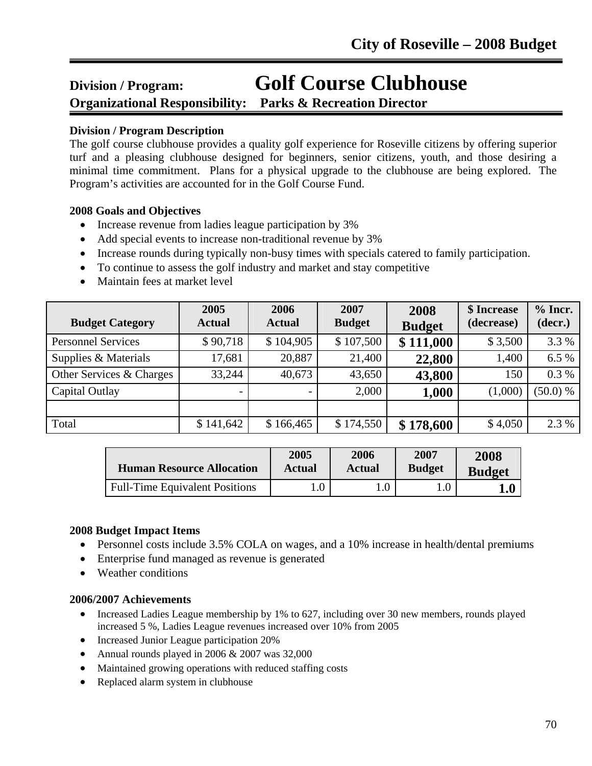# Division / Program: Golf Course Clubhouse

**Organizational Responsibility: Parks & Recreation Director**

**Division / Program Description**

The golf course clubhouse provides a quality golf experience for Roseville citizens by offering superior turf and a pleasing clubhouse designed for beginners, senior citizens, youth, and those desiring a minimal time commitment. Plans for a physical upgrade to the clubhouse are being explored. The Program's activities are accounted for in the Golf Course Fund.

**2008 Goals and Objectives**

- Increase revenue from ladies league participation by 3%
- Add special events to increase non-traditional revenue by 3%
- Increase rounds during typically non-busy times with specials catered to family participation.
- To continue to assess the golf industry and market and stay competitive
- Maintain fees at market level

| Budget Category | 2005 Actual | 2006 Actual | 2007 Budget | 2008 Budget | $ Increase (decrease) | % Incr. (decr.) |
|---|---|---|---|---|---|---|
| Personnel Services | $ 90,718 | $ 104,905 | $ 107,500 | **$ 111,000** | $ 3,500 | 3.3 % |
| Supplies & Materials | 17,681 | 20,887 | 21,400 | **22,800** | 1,400 | 6.5 % |
| Other Services & Charges | 33,244 | 40,673 | 43,650 | **43,800** | 150 | 0.3 % |
| Capital Outlay | - | - | 2,000 | **1,000** | (1,000) | (50.0) % |
| | | | | | | |
| Total | $ 141,642 | $ 166,465 | $ 174,550 | **$ 178,600** | $ 4,050 | 2.3 % |

| Human Resource Allocation | 2005 Actual | 2006 Actual | 2007 Budget | 2008 Budget |
|---|---|---|---|---|
| Full-Time Equivalent Positions | 1.0 | 1.0 | 1.0 | **1.0** |

**2008 Budget Impact Items**

- Personnel costs include 3.5% COLA on wages, and a 10% increase in health/dental premiums
- Enterprise fund managed as revenue is generated
- Weather conditions

**2006/2007 Achievements**

- Increased Ladies League membership by 1% to 627, including over 30 new members, rounds played increased 5 %, Ladies League revenues increased over 10% from 2005
- Increased Junior League participation 20%
- Annual rounds played in 2006 & 2007 was 32,000
- Maintained growing operations with reduced staffing costs
- Replaced alarm system in clubhouse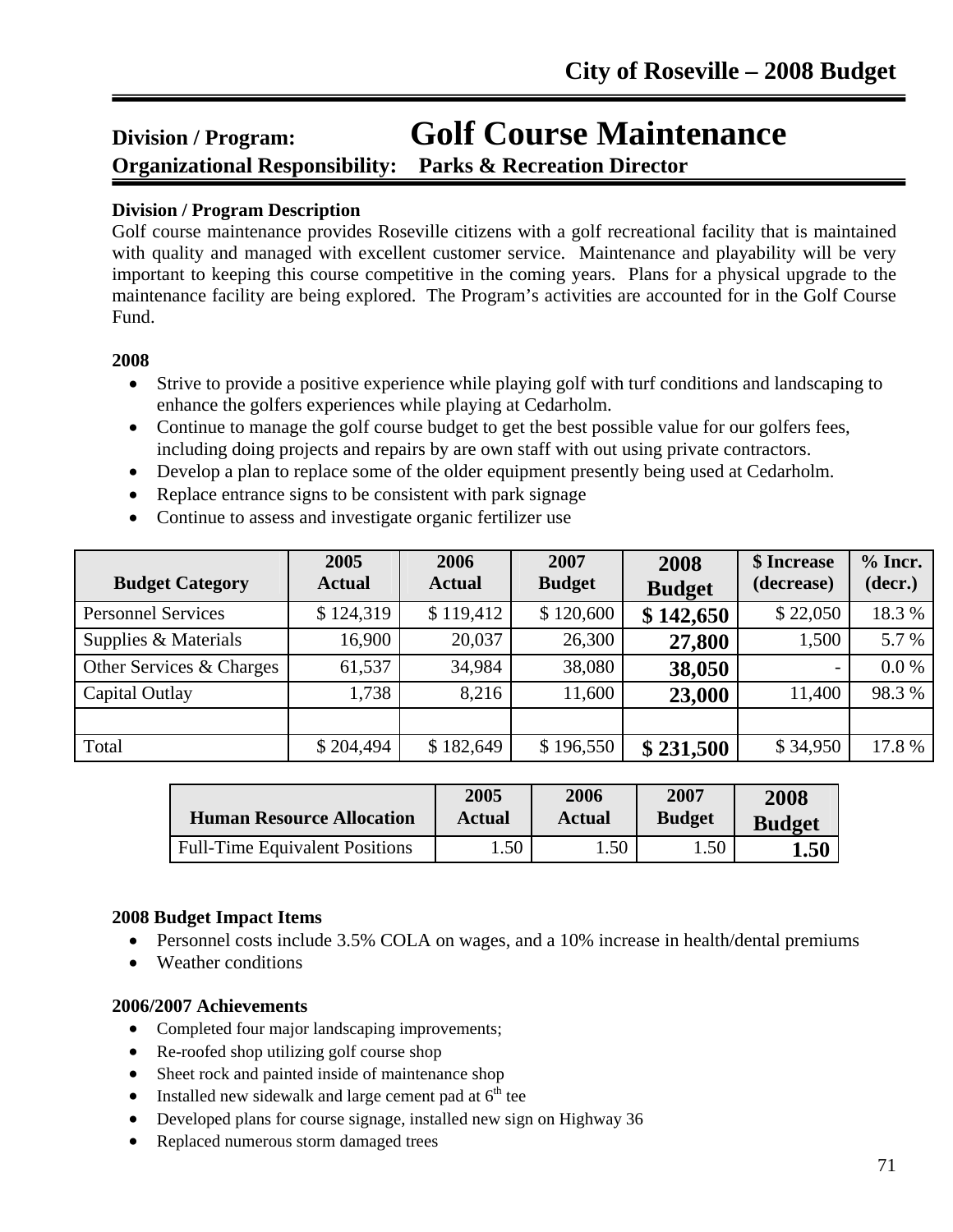## Division / Program: Golf Course Maintenance

**Organizational Responsibility: Parks & Recreation Director**

**Division / Program Description**

Golf course maintenance provides Roseville citizens with a golf recreational facility that is maintained with quality and managed with excellent customer service. Maintenance and playability will be very important to keeping this course competitive in the coming years. Plans for a physical upgrade to the maintenance facility are being explored. The Program's activities are accounted for in the Golf Course Fund.

**2008**

- Strive to provide a positive experience while playing golf with turf conditions and landscaping to enhance the golfers experiences while playing at Cedarholm.
- Continue to manage the golf course budget to get the best possible value for our golfers fees, including doing projects and repairs by are own staff with out using private contractors.
- Develop a plan to replace some of the older equipment presently being used at Cedarholm.
- Replace entrance signs to be consistent with park signage
- Continue to assess and investigate organic fertilizer use

| Budget Category | 2005 Actual | 2006 Actual | 2007 Budget | 2008 Budget | $ Increase (decrease) | % Incr. (decr.) |
|---|---|---|---|---|---|---|
| Personnel Services | $ 124,319 | $ 119,412 | $ 120,600 | **$ 142,650** | $ 22,050 | 18.3 % |
| Supplies & Materials | 16,900 | 20,037 | 26,300 | **27,800** | 1,500 | 5.7 % |
| Other Services & Charges | 61,537 | 34,984 | 38,080 | **38,050** | - | 0.0 % |
| Capital Outlay | 1,738 | 8,216 | 11,600 | **23,000** | 11,400 | 98.3 % |
| | | | | | | |
| Total | $ 204,494 | $ 182,649 | $ 196,550 | **$ 231,500** | $ 34,950 | 17.8 % |

| Human Resource Allocation | 2005 Actual | 2006 Actual | 2007 Budget | 2008 Budget |
|---|---|---|---|---|
| Full-Time Equivalent Positions | 1.50 | 1.50 | 1.50 | **1.50** |

**2008 Budget Impact Items**

- Personnel costs include 3.5% COLA on wages, and a 10% increase in health/dental premiums
- Weather conditions

**2006/2007 Achievements**

- Completed four major landscaping improvements;
- Re-roofed shop utilizing golf course shop
- Sheet rock and painted inside of maintenance shop
- Installed new sidewalk and large cement pad at 6th tee
- Developed plans for course signage, installed new sign on Highway 36
- Replaced numerous storm damaged trees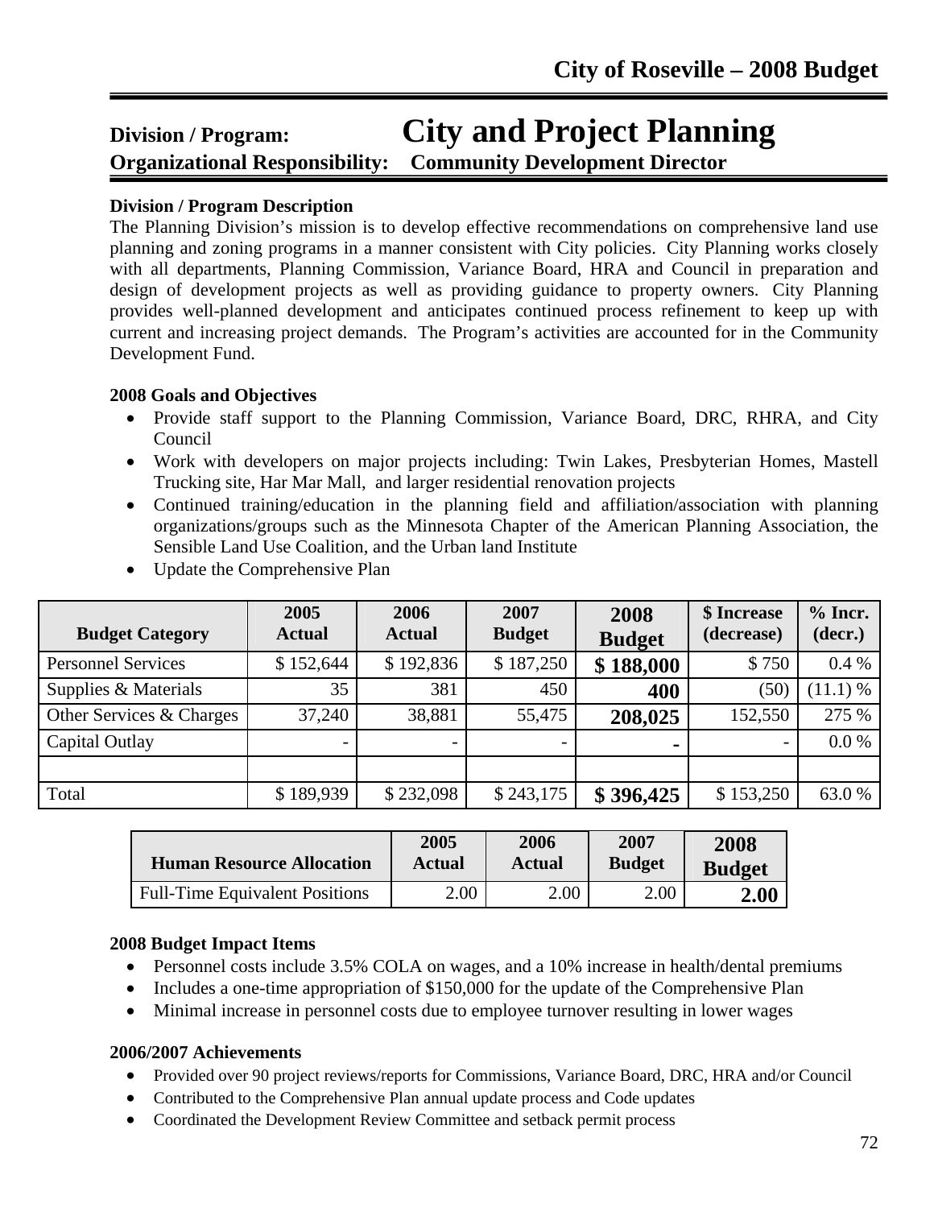# Division / Program: City and Project Planning

**Organizational Responsibility: Community Development Director**

**Division / Program Description**

The Planning Division's mission is to develop effective recommendations on comprehensive land use planning and zoning programs in a manner consistent with City policies. City Planning works closely with all departments, Planning Commission, Variance Board, HRA and Council in preparation and design of development projects as well as providing guidance to property owners. City Planning provides well-planned development and anticipates continued process refinement to keep up with current and increasing project demands. The Program's activities are accounted for in the Community Development Fund.

**2008 Goals and Objectives**

- Provide staff support to the Planning Commission, Variance Board, DRC, RHRA, and City Council
- Work with developers on major projects including: Twin Lakes, Presbyterian Homes, Mastell Trucking site, Har Mar Mall, and larger residential renovation projects
- Continued training/education in the planning field and affiliation/association with planning organizations/groups such as the Minnesota Chapter of the American Planning Association, the Sensible Land Use Coalition, and the Urban land Institute
- Update the Comprehensive Plan

| Budget Category | 2005 Actual | 2006 Actual | 2007 Budget | 2008 Budget | $ Increase (decrease) | % Incr. (decr.) |
|---|---|---|---|---|---|---|
| Personnel Services | $ 152,644 | $ 192,836 | $ 187,250 | **$ 188,000** | $ 750 | 0.4 % |
| Supplies & Materials | 35 | 381 | 450 | **400** | (50) | (11.1) % |
| Other Services & Charges | 37,240 | 38,881 | 55,475 | **208,025** | 152,550 | 275 % |
| Capital Outlay | - | - | - | **-** | - | 0.0 % |
| | | | | | | |
| Total | $ 189,939 | $ 232,098 | $ 243,175 | **$ 396,425** | $ 153,250 | 63.0 % |

| Human Resource Allocation | 2005 Actual | 2006 Actual | 2007 Budget | 2008 Budget |
|---|---|---|---|---|
| Full-Time Equivalent Positions | 2.00 | 2.00 | 2.00 | **2.00** |

**2008 Budget Impact Items**

- Personnel costs include 3.5% COLA on wages, and a 10% increase in health/dental premiums
- Includes a one-time appropriation of $150,000 for the update of the Comprehensive Plan
- Minimal increase in personnel costs due to employee turnover resulting in lower wages

**2006/2007 Achievements**

- Provided over 90 project reviews/reports for Commissions, Variance Board, DRC, HRA and/or Council
- Contributed to the Comprehensive Plan annual update process and Code updates
- Coordinated the Development Review Committee and setback permit process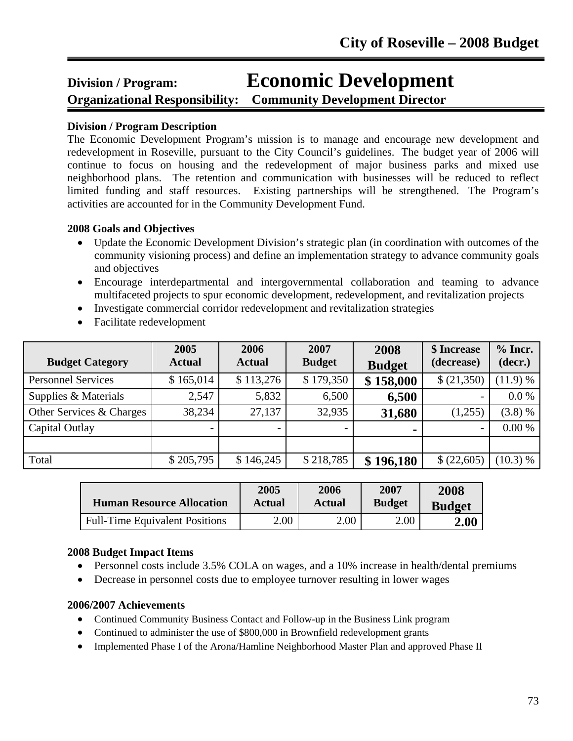## Division / Program: Economic Development

**Organizational Responsibility: Community Development Director**

### Division / Program Description

The Economic Development Program's mission is to manage and encourage new development and redevelopment in Roseville, pursuant to the City Council's guidelines. The budget year of 2006 will continue to focus on housing and the redevelopment of major business parks and mixed use neighborhood plans. The retention and communication with businesses will be reduced to reflect limited funding and staff resources. Existing partnerships will be strengthened. The Program's activities are accounted for in the Community Development Fund.

### 2008 Goals and Objectives

- Update the Economic Development Division's strategic plan (in coordination with outcomes of the community visioning process) and define an implementation strategy to advance community goals and objectives
- Encourage interdepartmental and intergovernmental collaboration and teaming to advance multifaceted projects to spur economic development, redevelopment, and revitalization projects
- Investigate commercial corridor redevelopment and revitalization strategies
- Facilitate redevelopment

| Budget Category | 2005 Actual | 2006 Actual | 2007 Budget | 2008 Budget | $ Increase (decrease) | % Incr. (decr.) |
|---|---|---|---|---|---|---|
| Personnel Services | $ 165,014 | $ 113,276 | $ 179,350 | **$ 158,000** | $ (21,350) | (11.9) % |
| Supplies & Materials | 2,547 | 5,832 | 6,500 | **6,500** | - | 0.0 % |
| Other Services & Charges | 38,234 | 27,137 | 32,935 | **31,680** | (1,255) | (3.8) % |
| Capital Outlay | - | - | - | **-** | - | 0.00 % |
| | | | | | | |
| Total | $ 205,795 | $ 146,245 | $ 218,785 | **$ 196,180** | $ (22,605) | (10.3) % |

| Human Resource Allocation | 2005 Actual | 2006 Actual | 2007 Budget | 2008 Budget |
|---|---|---|---|---|
| Full-Time Equivalent Positions | 2.00 | 2.00 | 2.00 | **2.00** |

### 2008 Budget Impact Items

- Personnel costs include 3.5% COLA on wages, and a 10% increase in health/dental premiums
- Decrease in personnel costs due to employee turnover resulting in lower wages

### 2006/2007 Achievements

- Continued Community Business Contact and Follow-up in the Business Link program
- Continued to administer the use of $800,000 in Brownfield redevelopment grants
- Implemented Phase I of the Arona/Hamline Neighborhood Master Plan and approved Phase II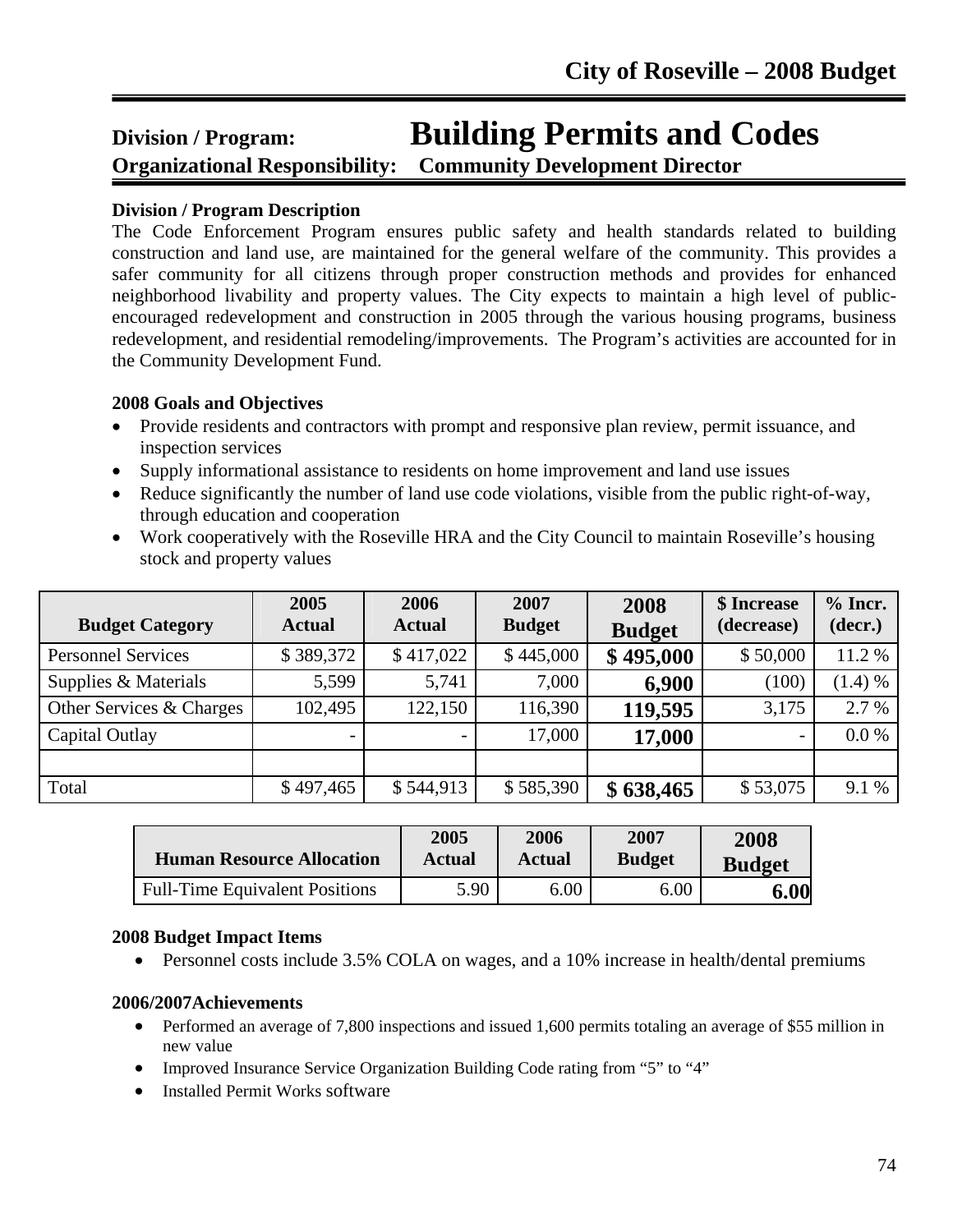# Division / Program: Building Permits and Codes

## Organizational Responsibility: Community Development Director

### Division / Program Description

The Code Enforcement Program ensures public safety and health standards related to building construction and land use, are maintained for the general welfare of the community. This provides a safer community for all citizens through proper construction methods and provides for enhanced neighborhood livability and property values. The City expects to maintain a high level of public-encouraged redevelopment and construction in 2005 through the various housing programs, business redevelopment, and residential remodeling/improvements. The Program's activities are accounted for in the Community Development Fund.

### 2008 Goals and Objectives

- Provide residents and contractors with prompt and responsive plan review, permit issuance, and inspection services
- Supply informational assistance to residents on home improvement and land use issues
- Reduce significantly the number of land use code violations, visible from the public right-of-way, through education and cooperation
- Work cooperatively with the Roseville HRA and the City Council to maintain Roseville's housing stock and property values

| Budget Category | 2005 Actual | 2006 Actual | 2007 Budget | 2008 Budget | $ Increase (decrease) | % Incr. (decr.) |
|---|---|---|---|---|---|---|
| Personnel Services | $ 389,372 | $ 417,022 | $ 445,000 | **$ 495,000** | $ 50,000 | 11.2 % |
| Supplies & Materials | 5,599 | 5,741 | 7,000 | **6,900** | (100) | (1.4) % |
| Other Services & Charges | 102,495 | 122,150 | 116,390 | **119,595** | 3,175 | 2.7 % |
| Capital Outlay | - | - | 17,000 | **17,000** | - | 0.0 % |
| | | | | | | |
| Total | $ 497,465 | $ 544,913 | $ 585,390 | **$ 638,465** | $ 53,075 | 9.1 % |

| Human Resource Allocation | 2005 Actual | 2006 Actual | 2007 Budget | 2008 Budget |
|---|---|---|---|---|
| Full-Time Equivalent Positions | 5.90 | 6.00 | 6.00 | **6.00** |

### 2008 Budget Impact Items

- Personnel costs include 3.5% COLA on wages, and a 10% increase in health/dental premiums

### 2006/2007Achievements

- Performed an average of 7,800 inspections and issued 1,600 permits totaling an average of $55 million in new value
- Improved Insurance Service Organization Building Code rating from "5" to "4"
- Installed Permit Works software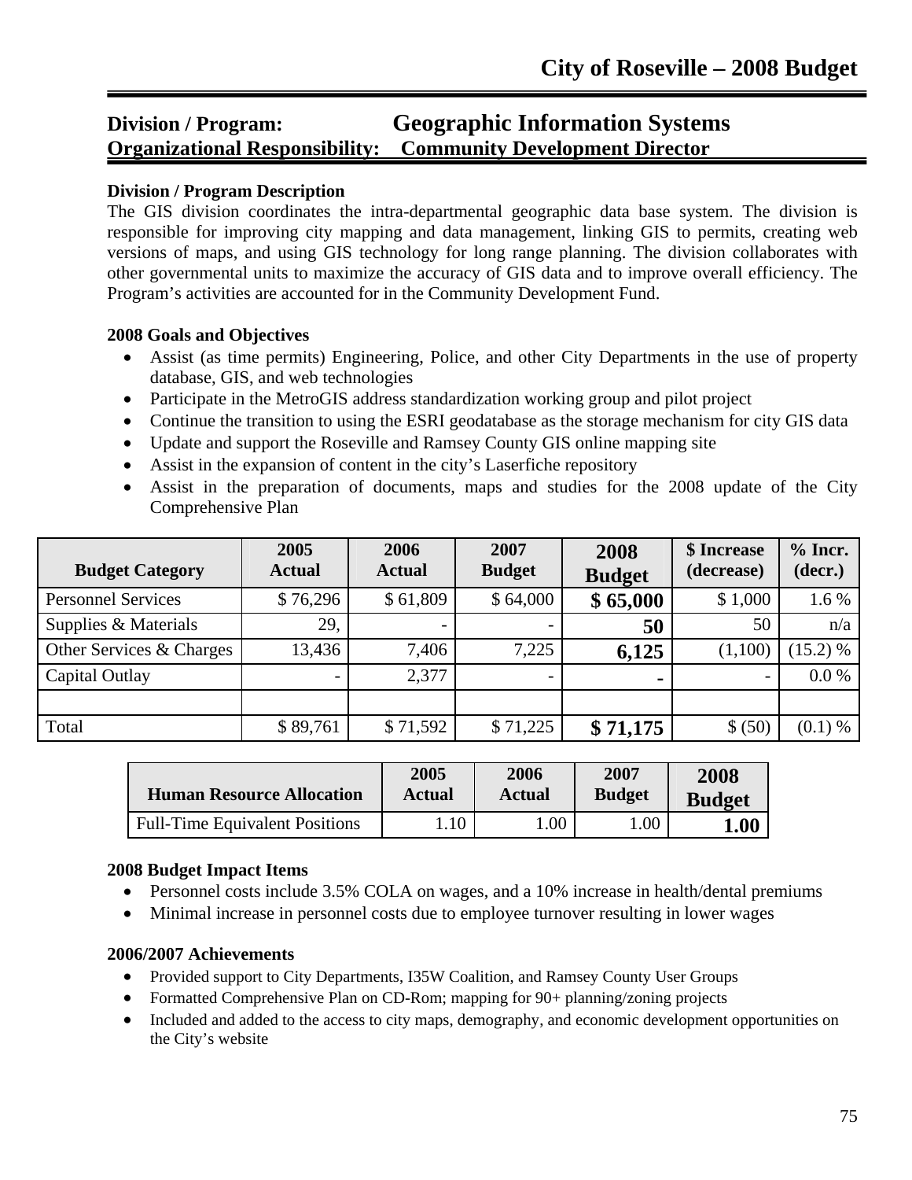## Division / Program: Geographic Information Systems
## Organizational Responsibility: Community Development Director

**Division / Program Description**

The GIS division coordinates the intra-departmental geographic data base system. The division is responsible for improving city mapping and data management, linking GIS to permits, creating web versions of maps, and using GIS technology for long range planning. The division collaborates with other governmental units to maximize the accuracy of GIS data and to improve overall efficiency. The Program's activities are accounted for in the Community Development Fund.

**2008 Goals and Objectives**

- Assist (as time permits) Engineering, Police, and other City Departments in the use of property database, GIS, and web technologies
- Participate in the MetroGIS address standardization working group and pilot project
- Continue the transition to using the ESRI geodatabase as the storage mechanism for city GIS data
- Update and support the Roseville and Ramsey County GIS online mapping site
- Assist in the expansion of content in the city's Laserfiche repository
- Assist in the preparation of documents, maps and studies for the 2008 update of the City Comprehensive Plan

| Budget Category | 2005 Actual | 2006 Actual | 2007 Budget | 2008 Budget | $ Increase (decrease) | % Incr. (decr.) |
|---|---|---|---|---|---|---|
| Personnel Services | $ 76,296 | $ 61,809 | $ 64,000 | **$ 65,000** | $ 1,000 | 1.6 % |
| Supplies & Materials | 29, | - | - | **50** | 50 | n/a |
| Other Services & Charges | 13,436 | 7,406 | 7,225 | **6,125** | (1,100) | (15.2) % |
| Capital Outlay | - | 2,377 | - | **-** | - | 0.0 % |
| | | | | | | |
| Total | $ 89,761 | $ 71,592 | $ 71,225 | **$ 71,175** | $ (50) | (0.1) % |

| Human Resource Allocation | 2005 Actual | 2006 Actual | 2007 Budget | 2008 Budget |
|---|---|---|---|---|
| Full-Time Equivalent Positions | 1.10 | 1.00 | 1.00 | **1.00** |

**2008 Budget Impact Items**

- Personnel costs include 3.5% COLA on wages, and a 10% increase in health/dental premiums
- Minimal increase in personnel costs due to employee turnover resulting in lower wages

**2006/2007 Achievements**

- Provided support to City Departments, I35W Coalition, and Ramsey County User Groups
- Formatted Comprehensive Plan on CD-Rom; mapping for 90+ planning/zoning projects
- Included and added to the access to city maps, demography, and economic development opportunities on the City's website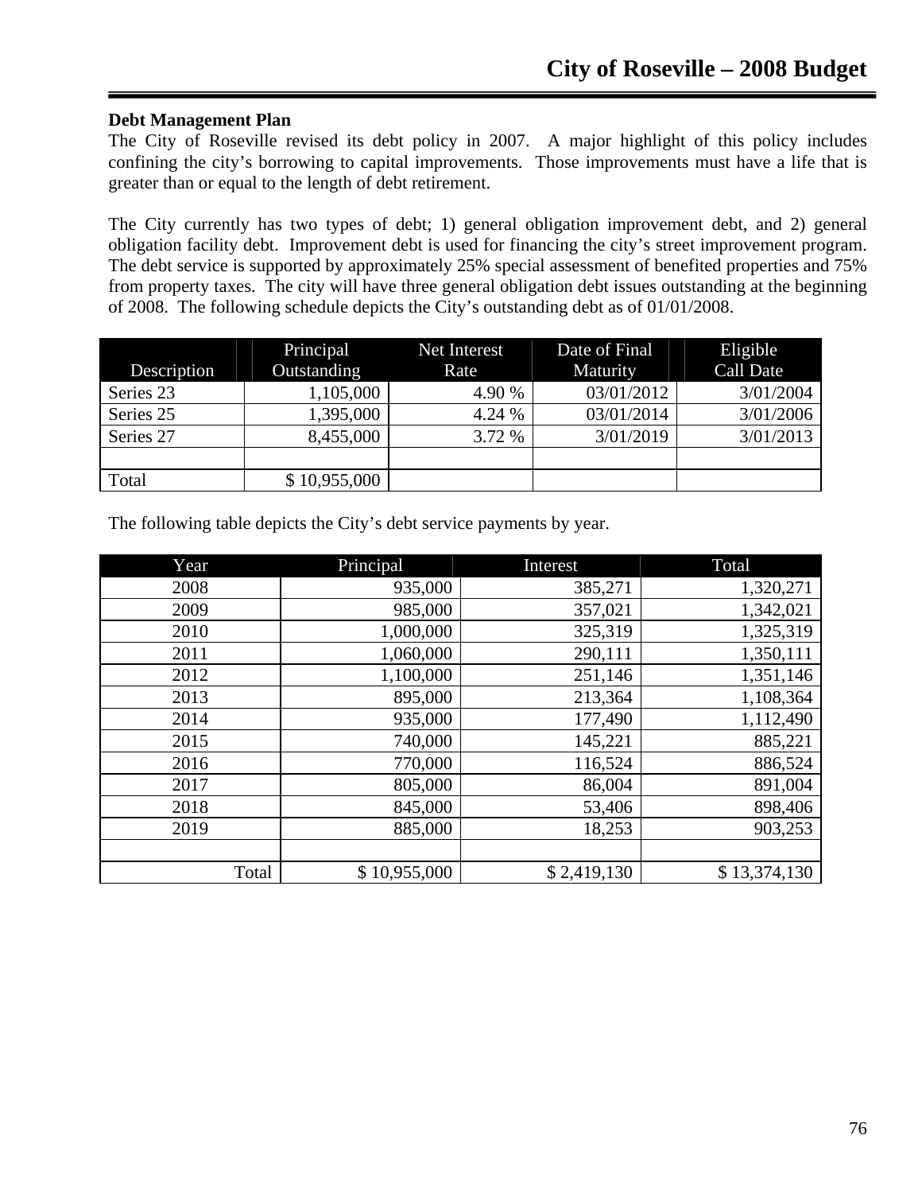**Debt Management Plan**

The City of Roseville revised its debt policy in 2007. A major highlight of this policy includes confining the city's borrowing to capital improvements. Those improvements must have a life that is greater than or equal to the length of debt retirement.

The City currently has two types of debt; 1) general obligation improvement debt, and 2) general obligation facility debt. Improvement debt is used for financing the city's street improvement program. The debt service is supported by approximately 25% special assessment of benefited properties and 75% from property taxes. The city will have three general obligation debt issues outstanding at the beginning of 2008. The following schedule depicts the City's outstanding debt as of 01/01/2008.

| Description | Principal Outstanding | Net Interest Rate | Date of Final Maturity | Eligible Call Date |
|---|---|---|---|---|
| Series 23 | 1,105,000 | 4.90 % | 03/01/2012 | 3/01/2004 |
| Series 25 | 1,395,000 | 4.24 % | 03/01/2014 | 3/01/2006 |
| Series 27 | 8,455,000 | 3.72 % | 3/01/2019 | 3/01/2013 |
| | | | | |
| Total | $ 10,955,000 | | | |

The following table depicts the City's debt service payments by year.

| Year | Principal | Interest | Total |
|---|---|---|---|
| 2008 | 935,000 | 385,271 | 1,320,271 |
| 2009 | 985,000 | 357,021 | 1,342,021 |
| 2010 | 1,000,000 | 325,319 | 1,325,319 |
| 2011 | 1,060,000 | 290,111 | 1,350,111 |
| 2012 | 1,100,000 | 251,146 | 1,351,146 |
| 2013 | 895,000 | 213,364 | 1,108,364 |
| 2014 | 935,000 | 177,490 | 1,112,490 |
| 2015 | 740,000 | 145,221 | 885,221 |
| 2016 | 770,000 | 116,524 | 886,524 |
| 2017 | 805,000 | 86,004 | 891,004 |
| 2018 | 845,000 | 53,406 | 898,406 |
| 2019 | 885,000 | 18,253 | 903,253 |
| | | | |
| Total | $ 10,955,000 | $ 2,419,130 | $ 13,374,130 |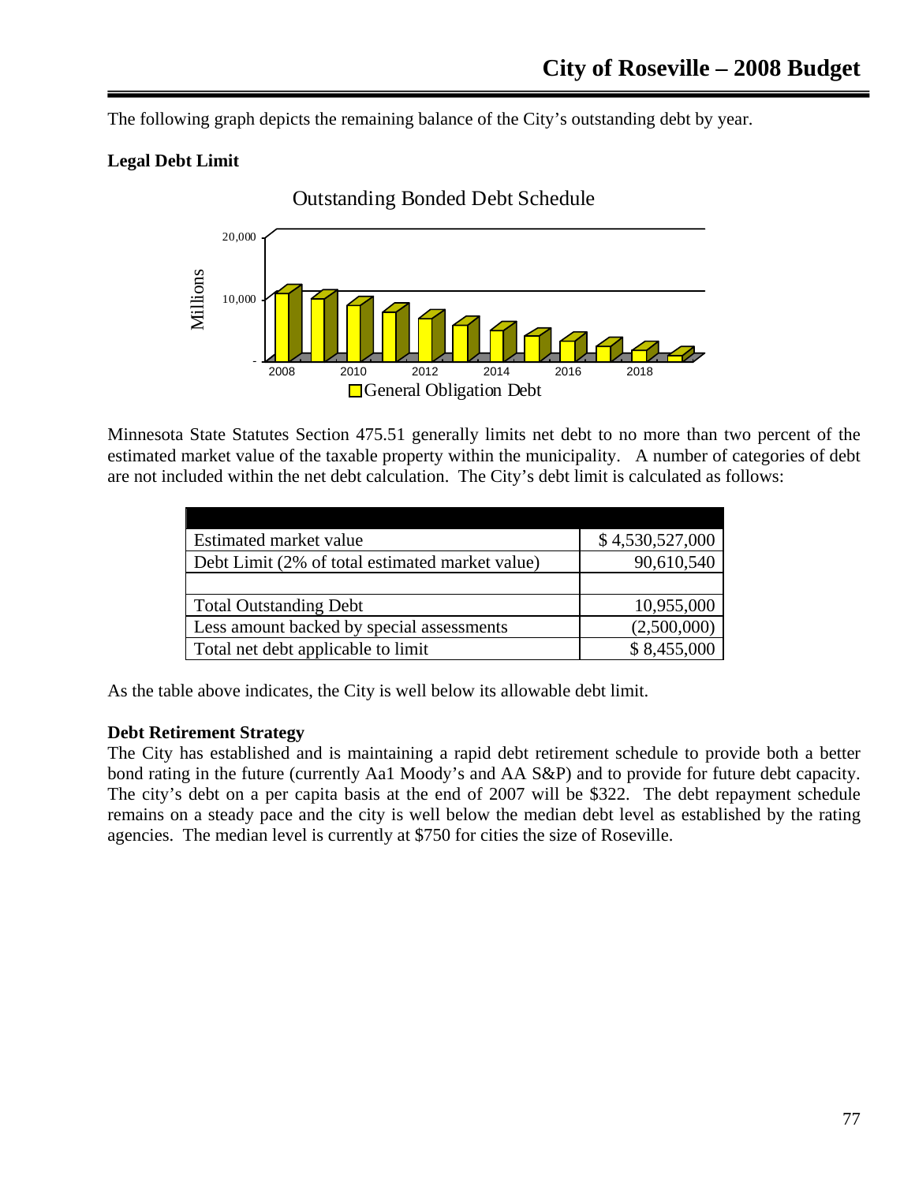The following graph depicts the remaining balance of the City's outstanding debt by year.

**Legal Debt Limit**

Outstanding Bonded Debt Schedule

Millions

20,000
10,000
-

2008 2010 2012 2014 2016 2018

General Obligation Debt

Minnesota State Statutes Section 475.51 generally limits net debt to no more than two percent of the estimated market value of the taxable property within the municipality. A number of categories of debt are not included within the net debt calculation. The City's debt limit is calculated as follows:

| | |
|---|---|
| Estimated market value | $ 4,530,527,000 |
| Debt Limit (2% of total estimated market value) | 90,610,540 |
| | |
| Total Outstanding Debt | 10,955,000 |
| Less amount backed by special assessments | (2,500,000) |
| Total net debt applicable to limit | $ 8,455,000 |

As the table above indicates, the City is well below its allowable debt limit.

**Debt Retirement Strategy**

The City has established and is maintaining a rapid debt retirement schedule to provide both a better bond rating in the future (currently Aa1 Moody's and AA S&P) and to provide for future debt capacity. The city's debt on a per capita basis at the end of 2007 will be $322. The debt repayment schedule remains on a steady pace and the city is well below the median debt level as established by the rating agencies. The median level is currently at $750 for cities the size of Roseville.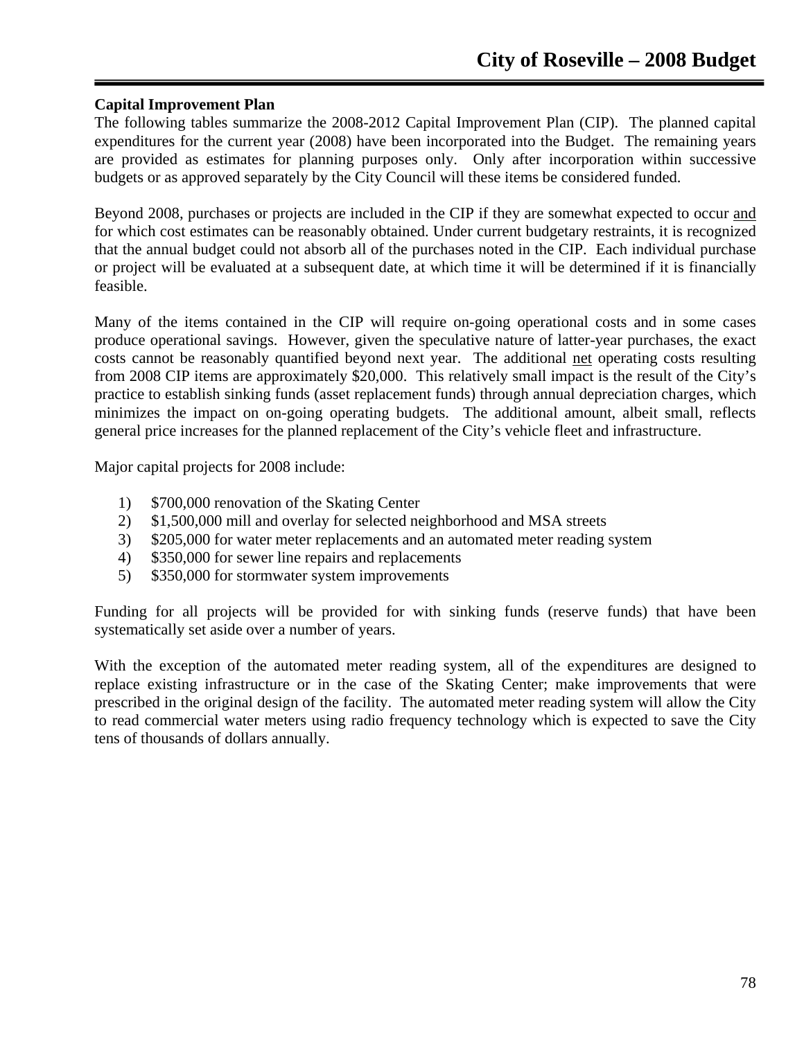**Capital Improvement Plan**

The following tables summarize the 2008-2012 Capital Improvement Plan (CIP). The planned capital expenditures for the current year (2008) have been incorporated into the Budget. The remaining years are provided as estimates for planning purposes only. Only after incorporation within successive budgets or as approved separately by the City Council will these items be considered funded.

Beyond 2008, purchases or projects are included in the CIP if they are somewhat expected to occur and for which cost estimates can be reasonably obtained. Under current budgetary restraints, it is recognized that the annual budget could not absorb all of the purchases noted in the CIP. Each individual purchase or project will be evaluated at a subsequent date, at which time it will be determined if it is financially feasible.

Many of the items contained in the CIP will require on-going operational costs and in some cases produce operational savings. However, given the speculative nature of latter-year purchases, the exact costs cannot be reasonably quantified beyond next year. The additional net operating costs resulting from 2008 CIP items are approximately $20,000. This relatively small impact is the result of the City's practice to establish sinking funds (asset replacement funds) through annual depreciation charges, which minimizes the impact on on-going operating budgets. The additional amount, albeit small, reflects general price increases for the planned replacement of the City's vehicle fleet and infrastructure.

Major capital projects for 2008 include:

1) $700,000 renovation of the Skating Center
2) $1,500,000 mill and overlay for selected neighborhood and MSA streets
3) $205,000 for water meter replacements and an automated meter reading system
4) $350,000 for sewer line repairs and replacements
5) $350,000 for stormwater system improvements

Funding for all projects will be provided for with sinking funds (reserve funds) that have been systematically set aside over a number of years.

With the exception of the automated meter reading system, all of the expenditures are designed to replace existing infrastructure or in the case of the Skating Center; make improvements that were prescribed in the original design of the facility. The automated meter reading system will allow the City to read commercial water meters using radio frequency technology which is expected to save the City tens of thousands of dollars annually.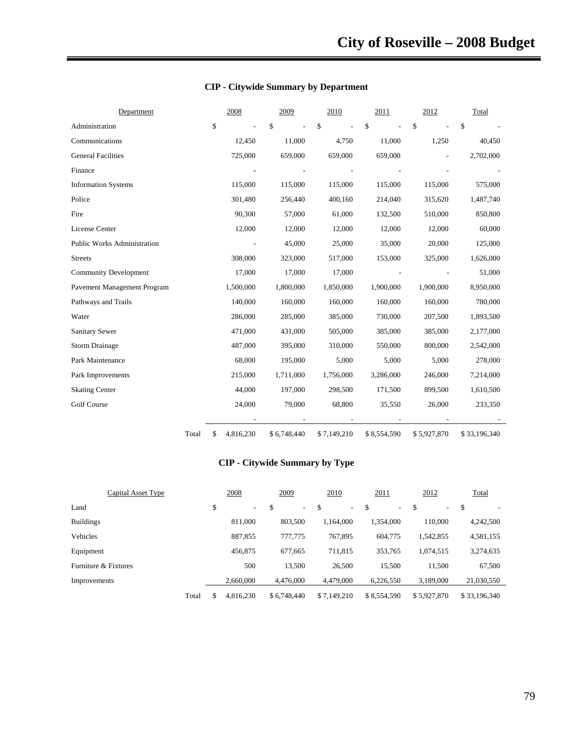## CIP - Citywide Summary by Department

| Department | 2008 | 2009 | 2010 | 2011 | 2012 | Total |
|---|---|---|---|---|---|---|
| Administration | $ - | $ - | $ - | $ - | $ - | $ - |
| Communications | 12,450 | 11,000 | 4,750 | 11,000 | 1,250 | 40,450 |
| General Facilities | 725,000 | 659,000 | 659,000 | 659,000 | - | 2,702,000 |
| Finance | - | - | - | - | - | - |
| Information Systems | 115,000 | 115,000 | 115,000 | 115,000 | 115,000 | 575,000 |
| Police | 301,480 | 256,440 | 400,160 | 214,040 | 315,620 | 1,487,740 |
| Fire | 90,300 | 57,000 | 61,000 | 132,500 | 510,000 | 850,800 |
| License Center | 12,000 | 12,000 | 12,000 | 12,000 | 12,000 | 60,000 |
| Public Works Administration | - | 45,000 | 25,000 | 35,000 | 20,000 | 125,000 |
| Streets | 308,000 | 323,000 | 517,000 | 153,000 | 325,000 | 1,626,000 |
| Community Development | 17,000 | 17,000 | 17,000 | - | - | 51,000 |
| Pavement Management Program | 1,500,000 | 1,800,000 | 1,850,000 | 1,900,000 | 1,900,000 | 8,950,000 |
| Pathways and Trails | 140,000 | 160,000 | 160,000 | 160,000 | 160,000 | 780,000 |
| Water | 286,000 | 285,000 | 385,000 | 730,000 | 207,500 | 1,893,500 |
| Sanitary Sewer | 471,000 | 431,000 | 505,000 | 385,000 | 385,000 | 2,177,000 |
| Storm Drainage | 487,000 | 395,000 | 310,000 | 550,000 | 800,000 | 2,542,000 |
| Park Maintenance | 68,000 | 195,000 | 5,000 | 5,000 | 5,000 | 278,000 |
| Park Improvements | 215,000 | 1,711,000 | 1,756,000 | 3,286,000 | 246,000 | 7,214,000 |
| Skating Center | 44,000 | 197,000 | 298,500 | 171,500 | 899,500 | 1,610,500 |
| Golf Course | 24,000 | 79,000 | 68,800 | 35,550 | 26,000 | 233,350 |
| | - | - | - | - | - | - |
| Total | $ 4,816,230 | $ 6,748,440 | $ 7,149,210 | $ 8,554,590 | $ 5,927,870 | $ 33,196,340 |

## CIP - Citywide Summary by Type

| Capital Asset Type | 2008 | 2009 | 2010 | 2011 | 2012 | Total |
|---|---|---|---|---|---|---|
| Land | $ - | $ - | $ - | $ - | $ - | $ - |
| Buildings | 811,000 | 803,500 | 1,164,000 | 1,354,000 | 110,000 | 4,242,500 |
| Vehicles | 887,855 | 777,775 | 767,895 | 604,775 | 1,542,855 | 4,581,155 |
| Equipment | 456,875 | 677,665 | 711,815 | 353,765 | 1,074,515 | 3,274,635 |
| Furniture & Fixtures | 500 | 13,500 | 26,500 | 15,500 | 11,500 | 67,500 |
| Improvements | 2,660,000 | 4,476,000 | 4,479,000 | 6,226,550 | 3,189,000 | 21,030,550 |
| Total | $ 4,816,230 | $ 6,748,440 | $ 7,149,210 | $ 8,554,590 | $ 5,927,870 | $ 33,196,340 |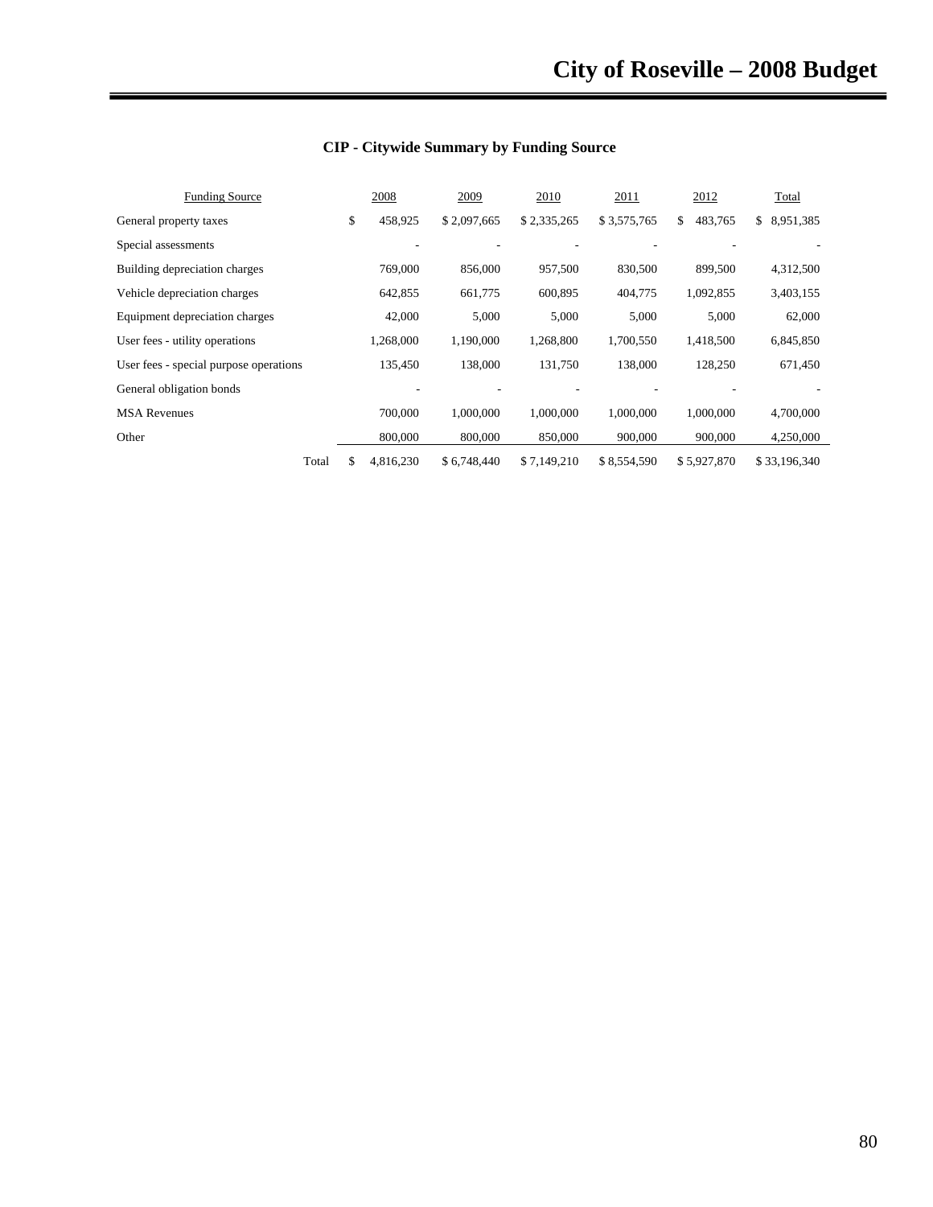## CIP - Citywide Summary by Funding Source

| Funding Source | 2008 | 2009 | 2010 | 2011 | 2012 | Total |
|---|---|---|---|---|---|---|
| General property taxes | $ 458,925 | $ 2,097,665 | $ 2,335,265 | $ 3,575,765 | $ 483,765 | $ 8,951,385 |
| Special assessments | - | - | - | - | - | - |
| Building depreciation charges | 769,000 | 856,000 | 957,500 | 830,500 | 899,500 | 4,312,500 |
| Vehicle depreciation charges | 642,855 | 661,775 | 600,895 | 404,775 | 1,092,855 | 3,403,155 |
| Equipment depreciation charges | 42,000 | 5,000 | 5,000 | 5,000 | 5,000 | 62,000 |
| User fees - utility operations | 1,268,000 | 1,190,000 | 1,268,800 | 1,700,550 | 1,418,500 | 6,845,850 |
| User fees - special purpose operations | 135,450 | 138,000 | 131,750 | 138,000 | 128,250 | 671,450 |
| General obligation bonds | - | - | - | - | - | - |
| MSA Revenues | 700,000 | 1,000,000 | 1,000,000 | 1,000,000 | 1,000,000 | 4,700,000 |
| Other | 800,000 | 800,000 | 850,000 | 900,000 | 900,000 | 4,250,000 |
| Total | $ 4,816,230 | $ 6,748,440 | $ 7,149,210 | $ 8,554,590 | $ 5,927,870 | $ 33,196,340 |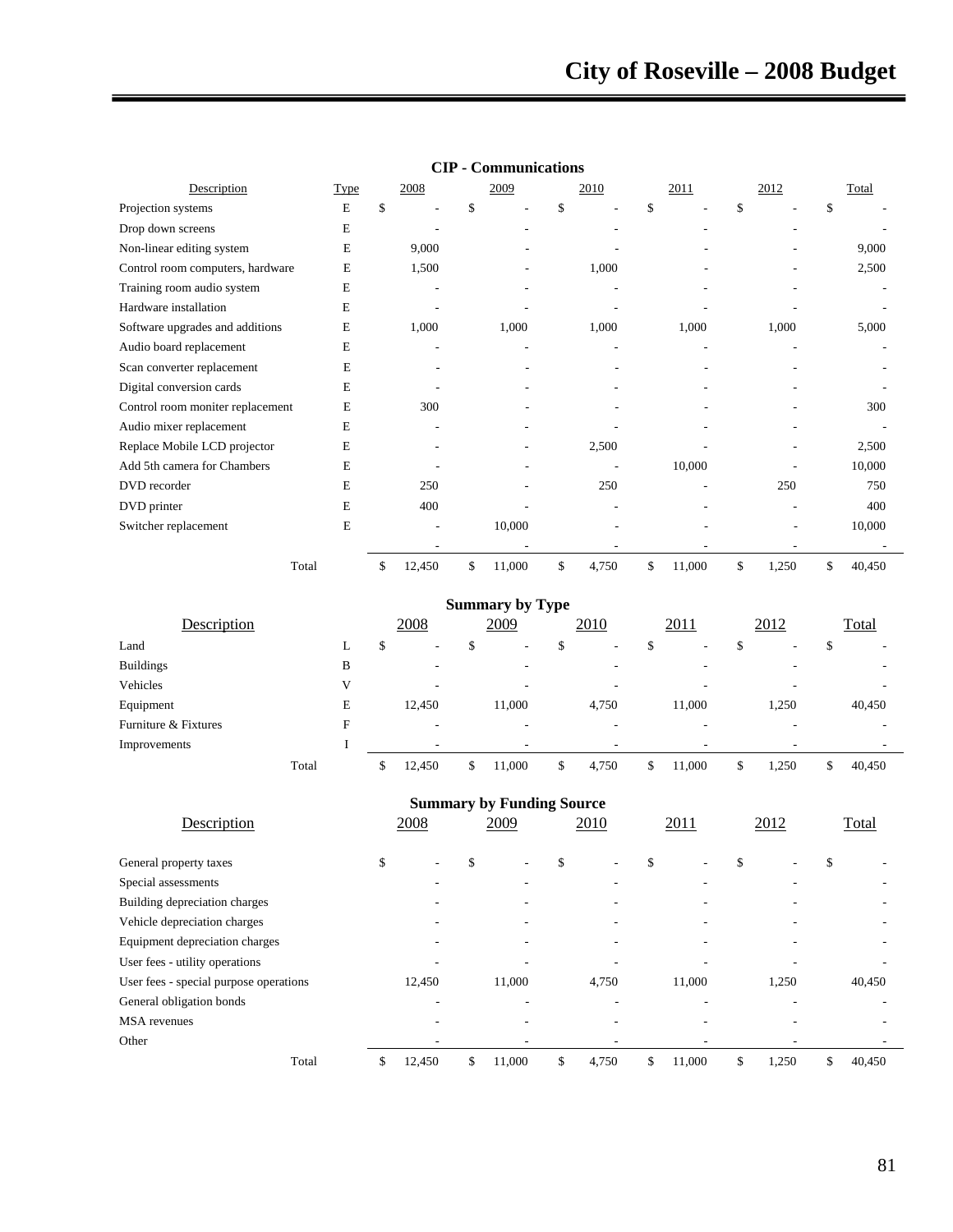## CIP - Communications

| Description | Type | 2008 | 2009 | 2010 | 2011 | 2012 | Total |
|---|---|---|---|---|---|---|---|
| Projection systems | E | $ - | $ - | $ - | $ - | $ - | $ - |
| Drop down screens | E | - | - | - | - | - | - |
| Non-linear editing system | E | 9,000 | - | - | - | - | 9,000 |
| Control room computers, hardware | E | 1,500 | - | 1,000 | - | - | 2,500 |
| Training room audio system | E | - | - | - | - | - | - |
| Hardware installation | E | - | - | - | - | - | - |
| Software upgrades and additions | E | 1,000 | 1,000 | 1,000 | 1,000 | 1,000 | 5,000 |
| Audio board replacement | E | - | - | - | - | - | - |
| Scan converter replacement | E | - | - | - | - | - | - |
| Digital conversion cards | E | - | - | - | - | - | - |
| Control room moniter replacement | E | 300 | - | - | - | - | 300 |
| Audio mixer replacement | E | - | - | - | - | - | - |
| Replace Mobile LCD projector | E | - | - | 2,500 | - | - | 2,500 |
| Add 5th camera for Chambers | E | - | - | - | 10,000 | - | 10,000 |
| DVD recorder | E | 250 | - | 250 | - | 250 | 750 |
| DVD printer | E | 400 | - | - | - | - | 400 |
| Switcher replacement | E | - | 10,000 | - | - | - | 10,000 |
| | | - | - | - | - | - | - |
| Total | | $ 12,450 | $ 11,000 | $ 4,750 | $ 11,000 | $ 1,250 | $ 40,450 |

## Summary by Type

| Description | | 2008 | 2009 | 2010 | 2011 | 2012 | Total |
|---|---|---|---|---|---|---|---|
| Land | L | $ - | $ - | $ - | $ - | $ - | $ - |
| Buildings | B | - | - | - | - | - | - |
| Vehicles | V | - | - | - | - | - | - |
| Equipment | E | 12,450 | 11,000 | 4,750 | 11,000 | 1,250 | 40,450 |
| Furniture & Fixtures | F | - | - | - | - | - | - |
| Improvements | I | - | - | - | - | - | - |
| Total | | $ 12,450 | $ 11,000 | $ 4,750 | $ 11,000 | $ 1,250 | $ 40,450 |

## Summary by Funding Source

| Description | 2008 | 2009 | 2010 | 2011 | 2012 | Total |
|---|---|---|---|---|---|---|
| General property taxes | $ - | $ - | $ - | $ - | $ - | $ - |
| Special assessments | - | - | - | - | - | - |
| Building depreciation charges | - | - | - | - | - | - |
| Vehicle depreciation charges | - | - | - | - | - | - |
| Equipment depreciation charges | - | - | - | - | - | - |
| User fees - utility operations | - | - | - | - | - | - |
| User fees - special purpose operations | 12,450 | 11,000 | 4,750 | 11,000 | 1,250 | 40,450 |
| General obligation bonds | - | - | - | - | - | - |
| MSA revenues | - | - | - | - | - | - |
| Other | - | - | - | - | - | - |
| Total | $ 12,450 | $ 11,000 | $ 4,750 | $ 11,000 | $ 1,250 | $ 40,450 |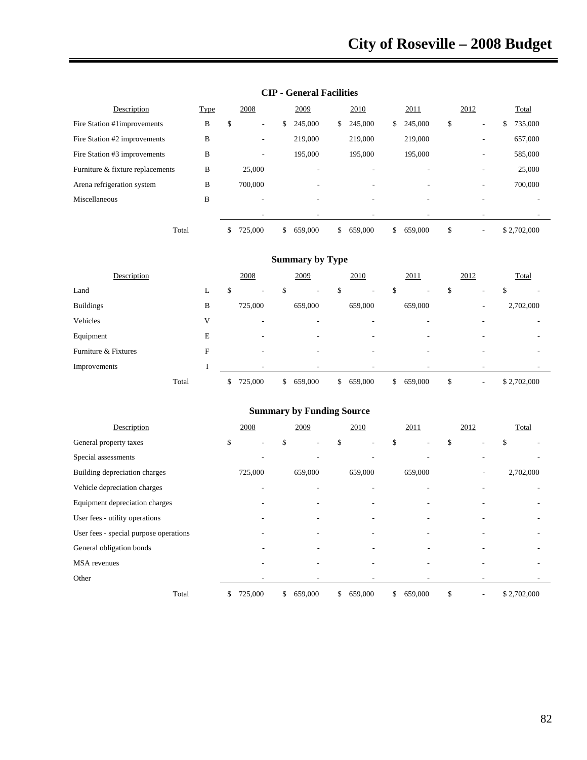## CIP - General Facilities

| Description | Type | 2008 | 2009 | 2010 | 2011 | 2012 | Total |
|---|---|---|---|---|---|---|---|
| Fire Station #1improvements | B | $ - | $ 245,000 | $ 245,000 | $ 245,000 | $ - | $ 735,000 |
| Fire Station #2 improvements | B | - | 219,000 | 219,000 | 219,000 | - | 657,000 |
| Fire Station #3 improvements | B | - | 195,000 | 195,000 | 195,000 | - | 585,000 |
| Furniture & fixture replacements | B | 25,000 | - | - | - | - | 25,000 |
| Arena refrigeration system | B | 700,000 | - | - | - | - | 700,000 |
| Miscellaneous | B | - | - | - | - | - | - |
| | | - | - | - | - | - | - |
| Total | | $ 725,000 | $ 659,000 | $ 659,000 | $ 659,000 | $ - | $ 2,702,000 |

## Summary by Type

| Description | | 2008 | 2009 | 2010 | 2011 | 2012 | Total |
|---|---|---|---|---|---|---|---|
| Land | L | $ - | $ - | $ - | $ - | $ - | $ - |
| Buildings | B | 725,000 | 659,000 | 659,000 | 659,000 | - | 2,702,000 |
| Vehicles | V | - | - | - | - | - | - |
| Equipment | E | - | - | - | - | - | - |
| Furniture & Fixtures | F | - | - | - | - | - | - |
| Improvements | I | - | - | - | - | - | - |
| Total | | $ 725,000 | $ 659,000 | $ 659,000 | $ 659,000 | $ - | $ 2,702,000 |

## Summary by Funding Source

| Description | 2008 | 2009 | 2010 | 2011 | 2012 | Total |
|---|---|---|---|---|---|---|
| General property taxes | $ - | $ - | $ - | $ - | $ - | $ - |
| Special assessments | - | - | - | - | - | - |
| Building depreciation charges | 725,000 | 659,000 | 659,000 | 659,000 | - | 2,702,000 |
| Vehicle depreciation charges | - | - | - | - | - | - |
| Equipment depreciation charges | - | - | - | - | - | - |
| User fees - utility operations | - | - | - | - | - | - |
| User fees - special purpose operations | - | - | - | - | - | - |
| General obligation bonds | - | - | - | - | - | - |
| MSA revenues | - | - | - | - | - | - |
| Other | - | - | - | - | - | - |
| Total | $ 725,000 | $ 659,000 | $ 659,000 | $ 659,000 | $ - | $ 2,702,000 |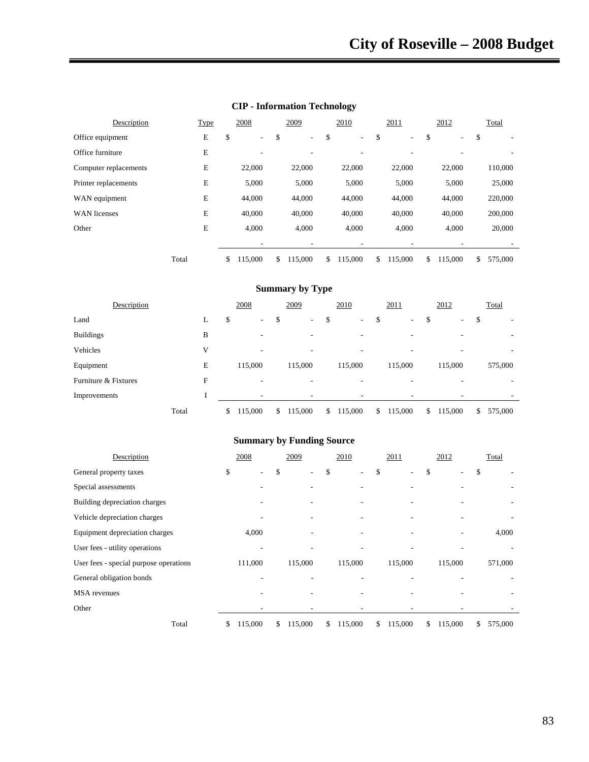## CIP - Information Technology

| Description | Type | 2008 | 2009 | 2010 | 2011 | 2012 | Total |
|---|---|---|---|---|---|---|---|
| Office equipment | E | $ - | $ - | $ - | $ - | $ - | $ - |
| Office furniture | E | - | - | - | - | - | - |
| Computer replacements | E | 22,000 | 22,000 | 22,000 | 22,000 | 22,000 | 110,000 |
| Printer replacements | E | 5,000 | 5,000 | 5,000 | 5,000 | 5,000 | 25,000 |
| WAN equipment | E | 44,000 | 44,000 | 44,000 | 44,000 | 44,000 | 220,000 |
| WAN licenses | E | 40,000 | 40,000 | 40,000 | 40,000 | 40,000 | 200,000 |
| Other | E | 4,000 | 4,000 | 4,000 | 4,000 | 4,000 | 20,000 |
| | | - | - | - | - | - | - |
| Total | | $ 115,000 | $ 115,000 | $ 115,000 | $ 115,000 | $ 115,000 | $ 575,000 |

## Summary by Type

| Description | | 2008 | 2009 | 2010 | 2011 | 2012 | Total |
|---|---|---|---|---|---|---|---|
| Land | L | $ - | $ - | $ - | $ - | $ - | $ - |
| Buildings | B | - | - | - | - | - | - |
| Vehicles | V | - | - | - | - | - | - |
| Equipment | E | 115,000 | 115,000 | 115,000 | 115,000 | 115,000 | 575,000 |
| Furniture & Fixtures | F | - | - | - | - | - | - |
| Improvements | I | - | - | - | - | - | - |
| Total | | $ 115,000 | $ 115,000 | $ 115,000 | $ 115,000 | $ 115,000 | $ 575,000 |

## Summary by Funding Source

| Description | 2008 | 2009 | 2010 | 2011 | 2012 | Total |
|---|---|---|---|---|---|---|
| General property taxes | $ - | $ - | $ - | $ - | $ - | $ - |
| Special assessments | - | - | - | - | - | - |
| Building depreciation charges | - | - | - | - | - | - |
| Vehicle depreciation charges | - | - | - | - | - | - |
| Equipment depreciation charges | 4,000 | - | - | - | - | 4,000 |
| User fees - utility operations | - | - | - | - | - | - |
| User fees - special purpose operations | 111,000 | 115,000 | 115,000 | 115,000 | 115,000 | 571,000 |
| General obligation bonds | - | - | - | - | - | - |
| MSA revenues | - | - | - | - | - | - |
| Other | - | - | - | - | - | - |
| Total | $ 115,000 | $ 115,000 | $ 115,000 | $ 115,000 | $ 115,000 | $ 575,000 |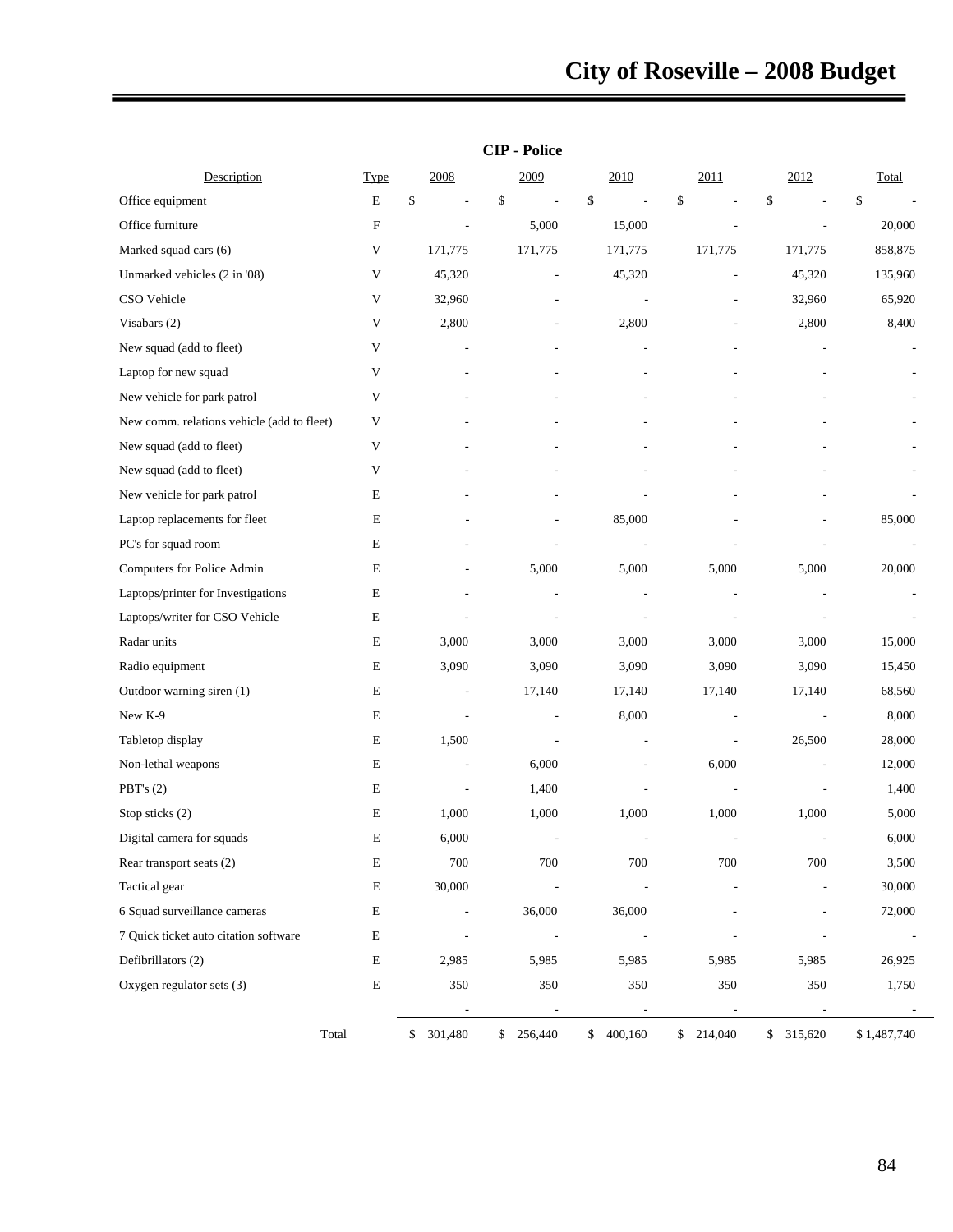## CIP - Police

| Description | Type | 2008 | 2009 | 2010 | 2011 | 2012 | Total |
|---|---|---|---|---|---|---|---|
| Office equipment | E | $ - | $ - | $ - | $ - | $ - | $ - |
| Office furniture | F | - | 5,000 | 15,000 | - | - | 20,000 |
| Marked squad cars (6) | V | 171,775 | 171,775 | 171,775 | 171,775 | 171,775 | 858,875 |
| Unmarked vehicles (2 in '08) | V | 45,320 | - | 45,320 | - | 45,320 | 135,960 |
| CSO Vehicle | V | 32,960 | - | - | - | 32,960 | 65,920 |
| Visabars (2) | V | 2,800 | - | 2,800 | - | 2,800 | 8,400 |
| New squad (add to fleet) | V | - | - | - | - | - | - |
| Laptop for new squad | V | - | - | - | - | - | - |
| New vehicle for park patrol | V | - | - | - | - | - | - |
| New comm. relations vehicle (add to fleet) | V | - | - | - | - | - | - |
| New squad (add to fleet) | V | - | - | - | - | - | - |
| New squad (add to fleet) | V | - | - | - | - | - | - |
| New vehicle for park patrol | E | - | - | - | - | - | - |
| Laptop replacements for fleet | E | - | - | 85,000 | - | - | 85,000 |
| PC's for squad room | E | - | - | - | - | - | - |
| Computers for Police Admin | E | - | 5,000 | 5,000 | 5,000 | 5,000 | 20,000 |
| Laptops/printer for Investigations | E | - | - | - | - | - | - |
| Laptops/writer for CSO Vehicle | E | - | - | - | - | - | - |
| Radar units | E | 3,000 | 3,000 | 3,000 | 3,000 | 3,000 | 15,000 |
| Radio equipment | E | 3,090 | 3,090 | 3,090 | 3,090 | 3,090 | 15,450 |
| Outdoor warning siren (1) | E | - | 17,140 | 17,140 | 17,140 | 17,140 | 68,560 |
| New K-9 | E | - | - | 8,000 | - | - | 8,000 |
| Tabletop display | E | 1,500 | - | - | - | 26,500 | 28,000 |
| Non-lethal weapons | E | - | 6,000 | - | 6,000 | - | 12,000 |
| PBT's (2) | E | - | 1,400 | - | - | - | 1,400 |
| Stop sticks (2) | E | 1,000 | 1,000 | 1,000 | 1,000 | 1,000 | 5,000 |
| Digital camera for squads | E | 6,000 | - | - | - | - | 6,000 |
| Rear transport seats (2) | E | 700 | 700 | 700 | 700 | 700 | 3,500 |
| Tactical gear | E | 30,000 | - | - | - | - | 30,000 |
| 6 Squad surveillance cameras | E | - | 36,000 | 36,000 | - | - | 72,000 |
| 7 Quick ticket auto citation software | E | - | - | - | - | - | - |
| Defibrillators (2) | E | 2,985 | 5,985 | 5,985 | 5,985 | 5,985 | 26,925 |
| Oxygen regulator sets (3) | E | 350 | 350 | 350 | 350 | 350 | 1,750 |
| | | - | - | - | - | - | - |
| Total | | $ 301,480 | $ 256,440 | $ 400,160 | $ 214,040 | $ 315,620 | $ 1,487,740 |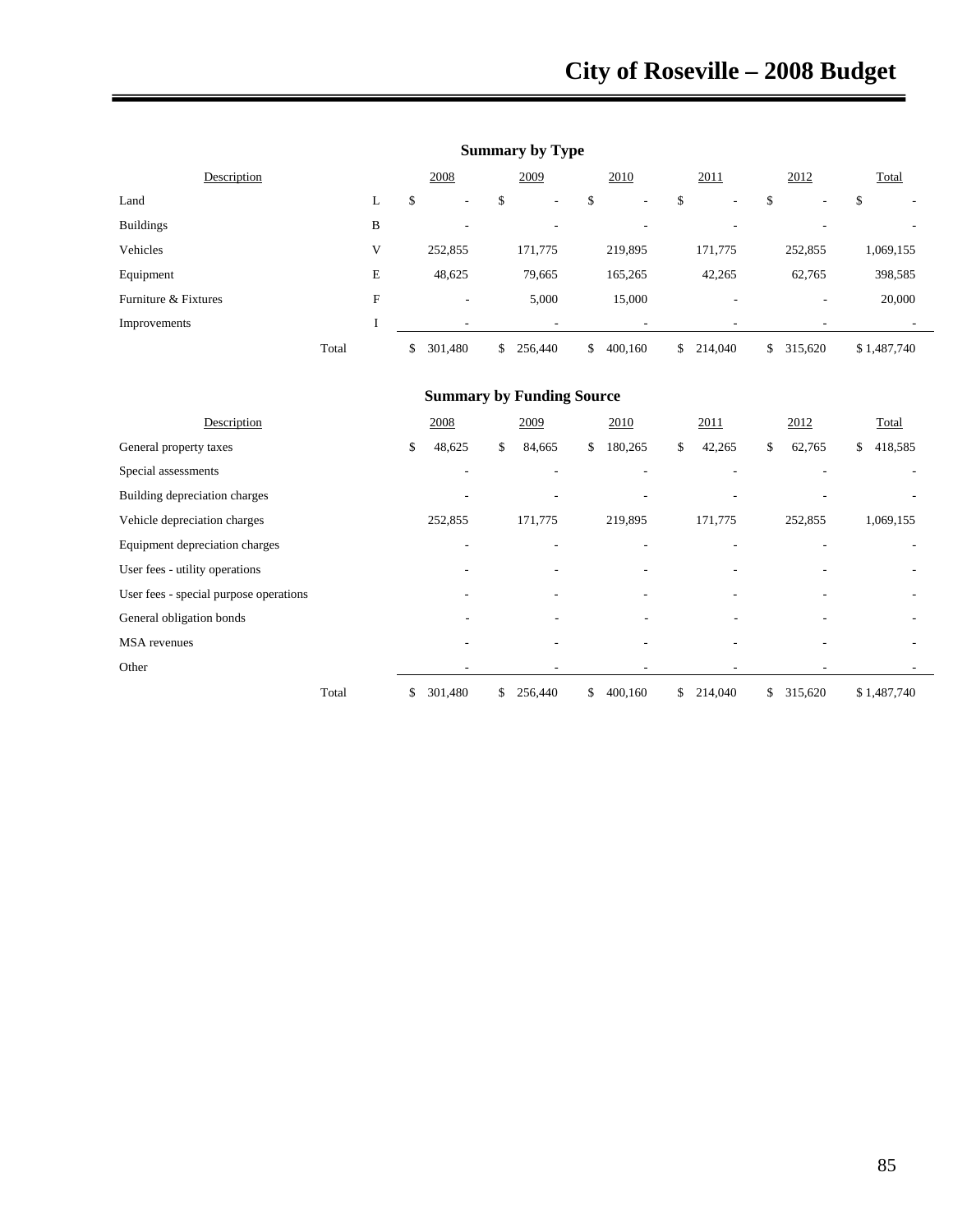## Summary by Type

| Description | | 2008 | 2009 | 2010 | 2011 | 2012 | Total |
|---|---|---|---|---|---|---|---|
| Land | L | $ - | $ - | $ - | $ - | $ - | $ - |
| Buildings | B | - | - | - | - | - | - |
| Vehicles | V | 252,855 | 171,775 | 219,895 | 171,775 | 252,855 | 1,069,155 |
| Equipment | E | 48,625 | 79,665 | 165,265 | 42,265 | 62,765 | 398,585 |
| Furniture & Fixtures | F | - | 5,000 | 15,000 | - | - | 20,000 |
| Improvements | I | - | - | - | - | - | - |
| Total | | $ 301,480 | $ 256,440 | $ 400,160 | $ 214,040 | $ 315,620 | $ 1,487,740 |

## Summary by Funding Source

| Description | 2008 | 2009 | 2010 | 2011 | 2012 | Total |
|---|---|---|---|---|---|---|
| General property taxes | $ 48,625 | $ 84,665 | $ 180,265 | $ 42,265 | $ 62,765 | $ 418,585 |
| Special assessments | - | - | - | - | - | - |
| Building depreciation charges | - | - | - | - | - | - |
| Vehicle depreciation charges | 252,855 | 171,775 | 219,895 | 171,775 | 252,855 | 1,069,155 |
| Equipment depreciation charges | - | - | - | - | - | - |
| User fees - utility operations | - | - | - | - | - | - |
| User fees - special purpose operations | - | - | - | - | - | - |
| General obligation bonds | - | - | - | - | - | - |
| MSA revenues | - | - | - | - | - | - |
| Other | - | - | - | - | - | - |
| Total | $ 301,480 | $ 256,440 | $ 400,160 | $ 214,040 | $ 315,620 | $ 1,487,740 |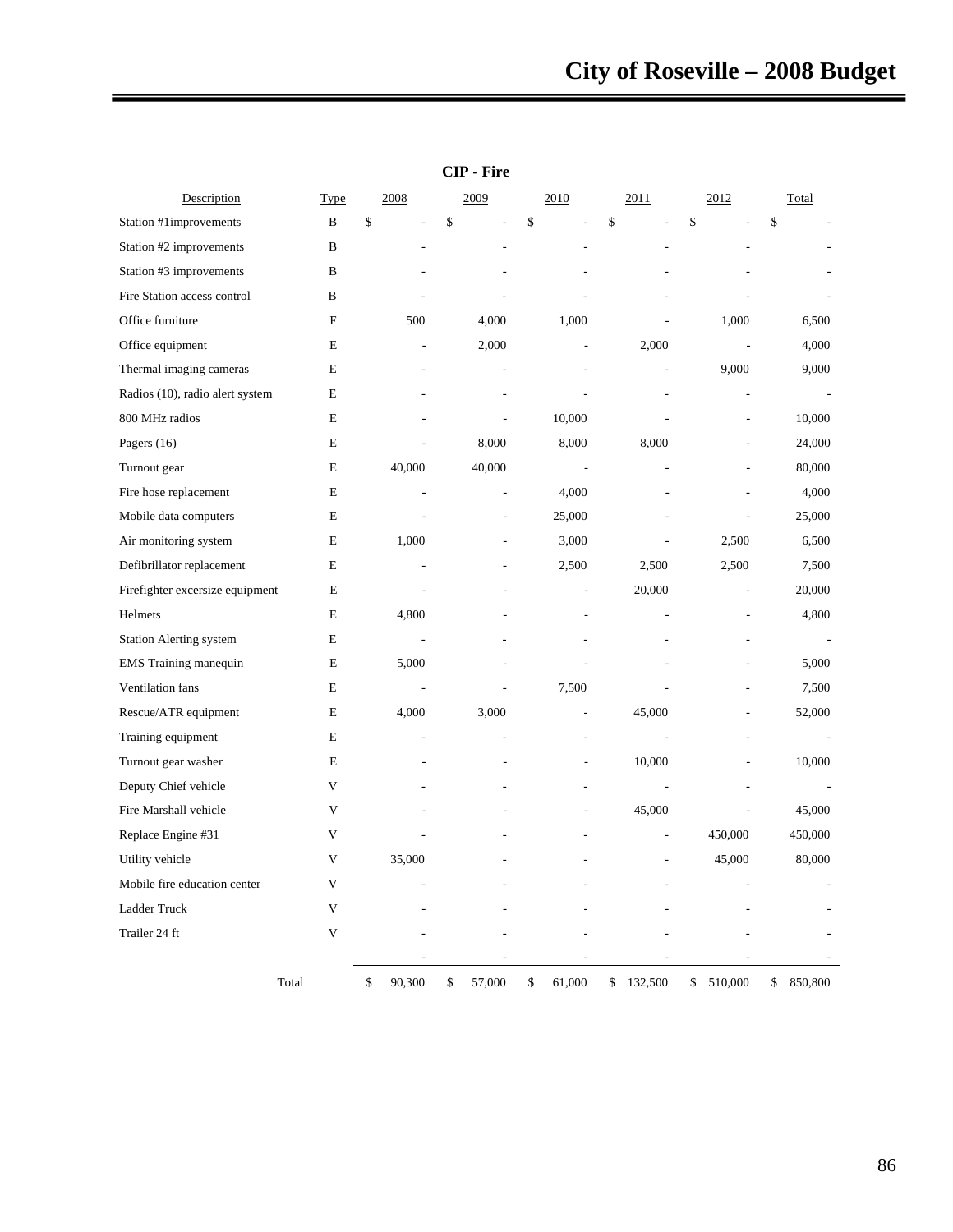## CIP - Fire

| Description | Type | 2008 | 2009 | 2010 | 2011 | 2012 | Total |
|---|---|---|---|---|---|---|---|
| Station #1improvements | B | $ - | $ - | $ - | $ - | $ - | $ - |
| Station #2 improvements | B | - | - | - | - | - | - |
| Station #3 improvements | B | - | - | - | - | - | - |
| Fire Station access control | B | - | - | - | - | - | - |
| Office furniture | F | 500 | 4,000 | 1,000 | - | 1,000 | 6,500 |
| Office equipment | E | - | 2,000 | - | 2,000 | - | 4,000 |
| Thermal imaging cameras | E | - | - | - | - | 9,000 | 9,000 |
| Radios (10), radio alert system | E | - | - | - | - | - | - |
| 800 MHz radios | E | - | - | 10,000 | - | - | 10,000 |
| Pagers (16) | E | - | 8,000 | 8,000 | 8,000 | - | 24,000 |
| Turnout gear | E | 40,000 | 40,000 | - | - | - | 80,000 |
| Fire hose replacement | E | - | - | 4,000 | - | - | 4,000 |
| Mobile data computers | E | - | - | 25,000 | - | - | 25,000 |
| Air monitoring system | E | 1,000 | - | 3,000 | - | 2,500 | 6,500 |
| Defibrillator replacement | E | - | - | 2,500 | 2,500 | 2,500 | 7,500 |
| Firefighter excersize equipment | E | - | - | - | 20,000 | - | 20,000 |
| Helmets | E | 4,800 | - | - | - | - | 4,800 |
| Station Alerting system | E | - | - | - | - | - | - |
| EMS Training manequin | E | 5,000 | - | - | - | - | 5,000 |
| Ventilation fans | E | - | - | 7,500 | - | - | 7,500 |
| Rescue/ATR equipment | E | 4,000 | 3,000 | - | 45,000 | - | 52,000 |
| Training equipment | E | - | - | - | - | - | - |
| Turnout gear washer | E | - | - | - | 10,000 | - | 10,000 |
| Deputy Chief vehicle | V | - | - | - | - | - | - |
| Fire Marshall vehicle | V | - | - | - | 45,000 | - | 45,000 |
| Replace Engine #31 | V | - | - | - | - | 450,000 | 450,000 |
| Utility vehicle | V | 35,000 | - | - | - | 45,000 | 80,000 |
| Mobile fire education center | V | - | - | - | - | - | - |
| Ladder Truck | V | - | - | - | - | - | - |
| Trailer 24 ft | V | - | - | - | - | - | - |
| | | - | - | - | - | - | - |
| Total | | $ 90,300 | $ 57,000 | $ 61,000 | $ 132,500 | $ 510,000 | $ 850,800 |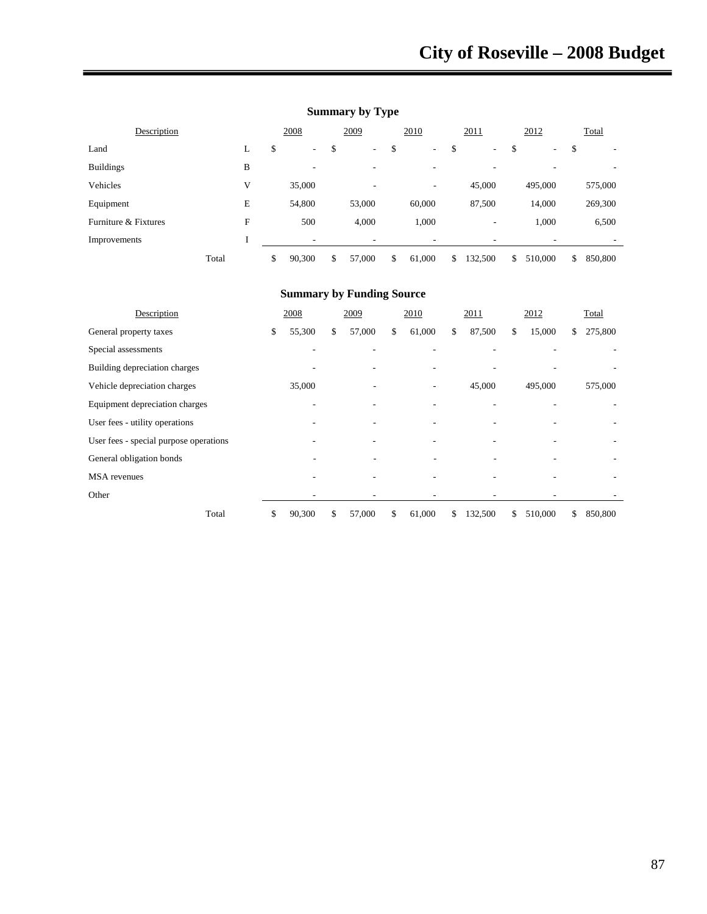## Summary by Type

| Description | | 2008 | 2009 | 2010 | 2011 | 2012 | Total |
|---|---|---|---|---|---|---|---|
| Land | L | $ - | $ - | $ - | $ - | $ - | $ - |
| Buildings | B | - | - | - | - | - | - |
| Vehicles | V | 35,000 | - | - | 45,000 | 495,000 | 575,000 |
| Equipment | E | 54,800 | 53,000 | 60,000 | 87,500 | 14,000 | 269,300 |
| Furniture & Fixtures | F | 500 | 4,000 | 1,000 | - | 1,000 | 6,500 |
| Improvements | I | - | - | - | - | - | - |
| Total | | $ 90,300 | $ 57,000 | $ 61,000 | $ 132,500 | $ 510,000 | $ 850,800 |

## Summary by Funding Source

| Description | 2008 | 2009 | 2010 | 2011 | 2012 | Total |
|---|---|---|---|---|---|---|
| General property taxes | $ 55,300 | $ 57,000 | $ 61,000 | $ 87,500 | $ 15,000 | $ 275,800 |
| Special assessments | - | - | - | - | - | - |
| Building depreciation charges | - | - | - | - | - | - |
| Vehicle depreciation charges | 35,000 | - | - | 45,000 | 495,000 | 575,000 |
| Equipment depreciation charges | - | - | - | - | - | - |
| User fees - utility operations | - | - | - | - | - | - |
| User fees - special purpose operations | - | - | - | - | - | - |
| General obligation bonds | - | - | - | - | - | - |
| MSA revenues | - | - | - | - | - | - |
| Other | - | - | - | - | - | - |
| Total | $ 90,300 | $ 57,000 | $ 61,000 | $ 132,500 | $ 510,000 | $ 850,800 |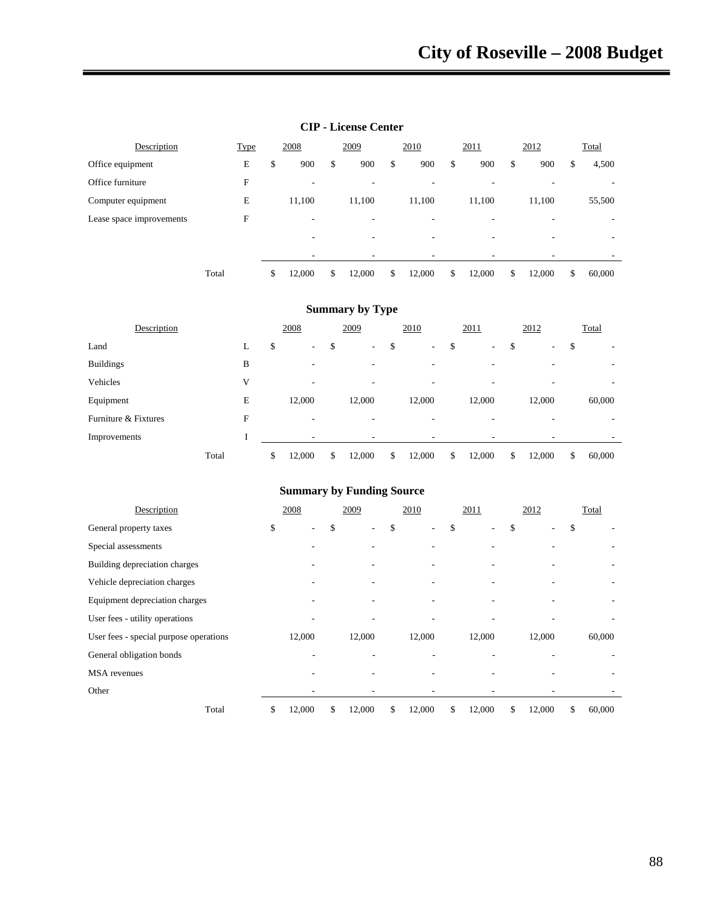## CIP - License Center

| Description | Type | 2008 | 2009 | 2010 | 2011 | 2012 | Total |
|---|---|---|---|---|---|---|---|
| Office equipment | E | $ 900 | $ 900 | $ 900 | $ 900 | $ 900 | $ 4,500 |
| Office furniture | F | - | - | - | - | - | - |
| Computer equipment | E | 11,100 | 11,100 | 11,100 | 11,100 | 11,100 | 55,500 |
| Lease space improvements | F | - | - | - | - | - | - |
| | | - | - | - | - | - | - |
| | | - | - | - | - | - | - |
| Total | | $ 12,000 | $ 12,000 | $ 12,000 | $ 12,000 | $ 12,000 | $ 60,000 |

## Summary by Type

| Description | | 2008 | 2009 | 2010 | 2011 | 2012 | Total |
|---|---|---|---|---|---|---|---|
| Land | L | $ - | $ - | $ - | $ - | $ - | $ - |
| Buildings | B | - | - | - | - | - | - |
| Vehicles | V | - | - | - | - | - | - |
| Equipment | E | 12,000 | 12,000 | 12,000 | 12,000 | 12,000 | 60,000 |
| Furniture & Fixtures | F | - | - | - | - | - | - |
| Improvements | I | - | - | - | - | - | - |
| Total | | $ 12,000 | $ 12,000 | $ 12,000 | $ 12,000 | $ 12,000 | $ 60,000 |

## Summary by Funding Source

| Description | 2008 | 2009 | 2010 | 2011 | 2012 | Total |
|---|---|---|---|---|---|---|
| General property taxes | $ - | $ - | $ - | $ - | $ - | $ - |
| Special assessments | - | - | - | - | - | - |
| Building depreciation charges | - | - | - | - | - | - |
| Vehicle depreciation charges | - | - | - | - | - | - |
| Equipment depreciation charges | - | - | - | - | - | - |
| User fees - utility operations | - | - | - | - | - | - |
| User fees - special purpose operations | 12,000 | 12,000 | 12,000 | 12,000 | 12,000 | 60,000 |
| General obligation bonds | - | - | - | - | - | - |
| MSA revenues | - | - | - | - | - | - |
| Other | - | - | - | - | - | - |
| Total | $ 12,000 | $ 12,000 | $ 12,000 | $ 12,000 | $ 12,000 | $ 60,000 |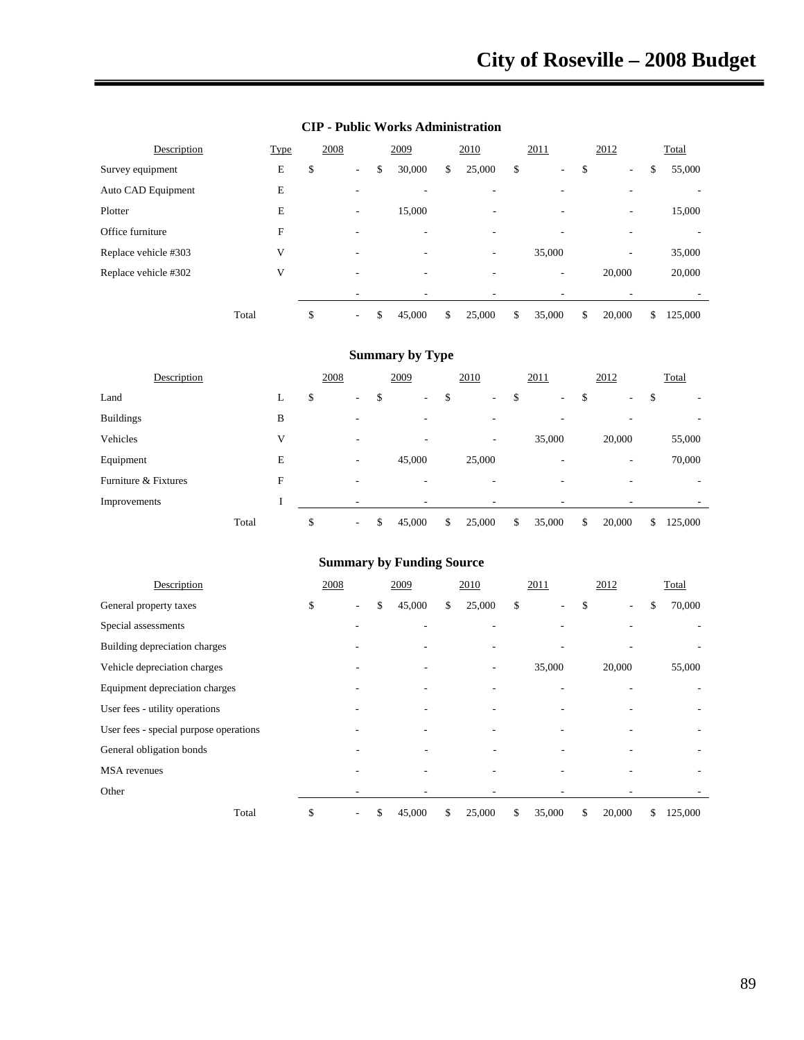## CIP - Public Works Administration

| Description | Type | 2008 | 2009 | 2010 | 2011 | 2012 | Total |
|---|---|---|---|---|---|---|---|
| Survey equipment | E | $ - | $ 30,000 | $ 25,000 | $ - | $ - | $ 55,000 |
| Auto CAD Equipment | E | - | - | - | - | - | - |
| Plotter | E | - | 15,000 | - | - | - | 15,000 |
| Office furniture | F | - | - | - | - | - | - |
| Replace vehicle #303 | V | - | - | - | 35,000 | - | 35,000 |
| Replace vehicle #302 | V | - | - | - | - | 20,000 | 20,000 |
| | | - | - | - | - | - | - |
| Total | | $ - | $ 45,000 | $ 25,000 | $ 35,000 | $ 20,000 | $ 125,000 |

## Summary by Type

| Description | | 2008 | 2009 | 2010 | 2011 | 2012 | Total |
|---|---|---|---|---|---|---|---|
| Land | L | $ - | $ - | $ - | $ - | $ - | $ - |
| Buildings | B | - | - | - | - | - | - |
| Vehicles | V | - | - | - | 35,000 | 20,000 | 55,000 |
| Equipment | E | - | 45,000 | 25,000 | - | - | 70,000 |
| Furniture & Fixtures | F | - | - | - | - | - | - |
| Improvements | I | - | - | - | - | - | - |
| Total | | $ - | $ 45,000 | $ 25,000 | $ 35,000 | $ 20,000 | $ 125,000 |

## Summary by Funding Source

| Description | 2008 | 2009 | 2010 | 2011 | 2012 | Total |
|---|---|---|---|---|---|---|
| General property taxes | $ - | $ 45,000 | $ 25,000 | $ - | $ - | $ 70,000 |
| Special assessments | - | - | - | - | - | - |
| Building depreciation charges | - | - | - | - | - | - |
| Vehicle depreciation charges | - | - | - | 35,000 | 20,000 | 55,000 |
| Equipment depreciation charges | - | - | - | - | - | - |
| User fees - utility operations | - | - | - | - | - | - |
| User fees - special purpose operations | - | - | - | - | - | - |
| General obligation bonds | - | - | - | - | - | - |
| MSA revenues | - | - | - | - | - | - |
| Other | - | - | - | - | - | - |
| Total | $ - | $ 45,000 | $ 25,000 | $ 35,000 | $ 20,000 | $ 125,000 |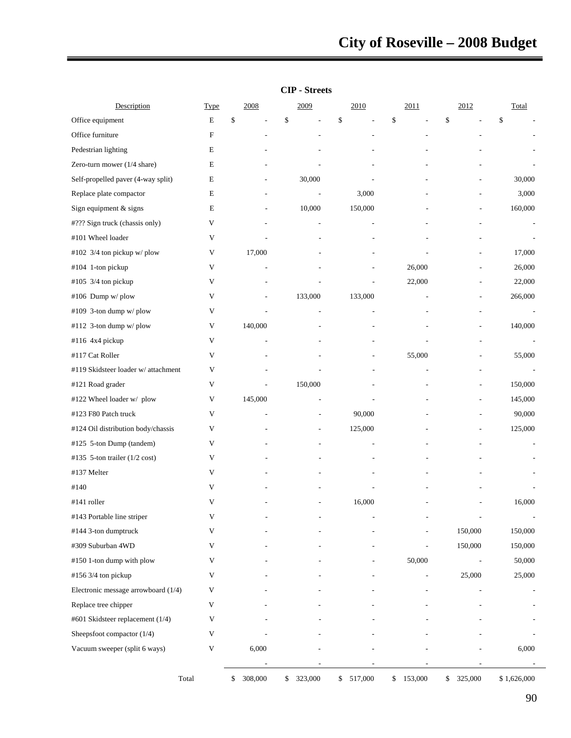## CIP - Streets

| Description | Type | 2008 | 2009 | 2010 | 2011 | 2012 | Total |
|---|---|---|---|---|---|---|---|
| Office equipment | E | $ - | $ - | $ - | $ - | $ - | $ - |
| Office furniture | F | - | - | - | - | - | - |
| Pedestrian lighting | E | - | - | - | - | - | - |
| Zero-turn mower (1/4 share) | E | - | - | - | - | - | - |
| Self-propelled paver (4-way split) | E | - | 30,000 | - | - | - | 30,000 |
| Replace plate compactor | E | - | - | 3,000 | - | - | 3,000 |
| Sign equipment & signs | E | - | 10,000 | 150,000 | - | - | 160,000 |
| #??? Sign truck (chassis only) | V | - | - | - | - | - | - |
| #101 Wheel loader | V | - | - | - | - | - | - |
| #102 3/4 ton pickup w/ plow | V | 17,000 | - | - | - | - | 17,000 |
| #104 1-ton pickup | V | - | - | - | 26,000 | - | 26,000 |
| #105 3/4 ton pickup | V | - | - | - | 22,000 | - | 22,000 |
| #106 Dump w/ plow | V | - | 133,000 | 133,000 | - | - | 266,000 |
| #109 3-ton dump w/ plow | V | - | - | - | - | - | - |
| #112 3-ton dump w/ plow | V | 140,000 | - | - | - | - | 140,000 |
| #116 4x4 pickup | V | - | - | - | - | - | - |
| #117 Cat Roller | V | - | - | - | 55,000 | - | 55,000 |
| #119 Skidsteer loader w/ attachment | V | - | - | - | - | - | - |
| #121 Road grader | V | - | 150,000 | - | - | - | 150,000 |
| #122 Wheel loader w/ plow | V | 145,000 | - | - | - | - | 145,000 |
| #123 F80 Patch truck | V | - | - | 90,000 | - | - | 90,000 |
| #124 Oil distribution body/chassis | V | - | - | 125,000 | - | - | 125,000 |
| #125 5-ton Dump (tandem) | V | - | - | - | - | - | - |
| #135 5-ton trailer (1/2 cost) | V | - | - | - | - | - | - |
| #137 Melter | V | - | - | - | - | - | - |
| #140 | V | - | - | - | - | - | - |
| #141 roller | V | - | - | 16,000 | - | - | 16,000 |
| #143 Portable line striper | V | - | - | - | - | - | - |
| #144 3-ton dumptruck | V | - | - | - | - | 150,000 | 150,000 |
| #309 Suburban 4WD | V | - | - | - | - | 150,000 | 150,000 |
| #150 1-ton dump with plow | V | - | - | - | 50,000 | - | 50,000 |
| #156 3/4 ton pickup | V | - | - | - | - | 25,000 | 25,000 |
| Electronic message arrowboard (1/4) | V | - | - | - | - | - | - |
| Replace tree chipper | V | - | - | - | - | - | - |
| #601 Skidsteer replacement (1/4) | V | - | - | - | - | - | - |
| Sheepsfoot compactor (1/4) | V | - | - | - | - | - | - |
| Vacuum sweeper (split 6 ways) | V | 6,000 | - | - | - | - | 6,000 |
| | | - | - | - | - | - | - |
| Total | | $ 308,000 | $ 323,000 | $ 517,000 | $ 153,000 | $ 325,000 | $ 1,626,000 |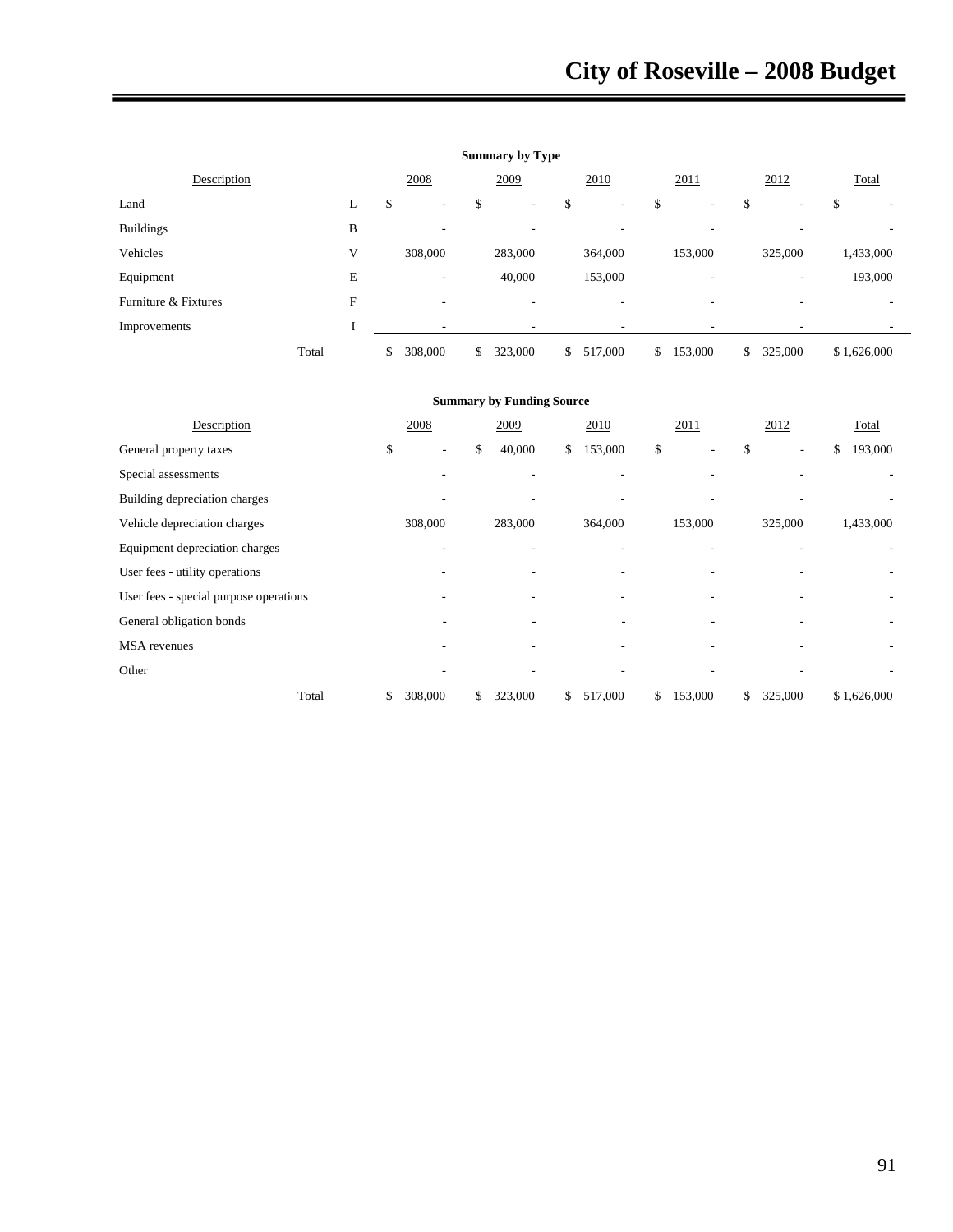**Summary by Type**

| Description | | 2008 | 2009 | 2010 | 2011 | 2012 | Total |
|---|---|---|---|---|---|---|---|
| Land | L | $ - | $ - | $ - | $ - | $ - | $ - |
| Buildings | B | - | - | - | - | - | - |
| Vehicles | V | 308,000 | 283,000 | 364,000 | 153,000 | 325,000 | 1,433,000 |
| Equipment | E | - | 40,000 | 153,000 | - | - | 193,000 |
| Furniture & Fixtures | F | - | - | - | - | - | - |
| Improvements | I | - | - | - | - | - | - |
| Total | | $ 308,000 | $ 323,000 | $ 517,000 | $ 153,000 | $ 325,000 | $ 1,626,000 |

**Summary by Funding Source**

| Description | 2008 | 2009 | 2010 | 2011 | 2012 | Total |
|---|---|---|---|---|---|---|
| General property taxes | $ - | $ 40,000 | $ 153,000 | $ - | $ - | $ 193,000 |
| Special assessments | - | - | - | - | - | - |
| Building depreciation charges | - | - | - | - | - | - |
| Vehicle depreciation charges | 308,000 | 283,000 | 364,000 | 153,000 | 325,000 | 1,433,000 |
| Equipment depreciation charges | - | - | - | - | - | - |
| User fees - utility operations | - | - | - | - | - | - |
| User fees - special purpose operations | - | - | - | - | - | - |
| General obligation bonds | - | - | - | - | - | - |
| MSA revenues | - | - | - | - | - | - |
| Other | - | - | - | - | - | - |
| Total | $ 308,000 | $ 323,000 | $ 517,000 | $ 153,000 | $ 325,000 | $ 1,626,000 |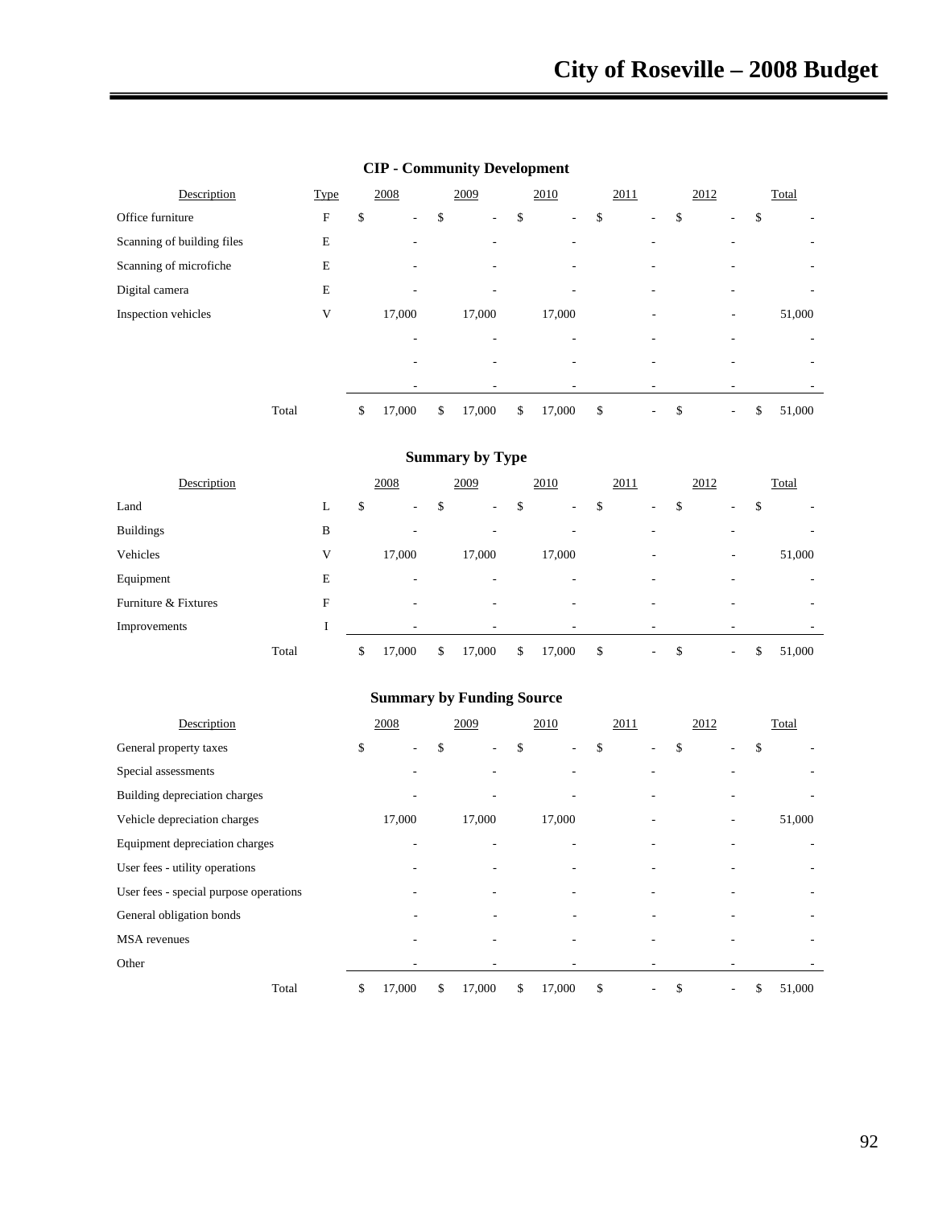## CIP - Community Development

| Description | Type | 2008 | 2009 | 2010 | 2011 | 2012 | Total |
|---|---|---|---|---|---|---|---|
| Office furniture | F | $ - | $ - | $ - | $ - | $ - | $ - |
| Scanning of building files | E | - | - | - | - | - | - |
| Scanning of microfiche | E | - | - | - | - | - | - |
| Digital camera | E | - | - | - | - | - | - |
| Inspection vehicles | V | 17,000 | 17,000 | 17,000 | - | - | 51,000 |
| | | - | - | - | - | - | - |
| | | - | - | - | - | - | - |
| | | - | - | - | - | - | - |
| Total | | $ 17,000 | $ 17,000 | $ 17,000 | $ - | $ - | $ 51,000 |

## Summary by Type

| Description | | 2008 | 2009 | 2010 | 2011 | 2012 | Total |
|---|---|---|---|---|---|---|---|
| Land | L | $ - | $ - | $ - | $ - | $ - | $ - |
| Buildings | B | - | - | - | - | - | - |
| Vehicles | V | 17,000 | 17,000 | 17,000 | - | - | 51,000 |
| Equipment | E | - | - | - | - | - | - |
| Furniture & Fixtures | F | - | - | - | - | - | - |
| Improvements | I | - | - | - | - | - | - |
| Total | | $ 17,000 | $ 17,000 | $ 17,000 | $ - | $ - | $ 51,000 |

## Summary by Funding Source

| Description | 2008 | 2009 | 2010 | 2011 | 2012 | Total |
|---|---|---|---|---|---|---|
| General property taxes | $ - | $ - | $ - | $ - | $ - | $ - |
| Special assessments | - | - | - | - | - | - |
| Building depreciation charges | - | - | - | - | - | - |
| Vehicle depreciation charges | 17,000 | 17,000 | 17,000 | - | - | 51,000 |
| Equipment depreciation charges | - | - | - | - | - | - |
| User fees - utility operations | - | - | - | - | - | - |
| User fees - special purpose operations | - | - | - | - | - | - |
| General obligation bonds | - | - | - | - | - | - |
| MSA revenues | - | - | - | - | - | - |
| Other | - | - | - | - | - | - |
| Total | $ 17,000 | $ 17,000 | $ 17,000 | $ - | $ - | $ 51,000 |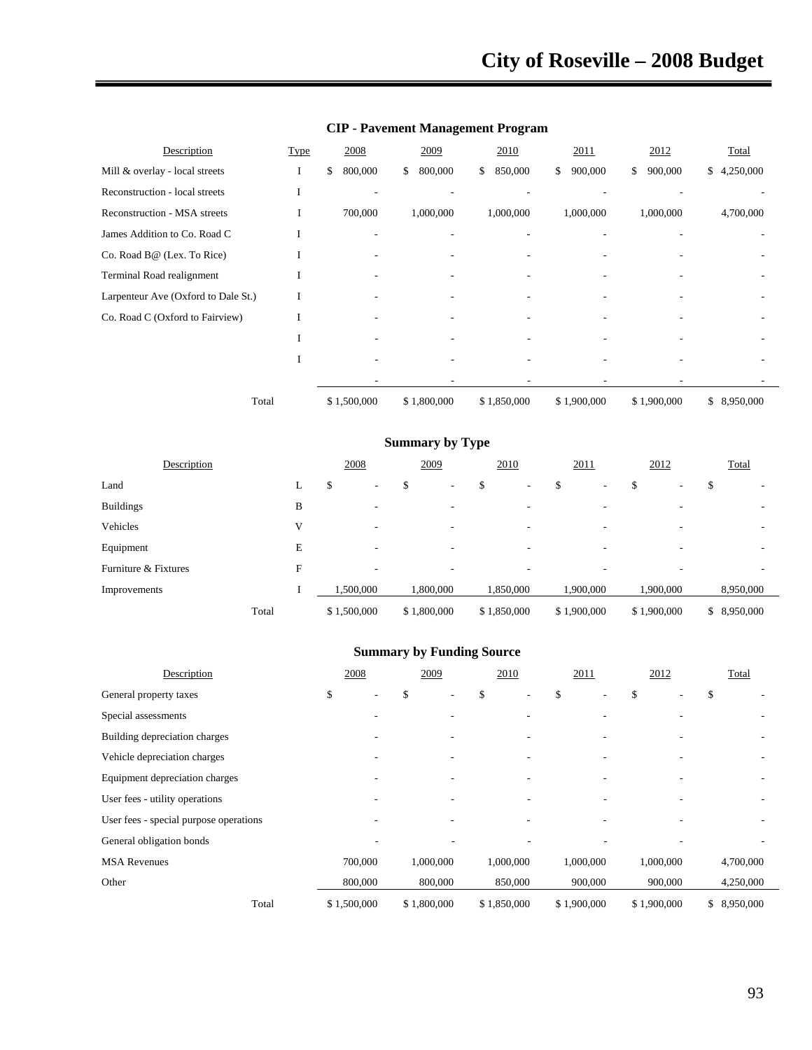## CIP - Pavement Management Program

| Description | Type | 2008 | 2009 | 2010 | 2011 | 2012 | Total |
|---|---|---|---|---|---|---|---|
| Mill & overlay - local streets | I | $ 800,000 | $ 800,000 | $ 850,000 | $ 900,000 | $ 900,000 | $ 4,250,000 |
| Reconstruction - local streets | I | - | - | - | - | - | - |
| Reconstruction - MSA streets | I | 700,000 | 1,000,000 | 1,000,000 | 1,000,000 | 1,000,000 | 4,700,000 |
| James Addition to Co. Road C | I | - | - | - | - | - | - |
| Co. Road B@ (Lex. To Rice) | I | - | - | - | - | - | - |
| Terminal Road realignment | I | - | - | - | - | - | - |
| Larpenteur Ave (Oxford to Dale St.) | I | - | - | - | - | - | - |
| Co. Road C (Oxford to Fairview) | I | - | - | - | - | - | - |
| | I | - | - | - | - | - | - |
| | I | - | - | - | - | - | - |
| | | - | - | - | - | - | - |
| Total | | $ 1,500,000 | $ 1,800,000 | $ 1,850,000 | $ 1,900,000 | $ 1,900,000 | $ 8,950,000 |

## Summary by Type

| Description | | 2008 | 2009 | 2010 | 2011 | 2012 | Total |
|---|---|---|---|---|---|---|---|
| Land | L | $ - | $ - | $ - | $ - | $ - | $ - |
| Buildings | B | - | - | - | - | - | - |
| Vehicles | V | - | - | - | - | - | - |
| Equipment | E | - | - | - | - | - | - |
| Furniture & Fixtures | F | - | - | - | - | - | - |
| Improvements | I | 1,500,000 | 1,800,000 | 1,850,000 | 1,900,000 | 1,900,000 | 8,950,000 |
| Total | | $ 1,500,000 | $ 1,800,000 | $ 1,850,000 | $ 1,900,000 | $ 1,900,000 | $ 8,950,000 |

## Summary by Funding Source

| Description | 2008 | 2009 | 2010 | 2011 | 2012 | Total |
|---|---|---|---|---|---|---|
| General property taxes | $ - | $ - | $ - | $ - | $ - | $ - |
| Special assessments | - | - | - | - | - | - |
| Building depreciation charges | - | - | - | - | - | - |
| Vehicle depreciation charges | - | - | - | - | - | - |
| Equipment depreciation charges | - | - | - | - | - | - |
| User fees - utility operations | - | - | - | - | - | - |
| User fees - special purpose operations | - | - | - | - | - | - |
| General obligation bonds | - | - | - | - | - | - |
| MSA Revenues | 700,000 | 1,000,000 | 1,000,000 | 1,000,000 | 1,000,000 | 4,700,000 |
| Other | 800,000 | 800,000 | 850,000 | 900,000 | 900,000 | 4,250,000 |
| Total | $ 1,500,000 | $ 1,800,000 | $ 1,850,000 | $ 1,900,000 | $ 1,900,000 | $ 8,950,000 |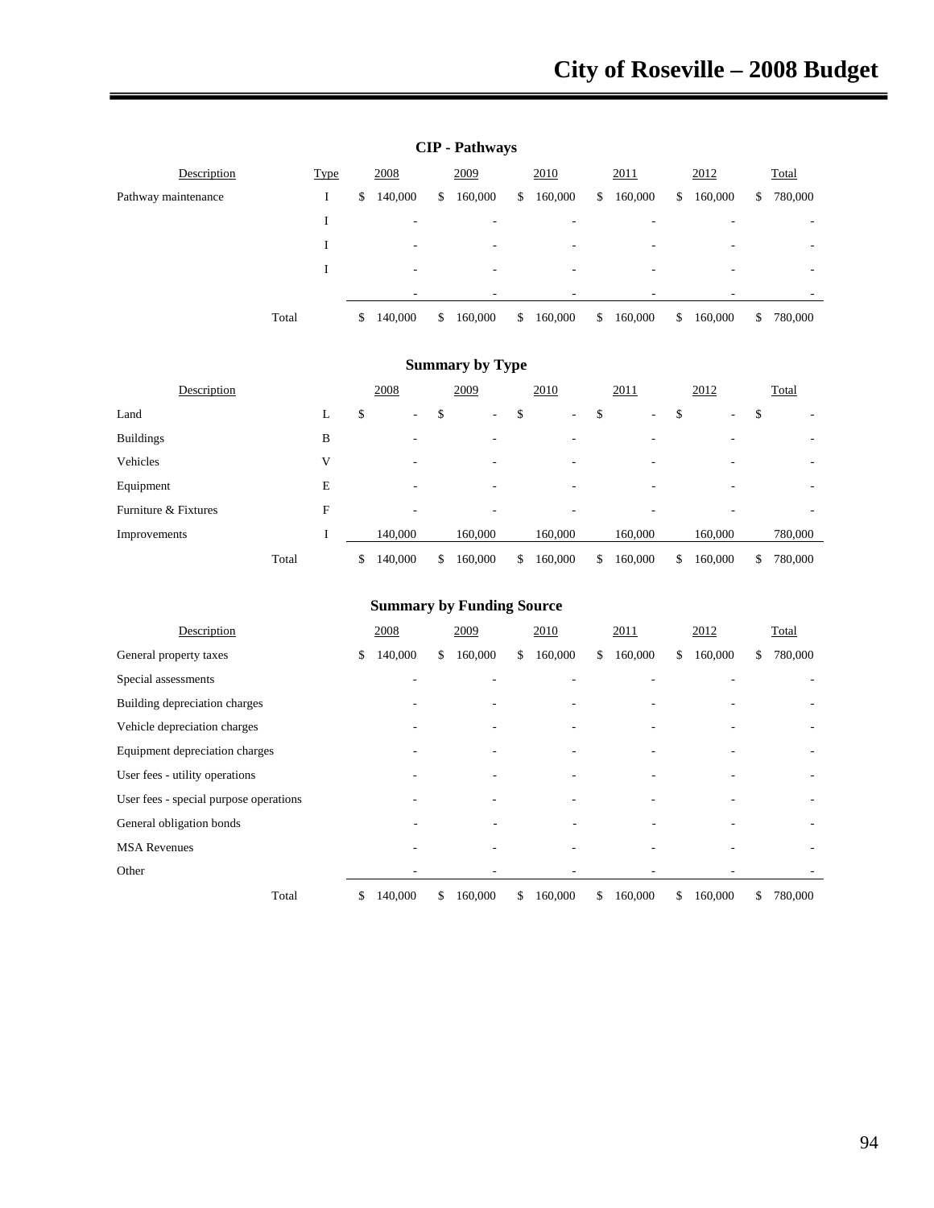## CIP - Pathways

| Description | Type | 2008 | 2009 | 2010 | 2011 | 2012 | Total |
|---|---|---|---|---|---|---|---|
| Pathway maintenance | I | $ 140,000 | $ 160,000 | $ 160,000 | $ 160,000 | $ 160,000 | $ 780,000 |
| | I | - | - | - | - | - | - |
| | I | - | - | - | - | - | - |
| | I | - | - | - | - | - | - |
| | | - | - | - | - | - | - |
| Total | | $ 140,000 | $ 160,000 | $ 160,000 | $ 160,000 | $ 160,000 | $ 780,000 |

## Summary by Type

| Description | | 2008 | 2009 | 2010 | 2011 | 2012 | Total |
|---|---|---|---|---|---|---|---|
| Land | L | $ - | $ - | $ - | $ - | $ - | $ - |
| Buildings | B | - | - | - | - | - | - |
| Vehicles | V | - | - | - | - | - | - |
| Equipment | E | - | - | - | - | - | - |
| Furniture & Fixtures | F | - | - | - | - | - | - |
| Improvements | I | 140,000 | 160,000 | 160,000 | 160,000 | 160,000 | 780,000 |
| Total | | $ 140,000 | $ 160,000 | $ 160,000 | $ 160,000 | $ 160,000 | $ 780,000 |

## Summary by Funding Source

| Description | 2008 | 2009 | 2010 | 2011 | 2012 | Total |
|---|---|---|---|---|---|---|
| General property taxes | $ 140,000 | $ 160,000 | $ 160,000 | $ 160,000 | $ 160,000 | $ 780,000 |
| Special assessments | - | - | - | - | - | - |
| Building depreciation charges | - | - | - | - | - | - |
| Vehicle depreciation charges | - | - | - | - | - | - |
| Equipment depreciation charges | - | - | - | - | - | - |
| User fees - utility operations | - | - | - | - | - | - |
| User fees - special purpose operations | - | - | - | - | - | - |
| General obligation bonds | - | - | - | - | - | - |
| MSA Revenues | - | - | - | - | - | - |
| Other | - | - | - | - | - | - |
| Total | $ 140,000 | $ 160,000 | $ 160,000 | $ 160,000 | $ 160,000 | $ 780,000 |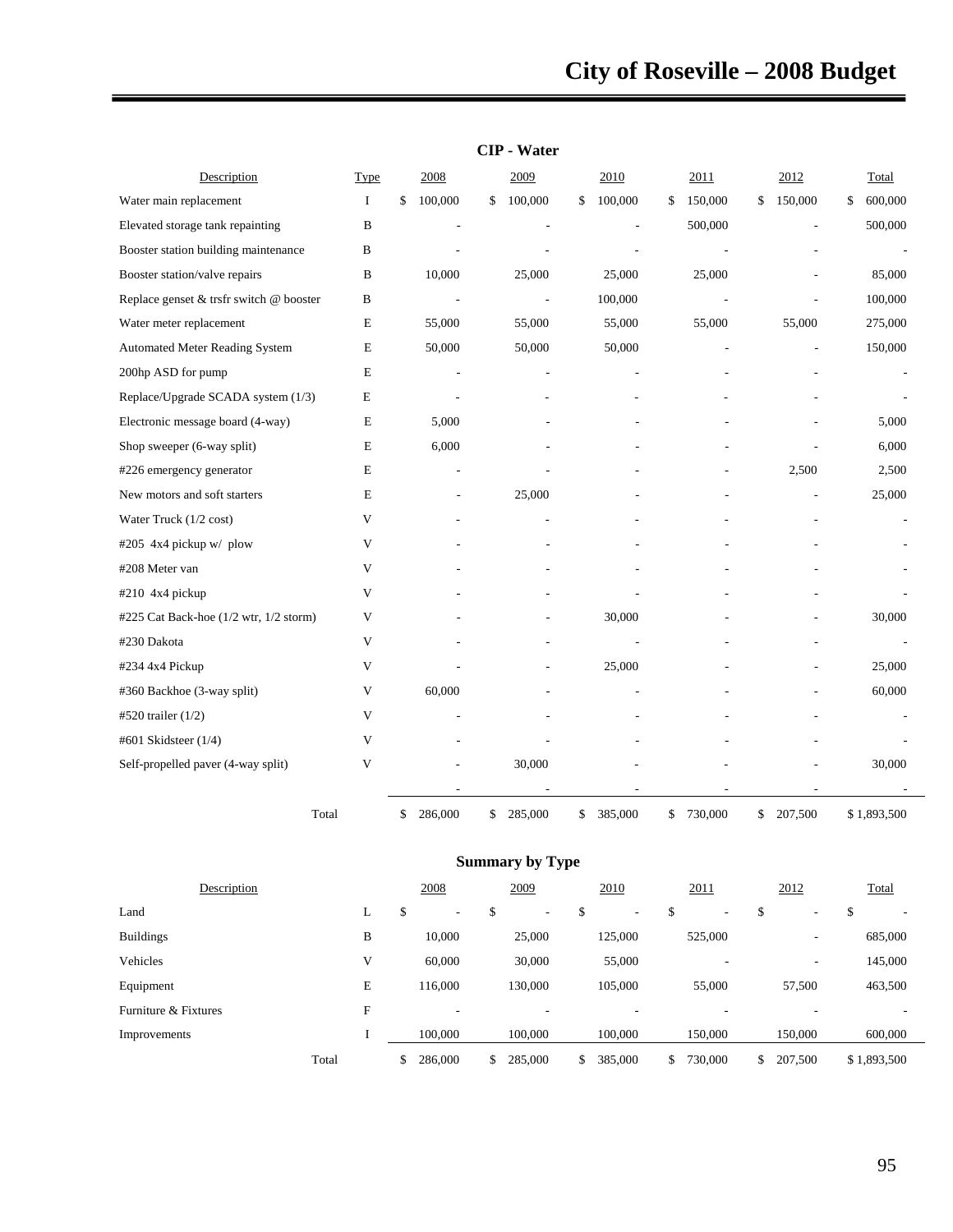## CIP - Water

| Description | Type | 2008 | 2009 | 2010 | 2011 | 2012 | Total |
|---|---|---|---|---|---|---|---|
| Water main replacement | I | $ 100,000 | $ 100,000 | $ 100,000 | $ 150,000 | $ 150,000 | $ 600,000 |
| Elevated storage tank repainting | B | - | - | - | 500,000 | - | 500,000 |
| Booster station building maintenance | B | - | - | - | - | - | - |
| Booster station/valve repairs | B | 10,000 | 25,000 | 25,000 | 25,000 | - | 85,000 |
| Replace genset & trsfr switch @ booster | B | - | - | 100,000 | - | - | 100,000 |
| Water meter replacement | E | 55,000 | 55,000 | 55,000 | 55,000 | 55,000 | 275,000 |
| Automated Meter Reading System | E | 50,000 | 50,000 | 50,000 | - | - | 150,000 |
| 200hp ASD for pump | E | - | - | - | - | - | - |
| Replace/Upgrade SCADA system (1/3) | E | - | - | - | - | - | - |
| Electronic message board (4-way) | E | 5,000 | - | - | - | - | 5,000 |
| Shop sweeper (6-way split) | E | 6,000 | - | - | - | - | 6,000 |
| #226 emergency generator | E | - | - | - | - | 2,500 | 2,500 |
| New motors and soft starters | E | - | 25,000 | - | - | - | 25,000 |
| Water Truck (1/2 cost) | V | - | - | - | - | - | - |
| #205 4x4 pickup w/ plow | V | - | - | - | - | - | - |
| #208 Meter van | V | - | - | - | - | - | - |
| #210 4x4 pickup | V | - | - | - | - | - | - |
| #225 Cat Back-hoe (1/2 wtr, 1/2 storm) | V | - | - | 30,000 | - | - | 30,000 |
| #230 Dakota | V | - | - | - | - | - | - |
| #234 4x4 Pickup | V | - | - | 25,000 | - | - | 25,000 |
| #360 Backhoe (3-way split) | V | 60,000 | - | - | - | - | 60,000 |
| #520 trailer (1/2) | V | - | - | - | - | - | - |
| #601 Skidsteer (1/4) | V | - | - | - | - | - | - |
| Self-propelled paver (4-way split) | V | - | 30,000 | - | - | - | 30,000 |
| | | - | - | - | - | - | - |
| Total | | $ 286,000 | $ 285,000 | $ 385,000 | $ 730,000 | $ 207,500 | $ 1,893,500 |

## Summary by Type

| Description | | 2008 | 2009 | 2010 | 2011 | 2012 | Total |
|---|---|---|---|---|---|---|---|
| Land | L | $ - | $ - | $ - | $ - | $ - | $ - |
| Buildings | B | 10,000 | 25,000 | 125,000 | 525,000 | - | 685,000 |
| Vehicles | V | 60,000 | 30,000 | 55,000 | - | - | 145,000 |
| Equipment | E | 116,000 | 130,000 | 105,000 | 55,000 | 57,500 | 463,500 |
| Furniture & Fixtures | F | - | - | - | - | - | - |
| Improvements | I | 100,000 | 100,000 | 100,000 | 150,000 | 150,000 | 600,000 |
| Total | | $ 286,000 | $ 285,000 | $ 385,000 | $ 730,000 | $ 207,500 | $ 1,893,500 |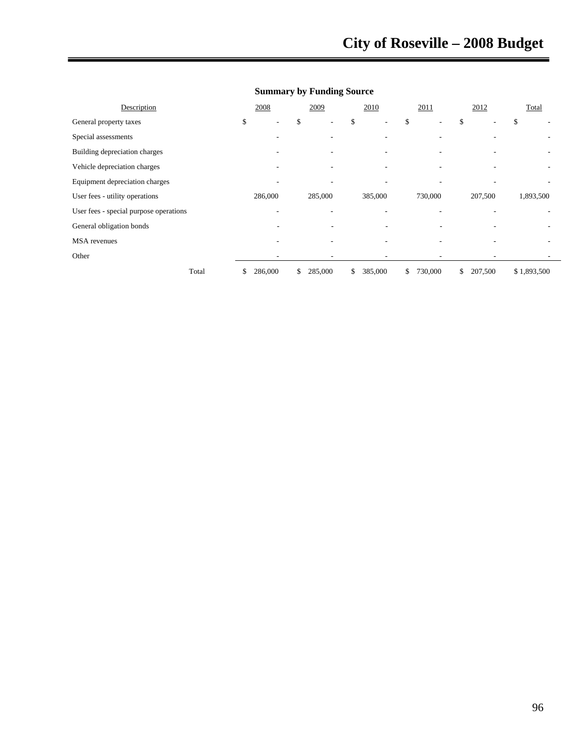## Summary by Funding Source

| Description | 2008 | 2009 | 2010 | 2011 | 2012 | Total |
|---|---|---|---|---|---|---|
| General property taxes | $ - | $ - | $ - | $ - | $ - | $ - |
| Special assessments | - | - | - | - | - | - |
| Building depreciation charges | - | - | - | - | - | - |
| Vehicle depreciation charges | - | - | - | - | - | - |
| Equipment depreciation charges | - | - | - | - | - | - |
| User fees - utility operations | 286,000 | 285,000 | 385,000 | 730,000 | 207,500 | 1,893,500 |
| User fees - special purpose operations | - | - | - | - | - | - |
| General obligation bonds | - | - | - | - | - | - |
| MSA revenues | - | - | - | - | - | - |
| Other | - | - | - | - | - | - |
| Total | $ 286,000 | $ 285,000 | $ 385,000 | $ 730,000 | $ 207,500 | $ 1,893,500 |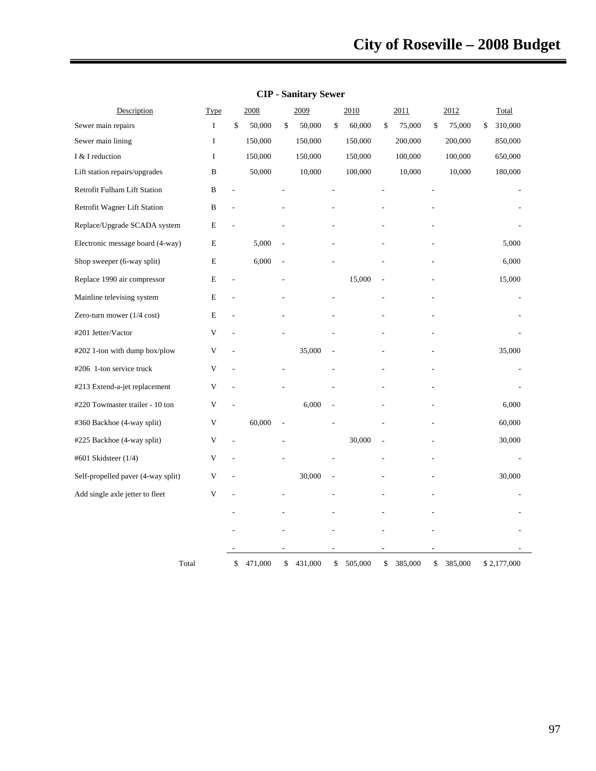## CIP - Sanitary Sewer

| Description | Type | 2008 | 2009 | 2010 | 2011 | 2012 | Total |
|---|---|---|---|---|---|---|---|
| Sewer main repairs | I | $ 50,000 | $ 50,000 | $ 60,000 | $ 75,000 | $ 75,000 | $ 310,000 |
| Sewer main lining | I | 150,000 | 150,000 | 150,000 | 200,000 | 200,000 | 850,000 |
| I & I reduction | I | 150,000 | 150,000 | 150,000 | 100,000 | 100,000 | 650,000 |
| Lift station repairs/upgrades | B | 50,000 | 10,000 | 100,000 | 10,000 | 10,000 | 180,000 |
| Retrofit Fulham Lift Station | B | - | - | - | - | - | - |
| Retrofit Wagner Lift Station | B | - | - | - | - | - | - |
| Replace/Upgrade SCADA system | E | - | - | - | - | - | - |
| Electronic message board (4-way) | E | 5,000 | - | - | - | - | 5,000 |
| Shop sweeper (6-way split) | E | 6,000 | - | - | - | - | 6,000 |
| Replace 1990 air compressor | E | - | - | 15,000 | - | - | 15,000 |
| Mainline televising system | E | - | - | - | - | - | - |
| Zero-turn mower (1/4 cost) | E | - | - | - | - | - | - |
| #201 Jetter/Vactor | V | - | - | - | - | - | - |
| #202 1-ton with dump box/plow | V | - | 35,000 | - | - | - | 35,000 |
| #206 1-ton service truck | V | - | - | - | - | - | - |
| #213 Extend-a-jet replacement | V | - | - | - | - | - | - |
| #220 Towmaster trailer - 10 ton | V | - | 6,000 | - | - | - | 6,000 |
| #360 Backhoe (4-way split) | V | 60,000 | - | - | - | - | 60,000 |
| #225 Backhoe (4-way split) | V | - | - | 30,000 | - | - | 30,000 |
| #601 Skidsteer (1/4) | V | - | - | - | - | - | - |
| Self-propelled paver (4-way split) | V | - | 30,000 | - | - | - | 30,000 |
| Add single axle jetter to fleet | V | - | - | - | - | - | - |
| | | - | - | - | - | - | - |
| | | - | - | - | - | - | - |
| | | - | - | - | - | - | - |
| Total | | $ 471,000 | $ 431,000 | $ 505,000 | $ 385,000 | $ 385,000 | $ 2,177,000 |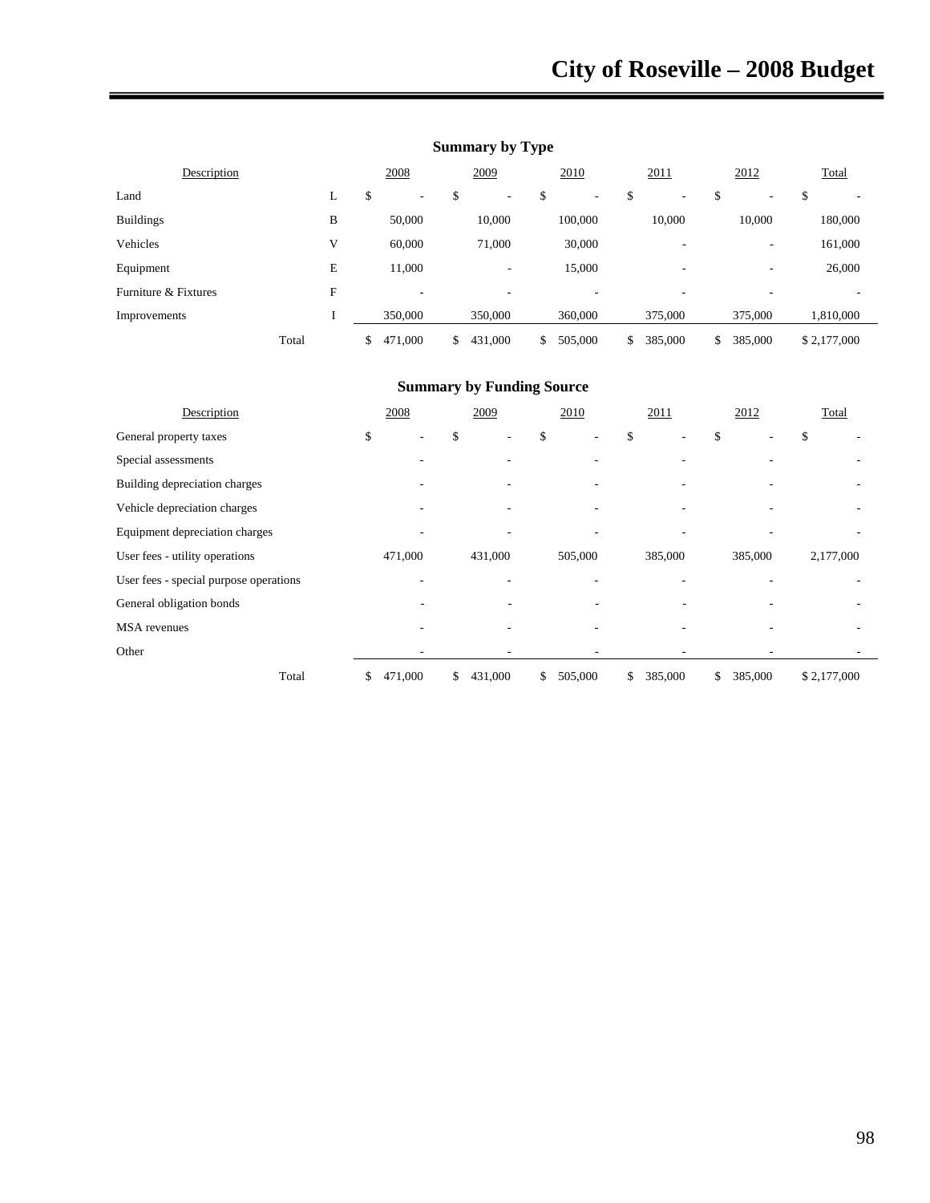## Summary by Type

| Description | | 2008 | 2009 | 2010 | 2011 | 2012 | Total |
|---|---|---|---|---|---|---|---|
| Land | L | $ - | $ - | $ - | $ - | $ - | $ - |
| Buildings | B | 50,000 | 10,000 | 100,000 | 10,000 | 10,000 | 180,000 |
| Vehicles | V | 60,000 | 71,000 | 30,000 | - | - | 161,000 |
| Equipment | E | 11,000 | - | 15,000 | - | - | 26,000 |
| Furniture & Fixtures | F | - | - | - | - | - | - |
| Improvements | I | 350,000 | 350,000 | 360,000 | 375,000 | 375,000 | 1,810,000 |
| Total | | $ 471,000 | $ 431,000 | $ 505,000 | $ 385,000 | $ 385,000 | $ 2,177,000 |

## Summary by Funding Source

| Description | 2008 | 2009 | 2010 | 2011 | 2012 | Total |
|---|---|---|---|---|---|---|
| General property taxes | $ - | $ - | $ - | $ - | $ - | $ - |
| Special assessments | - | - | - | - | - | - |
| Building depreciation charges | - | - | - | - | - | - |
| Vehicle depreciation charges | - | - | - | - | - | - |
| Equipment depreciation charges | - | - | - | - | - | - |
| User fees - utility operations | 471,000 | 431,000 | 505,000 | 385,000 | 385,000 | 2,177,000 |
| User fees - special purpose operations | - | - | - | - | - | - |
| General obligation bonds | - | - | - | - | - | - |
| MSA revenues | - | - | - | - | - | - |
| Other | - | - | - | - | - | - |
| Total | $ 471,000 | $ 431,000 | $ 505,000 | $ 385,000 | $ 385,000 | $ 2,177,000 |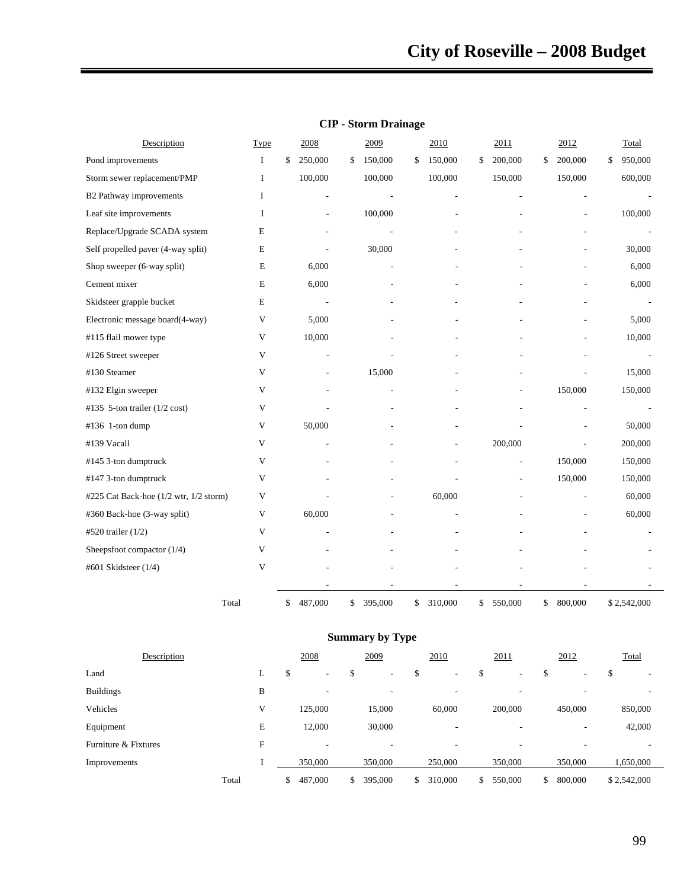## CIP - Storm Drainage

| Description | Type | 2008 | 2009 | 2010 | 2011 | 2012 | Total |
|---|---|---|---|---|---|---|---|
| Pond improvements | I | $ 250,000 | $ 150,000 | $ 150,000 | $ 200,000 | $ 200,000 | $ 950,000 |
| Storm sewer replacement/PMP | I | 100,000 | 100,000 | 100,000 | 150,000 | 150,000 | 600,000 |
| B2 Pathway improvements | I | - | - | - | - | - | - |
| Leaf site improvements | I | - | 100,000 | - | - | - | 100,000 |
| Replace/Upgrade SCADA system | E | - | - | - | - | - | - |
| Self propelled paver (4-way split) | E | - | 30,000 | - | - | - | 30,000 |
| Shop sweeper (6-way split) | E | 6,000 | - | - | - | - | 6,000 |
| Cement mixer | E | 6,000 | - | - | - | - | 6,000 |
| Skidsteer grapple bucket | E | - | - | - | - | - | - |
| Electronic message board(4-way) | V | 5,000 | - | - | - | - | 5,000 |
| #115 flail mower type | V | 10,000 | - | - | - | - | 10,000 |
| #126 Street sweeper | V | - | - | - | - | - | - |
| #130 Steamer | V | - | 15,000 | - | - | - | 15,000 |
| #132 Elgin sweeper | V | - | - | - | - | 150,000 | 150,000 |
| #135 5-ton trailer (1/2 cost) | V | - | - | - | - | - | - |
| #136 1-ton dump | V | 50,000 | - | - | - | - | 50,000 |
| #139 Vacall | V | - | - | - | 200,000 | - | 200,000 |
| #145 3-ton dumptruck | V | - | - | - | - | 150,000 | 150,000 |
| #147 3-ton dumptruck | V | - | - | - | - | 150,000 | 150,000 |
| #225 Cat Back-hoe (1/2 wtr, 1/2 storm) | V | - | - | 60,000 | - | - | 60,000 |
| #360 Back-hoe (3-way split) | V | 60,000 | - | - | - | - | 60,000 |
| #520 trailer (1/2) | V | - | - | - | - | - | - |
| Sheepsfoot compactor (1/4) | V | - | - | - | - | - | - |
| #601 Skidsteer (1/4) | V | - | - | - | - | - | - |
| | | - | - | - | - | - | - |
| Total | | $ 487,000 | $ 395,000 | $ 310,000 | $ 550,000 | $ 800,000 | $ 2,542,000 |

## Summary by Type

| Description | | 2008 | 2009 | 2010 | 2011 | 2012 | Total |
|---|---|---|---|---|---|---|---|
| Land | L | $ - | $ - | $ - | $ - | $ - | $ - |
| Buildings | B | - | - | - | - | - | - |
| Vehicles | V | 125,000 | 15,000 | 60,000 | 200,000 | 450,000 | 850,000 |
| Equipment | E | 12,000 | 30,000 | - | - | - | 42,000 |
| Furniture & Fixtures | F | - | - | - | - | - | - |
| Improvements | I | 350,000 | 350,000 | 250,000 | 350,000 | 350,000 | 1,650,000 |
| Total | | $ 487,000 | $ 395,000 | $ 310,000 | $ 550,000 | $ 800,000 | $ 2,542,000 |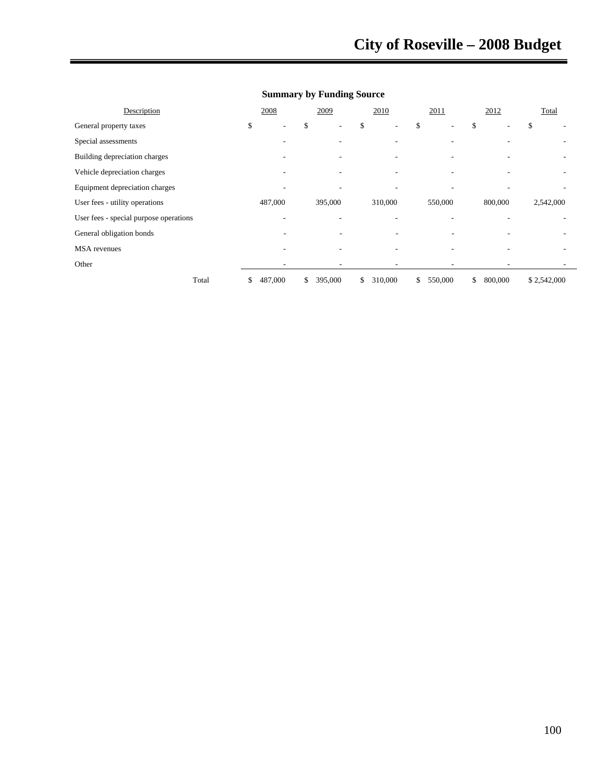**Summary by Funding Source**

| Description | 2008 | 2009 | 2010 | 2011 | 2012 | Total |
|---|---|---|---|---|---|---|
| General property taxes | $ - | $ - | $ - | $ - | $ - | $ - |
| Special assessments | - | - | - | - | - | - |
| Building depreciation charges | - | - | - | - | - | - |
| Vehicle depreciation charges | - | - | - | - | - | - |
| Equipment depreciation charges | - | - | - | - | - | - |
| User fees - utility operations | 487,000 | 395,000 | 310,000 | 550,000 | 800,000 | 2,542,000 |
| User fees - special purpose operations | - | - | - | - | - | - |
| General obligation bonds | - | - | - | - | - | - |
| MSA revenues | - | - | - | - | - | - |
| Other | - | - | - | - | - | - |
| Total | $ 487,000 | $ 395,000 | $ 310,000 | $ 550,000 | $ 800,000 | $ 2,542,000 |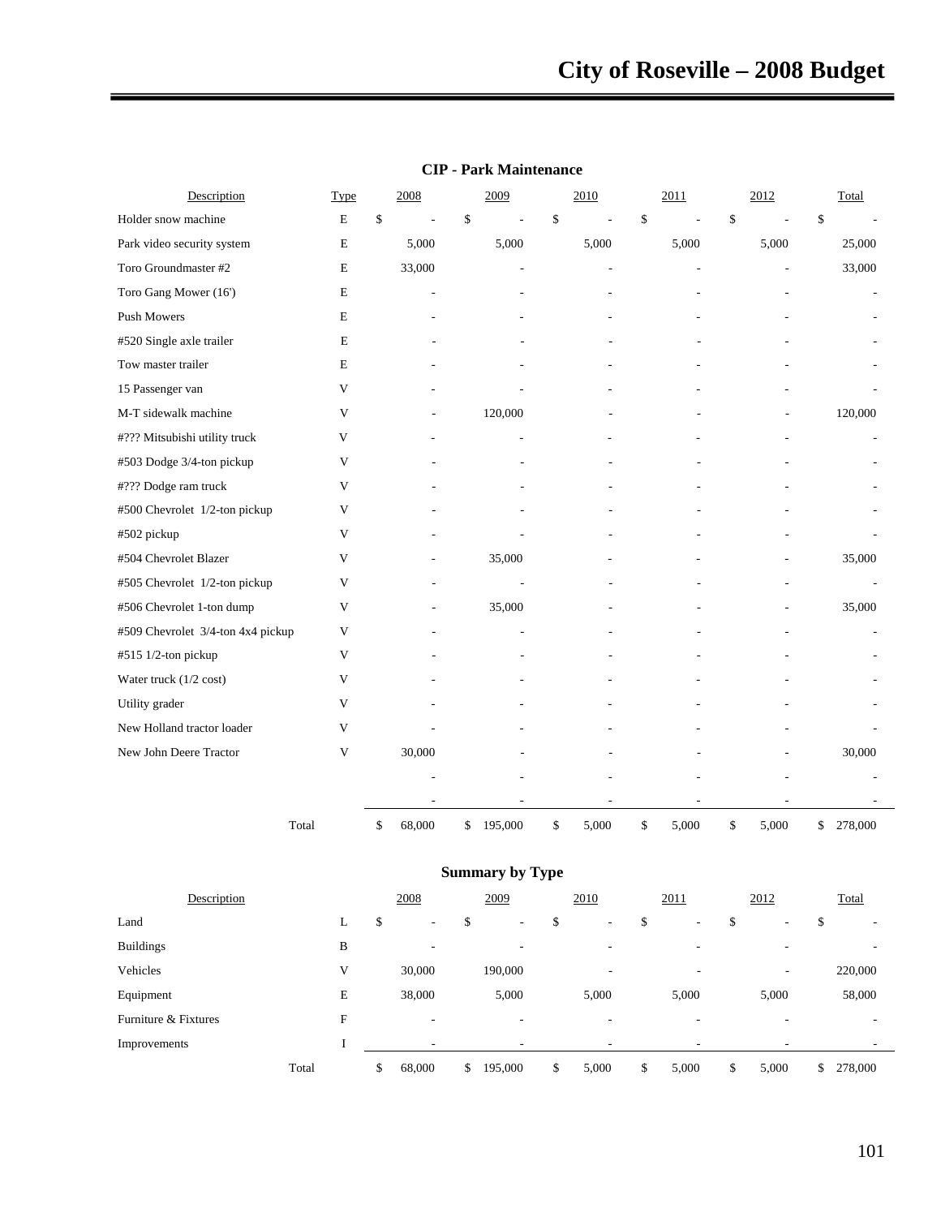## CIP - Park Maintenance

| Description | Type | 2008 | 2009 | 2010 | 2011 | 2012 | Total |
|---|---|---|---|---|---|---|---|
| Holder snow machine | E | $ - | $ - | $ - | $ - | $ - | $ - |
| Park video security system | E | 5,000 | 5,000 | 5,000 | 5,000 | 5,000 | 25,000 |
| Toro Groundmaster #2 | E | 33,000 | - | - | - | - | 33,000 |
| Toro Gang Mower (16') | E | - | - | - | - | - | - |
| Push Mowers | E | - | - | - | - | - | - |
| #520 Single axle trailer | E | - | - | - | - | - | - |
| Tow master trailer | E | - | - | - | - | - | - |
| 15 Passenger van | V | - | - | - | - | - | - |
| M-T sidewalk machine | V | - | 120,000 | - | - | - | 120,000 |
| #??? Mitsubishi utility truck | V | - | - | - | - | - | - |
| #503 Dodge 3/4-ton pickup | V | - | - | - | - | - | - |
| #??? Dodge ram truck | V | - | - | - | - | - | - |
| #500 Chevrolet 1/2-ton pickup | V | - | - | - | - | - | - |
| #502 pickup | V | - | - | - | - | - | - |
| #504 Chevrolet Blazer | V | - | 35,000 | - | - | - | 35,000 |
| #505 Chevrolet 1/2-ton pickup | V | - | - | - | - | - | - |
| #506 Chevrolet 1-ton dump | V | - | 35,000 | - | - | - | 35,000 |
| #509 Chevrolet 3/4-ton 4x4 pickup | V | - | - | - | - | - | - |
| #515 1/2-ton pickup | V | - | - | - | - | - | - |
| Water truck (1/2 cost) | V | - | - | - | - | - | - |
| Utility grader | V | - | - | - | - | - | - |
| New Holland tractor loader | V | - | - | - | - | - | - |
| New John Deere Tractor | V | 30,000 | - | - | - | - | 30,000 |
| | | - | - | - | - | - | - |
| | | - | - | - | - | - | - |
| Total | | $ 68,000 | $ 195,000 | $ 5,000 | $ 5,000 | $ 5,000 | $ 278,000 |

## Summary by Type

| Description | | 2008 | 2009 | 2010 | 2011 | 2012 | Total |
|---|---|---|---|---|---|---|---|
| Land | L | $ - | $ - | $ - | $ - | $ - | $ - |
| Buildings | B | - | - | - | - | - | - |
| Vehicles | V | 30,000 | 190,000 | - | - | - | 220,000 |
| Equipment | E | 38,000 | 5,000 | 5,000 | 5,000 | 5,000 | 58,000 |
| Furniture & Fixtures | F | - | - | - | - | - | - |
| Improvements | I | - | - | - | - | - | - |
| Total | | $ 68,000 | $ 195,000 | $ 5,000 | $ 5,000 | $ 5,000 | $ 278,000 |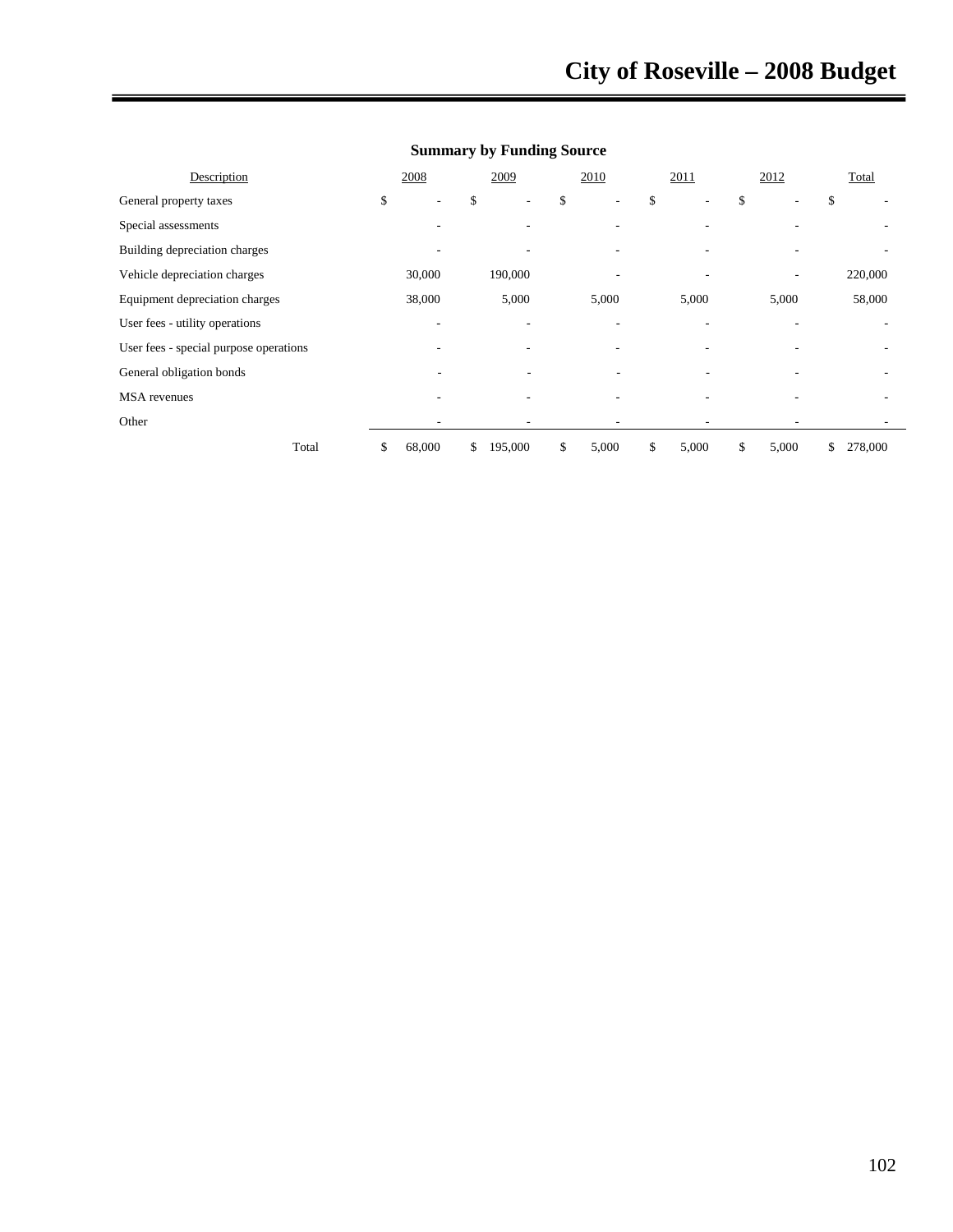## Summary by Funding Source

| Description | 2008 | 2009 | 2010 | 2011 | 2012 | Total |
|---|---|---|---|---|---|---|
| General property taxes | $ - | $ - | $ - | $ - | $ - | $ - |
| Special assessments | - | - | - | - | - | - |
| Building depreciation charges | - | - | - | - | - | - |
| Vehicle depreciation charges | 30,000 | 190,000 | - | - | - | 220,000 |
| Equipment depreciation charges | 38,000 | 5,000 | 5,000 | 5,000 | 5,000 | 58,000 |
| User fees - utility operations | - | - | - | - | - | - |
| User fees - special purpose operations | - | - | - | - | - | - |
| General obligation bonds | - | - | - | - | - | - |
| MSA revenues | - | - | - | - | - | - |
| Other | - | - | - | - | - | - |
| Total | $ 68,000 | $ 195,000 | $ 5,000 | $ 5,000 | $ 5,000 | $ 278,000 |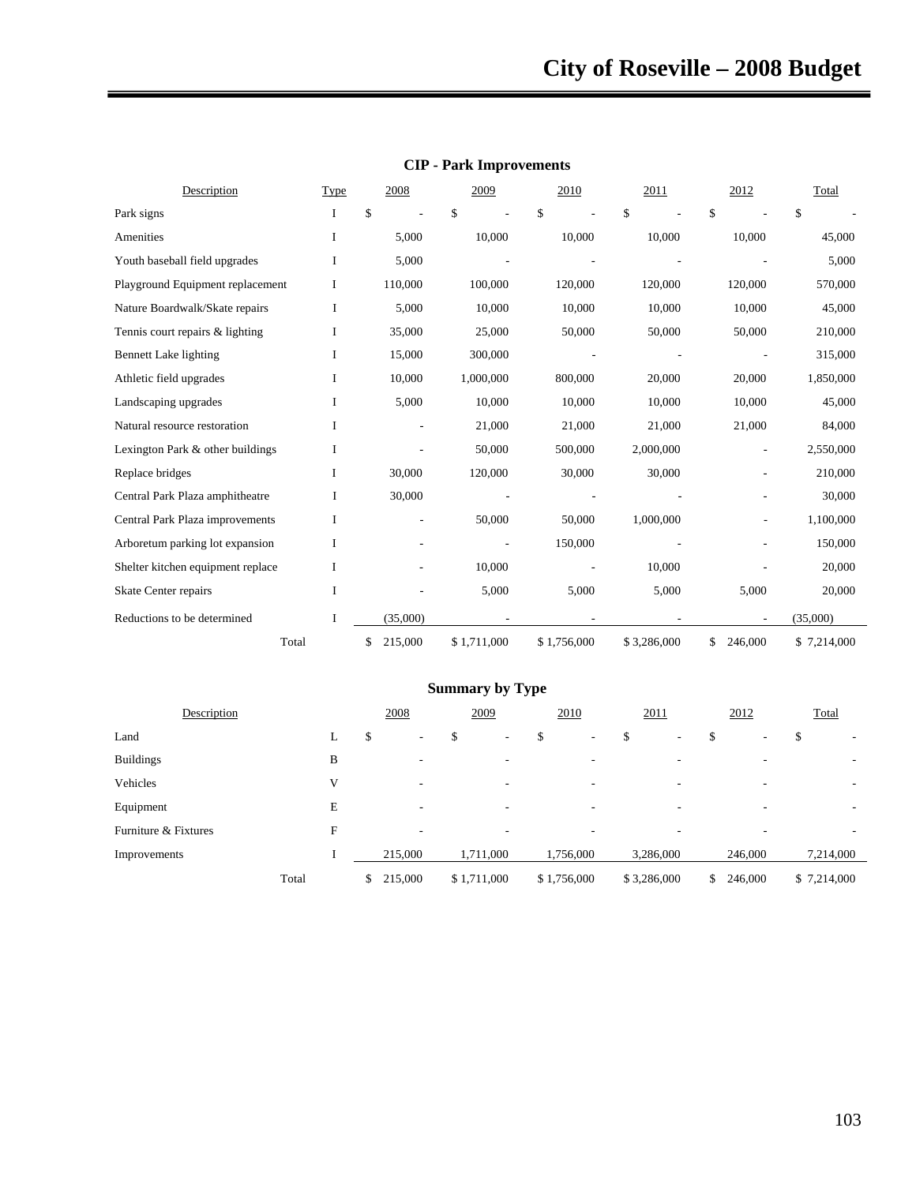## CIP - Park Improvements

| Description | Type | 2008 | 2009 | 2010 | 2011 | 2012 | Total |
|---|---|---|---|---|---|---|---|
| Park signs | I | $ - | $ - | $ - | $ - | $ - | $ - |
| Amenities | I | 5,000 | 10,000 | 10,000 | 10,000 | 10,000 | 45,000 |
| Youth baseball field upgrades | I | 5,000 | - | - | - | - | 5,000 |
| Playground Equipment replacement | I | 110,000 | 100,000 | 120,000 | 120,000 | 120,000 | 570,000 |
| Nature Boardwalk/Skate repairs | I | 5,000 | 10,000 | 10,000 | 10,000 | 10,000 | 45,000 |
| Tennis court repairs & lighting | I | 35,000 | 25,000 | 50,000 | 50,000 | 50,000 | 210,000 |
| Bennett Lake lighting | I | 15,000 | 300,000 | - | - | - | 315,000 |
| Athletic field upgrades | I | 10,000 | 1,000,000 | 800,000 | 20,000 | 20,000 | 1,850,000 |
| Landscaping upgrades | I | 5,000 | 10,000 | 10,000 | 10,000 | 10,000 | 45,000 |
| Natural resource restoration | I | - | 21,000 | 21,000 | 21,000 | 21,000 | 84,000 |
| Lexington Park & other buildings | I | - | 50,000 | 500,000 | 2,000,000 | - | 2,550,000 |
| Replace bridges | I | 30,000 | 120,000 | 30,000 | 30,000 | - | 210,000 |
| Central Park Plaza amphitheatre | I | 30,000 | - | - | - | - | 30,000 |
| Central Park Plaza improvements | I | - | 50,000 | 50,000 | 1,000,000 | - | 1,100,000 |
| Arboretum parking lot expansion | I | - | - | 150,000 | - | - | 150,000 |
| Shelter kitchen equipment replace | I | - | 10,000 | - | 10,000 | - | 20,000 |
| Skate Center repairs | I | - | 5,000 | 5,000 | 5,000 | 5,000 | 20,000 |
| Reductions to be determined | I | (35,000) | - | - | - | - | (35,000) |
| Total | | $ 215,000 | $ 1,711,000 | $ 1,756,000 | $ 3,286,000 | $ 246,000 | $ 7,214,000 |

## Summary by Type

| Description | | 2008 | 2009 | 2010 | 2011 | 2012 | Total |
|---|---|---|---|---|---|---|---|
| Land | L | $ - | $ - | $ - | $ - | $ - | $ - |
| Buildings | B | - | - | - | - | - | - |
| Vehicles | V | - | - | - | - | - | - |
| Equipment | E | - | - | - | - | - | - |
| Furniture & Fixtures | F | - | - | - | - | - | - |
| Improvements | I | 215,000 | 1,711,000 | 1,756,000 | 3,286,000 | 246,000 | 7,214,000 |
| Total | | $ 215,000 | $ 1,711,000 | $ 1,756,000 | $ 3,286,000 | $ 246,000 | $ 7,214,000 |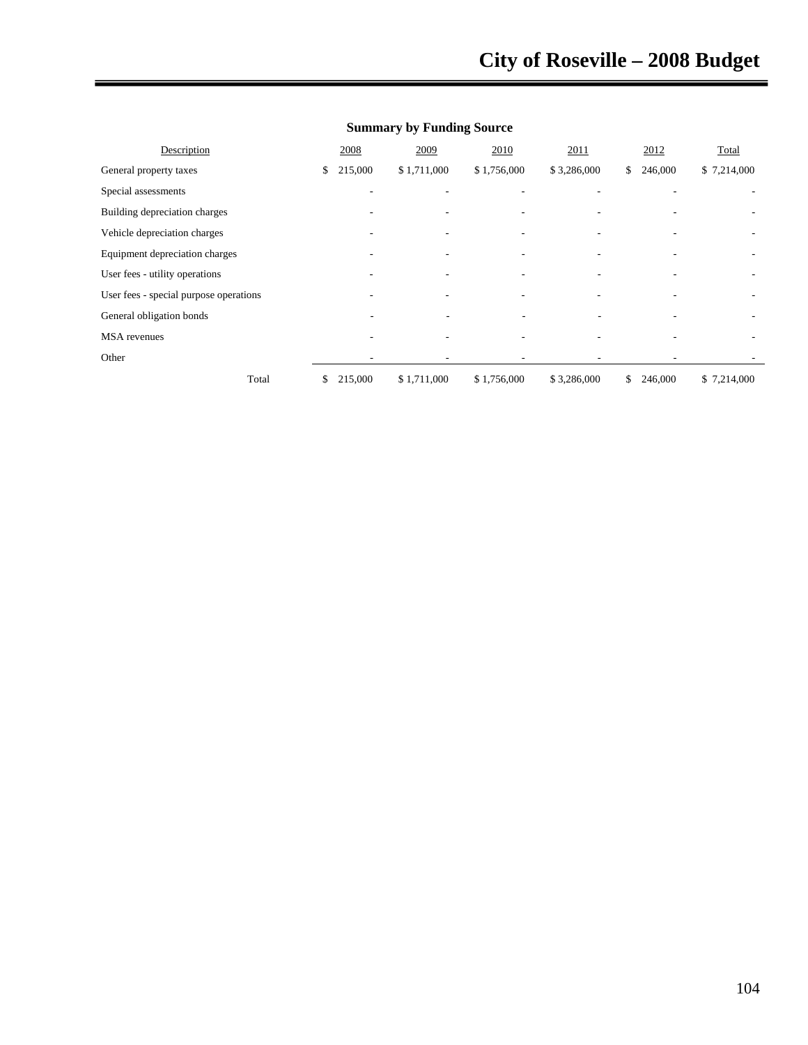## Summary by Funding Source

| Description | 2008 | 2009 | 2010 | 2011 | 2012 | Total |
|---|---|---|---|---|---|---|
| General property taxes | $ 215,000 | $ 1,711,000 | $ 1,756,000 | $ 3,286,000 | $ 246,000 | $ 7,214,000 |
| Special assessments | - | - | - | - | - | - |
| Building depreciation charges | - | - | - | - | - | - |
| Vehicle depreciation charges | - | - | - | - | - | - |
| Equipment depreciation charges | - | - | - | - | - | - |
| User fees - utility operations | - | - | - | - | - | - |
| User fees - special purpose operations | - | - | - | - | - | - |
| General obligation bonds | - | - | - | - | - | - |
| MSA revenues | - | - | - | - | - | - |
| Other | - | - | - | - | - | - |
| Total | $ 215,000 | $ 1,711,000 | $ 1,756,000 | $ 3,286,000 | $ 246,000 | $ 7,214,000 |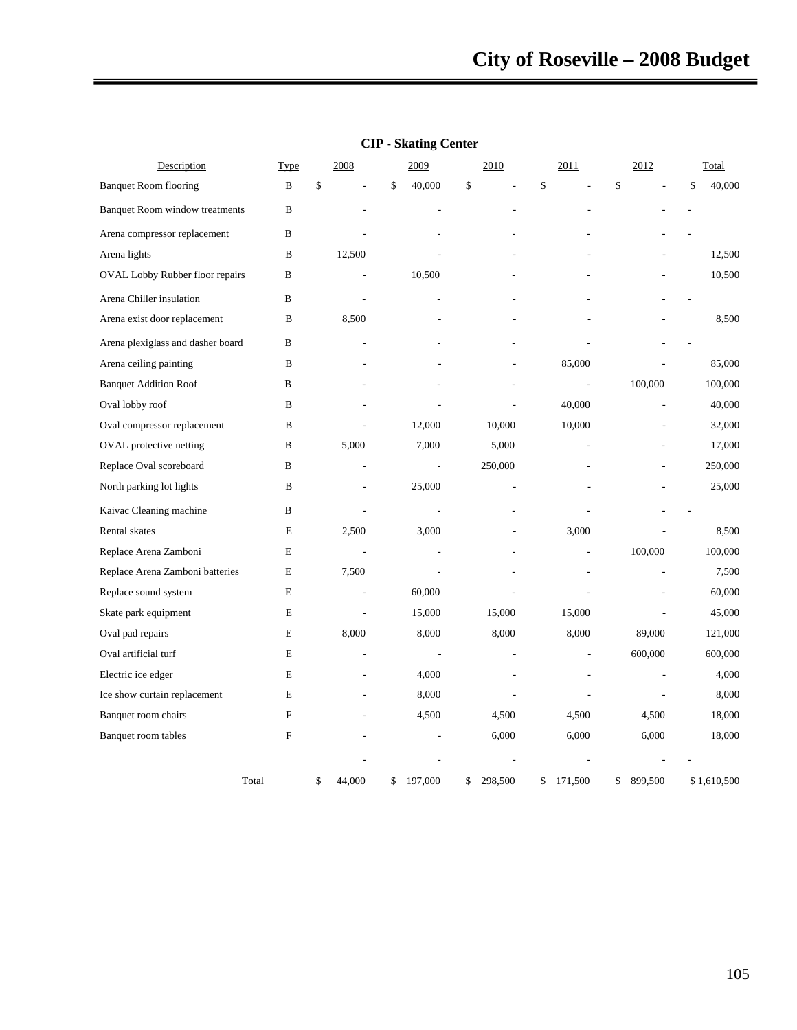## CIP - Skating Center

| Description | Type | 2008 | 2009 | 2010 | 2011 | 2012 | Total |
|---|---|---|---|---|---|---|---|
| Banquet Room flooring | B | $ - | $ 40,000 | $ - | $ - | $ - | $ 40,000 |
| Banquet Room window treatments | B | - | - | - | - | - | - |
| Arena compressor replacement | B | - | - | - | - | - | - |
| Arena lights | B | 12,500 | - | - | - | - | 12,500 |
| OVAL Lobby Rubber floor repairs | B | - | 10,500 | - | - | - | 10,500 |
| Arena Chiller insulation | B | - | - | - | - | - | - |
| Arena exist door replacement | B | 8,500 | - | - | - | - | 8,500 |
| Arena plexiglass and dasher board | B | - | - | - | - | - | - |
| Arena ceiling painting | B | - | - | - | 85,000 | - | 85,000 |
| Banquet Addition Roof | B | - | - | - | - | 100,000 | 100,000 |
| Oval lobby roof | B | - | - | - | 40,000 | - | 40,000 |
| Oval compressor replacement | B | - | 12,000 | 10,000 | 10,000 | - | 32,000 |
| OVAL protective netting | B | 5,000 | 7,000 | 5,000 | - | - | 17,000 |
| Replace Oval scoreboard | B | - | - | 250,000 | - | - | 250,000 |
| North parking lot lights | B | - | 25,000 | - | - | - | 25,000 |
| Kaivac Cleaning machine | B | - | - | - | - | - | - |
| Rental skates | E | 2,500 | 3,000 | - | 3,000 | - | 8,500 |
| Replace Arena Zamboni | E | - | - | - | - | 100,000 | 100,000 |
| Replace Arena Zamboni batteries | E | 7,500 | - | - | - | - | 7,500 |
| Replace sound system | E | - | 60,000 | - | - | - | 60,000 |
| Skate park equipment | E | - | 15,000 | 15,000 | 15,000 | - | 45,000 |
| Oval pad repairs | E | 8,000 | 8,000 | 8,000 | 8,000 | 89,000 | 121,000 |
| Oval artificial turf | E | - | - | - | - | 600,000 | 600,000 |
| Electric ice edger | E | - | 4,000 | - | - | - | 4,000 |
| Ice show curtain replacement | E | - | 8,000 | - | - | - | 8,000 |
| Banquet room chairs | F | - | 4,500 | 4,500 | 4,500 | 4,500 | 18,000 |
| Banquet room tables | F | - | - | 6,000 | 6,000 | 6,000 | 18,000 |
| | | - | - | - | - | - | - |
| Total | | $ 44,000 | $ 197,000 | $ 298,500 | $ 171,500 | $ 899,500 | $ 1,610,500 |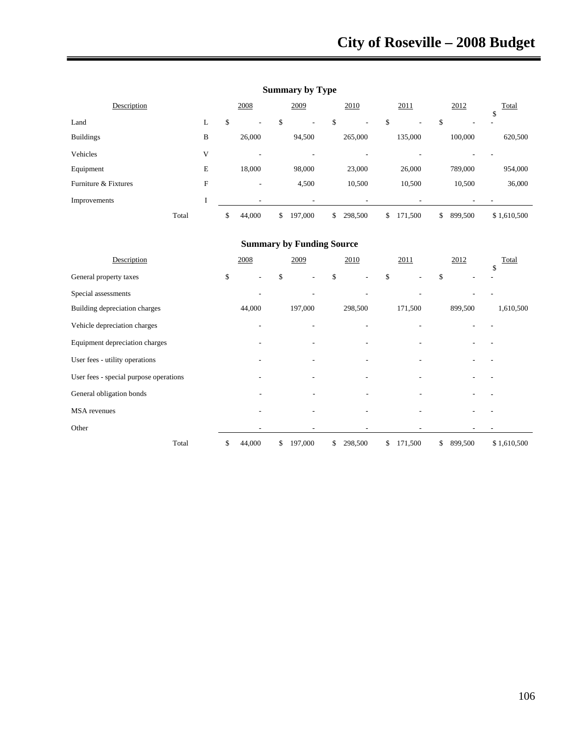## Summary by Type

| Description | | 2008 | 2009 | 2010 | 2011 | 2012 | Total |
|---|---|---|---|---|---|---|---|
| Land | L | $ - | $ - | $ - | $ - | $ - | $ - |
| Buildings | B | 26,000 | 94,500 | 265,000 | 135,000 | 100,000 | 620,500 |
| Vehicles | V | - | - | - | - | - | - |
| Equipment | E | 18,000 | 98,000 | 23,000 | 26,000 | 789,000 | 954,000 |
| Furniture & Fixtures | F | - | 4,500 | 10,500 | 10,500 | 10,500 | 36,000 |
| Improvements | I | - | - | - | - | - | - |
| Total | | $ 44,000 | $ 197,000 | $ 298,500 | $ 171,500 | $ 899,500 | $ 1,610,500 |

## Summary by Funding Source

| Description | 2008 | 2009 | 2010 | 2011 | 2012 | Total |
|---|---|---|---|---|---|---|
| General property taxes | $ - | $ - | $ - | $ - | $ - | $ - |
| Special assessments | - | - | - | - | - | - |
| Building depreciation charges | 44,000 | 197,000 | 298,500 | 171,500 | 899,500 | 1,610,500 |
| Vehicle depreciation charges | - | - | - | - | - | - |
| Equipment depreciation charges | - | - | - | - | - | - |
| User fees - utility operations | - | - | - | - | - | - |
| User fees - special purpose operations | - | - | - | - | - | - |
| General obligation bonds | - | - | - | - | - | - |
| MSA revenues | - | - | - | - | - | - |
| Other | - | - | - | - | - | - |
| Total | $ 44,000 | $ 197,000 | $ 298,500 | $ 171,500 | $ 899,500 | $ 1,610,500 |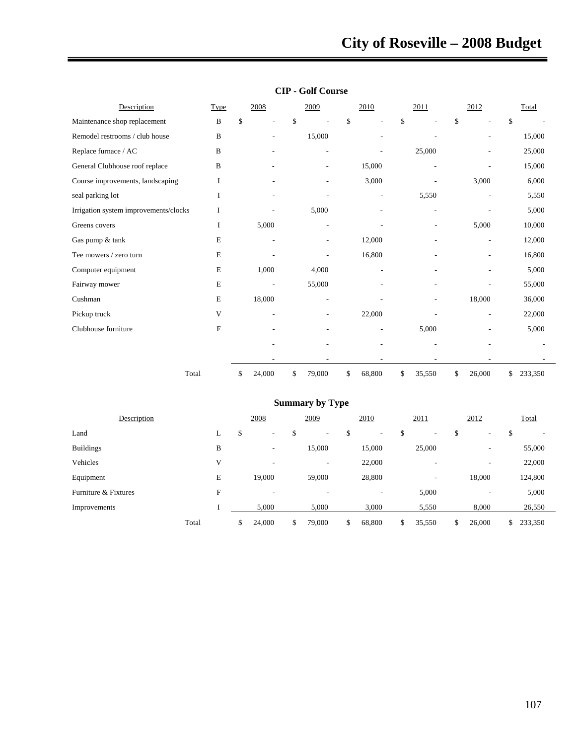## CIP - Golf Course

| Description | Type | 2008 | 2009 | 2010 | 2011 | 2012 | Total |
|---|---|---|---|---|---|---|---|
| Maintenance shop replacement | B | $ - | $ - | $ - | $ - | $ - | $ - |
| Remodel restrooms / club house | B | - | 15,000 | - | - | - | 15,000 |
| Replace furnace / AC | B | - | - | - | 25,000 | - | 25,000 |
| General Clubhouse roof replace | B | - | - | 15,000 | - | - | 15,000 |
| Course improvements, landscaping | I | - | - | 3,000 | - | 3,000 | 6,000 |
| seal parking lot | I | - | - | - | 5,550 | - | 5,550 |
| Irrigation system improvements/clocks | I | - | 5,000 | - | - | - | 5,000 |
| Greens covers | I | 5,000 | - | - | - | 5,000 | 10,000 |
| Gas pump & tank | E | - | - | 12,000 | - | - | 12,000 |
| Tee mowers / zero turn | E | - | - | 16,800 | - | - | 16,800 |
| Computer equipment | E | 1,000 | 4,000 | - | - | - | 5,000 |
| Fairway mower | E | - | 55,000 | - | - | - | 55,000 |
| Cushman | E | 18,000 | - | - | - | 18,000 | 36,000 |
| Pickup truck | V | - | - | 22,000 | - | - | 22,000 |
| Clubhouse furniture | F | - | - | - | 5,000 | - | 5,000 |
| | | - | - | - | - | - | - |
| | | - | - | - | - | - | - |
| Total | | $ 24,000 | $ 79,000 | $ 68,800 | $ 35,550 | $ 26,000 | $ 233,350 |

## Summary by Type

| Description | | 2008 | 2009 | 2010 | 2011 | 2012 | Total |
|---|---|---|---|---|---|---|---|
| Land | L | $ - | $ - | $ - | $ - | $ - | $ - |
| Buildings | B | - | 15,000 | 15,000 | 25,000 | - | 55,000 |
| Vehicles | V | - | - | 22,000 | - | - | 22,000 |
| Equipment | E | 19,000 | 59,000 | 28,800 | - | 18,000 | 124,800 |
| Furniture & Fixtures | F | - | - | - | 5,000 | - | 5,000 |
| Improvements | I | 5,000 | 5,000 | 3,000 | 5,550 | 8,000 | 26,550 |
| Total | | $ 24,000 | $ 79,000 | $ 68,800 | $ 35,550 | $ 26,000 | $ 233,350 |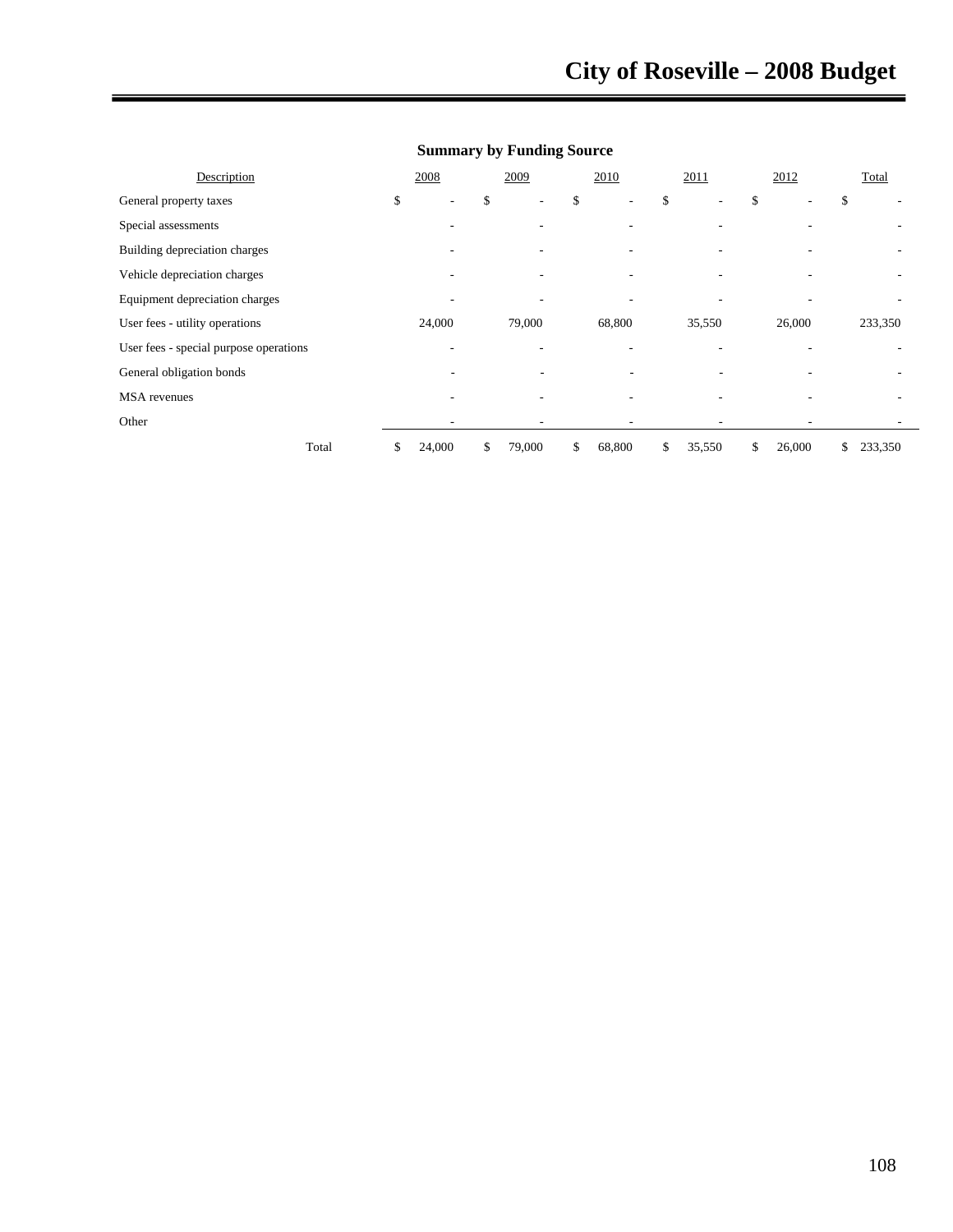## Summary by Funding Source

| Description | 2008 | 2009 | 2010 | 2011 | 2012 | Total |
|---|---|---|---|---|---|---|
| General property taxes | $ - | $ - | $ - | $ - | $ - | $ - |
| Special assessments | - | - | - | - | - | - |
| Building depreciation charges | - | - | - | - | - | - |
| Vehicle depreciation charges | - | - | - | - | - | - |
| Equipment depreciation charges | - | - | - | - | - | - |
| User fees - utility operations | 24,000 | 79,000 | 68,800 | 35,550 | 26,000 | 233,350 |
| User fees - special purpose operations | - | - | - | - | - | - |
| General obligation bonds | - | - | - | - | - | - |
| MSA revenues | - | - | - | - | - | - |
| Other | - | - | - | - | - | - |
| Total | $ 24,000 | $ 79,000 | $ 68,800 | $ 35,550 | $ 26,000 | $ 233,350 |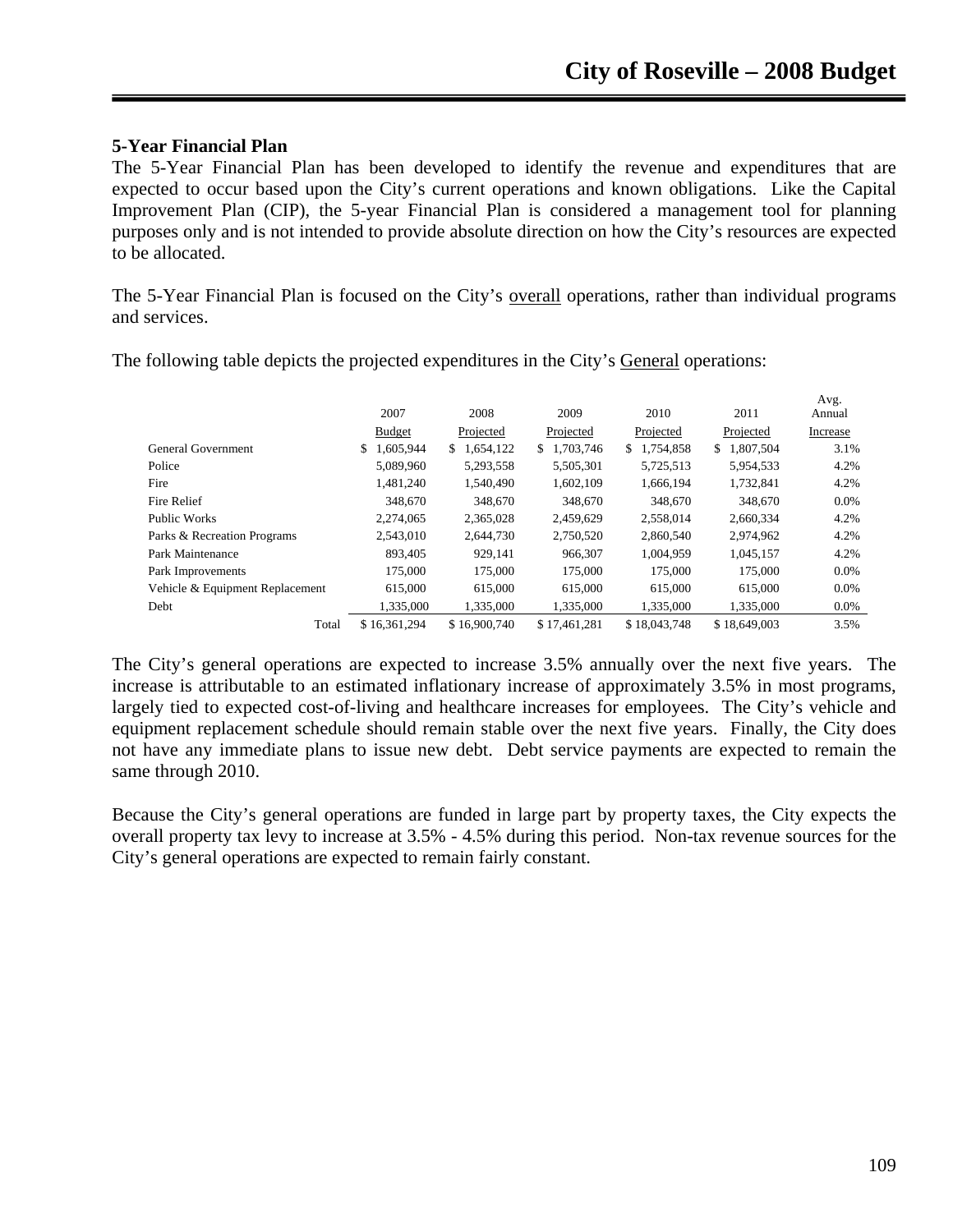## 5-Year Financial Plan

The 5-Year Financial Plan has been developed to identify the revenue and expenditures that are expected to occur based upon the City's current operations and known obligations. Like the Capital Improvement Plan (CIP), the 5-year Financial Plan is considered a management tool for planning purposes only and is not intended to provide absolute direction on how the City's resources are expected to be allocated.

The 5-Year Financial Plan is focused on the City's overall operations, rather than individual programs and services.

The following table depicts the projected expenditures in the City's General operations:

| | 2007 Budget | 2008 Projected | 2009 Projected | 2010 Projected | 2011 Projected | Avg. Annual Increase |
|---|---|---|---|---|---|---|
| General Government | $ 1,605,944 | $ 1,654,122 | $ 1,703,746 | $ 1,754,858 | $ 1,807,504 | 3.1% |
| Police | 5,089,960 | 5,293,558 | 5,505,301 | 5,725,513 | 5,954,533 | 4.2% |
| Fire | 1,481,240 | 1,540,490 | 1,602,109 | 1,666,194 | 1,732,841 | 4.2% |
| Fire Relief | 348,670 | 348,670 | 348,670 | 348,670 | 348,670 | 0.0% |
| Public Works | 2,274,065 | 2,365,028 | 2,459,629 | 2,558,014 | 2,660,334 | 4.2% |
| Parks & Recreation Programs | 2,543,010 | 2,644,730 | 2,750,520 | 2,860,540 | 2,974,962 | 4.2% |
| Park Maintenance | 893,405 | 929,141 | 966,307 | 1,004,959 | 1,045,157 | 4.2% |
| Park Improvements | 175,000 | 175,000 | 175,000 | 175,000 | 175,000 | 0.0% |
| Vehicle & Equipment Replacement | 615,000 | 615,000 | 615,000 | 615,000 | 615,000 | 0.0% |
| Debt | 1,335,000 | 1,335,000 | 1,335,000 | 1,335,000 | 1,335,000 | 0.0% |
| Total | $ 16,361,294 | $ 16,900,740 | $ 17,461,281 | $ 18,043,748 | $ 18,649,003 | 3.5% |

The City's general operations are expected to increase 3.5% annually over the next five years. The increase is attributable to an estimated inflationary increase of approximately 3.5% in most programs, largely tied to expected cost-of-living and healthcare increases for employees. The City's vehicle and equipment replacement schedule should remain stable over the next five years. Finally, the City does not have any immediate plans to issue new debt. Debt service payments are expected to remain the same through 2010.

Because the City's general operations are funded in large part by property taxes, the City expects the overall property tax levy to increase at 3.5% - 4.5% during this period. Non-tax revenue sources for the City's general operations are expected to remain fairly constant.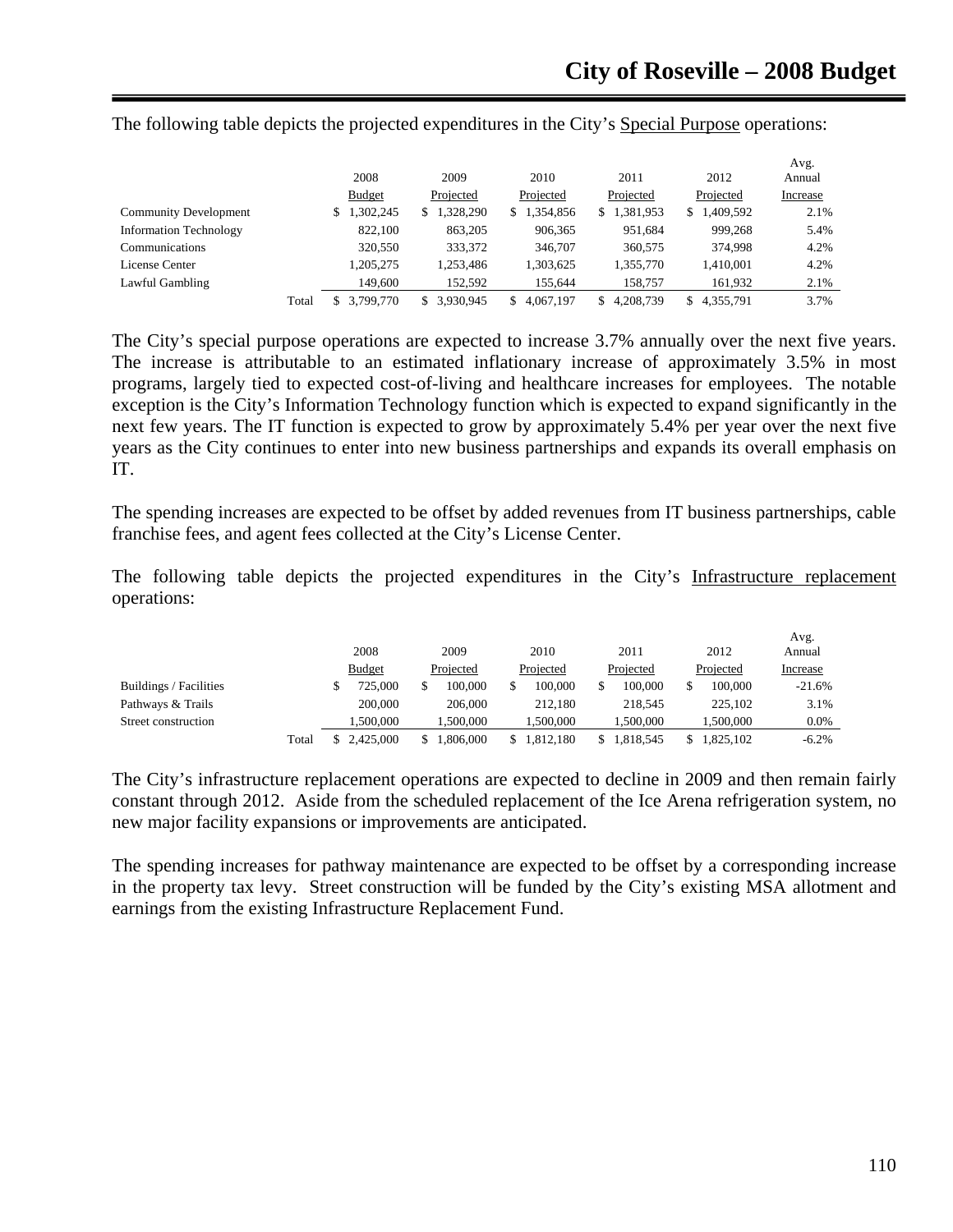The following table depicts the projected expenditures in the City's Special Purpose operations:

| | | 2008 Budget | 2009 Projected | 2010 Projected | 2011 Projected | 2012 Projected | Avg. Annual Increase |
|---|---|---|---|---|---|---|---|
| Community Development | | $ 1,302,245 | $ 1,328,290 | $ 1,354,856 | $ 1,381,953 | $ 1,409,592 | 2.1% |
| Information Technology | | 822,100 | 863,205 | 906,365 | 951,684 | 999,268 | 5.4% |
| Communications | | 320,550 | 333,372 | 346,707 | 360,575 | 374,998 | 4.2% |
| License Center | | 1,205,275 | 1,253,486 | 1,303,625 | 1,355,770 | 1,410,001 | 4.2% |
| Lawful Gambling | | 149,600 | 152,592 | 155,644 | 158,757 | 161,932 | 2.1% |
| | Total | $ 3,799,770 | $ 3,930,945 | $ 4,067,197 | $ 4,208,739 | $ 4,355,791 | 3.7% |

The City's special purpose operations are expected to increase 3.7% annually over the next five years. The increase is attributable to an estimated inflationary increase of approximately 3.5% in most programs, largely tied to expected cost-of-living and healthcare increases for employees. The notable exception is the City's Information Technology function which is expected to expand significantly in the next few years. The IT function is expected to grow by approximately 5.4% per year over the next five years as the City continues to enter into new business partnerships and expands its overall emphasis on IT.

The spending increases are expected to be offset by added revenues from IT business partnerships, cable franchise fees, and agent fees collected at the City's License Center.

The following table depicts the projected expenditures in the City's Infrastructure replacement operations:

| | | 2008 Budget | 2009 Projected | 2010 Projected | 2011 Projected | 2012 Projected | Avg. Annual Increase |
|---|---|---|---|---|---|---|---|
| Buildings / Facilities | | $ 725,000 | $ 100,000 | $ 100,000 | $ 100,000 | $ 100,000 | -21.6% |
| Pathways & Trails | | 200,000 | 206,000 | 212,180 | 218,545 | 225,102 | 3.1% |
| Street construction | | 1,500,000 | 1,500,000 | 1,500,000 | 1,500,000 | 1,500,000 | 0.0% |
| | Total | $ 2,425,000 | $ 1,806,000 | $ 1,812,180 | $ 1,818,545 | $ 1,825,102 | -6.2% |

The City's infrastructure replacement operations are expected to decline in 2009 and then remain fairly constant through 2012. Aside from the scheduled replacement of the Ice Arena refrigeration system, no new major facility expansions or improvements are anticipated.

The spending increases for pathway maintenance are expected to be offset by a corresponding increase in the property tax levy. Street construction will be funded by the City's existing MSA allotment and earnings from the existing Infrastructure Replacement Fund.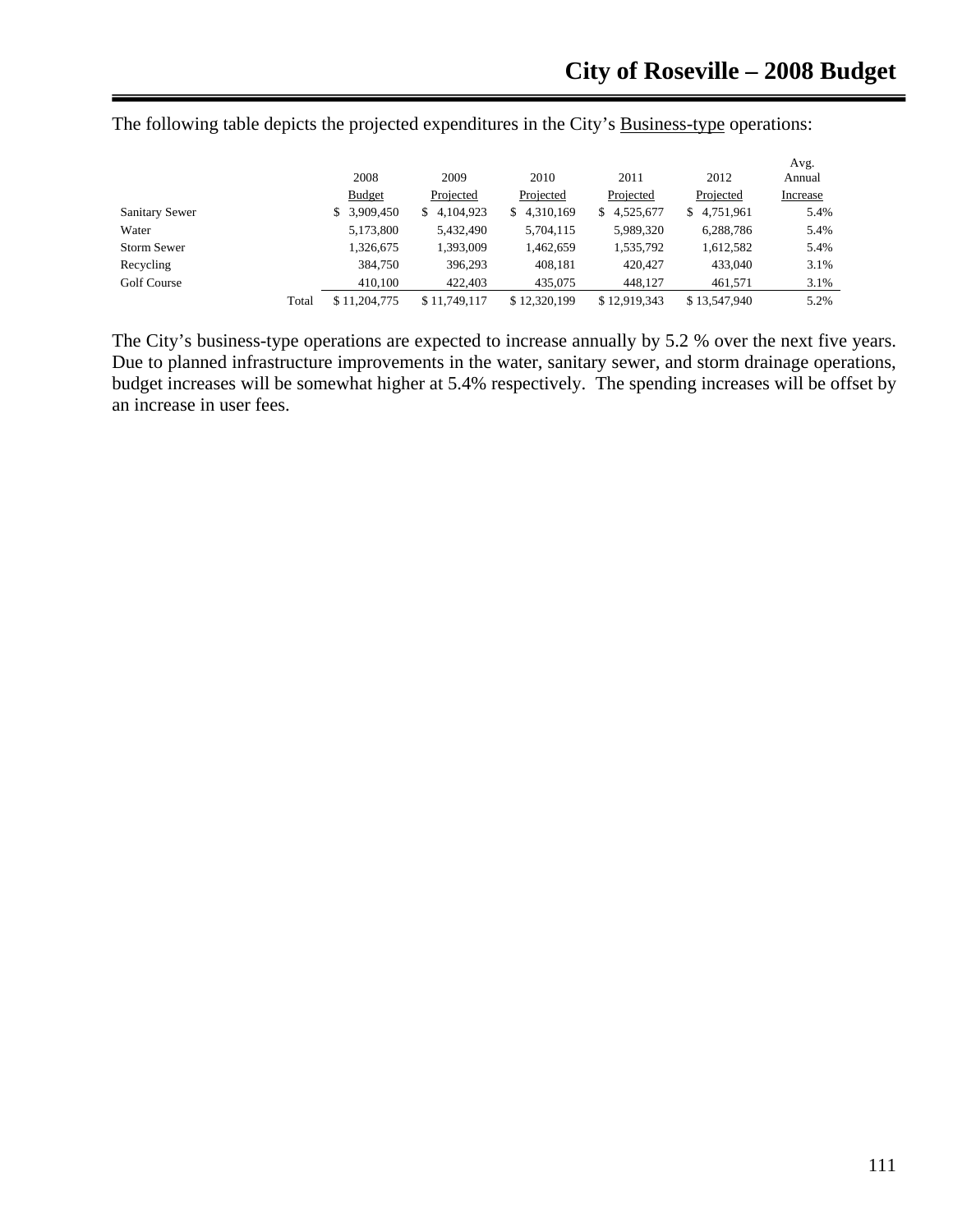The following table depicts the projected expenditures in the City's Business-type operations:

| | | 2008 Budget | 2009 Projected | 2010 Projected | 2011 Projected | 2012 Projected | Avg. Annual Increase |
|---|---|---|---|---|---|---|---|
| Sanitary Sewer | | $ 3,909,450 | $ 4,104,923 | $ 4,310,169 | $ 4,525,677 | $ 4,751,961 | 5.4% |
| Water | | 5,173,800 | 5,432,490 | 5,704,115 | 5,989,320 | 6,288,786 | 5.4% |
| Storm Sewer | | 1,326,675 | 1,393,009 | 1,462,659 | 1,535,792 | 1,612,582 | 5.4% |
| Recycling | | 384,750 | 396,293 | 408,181 | 420,427 | 433,040 | 3.1% |
| Golf Course | | 410,100 | 422,403 | 435,075 | 448,127 | 461,571 | 3.1% |
| | Total | $ 11,204,775 | $ 11,749,117 | $ 12,320,199 | $ 12,919,343 | $ 13,547,940 | 5.2% |

The City's business-type operations are expected to increase annually by 5.2 % over the next five years. Due to planned infrastructure improvements in the water, sanitary sewer, and storm drainage operations, budget increases will be somewhat higher at 5.4% respectively. The spending increases will be offset by an increase in user fees.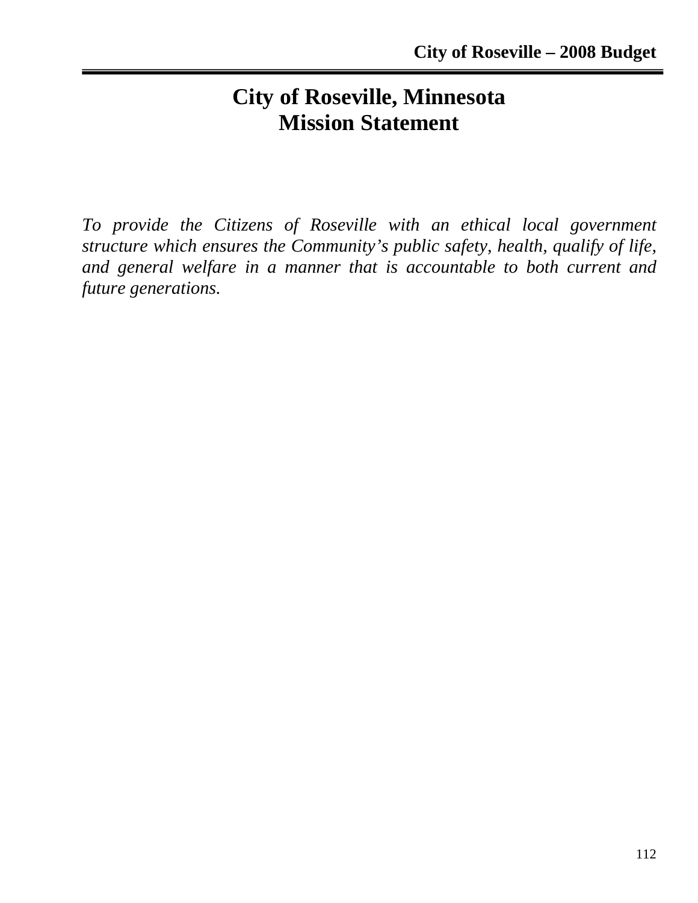# City of Roseville, Minnesota
# Mission Statement

*To provide the Citizens of Roseville with an ethical local government structure which ensures the Community's public safety, health, qualify of life, and general welfare in a manner that is accountable to both current and future generations.*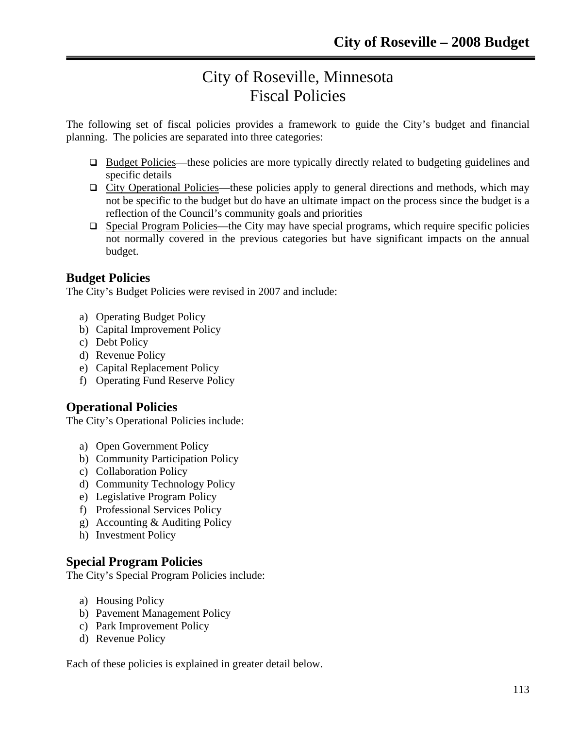# City of Roseville, Minnesota
# Fiscal Policies

The following set of fiscal policies provides a framework to guide the City's budget and financial planning. The policies are separated into three categories:

- Budget Policies—these policies are more typically directly related to budgeting guidelines and specific details
- City Operational Policies—these policies apply to general directions and methods, which may not be specific to the budget but do have an ultimate impact on the process since the budget is a reflection of the Council's community goals and priorities
- Special Program Policies—the City may have special programs, which require specific policies not normally covered in the previous categories but have significant impacts on the annual budget.

## Budget Policies

The City's Budget Policies were revised in 2007 and include:

a) Operating Budget Policy
b) Capital Improvement Policy
c) Debt Policy
d) Revenue Policy
e) Capital Replacement Policy
f) Operating Fund Reserve Policy

## Operational Policies

The City's Operational Policies include:

a) Open Government Policy
b) Community Participation Policy
c) Collaboration Policy
d) Community Technology Policy
e) Legislative Program Policy
f) Professional Services Policy
g) Accounting & Auditing Policy
h) Investment Policy

## Special Program Policies

The City's Special Program Policies include:

a) Housing Policy
b) Pavement Management Policy
c) Park Improvement Policy
d) Revenue Policy

Each of these policies is explained in greater detail below.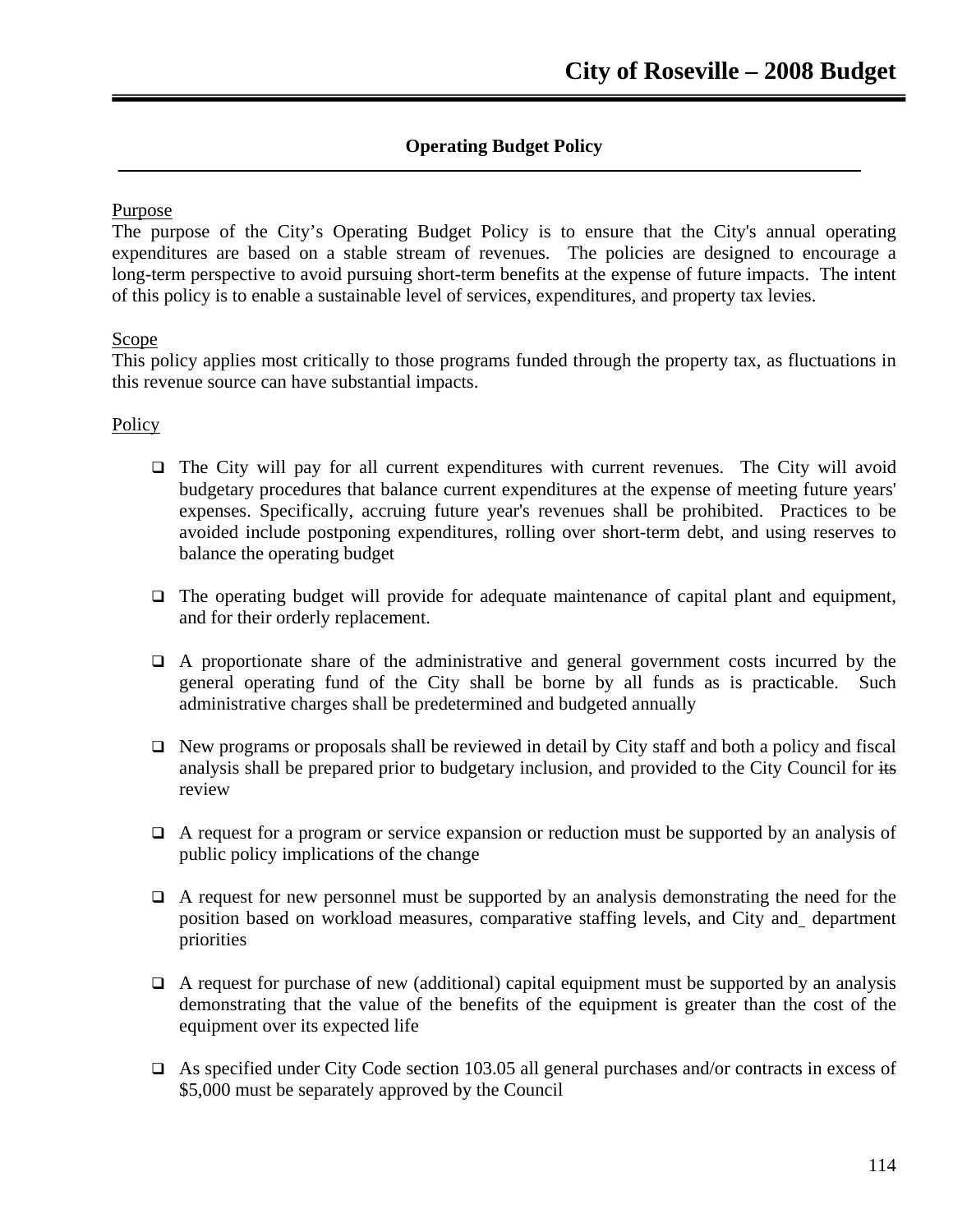## Operating Budget Policy

<u>Purpose</u>

The purpose of the City's Operating Budget Policy is to ensure that the City's annual operating expenditures are based on a stable stream of revenues. The policies are designed to encourage a long-term perspective to avoid pursuing short-term benefits at the expense of future impacts. The intent of this policy is to enable a sustainable level of services, expenditures, and property tax levies.

<u>Scope</u>

This policy applies most critically to those programs funded through the property tax, as fluctuations in this revenue source can have substantial impacts.

<u>Policy</u>

- The City will pay for all current expenditures with current revenues. The City will avoid budgetary procedures that balance current expenditures at the expense of meeting future years' expenses. Specifically, accruing future year's revenues shall be prohibited. Practices to be avoided include postponing expenditures, rolling over short-term debt, and using reserves to balance the operating budget

- The operating budget will provide for adequate maintenance of capital plant and equipment, and for their orderly replacement.

- A proportionate share of the administrative and general government costs incurred by the general operating fund of the City shall be borne by all funds as is practicable. Such administrative charges shall be predetermined and budgeted annually

- New programs or proposals shall be reviewed in detail by City staff and both a policy and fiscal analysis shall be prepared prior to budgetary inclusion, and provided to the City Council for ~~its~~ review

- A request for a program or service expansion or reduction must be supported by an analysis of public policy implications of the change

- A request for new personnel must be supported by an analysis demonstrating the need for the position based on workload measures, comparative staffing levels, and City and department priorities

- A request for purchase of new (additional) capital equipment must be supported by an analysis demonstrating that the value of the benefits of the equipment is greater than the cost of the equipment over its expected life

- As specified under City Code section 103.05 all general purchases and/or contracts in excess of $5,000 must be separately approved by the Council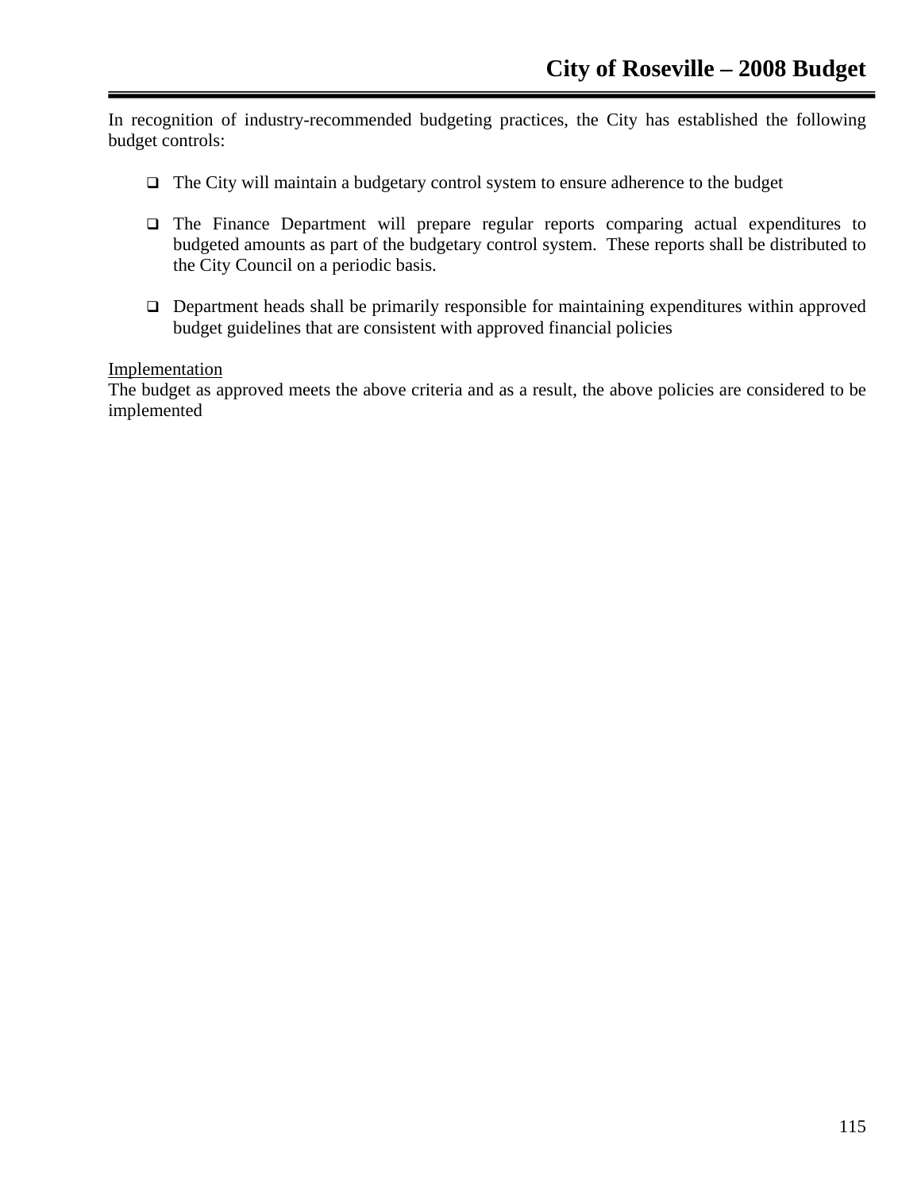In recognition of industry-recommended budgeting practices, the City has established the following budget controls:

- The City will maintain a budgetary control system to ensure adherence to the budget

- The Finance Department will prepare regular reports comparing actual expenditures to budgeted amounts as part of the budgetary control system. These reports shall be distributed to the City Council on a periodic basis.

- Department heads shall be primarily responsible for maintaining expenditures within approved budget guidelines that are consistent with approved financial policies

<u>Implementation</u>
The budget as approved meets the above criteria and as a result, the above policies are considered to be implemented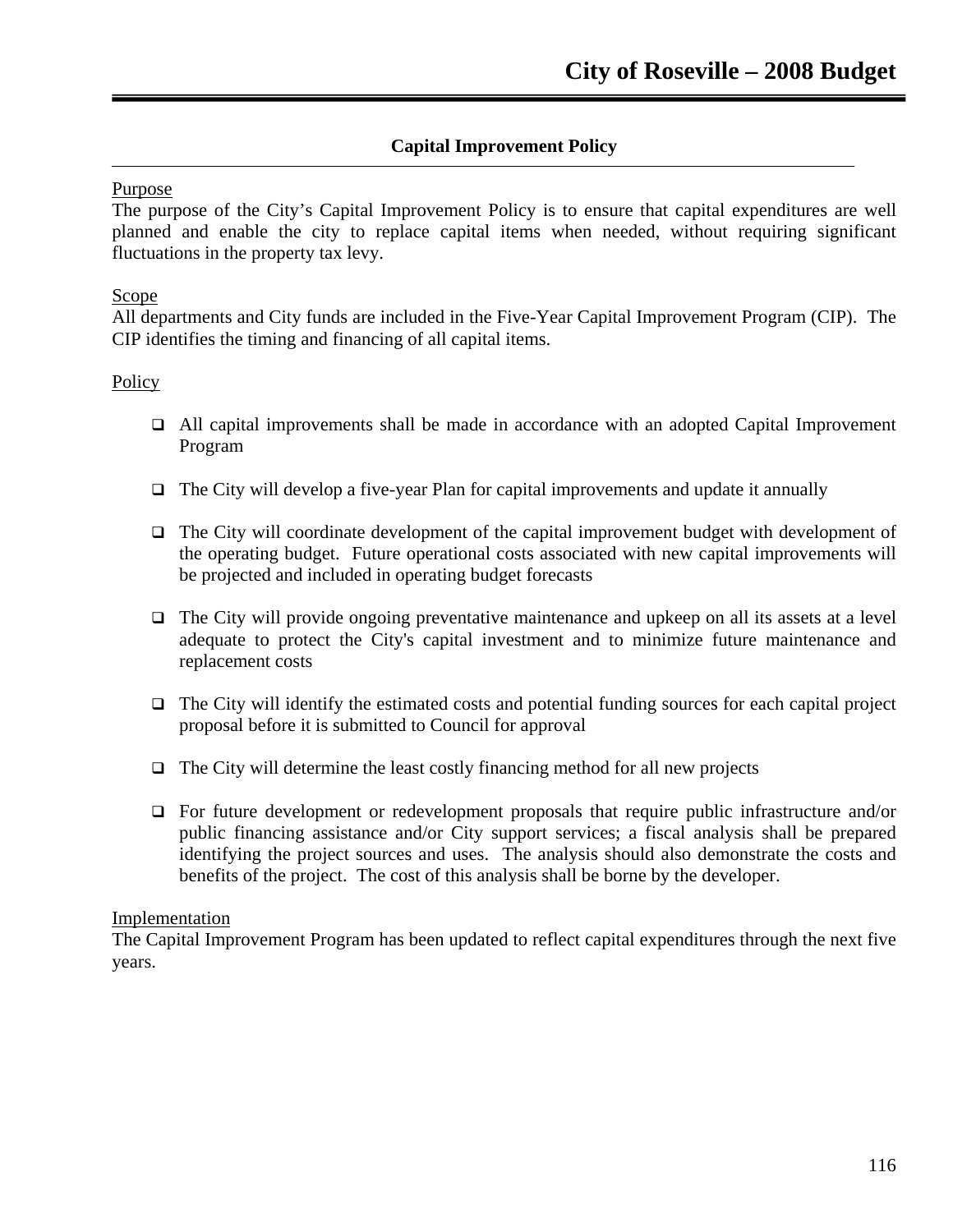## Capital Improvement Policy

Purpose

The purpose of the City's Capital Improvement Policy is to ensure that capital expenditures are well planned and enable the city to replace capital items when needed, without requiring significant fluctuations in the property tax levy.

Scope

All departments and City funds are included in the Five-Year Capital Improvement Program (CIP). The CIP identifies the timing and financing of all capital items.

Policy

- All capital improvements shall be made in accordance with an adopted Capital Improvement Program
- The City will develop a five-year Plan for capital improvements and update it annually
- The City will coordinate development of the capital improvement budget with development of the operating budget. Future operational costs associated with new capital improvements will be projected and included in operating budget forecasts
- The City will provide ongoing preventative maintenance and upkeep on all its assets at a level adequate to protect the City's capital investment and to minimize future maintenance and replacement costs
- The City will identify the estimated costs and potential funding sources for each capital project proposal before it is submitted to Council for approval
- The City will determine the least costly financing method for all new projects
- For future development or redevelopment proposals that require public infrastructure and/or public financing assistance and/or City support services; a fiscal analysis shall be prepared identifying the project sources and uses. The analysis should also demonstrate the costs and benefits of the project. The cost of this analysis shall be borne by the developer.

Implementation

The Capital Improvement Program has been updated to reflect capital expenditures through the next five years.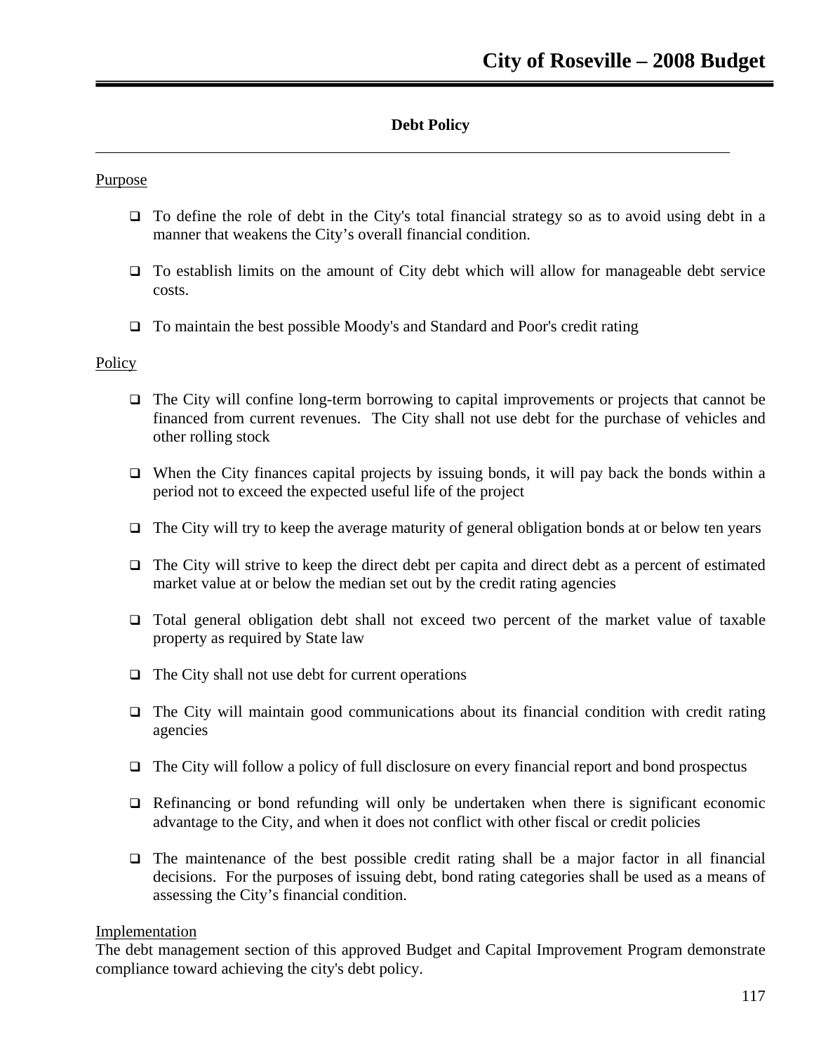## Debt Policy

Purpose

- To define the role of debt in the City's total financial strategy so as to avoid using debt in a manner that weakens the City's overall financial condition.
- To establish limits on the amount of City debt which will allow for manageable debt service costs.
- To maintain the best possible Moody's and Standard and Poor's credit rating

Policy

- The City will confine long-term borrowing to capital improvements or projects that cannot be financed from current revenues. The City shall not use debt for the purchase of vehicles and other rolling stock
- When the City finances capital projects by issuing bonds, it will pay back the bonds within a period not to exceed the expected useful life of the project
- The City will try to keep the average maturity of general obligation bonds at or below ten years
- The City will strive to keep the direct debt per capita and direct debt as a percent of estimated market value at or below the median set out by the credit rating agencies
- Total general obligation debt shall not exceed two percent of the market value of taxable property as required by State law
- The City shall not use debt for current operations
- The City will maintain good communications about its financial condition with credit rating agencies
- The City will follow a policy of full disclosure on every financial report and bond prospectus
- Refinancing or bond refunding will only be undertaken when there is significant economic advantage to the City, and when it does not conflict with other fiscal or credit policies
- The maintenance of the best possible credit rating shall be a major factor in all financial decisions. For the purposes of issuing debt, bond rating categories shall be used as a means of assessing the City's financial condition.

Implementation

The debt management section of this approved Budget and Capital Improvement Program demonstrate compliance toward achieving the city's debt policy.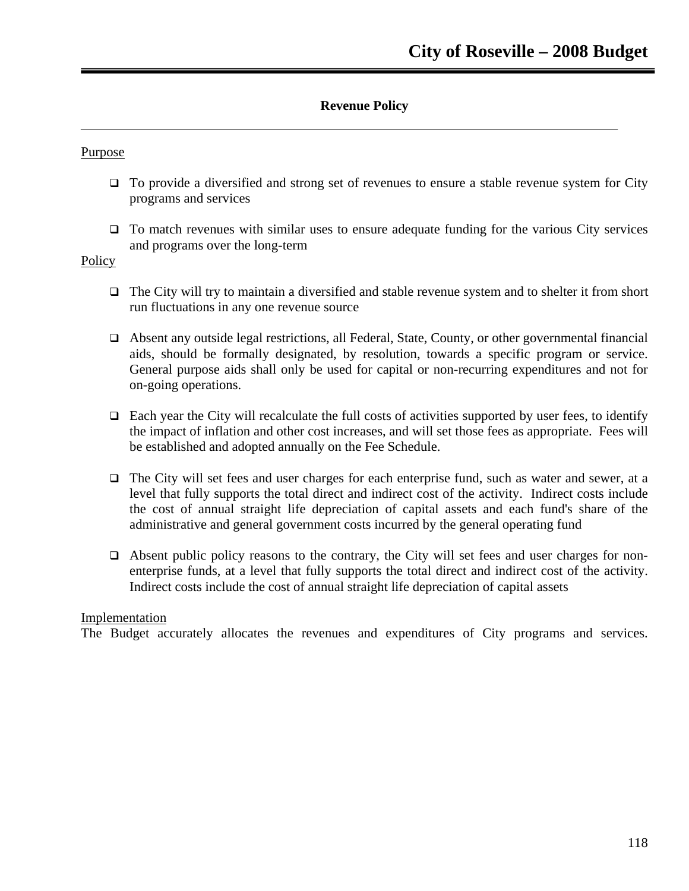## Revenue Policy

Purpose

- To provide a diversified and strong set of revenues to ensure a stable revenue system for City programs and services
- To match revenues with similar uses to ensure adequate funding for the various City services and programs over the long-term

Policy

- The City will try to maintain a diversified and stable revenue system and to shelter it from short run fluctuations in any one revenue source
- Absent any outside legal restrictions, all Federal, State, County, or other governmental financial aids, should be formally designated, by resolution, towards a specific program or service. General purpose aids shall only be used for capital or non-recurring expenditures and not for on-going operations.
- Each year the City will recalculate the full costs of activities supported by user fees, to identify the impact of inflation and other cost increases, and will set those fees as appropriate. Fees will be established and adopted annually on the Fee Schedule.
- The City will set fees and user charges for each enterprise fund, such as water and sewer, at a level that fully supports the total direct and indirect cost of the activity. Indirect costs include the cost of annual straight life depreciation of capital assets and each fund's share of the administrative and general government costs incurred by the general operating fund
- Absent public policy reasons to the contrary, the City will set fees and user charges for non-enterprise funds, at a level that fully supports the total direct and indirect cost of the activity. Indirect costs include the cost of annual straight life depreciation of capital assets

Implementation

The Budget accurately allocates the revenues and expenditures of City programs and services.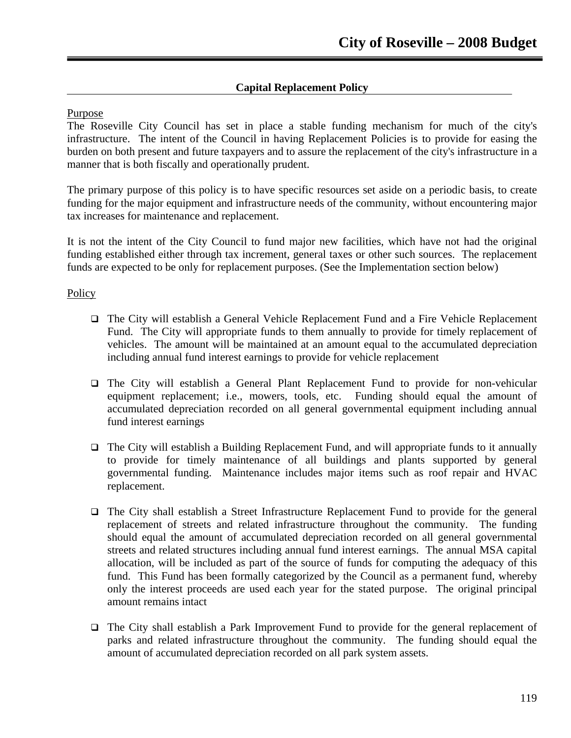## Capital Replacement Policy

Purpose

The Roseville City Council has set in place a stable funding mechanism for much of the city's infrastructure. The intent of the Council in having Replacement Policies is to provide for easing the burden on both present and future taxpayers and to assure the replacement of the city's infrastructure in a manner that is both fiscally and operationally prudent.

The primary purpose of this policy is to have specific resources set aside on a periodic basis, to create funding for the major equipment and infrastructure needs of the community, without encountering major tax increases for maintenance and replacement.

It is not the intent of the City Council to fund major new facilities, which have not had the original funding established either through tax increment, general taxes or other such sources. The replacement funds are expected to be only for replacement purposes. (See the Implementation section below)

Policy

- The City will establish a General Vehicle Replacement Fund and a Fire Vehicle Replacement Fund. The City will appropriate funds to them annually to provide for timely replacement of vehicles. The amount will be maintained at an amount equal to the accumulated depreciation including annual fund interest earnings to provide for vehicle replacement

- The City will establish a General Plant Replacement Fund to provide for non-vehicular equipment replacement; i.e., mowers, tools, etc. Funding should equal the amount of accumulated depreciation recorded on all general governmental equipment including annual fund interest earnings

- The City will establish a Building Replacement Fund, and will appropriate funds to it annually to provide for timely maintenance of all buildings and plants supported by general governmental funding. Maintenance includes major items such as roof repair and HVAC replacement.

- The City shall establish a Street Infrastructure Replacement Fund to provide for the general replacement of streets and related infrastructure throughout the community. The funding should equal the amount of accumulated depreciation recorded on all general governmental streets and related structures including annual fund interest earnings. The annual MSA capital allocation, will be included as part of the source of funds for computing the adequacy of this fund. This Fund has been formally categorized by the Council as a permanent fund, whereby only the interest proceeds are used each year for the stated purpose. The original principal amount remains intact

- The City shall establish a Park Improvement Fund to provide for the general replacement of parks and related infrastructure throughout the community. The funding should equal the amount of accumulated depreciation recorded on all park system assets.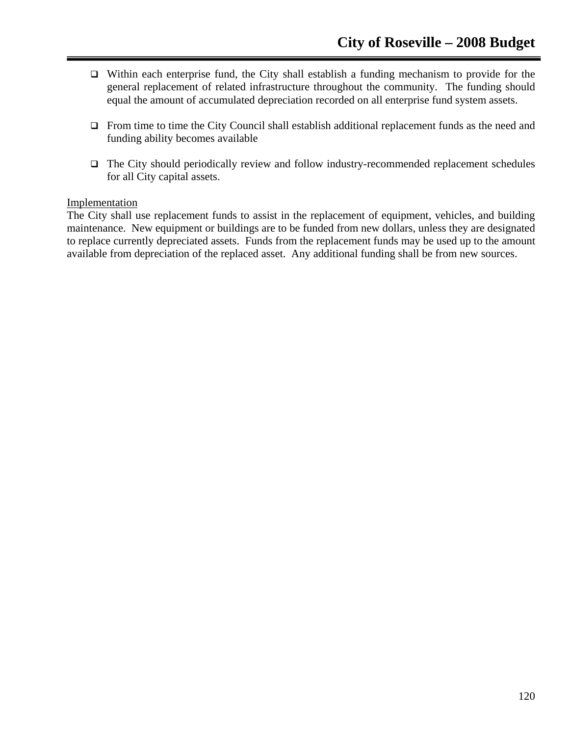- Within each enterprise fund, the City shall establish a funding mechanism to provide for the general replacement of related infrastructure throughout the community. The funding should equal the amount of accumulated depreciation recorded on all enterprise fund system assets.

- From time to time the City Council shall establish additional replacement funds as the need and funding ability becomes available

- The City should periodically review and follow industry-recommended replacement schedules for all City capital assets.

<u>Implementation</u>
The City shall use replacement funds to assist in the replacement of equipment, vehicles, and building maintenance. New equipment or buildings are to be funded from new dollars, unless they are designated to replace currently depreciated assets. Funds from the replacement funds may be used up to the amount available from depreciation of the replaced asset. Any additional funding shall be from new sources.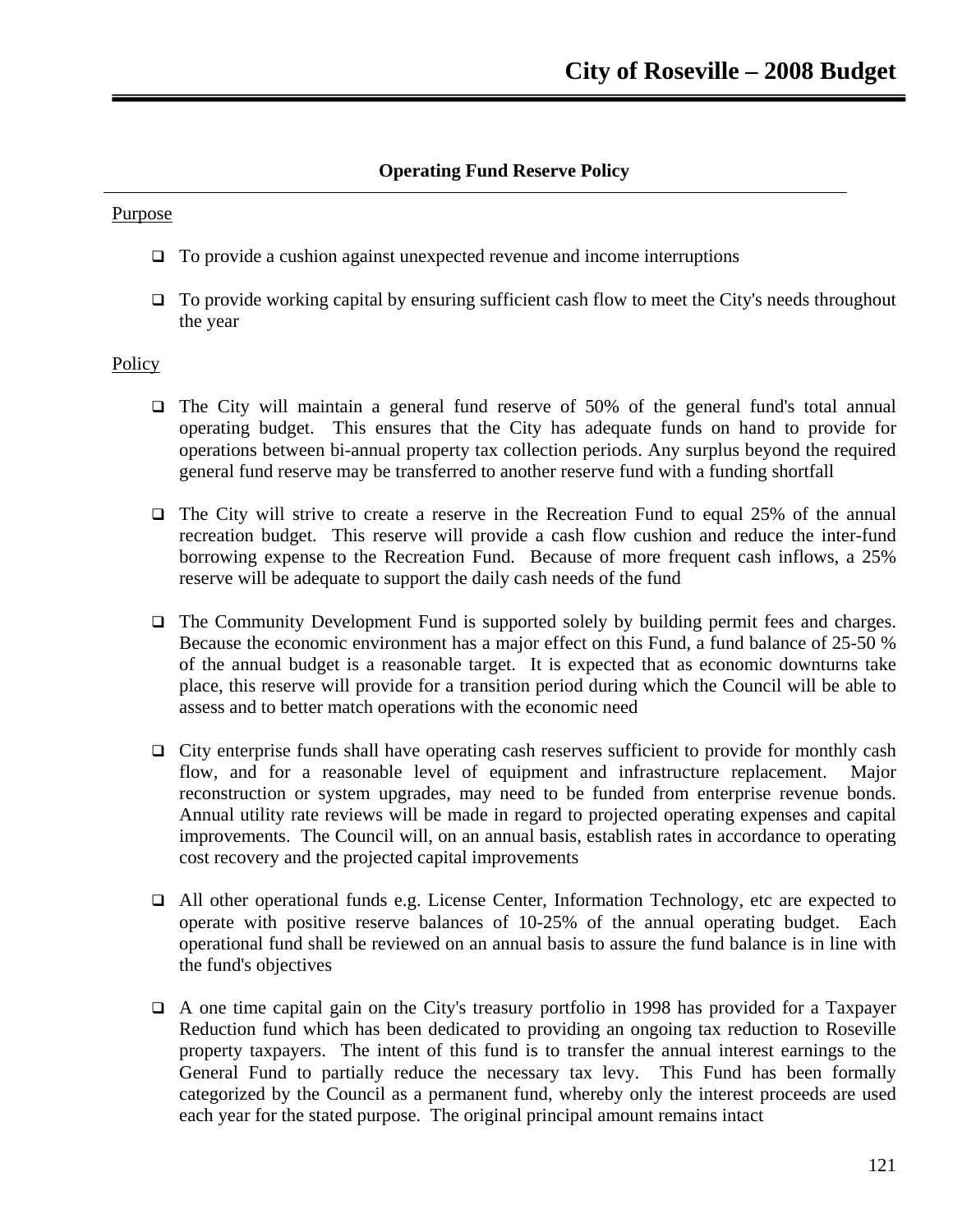## Operating Fund Reserve Policy

Purpose

- To provide a cushion against unexpected revenue and income interruptions
- To provide working capital by ensuring sufficient cash flow to meet the City's needs throughout the year

Policy

- The City will maintain a general fund reserve of 50% of the general fund's total annual operating budget. This ensures that the City has adequate funds on hand to provide for operations between bi-annual property tax collection periods. Any surplus beyond the required general fund reserve may be transferred to another reserve fund with a funding shortfall
- The City will strive to create a reserve in the Recreation Fund to equal 25% of the annual recreation budget. This reserve will provide a cash flow cushion and reduce the inter-fund borrowing expense to the Recreation Fund. Because of more frequent cash inflows, a 25% reserve will be adequate to support the daily cash needs of the fund
- The Community Development Fund is supported solely by building permit fees and charges. Because the economic environment has a major effect on this Fund, a fund balance of 25-50 % of the annual budget is a reasonable target. It is expected that as economic downturns take place, this reserve will provide for a transition period during which the Council will be able to assess and to better match operations with the economic need
- City enterprise funds shall have operating cash reserves sufficient to provide for monthly cash flow, and for a reasonable level of equipment and infrastructure replacement. Major reconstruction or system upgrades, may need to be funded from enterprise revenue bonds. Annual utility rate reviews will be made in regard to projected operating expenses and capital improvements. The Council will, on an annual basis, establish rates in accordance to operating cost recovery and the projected capital improvements
- All other operational funds e.g. License Center, Information Technology, etc are expected to operate with positive reserve balances of 10-25% of the annual operating budget. Each operational fund shall be reviewed on an annual basis to assure the fund balance is in line with the fund's objectives
- A one time capital gain on the City's treasury portfolio in 1998 has provided for a Taxpayer Reduction fund which has been dedicated to providing an ongoing tax reduction to Roseville property taxpayers. The intent of this fund is to transfer the annual interest earnings to the General Fund to partially reduce the necessary tax levy. This Fund has been formally categorized by the Council as a permanent fund, whereby only the interest proceeds are used each year for the stated purpose. The original principal amount remains intact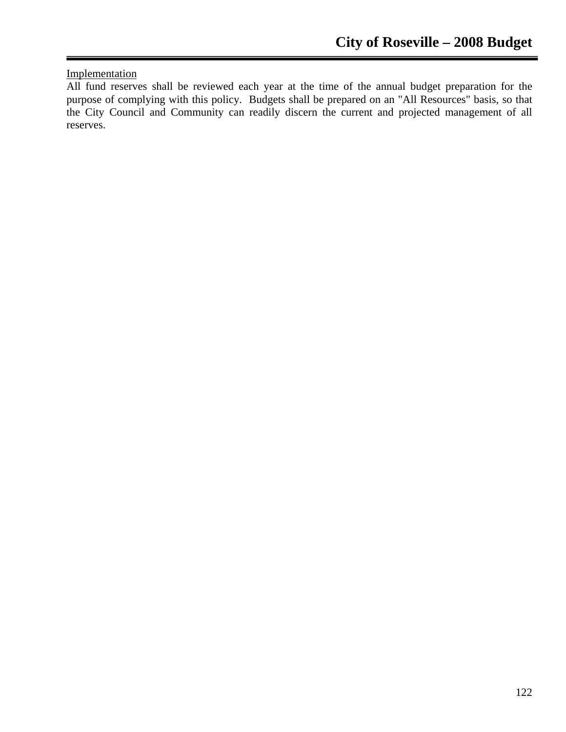<u>Implementation</u>

All fund reserves shall be reviewed each year at the time of the annual budget preparation for the purpose of complying with this policy. Budgets shall be prepared on an "All Resources" basis, so that the City Council and Community can readily discern the current and projected management of all reserves.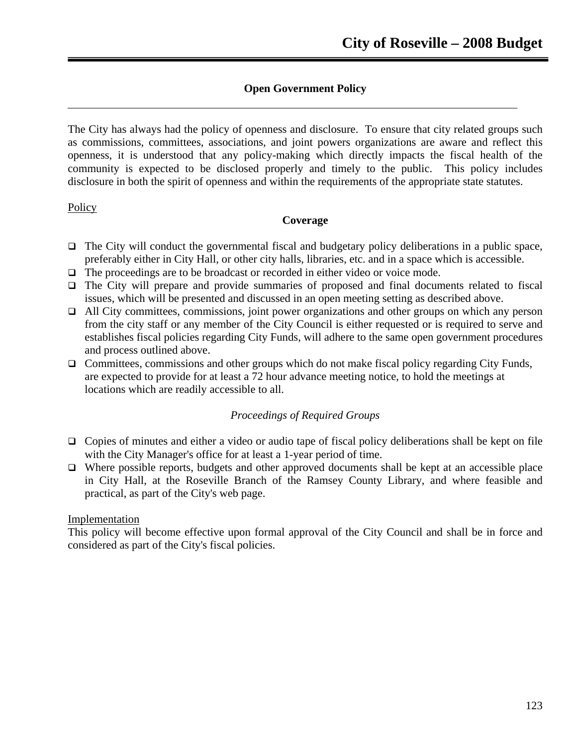## Open Government Policy

The City has always had the policy of openness and disclosure. To ensure that city related groups such as commissions, committees, associations, and joint powers organizations are aware and reflect this openness, it is understood that any policy-making which directly impacts the fiscal health of the community is expected to be disclosed properly and timely to the public. This policy includes disclosure in both the spirit of openness and within the requirements of the appropriate state statutes.

<u>Policy</u>

### Coverage

- The City will conduct the governmental fiscal and budgetary policy deliberations in a public space, preferably either in City Hall, or other city halls, libraries, etc. and in a space which is accessible.
- The proceedings are to be broadcast or recorded in either video or voice mode.
- The City will prepare and provide summaries of proposed and final documents related to fiscal issues, which will be presented and discussed in an open meeting setting as described above.
- All City committees, commissions, joint power organizations and other groups on which any person from the city staff or any member of the City Council is either requested or is required to serve and establishes fiscal policies regarding City Funds, will adhere to the same open government procedures and process outlined above.
- Committees, commissions and other groups which do not make fiscal policy regarding City Funds, are expected to provide for at least a 72 hour advance meeting notice, to hold the meetings at locations which are readily accessible to all.

*Proceedings of Required Groups*

- Copies of minutes and either a video or audio tape of fiscal policy deliberations shall be kept on file with the City Manager's office for at least a 1-year period of time.
- Where possible reports, budgets and other approved documents shall be kept at an accessible place in City Hall, at the Roseville Branch of the Ramsey County Library, and where feasible and practical, as part of the City's web page.

<u>Implementation</u>

This policy will become effective upon formal approval of the City Council and shall be in force and considered as part of the City's fiscal policies.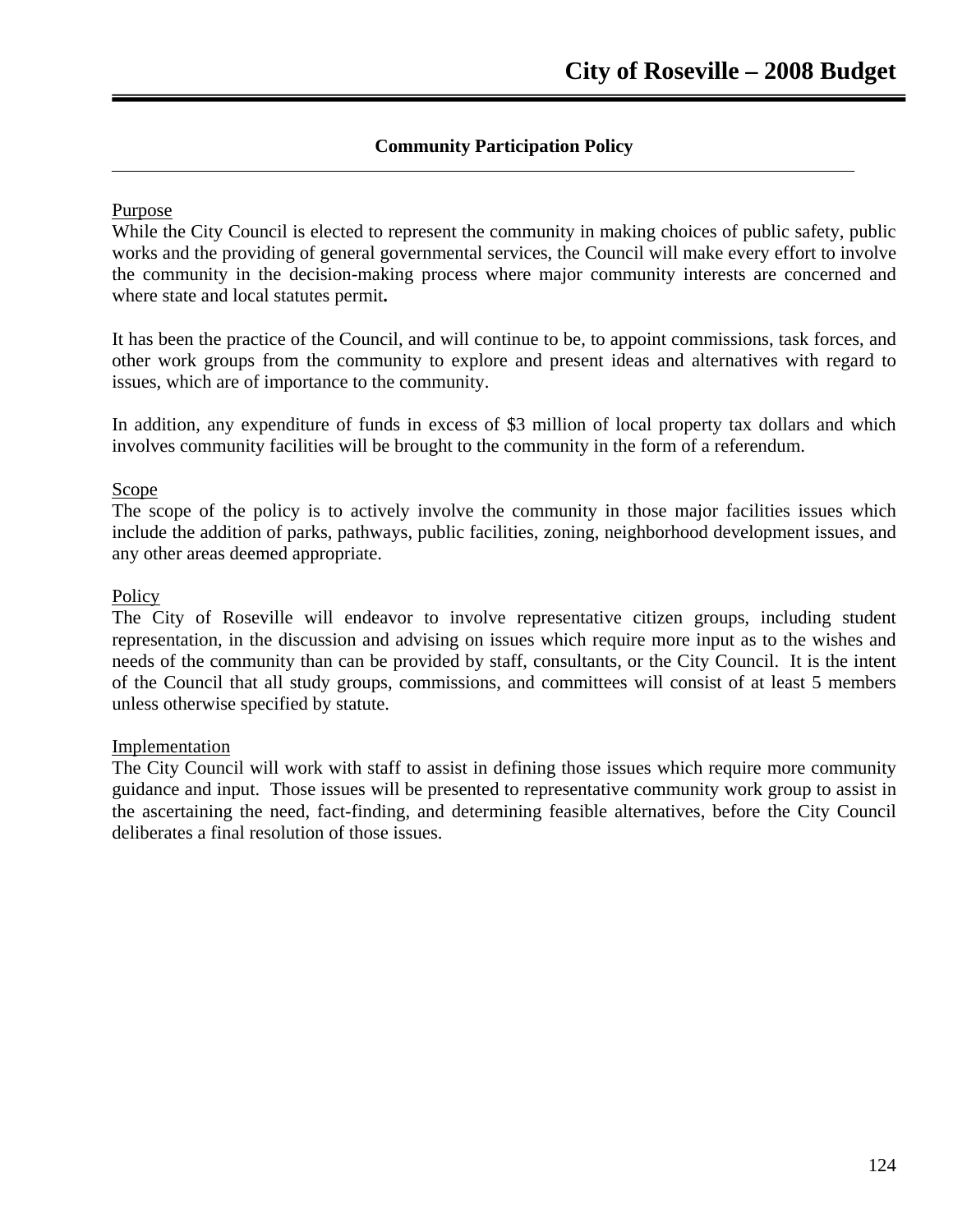## Community Participation Policy

Purpose

While the City Council is elected to represent the community in making choices of public safety, public works and the providing of general governmental services, the Council will make every effort to involve the community in the decision-making process where major community interests are concerned and where state and local statutes permit**.**

It has been the practice of the Council, and will continue to be, to appoint commissions, task forces, and other work groups from the community to explore and present ideas and alternatives with regard to issues, which are of importance to the community.

In addition, any expenditure of funds in excess of $3 million of local property tax dollars and which involves community facilities will be brought to the community in the form of a referendum.

Scope

The scope of the policy is to actively involve the community in those major facilities issues which include the addition of parks, pathways, public facilities, zoning, neighborhood development issues, and any other areas deemed appropriate.

Policy

The City of Roseville will endeavor to involve representative citizen groups, including student representation, in the discussion and advising on issues which require more input as to the wishes and needs of the community than can be provided by staff, consultants, or the City Council. It is the intent of the Council that all study groups, commissions, and committees will consist of at least 5 members unless otherwise specified by statute.

Implementation

The City Council will work with staff to assist in defining those issues which require more community guidance and input. Those issues will be presented to representative community work group to assist in the ascertaining the need, fact-finding, and determining feasible alternatives, before the City Council deliberates a final resolution of those issues.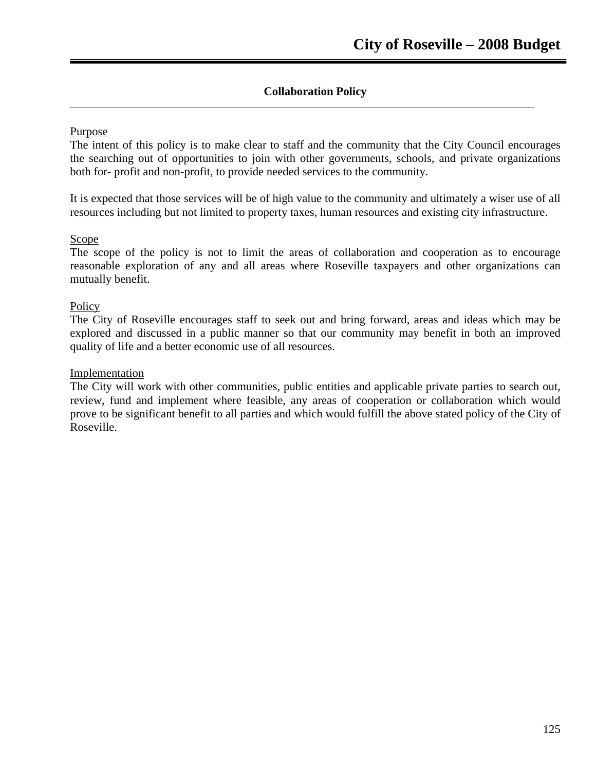## Collaboration Policy

Purpose

The intent of this policy is to make clear to staff and the community that the City Council encourages the searching out of opportunities to join with other governments, schools, and private organizations both for- profit and non-profit, to provide needed services to the community.

It is expected that those services will be of high value to the community and ultimately a wiser use of all resources including but not limited to property taxes, human resources and existing city infrastructure.

Scope

The scope of the policy is not to limit the areas of collaboration and cooperation as to encourage reasonable exploration of any and all areas where Roseville taxpayers and other organizations can mutually benefit.

Policy

The City of Roseville encourages staff to seek out and bring forward, areas and ideas which may be explored and discussed in a public manner so that our community may benefit in both an improved quality of life and a better economic use of all resources.

Implementation

The City will work with other communities, public entities and applicable private parties to search out, review, fund and implement where feasible, any areas of cooperation or collaboration which would prove to be significant benefit to all parties and which would fulfill the above stated policy of the City of Roseville.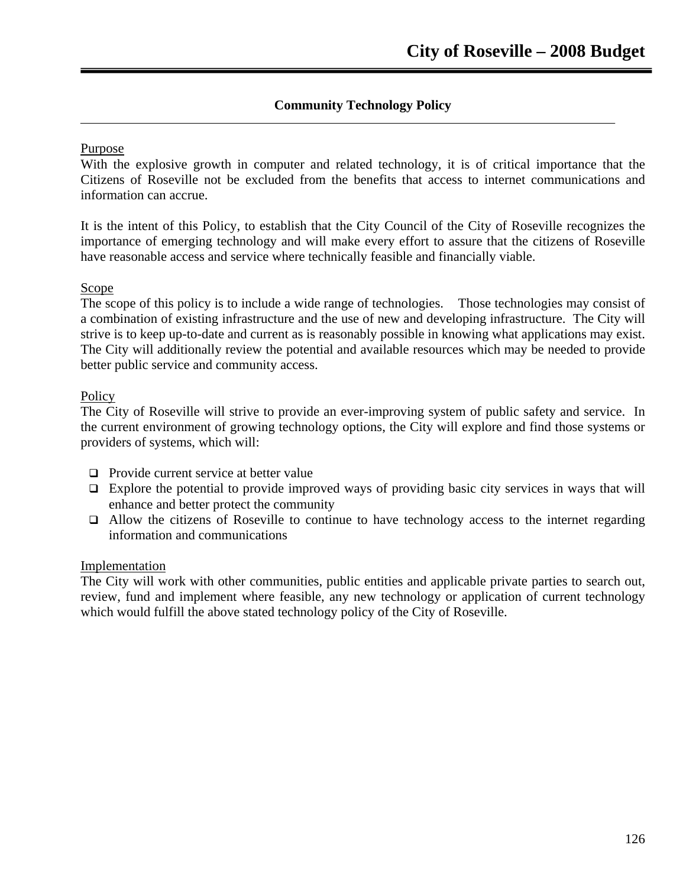## Community Technology Policy

Purpose

With the explosive growth in computer and related technology, it is of critical importance that the Citizens of Roseville not be excluded from the benefits that access to internet communications and information can accrue.

It is the intent of this Policy, to establish that the City Council of the City of Roseville recognizes the importance of emerging technology and will make every effort to assure that the citizens of Roseville have reasonable access and service where technically feasible and financially viable.

Scope

The scope of this policy is to include a wide range of technologies. Those technologies may consist of a combination of existing infrastructure and the use of new and developing infrastructure. The City will strive is to keep up-to-date and current as is reasonably possible in knowing what applications may exist. The City will additionally review the potential and available resources which may be needed to provide better public service and community access.

Policy

The City of Roseville will strive to provide an ever-improving system of public safety and service. In the current environment of growing technology options, the City will explore and find those systems or providers of systems, which will:

- Provide current service at better value
- Explore the potential to provide improved ways of providing basic city services in ways that will enhance and better protect the community
- Allow the citizens of Roseville to continue to have technology access to the internet regarding information and communications

Implementation

The City will work with other communities, public entities and applicable private parties to search out, review, fund and implement where feasible, any new technology or application of current technology which would fulfill the above stated technology policy of the City of Roseville.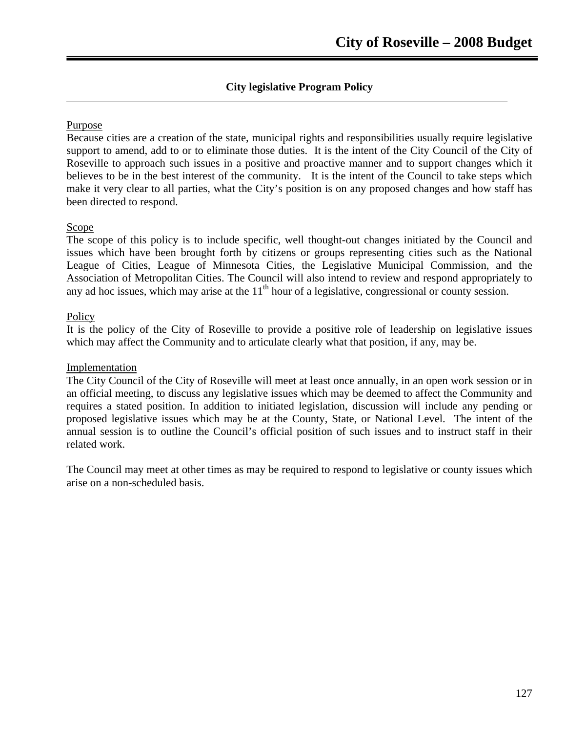## City legislative Program Policy

Purpose

Because cities are a creation of the state, municipal rights and responsibilities usually require legislative support to amend, add to or to eliminate those duties. It is the intent of the City Council of the City of Roseville to approach such issues in a positive and proactive manner and to support changes which it believes to be in the best interest of the community. It is the intent of the Council to take steps which make it very clear to all parties, what the City's position is on any proposed changes and how staff has been directed to respond.

Scope

The scope of this policy is to include specific, well thought-out changes initiated by the Council and issues which have been brought forth by citizens or groups representing cities such as the National League of Cities, League of Minnesota Cities, the Legislative Municipal Commission, and the Association of Metropolitan Cities. The Council will also intend to review and respond appropriately to any ad hoc issues, which may arise at the 11th hour of a legislative, congressional or county session.

Policy

It is the policy of the City of Roseville to provide a positive role of leadership on legislative issues which may affect the Community and to articulate clearly what that position, if any, may be.

Implementation

The City Council of the City of Roseville will meet at least once annually, in an open work session or in an official meeting, to discuss any legislative issues which may be deemed to affect the Community and requires a stated position. In addition to initiated legislation, discussion will include any pending or proposed legislative issues which may be at the County, State, or National Level. The intent of the annual session is to outline the Council's official position of such issues and to instruct staff in their related work.

The Council may meet at other times as may be required to respond to legislative or county issues which arise on a non-scheduled basis.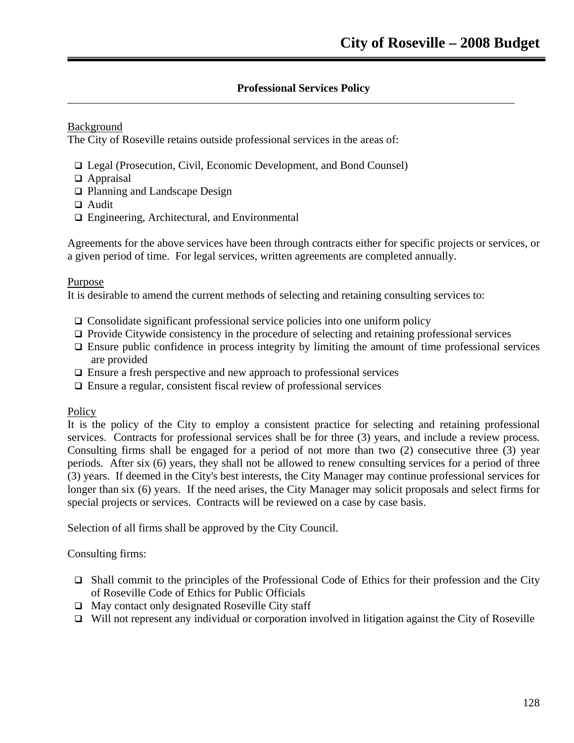## Professional Services Policy

Background

The City of Roseville retains outside professional services in the areas of:

- Legal (Prosecution, Civil, Economic Development, and Bond Counsel)
- Appraisal
- Planning and Landscape Design
- Audit
- Engineering, Architectural, and Environmental

Agreements for the above services have been through contracts either for specific projects or services, or a given period of time. For legal services, written agreements are completed annually.

Purpose

It is desirable to amend the current methods of selecting and retaining consulting services to:

- Consolidate significant professional service policies into one uniform policy
- Provide Citywide consistency in the procedure of selecting and retaining professional services
- Ensure public confidence in process integrity by limiting the amount of time professional services are provided
- Ensure a fresh perspective and new approach to professional services
- Ensure a regular, consistent fiscal review of professional services

Policy

It is the policy of the City to employ a consistent practice for selecting and retaining professional services. Contracts for professional services shall be for three (3) years, and include a review process. Consulting firms shall be engaged for a period of not more than two (2) consecutive three (3) year periods. After six (6) years, they shall not be allowed to renew consulting services for a period of three (3) years. If deemed in the City's best interests, the City Manager may continue professional services for longer than six (6) years. If the need arises, the City Manager may solicit proposals and select firms for special projects or services. Contracts will be reviewed on a case by case basis.

Selection of all firms shall be approved by the City Council.

Consulting firms:

- Shall commit to the principles of the Professional Code of Ethics for their profession and the City of Roseville Code of Ethics for Public Officials
- May contact only designated Roseville City staff
- Will not represent any individual or corporation involved in litigation against the City of Roseville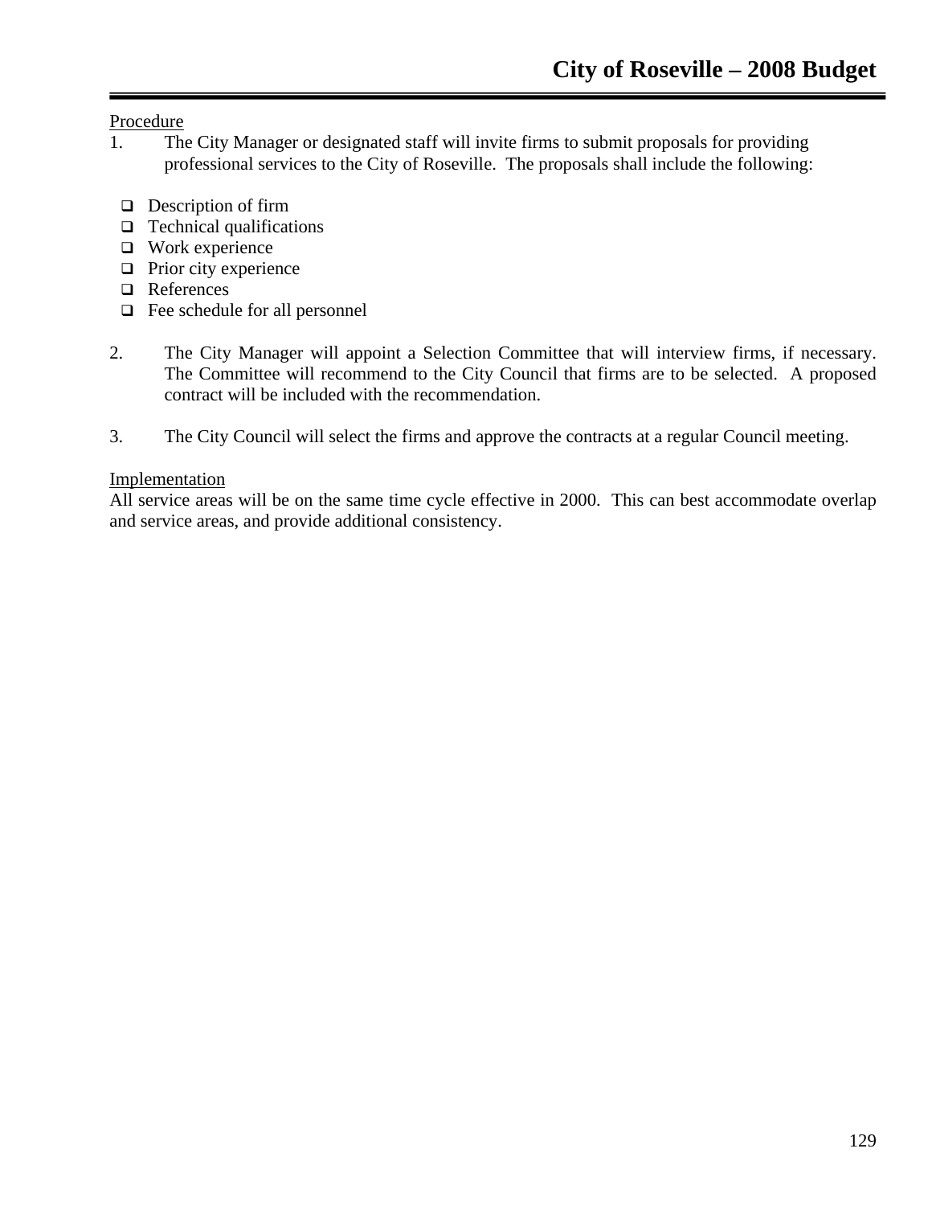Procedure

1. The City Manager or designated staff will invite firms to submit proposals for providing professional services to the City of Roseville. The proposals shall include the following:

   - Description of firm
   - Technical qualifications
   - Work experience
   - Prior city experience
   - References
   - Fee schedule for all personnel

2. The City Manager will appoint a Selection Committee that will interview firms, if necessary. The Committee will recommend to the City Council that firms are to be selected. A proposed contract will be included with the recommendation.

3. The City Council will select the firms and approve the contracts at a regular Council meeting.

Implementation

All service areas will be on the same time cycle effective in 2000. This can best accommodate overlap and service areas, and provide additional consistency.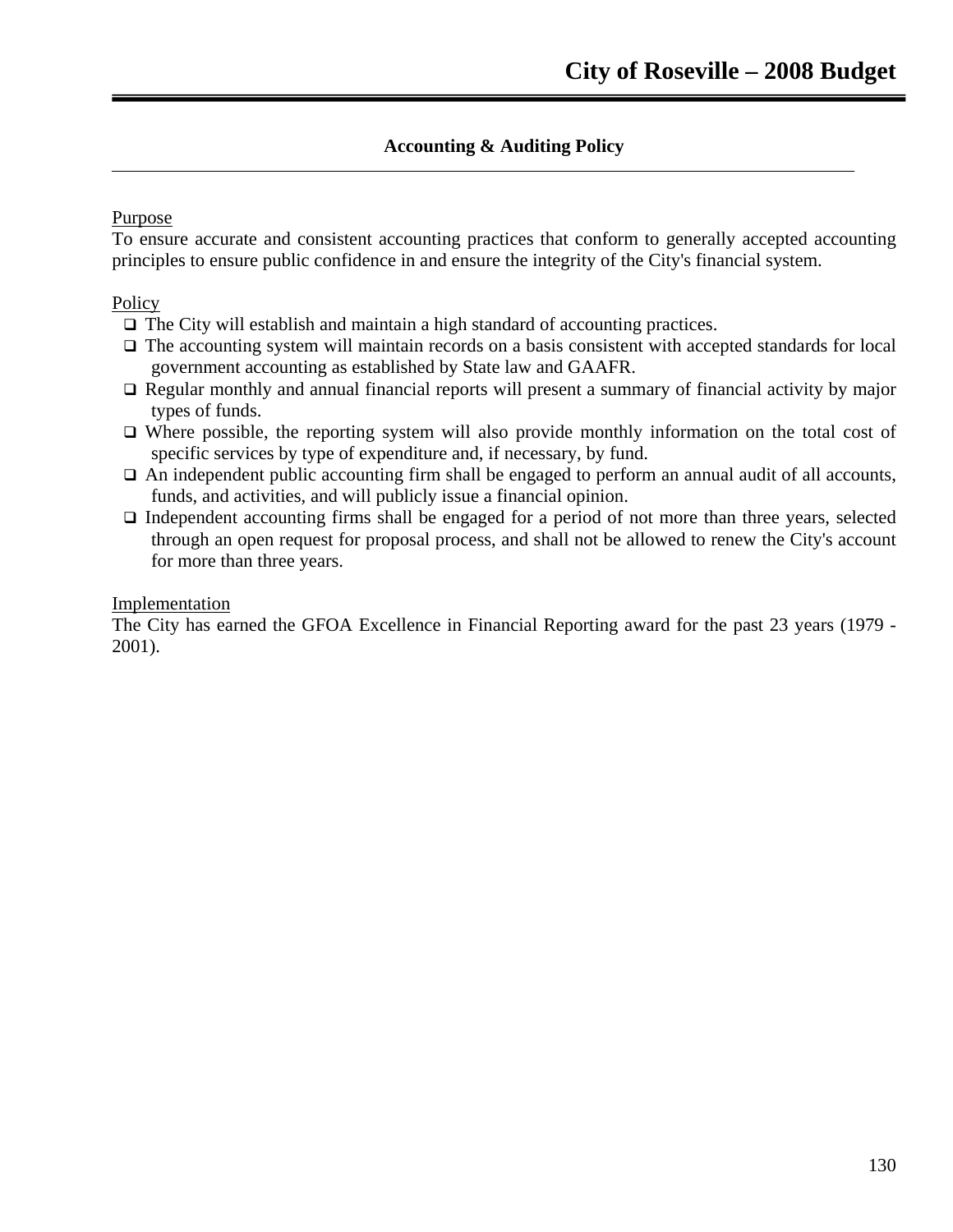## Accounting & Auditing Policy

Purpose

To ensure accurate and consistent accounting practices that conform to generally accepted accounting principles to ensure public confidence in and ensure the integrity of the City's financial system.

Policy

- The City will establish and maintain a high standard of accounting practices.
- The accounting system will maintain records on a basis consistent with accepted standards for local government accounting as established by State law and GAAFR.
- Regular monthly and annual financial reports will present a summary of financial activity by major types of funds.
- Where possible, the reporting system will also provide monthly information on the total cost of specific services by type of expenditure and, if necessary, by fund.
- An independent public accounting firm shall be engaged to perform an annual audit of all accounts, funds, and activities, and will publicly issue a financial opinion.
- Independent accounting firms shall be engaged for a period of not more than three years, selected through an open request for proposal process, and shall not be allowed to renew the City's account for more than three years.

Implementation

The City has earned the GFOA Excellence in Financial Reporting award for the past 23 years (1979 - 2001).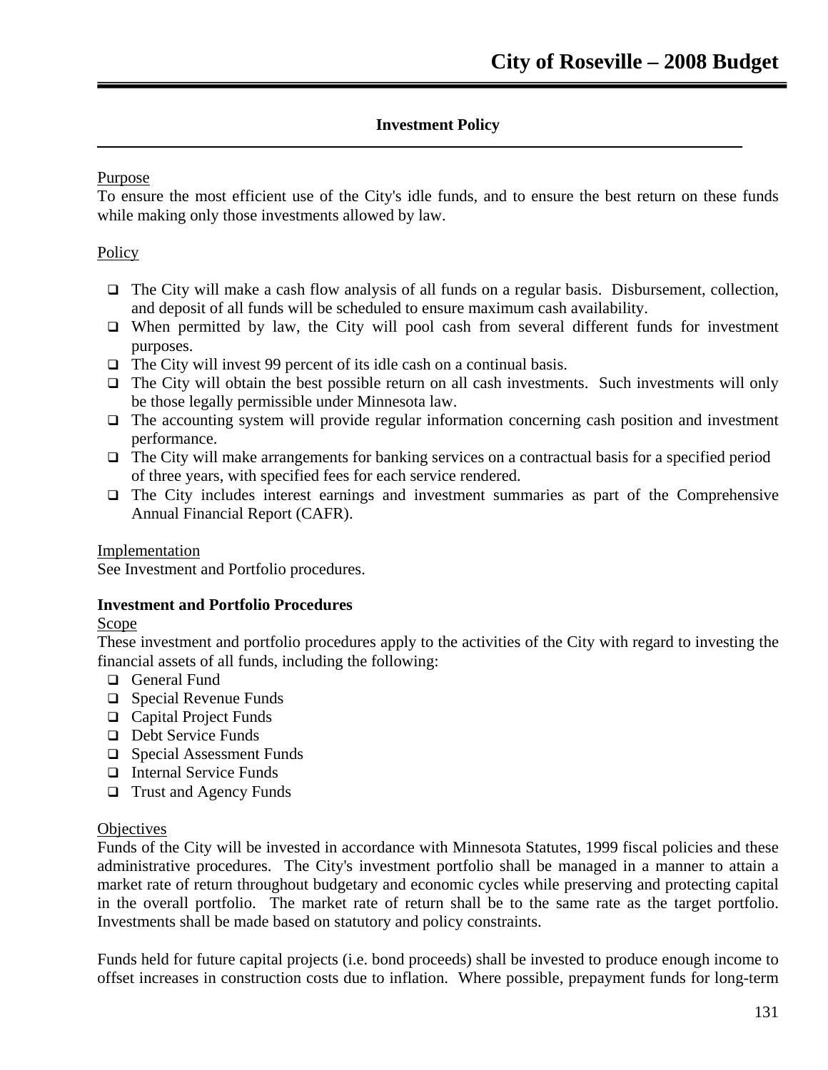## Investment Policy

<u>Purpose</u>

To ensure the most efficient use of the City's idle funds, and to ensure the best return on these funds while making only those investments allowed by law.

<u>Policy</u>

- The City will make a cash flow analysis of all funds on a regular basis. Disbursement, collection, and deposit of all funds will be scheduled to ensure maximum cash availability.
- When permitted by law, the City will pool cash from several different funds for investment purposes.
- The City will invest 99 percent of its idle cash on a continual basis.
- The City will obtain the best possible return on all cash investments. Such investments will only be those legally permissible under Minnesota law.
- The accounting system will provide regular information concerning cash position and investment performance.
- The City will make arrangements for banking services on a contractual basis for a specified period of three years, with specified fees for each service rendered.
- The City includes interest earnings and investment summaries as part of the Comprehensive Annual Financial Report (CAFR).

<u>Implementation</u>

See Investment and Portfolio procedures.

### Investment and Portfolio Procedures

<u>Scope</u>

These investment and portfolio procedures apply to the activities of the City with regard to investing the financial assets of all funds, including the following:

- General Fund
- Special Revenue Funds
- Capital Project Funds
- Debt Service Funds
- Special Assessment Funds
- Internal Service Funds
- Trust and Agency Funds

<u>Objectives</u>

Funds of the City will be invested in accordance with Minnesota Statutes, 1999 fiscal policies and these administrative procedures. The City's investment portfolio shall be managed in a manner to attain a market rate of return throughout budgetary and economic cycles while preserving and protecting capital in the overall portfolio. The market rate of return shall be to the same rate as the target portfolio. Investments shall be made based on statutory and policy constraints.

Funds held for future capital projects (i.e. bond proceeds) shall be invested to produce enough income to offset increases in construction costs due to inflation. Where possible, prepayment funds for long-term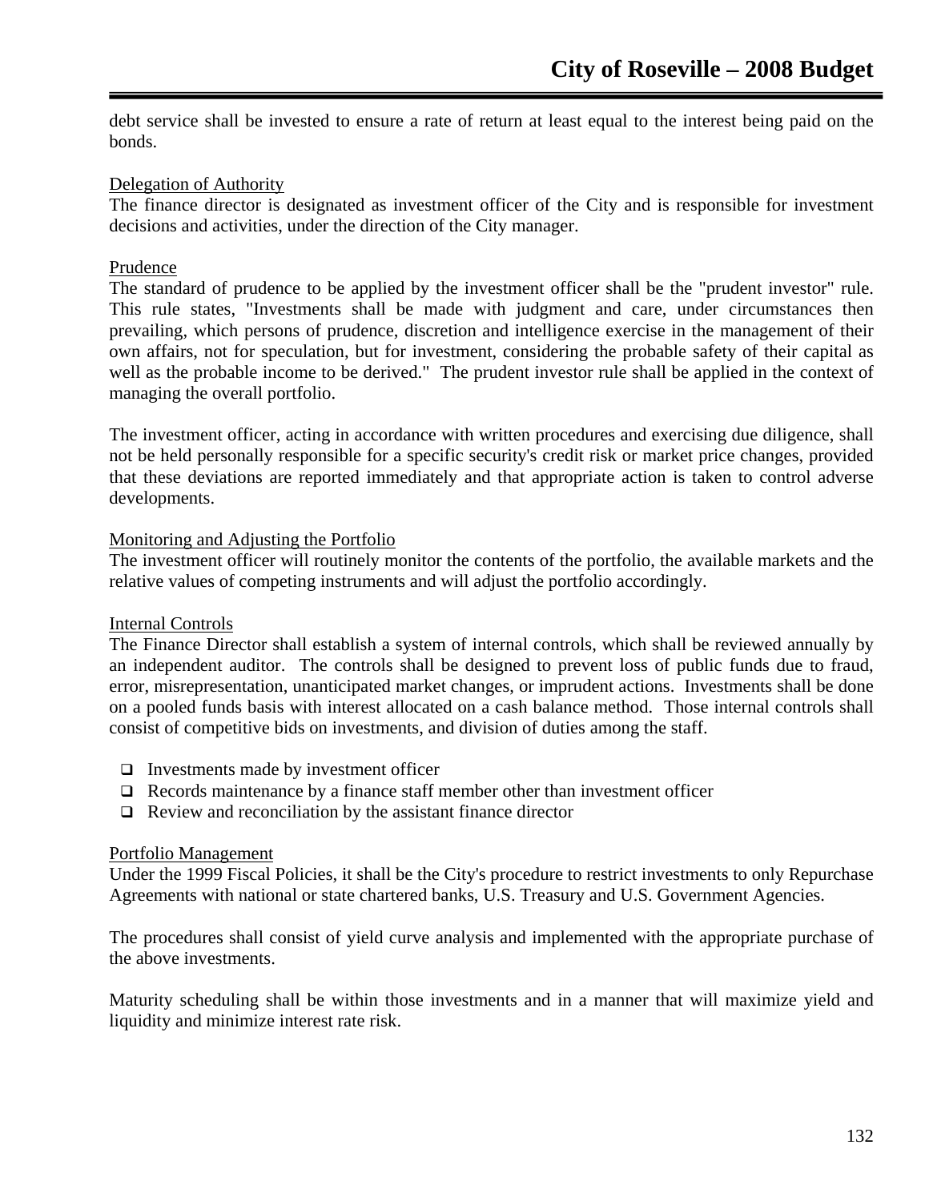debt service shall be invested to ensure a rate of return at least equal to the interest being paid on the bonds.

Delegation of Authority

The finance director is designated as investment officer of the City and is responsible for investment decisions and activities, under the direction of the City manager.

Prudence

The standard of prudence to be applied by the investment officer shall be the "prudent investor" rule. This rule states, "Investments shall be made with judgment and care, under circumstances then prevailing, which persons of prudence, discretion and intelligence exercise in the management of their own affairs, not for speculation, but for investment, considering the probable safety of their capital as well as the probable income to be derived." The prudent investor rule shall be applied in the context of managing the overall portfolio.

The investment officer, acting in accordance with written procedures and exercising due diligence, shall not be held personally responsible for a specific security's credit risk or market price changes, provided that these deviations are reported immediately and that appropriate action is taken to control adverse developments.

Monitoring and Adjusting the Portfolio

The investment officer will routinely monitor the contents of the portfolio, the available markets and the relative values of competing instruments and will adjust the portfolio accordingly.

Internal Controls

The Finance Director shall establish a system of internal controls, which shall be reviewed annually by an independent auditor. The controls shall be designed to prevent loss of public funds due to fraud, error, misrepresentation, unanticipated market changes, or imprudent actions. Investments shall be done on a pooled funds basis with interest allocated on a cash balance method. Those internal controls shall consist of competitive bids on investments, and division of duties among the staff.

- Investments made by investment officer
- Records maintenance by a finance staff member other than investment officer
- Review and reconciliation by the assistant finance director

Portfolio Management

Under the 1999 Fiscal Policies, it shall be the City's procedure to restrict investments to only Repurchase Agreements with national or state chartered banks, U.S. Treasury and U.S. Government Agencies.

The procedures shall consist of yield curve analysis and implemented with the appropriate purchase of the above investments.

Maturity scheduling shall be within those investments and in a manner that will maximize yield and liquidity and minimize interest rate risk.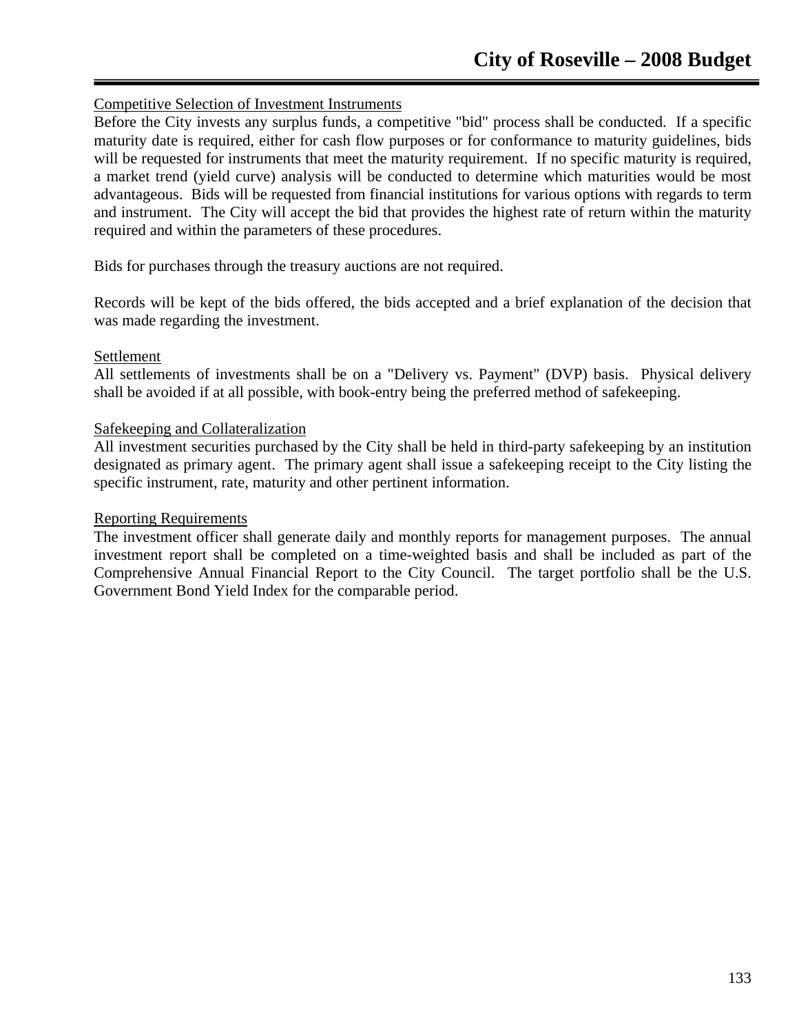Competitive Selection of Investment Instruments

Before the City invests any surplus funds, a competitive "bid" process shall be conducted. If a specific maturity date is required, either for cash flow purposes or for conformance to maturity guidelines, bids will be requested for instruments that meet the maturity requirement. If no specific maturity is required, a market trend (yield curve) analysis will be conducted to determine which maturities would be most advantageous. Bids will be requested from financial institutions for various options with regards to term and instrument. The City will accept the bid that provides the highest rate of return within the maturity required and within the parameters of these procedures.

Bids for purchases through the treasury auctions are not required.

Records will be kept of the bids offered, the bids accepted and a brief explanation of the decision that was made regarding the investment.

Settlement

All settlements of investments shall be on a "Delivery vs. Payment" (DVP) basis. Physical delivery shall be avoided if at all possible, with book-entry being the preferred method of safekeeping.

Safekeeping and Collateralization

All investment securities purchased by the City shall be held in third-party safekeeping by an institution designated as primary agent. The primary agent shall issue a safekeeping receipt to the City listing the specific instrument, rate, maturity and other pertinent information.

Reporting Requirements

The investment officer shall generate daily and monthly reports for management purposes. The annual investment report shall be completed on a time-weighted basis and shall be included as part of the Comprehensive Annual Financial Report to the City Council. The target portfolio shall be the U.S. Government Bond Yield Index for the comparable period.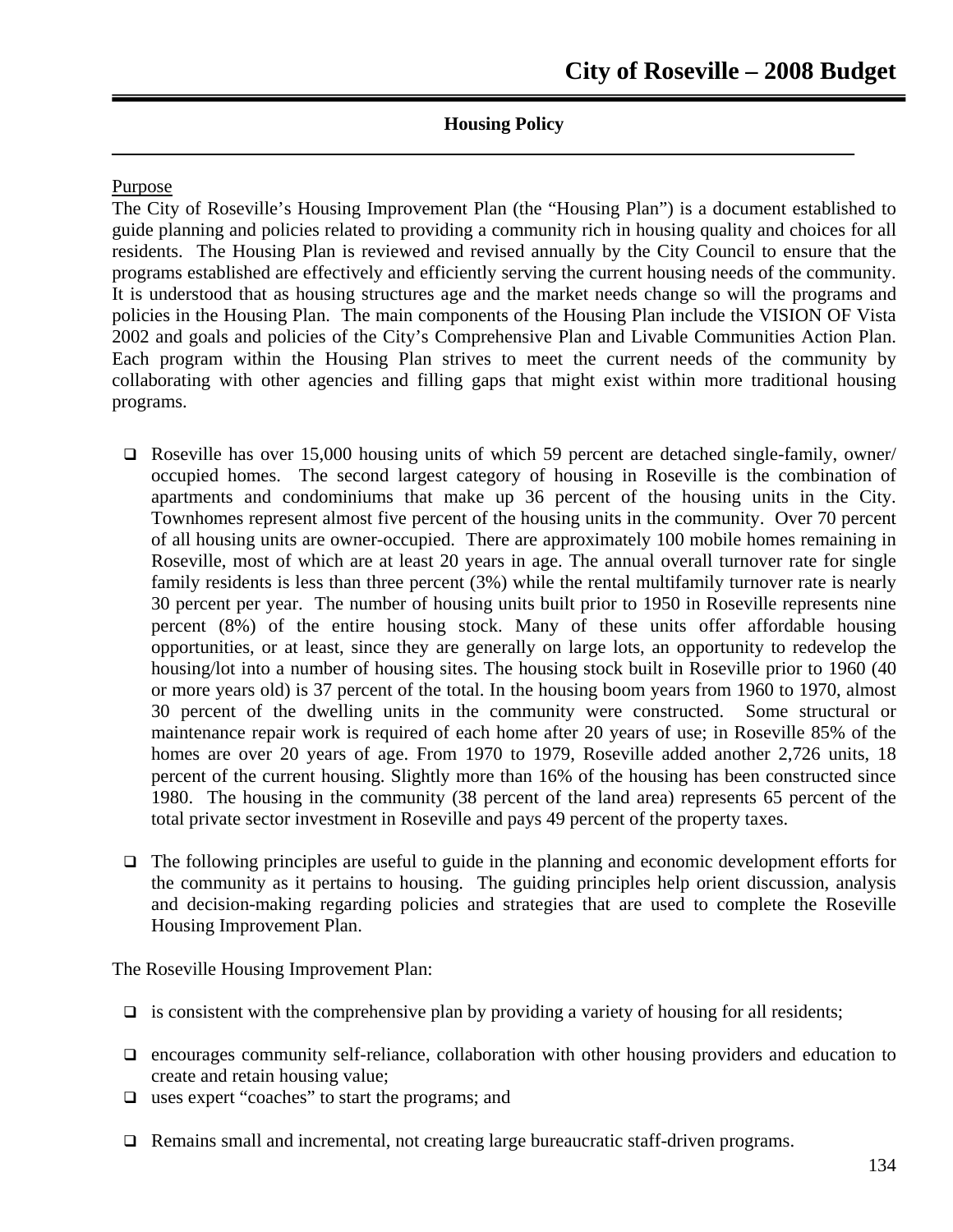## Housing Policy

Purpose

The City of Roseville's Housing Improvement Plan (the "Housing Plan") is a document established to guide planning and policies related to providing a community rich in housing quality and choices for all residents. The Housing Plan is reviewed and revised annually by the City Council to ensure that the programs established are effectively and efficiently serving the current housing needs of the community. It is understood that as housing structures age and the market needs change so will the programs and policies in the Housing Plan. The main components of the Housing Plan include the VISION OF Vista 2002 and goals and policies of the City's Comprehensive Plan and Livable Communities Action Plan. Each program within the Housing Plan strives to meet the current needs of the community by collaborating with other agencies and filling gaps that might exist within more traditional housing programs.

- Roseville has over 15,000 housing units of which 59 percent are detached single-family, owner/ occupied homes. The second largest category of housing in Roseville is the combination of apartments and condominiums that make up 36 percent of the housing units in the City. Townhomes represent almost five percent of the housing units in the community. Over 70 percent of all housing units are owner-occupied. There are approximately 100 mobile homes remaining in Roseville, most of which are at least 20 years in age. The annual overall turnover rate for single family residents is less than three percent (3%) while the rental multifamily turnover rate is nearly 30 percent per year. The number of housing units built prior to 1950 in Roseville represents nine percent (8%) of the entire housing stock. Many of these units offer affordable housing opportunities, or at least, since they are generally on large lots, an opportunity to redevelop the housing/lot into a number of housing sites. The housing stock built in Roseville prior to 1960 (40 or more years old) is 37 percent of the total. In the housing boom years from 1960 to 1970, almost 30 percent of the dwelling units in the community were constructed. Some structural or maintenance repair work is required of each home after 20 years of use; in Roseville 85% of the homes are over 20 years of age. From 1970 to 1979, Roseville added another 2,726 units, 18 percent of the current housing. Slightly more than 16% of the housing has been constructed since 1980. The housing in the community (38 percent of the land area) represents 65 percent of the total private sector investment in Roseville and pays 49 percent of the property taxes.

- The following principles are useful to guide in the planning and economic development efforts for the community as it pertains to housing. The guiding principles help orient discussion, analysis and decision-making regarding policies and strategies that are used to complete the Roseville Housing Improvement Plan.

The Roseville Housing Improvement Plan:

- is consistent with the comprehensive plan by providing a variety of housing for all residents;
- encourages community self-reliance, collaboration with other housing providers and education to create and retain housing value;
- uses expert "coaches" to start the programs; and
- Remains small and incremental, not creating large bureaucratic staff-driven programs.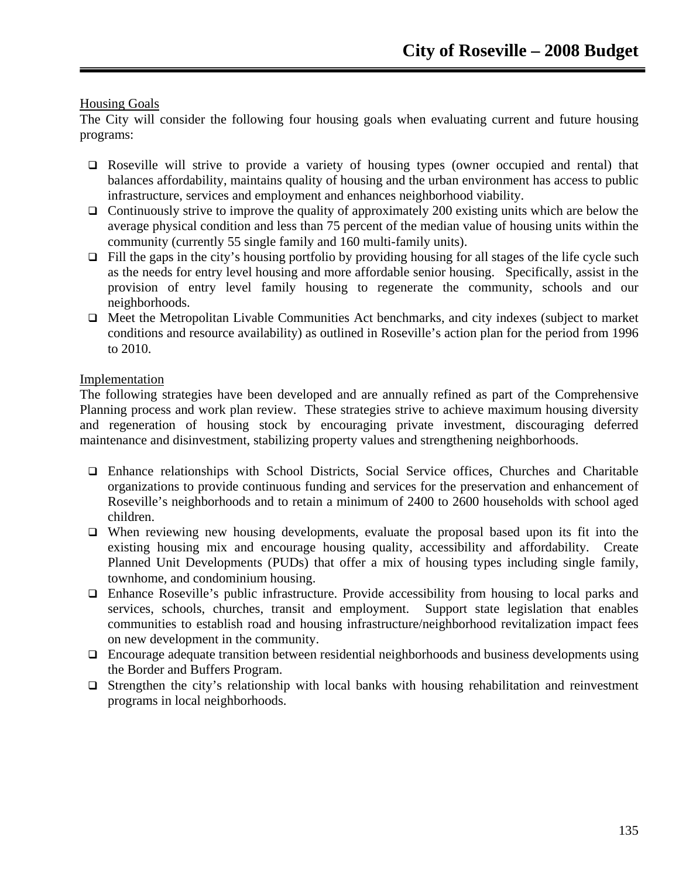Housing Goals

The City will consider the following four housing goals when evaluating current and future housing programs:

- Roseville will strive to provide a variety of housing types (owner occupied and rental) that balances affordability, maintains quality of housing and the urban environment has access to public infrastructure, services and employment and enhances neighborhood viability.
- Continuously strive to improve the quality of approximately 200 existing units which are below the average physical condition and less than 75 percent of the median value of housing units within the community (currently 55 single family and 160 multi-family units).
- Fill the gaps in the city's housing portfolio by providing housing for all stages of the life cycle such as the needs for entry level housing and more affordable senior housing. Specifically, assist in the provision of entry level family housing to regenerate the community, schools and our neighborhoods.
- Meet the Metropolitan Livable Communities Act benchmarks, and city indexes (subject to market conditions and resource availability) as outlined in Roseville's action plan for the period from 1996 to 2010.

Implementation

The following strategies have been developed and are annually refined as part of the Comprehensive Planning process and work plan review. These strategies strive to achieve maximum housing diversity and regeneration of housing stock by encouraging private investment, discouraging deferred maintenance and disinvestment, stabilizing property values and strengthening neighborhoods.

- Enhance relationships with School Districts, Social Service offices, Churches and Charitable organizations to provide continuous funding and services for the preservation and enhancement of Roseville's neighborhoods and to retain a minimum of 2400 to 2600 households with school aged children.
- When reviewing new housing developments, evaluate the proposal based upon its fit into the existing housing mix and encourage housing quality, accessibility and affordability. Create Planned Unit Developments (PUDs) that offer a mix of housing types including single family, townhome, and condominium housing.
- Enhance Roseville's public infrastructure. Provide accessibility from housing to local parks and services, schools, churches, transit and employment. Support state legislation that enables communities to establish road and housing infrastructure/neighborhood revitalization impact fees on new development in the community.
- Encourage adequate transition between residential neighborhoods and business developments using the Border and Buffers Program.
- Strengthen the city's relationship with local banks with housing rehabilitation and reinvestment programs in local neighborhoods.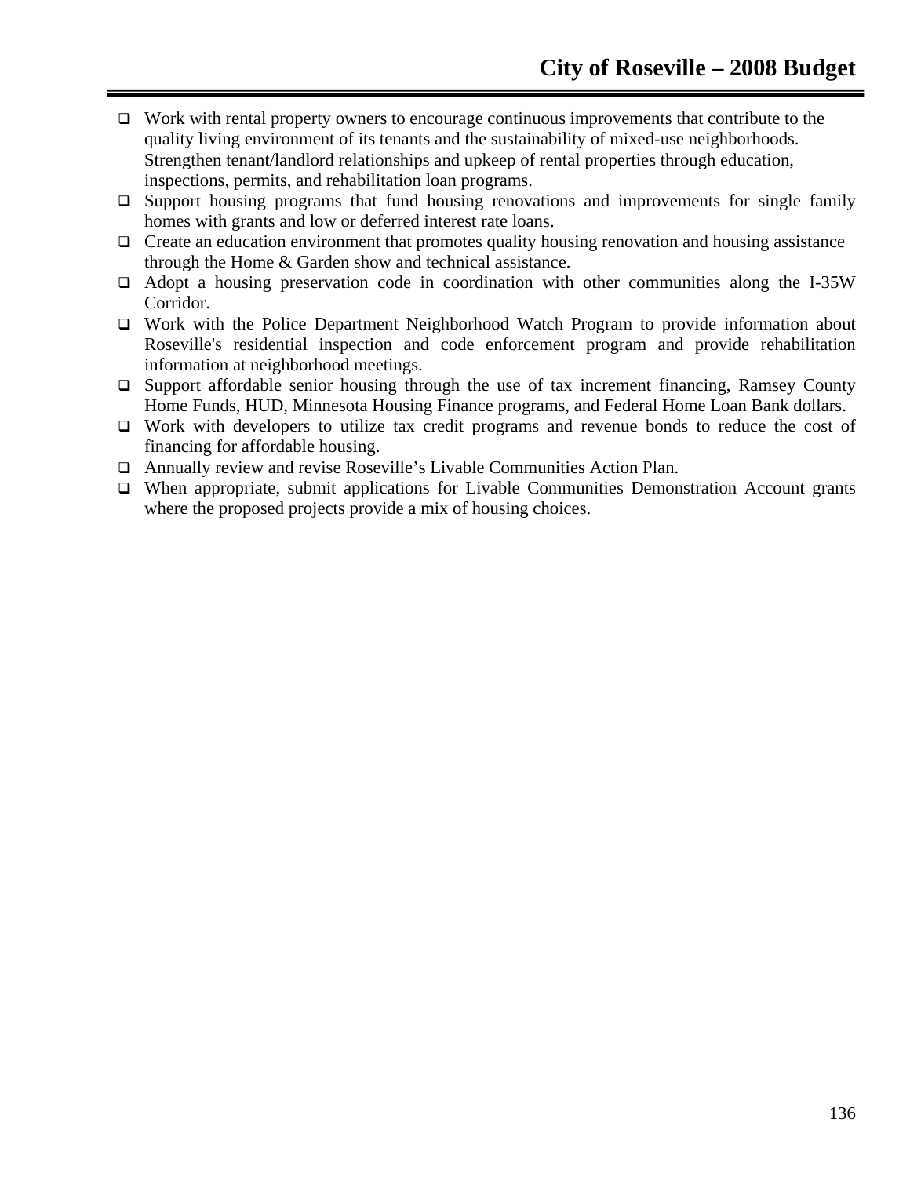- Work with rental property owners to encourage continuous improvements that contribute to the quality living environment of its tenants and the sustainability of mixed-use neighborhoods. Strengthen tenant/landlord relationships and upkeep of rental properties through education, inspections, permits, and rehabilitation loan programs.
- Support housing programs that fund housing renovations and improvements for single family homes with grants and low or deferred interest rate loans.
- Create an education environment that promotes quality housing renovation and housing assistance through the Home & Garden show and technical assistance.
- Adopt a housing preservation code in coordination with other communities along the I-35W Corridor.
- Work with the Police Department Neighborhood Watch Program to provide information about Roseville's residential inspection and code enforcement program and provide rehabilitation information at neighborhood meetings.
- Support affordable senior housing through the use of tax increment financing, Ramsey County Home Funds, HUD, Minnesota Housing Finance programs, and Federal Home Loan Bank dollars.
- Work with developers to utilize tax credit programs and revenue bonds to reduce the cost of financing for affordable housing.
- Annually review and revise Roseville's Livable Communities Action Plan.
- When appropriate, submit applications for Livable Communities Demonstration Account grants where the proposed projects provide a mix of housing choices.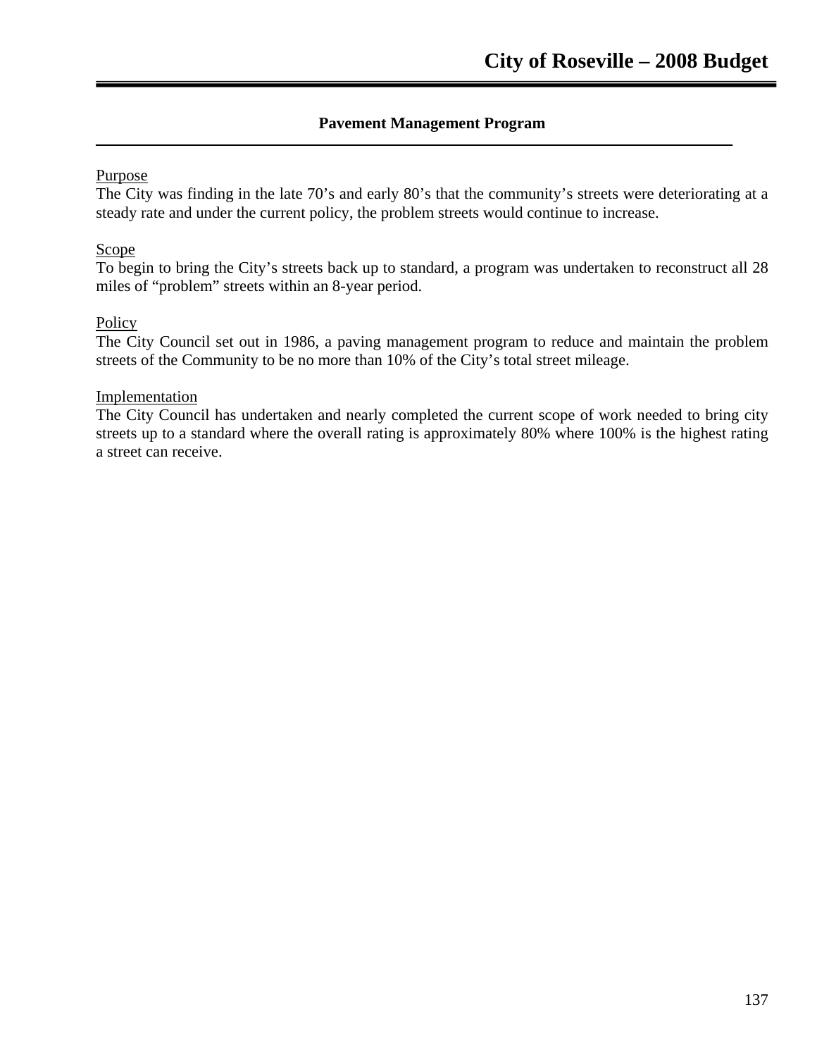## Pavement Management Program

Purpose

The City was finding in the late 70's and early 80's that the community's streets were deteriorating at a steady rate and under the current policy, the problem streets would continue to increase.

Scope

To begin to bring the City's streets back up to standard, a program was undertaken to reconstruct all 28 miles of "problem" streets within an 8-year period.

Policy

The City Council set out in 1986, a paving management program to reduce and maintain the problem streets of the Community to be no more than 10% of the City's total street mileage.

Implementation

The City Council has undertaken and nearly completed the current scope of work needed to bring city streets up to a standard where the overall rating is approximately 80% where 100% is the highest rating a street can receive.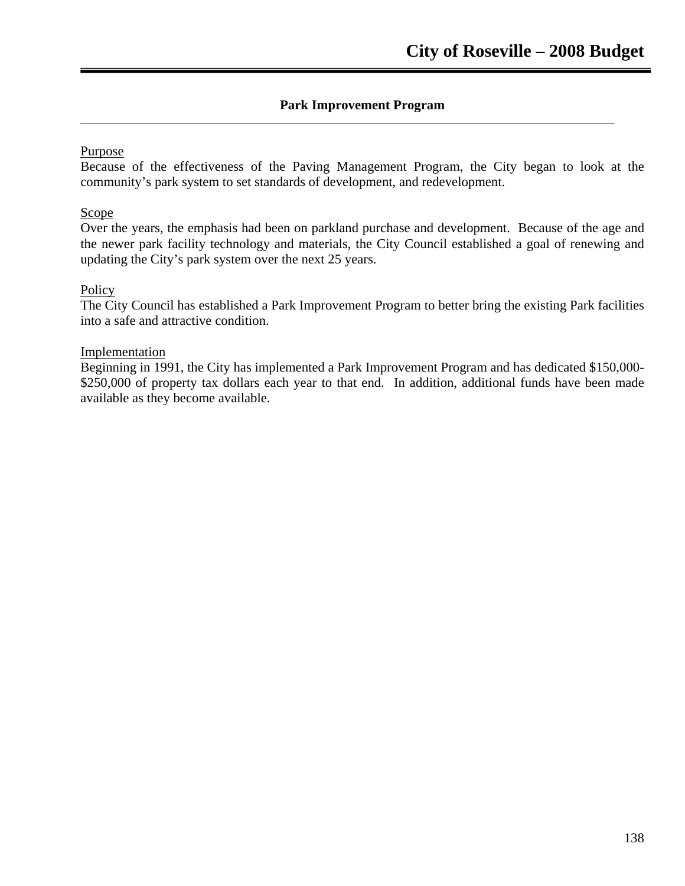## Park Improvement Program

Purpose

Because of the effectiveness of the Paving Management Program, the City began to look at the community's park system to set standards of development, and redevelopment.

Scope

Over the years, the emphasis had been on parkland purchase and development. Because of the age and the newer park facility technology and materials, the City Council established a goal of renewing and updating the City's park system over the next 25 years.

Policy

The City Council has established a Park Improvement Program to better bring the existing Park facilities into a safe and attractive condition.

Implementation

Beginning in 1991, the City has implemented a Park Improvement Program and has dedicated $150,000-$250,000 of property tax dollars each year to that end. In addition, additional funds have been made available as they become available.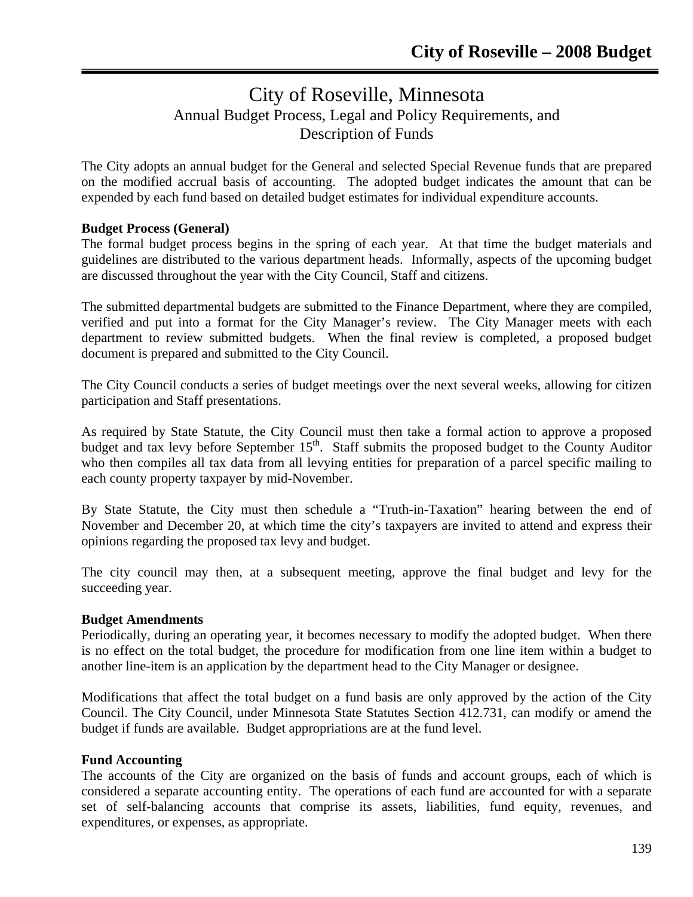# City of Roseville, Minnesota

## Annual Budget Process, Legal and Policy Requirements, and Description of Funds

The City adopts an annual budget for the General and selected Special Revenue funds that are prepared on the modified accrual basis of accounting. The adopted budget indicates the amount that can be expended by each fund based on detailed budget estimates for individual expenditure accounts.

**Budget Process (General)**

The formal budget process begins in the spring of each year. At that time the budget materials and guidelines are distributed to the various department heads. Informally, aspects of the upcoming budget are discussed throughout the year with the City Council, Staff and citizens.

The submitted departmental budgets are submitted to the Finance Department, where they are compiled, verified and put into a format for the City Manager's review. The City Manager meets with each department to review submitted budgets. When the final review is completed, a proposed budget document is prepared and submitted to the City Council.

The City Council conducts a series of budget meetings over the next several weeks, allowing for citizen participation and Staff presentations.

As required by State Statute, the City Council must then take a formal action to approve a proposed budget and tax levy before September 15th. Staff submits the proposed budget to the County Auditor who then compiles all tax data from all levying entities for preparation of a parcel specific mailing to each county property taxpayer by mid-November.

By State Statute, the City must then schedule a "Truth-in-Taxation" hearing between the end of November and December 20, at which time the city's taxpayers are invited to attend and express their opinions regarding the proposed tax levy and budget.

The city council may then, at a subsequent meeting, approve the final budget and levy for the succeeding year.

**Budget Amendments**

Periodically, during an operating year, it becomes necessary to modify the adopted budget. When there is no effect on the total budget, the procedure for modification from one line item within a budget to another line-item is an application by the department head to the City Manager or designee.

Modifications that affect the total budget on a fund basis are only approved by the action of the City Council. The City Council, under Minnesota State Statutes Section 412.731, can modify or amend the budget if funds are available. Budget appropriations are at the fund level.

**Fund Accounting**

The accounts of the City are organized on the basis of funds and account groups, each of which is considered a separate accounting entity. The operations of each fund are accounted for with a separate set of self-balancing accounts that comprise its assets, liabilities, fund equity, revenues, and expenditures, or expenses, as appropriate.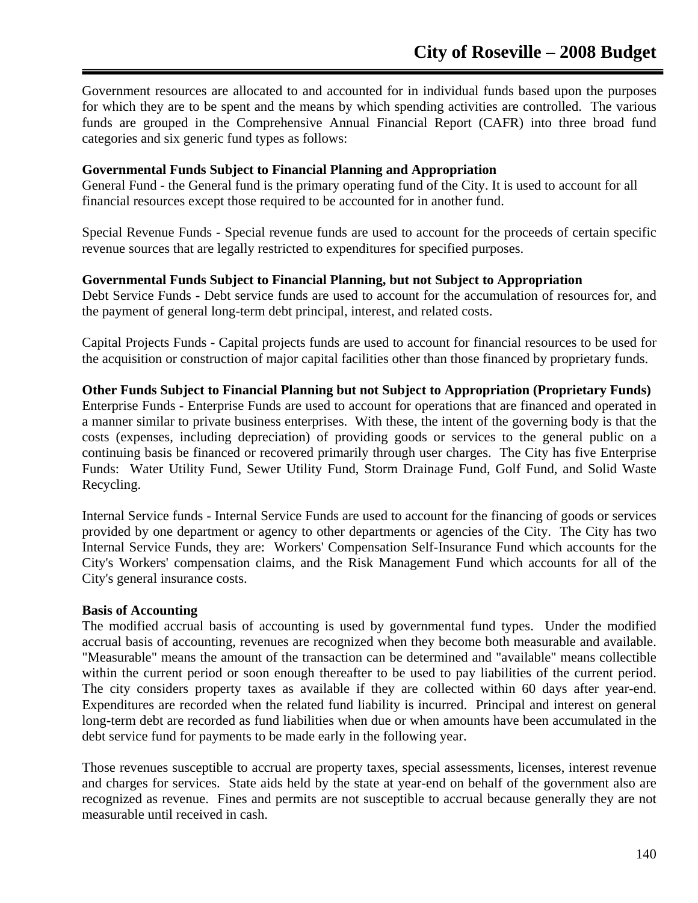Government resources are allocated to and accounted for in individual funds based upon the purposes for which they are to be spent and the means by which spending activities are controlled. The various funds are grouped in the Comprehensive Annual Financial Report (CAFR) into three broad fund categories and six generic fund types as follows:

**Governmental Funds Subject to Financial Planning and Appropriation**
General Fund - the General fund is the primary operating fund of the City. It is used to account for all financial resources except those required to be accounted for in another fund.

Special Revenue Funds - Special revenue funds are used to account for the proceeds of certain specific revenue sources that are legally restricted to expenditures for specified purposes.

**Governmental Funds Subject to Financial Planning, but not Subject to Appropriation**
Debt Service Funds - Debt service funds are used to account for the accumulation of resources for, and the payment of general long-term debt principal, interest, and related costs.

Capital Projects Funds - Capital projects funds are used to account for financial resources to be used for the acquisition or construction of major capital facilities other than those financed by proprietary funds.

**Other Funds Subject to Financial Planning but not Subject to Appropriation (Proprietary Funds)**
Enterprise Funds - Enterprise Funds are used to account for operations that are financed and operated in a manner similar to private business enterprises. With these, the intent of the governing body is that the costs (expenses, including depreciation) of providing goods or services to the general public on a continuing basis be financed or recovered primarily through user charges. The City has five Enterprise Funds: Water Utility Fund, Sewer Utility Fund, Storm Drainage Fund, Golf Fund, and Solid Waste Recycling.

Internal Service funds - Internal Service Funds are used to account for the financing of goods or services provided by one department or agency to other departments or agencies of the City. The City has two Internal Service Funds, they are: Workers' Compensation Self-Insurance Fund which accounts for the City's Workers' compensation claims, and the Risk Management Fund which accounts for all of the City's general insurance costs.

**Basis of Accounting**
The modified accrual basis of accounting is used by governmental fund types. Under the modified accrual basis of accounting, revenues are recognized when they become both measurable and available. "Measurable" means the amount of the transaction can be determined and "available" means collectible within the current period or soon enough thereafter to be used to pay liabilities of the current period. The city considers property taxes as available if they are collected within 60 days after year-end. Expenditures are recorded when the related fund liability is incurred. Principal and interest on general long-term debt are recorded as fund liabilities when due or when amounts have been accumulated in the debt service fund for payments to be made early in the following year.

Those revenues susceptible to accrual are property taxes, special assessments, licenses, interest revenue and charges for services. State aids held by the state at year-end on behalf of the government also are recognized as revenue. Fines and permits are not susceptible to accrual because generally they are not measurable until received in cash.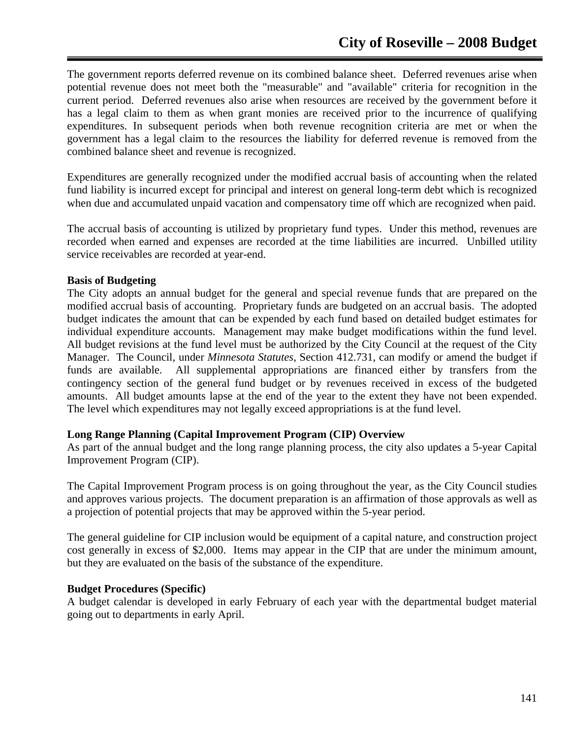The government reports deferred revenue on its combined balance sheet. Deferred revenues arise when potential revenue does not meet both the "measurable" and "available" criteria for recognition in the current period. Deferred revenues also arise when resources are received by the government before it has a legal claim to them as when grant monies are received prior to the incurrence of qualifying expenditures. In subsequent periods when both revenue recognition criteria are met or when the government has a legal claim to the resources the liability for deferred revenue is removed from the combined balance sheet and revenue is recognized.

Expenditures are generally recognized under the modified accrual basis of accounting when the related fund liability is incurred except for principal and interest on general long-term debt which is recognized when due and accumulated unpaid vacation and compensatory time off which are recognized when paid.

The accrual basis of accounting is utilized by proprietary fund types. Under this method, revenues are recorded when earned and expenses are recorded at the time liabilities are incurred. Unbilled utility service receivables are recorded at year-end.

**Basis of Budgeting**

The City adopts an annual budget for the general and special revenue funds that are prepared on the modified accrual basis of accounting. Proprietary funds are budgeted on an accrual basis. The adopted budget indicates the amount that can be expended by each fund based on detailed budget estimates for individual expenditure accounts. Management may make budget modifications within the fund level. All budget revisions at the fund level must be authorized by the City Council at the request of the City Manager. The Council, under *Minnesota Statutes*, Section 412.731, can modify or amend the budget if funds are available. All supplemental appropriations are financed either by transfers from the contingency section of the general fund budget or by revenues received in excess of the budgeted amounts. All budget amounts lapse at the end of the year to the extent they have not been expended. The level which expenditures may not legally exceed appropriations is at the fund level.

**Long Range Planning (Capital Improvement Program (CIP) Overview**

As part of the annual budget and the long range planning process, the city also updates a 5-year Capital Improvement Program (CIP).

The Capital Improvement Program process is on going throughout the year, as the City Council studies and approves various projects. The document preparation is an affirmation of those approvals as well as a projection of potential projects that may be approved within the 5-year period.

The general guideline for CIP inclusion would be equipment of a capital nature, and construction project cost generally in excess of $2,000. Items may appear in the CIP that are under the minimum amount, but they are evaluated on the basis of the substance of the expenditure.

**Budget Procedures (Specific)**

A budget calendar is developed in early February of each year with the departmental budget material going out to departments in early April.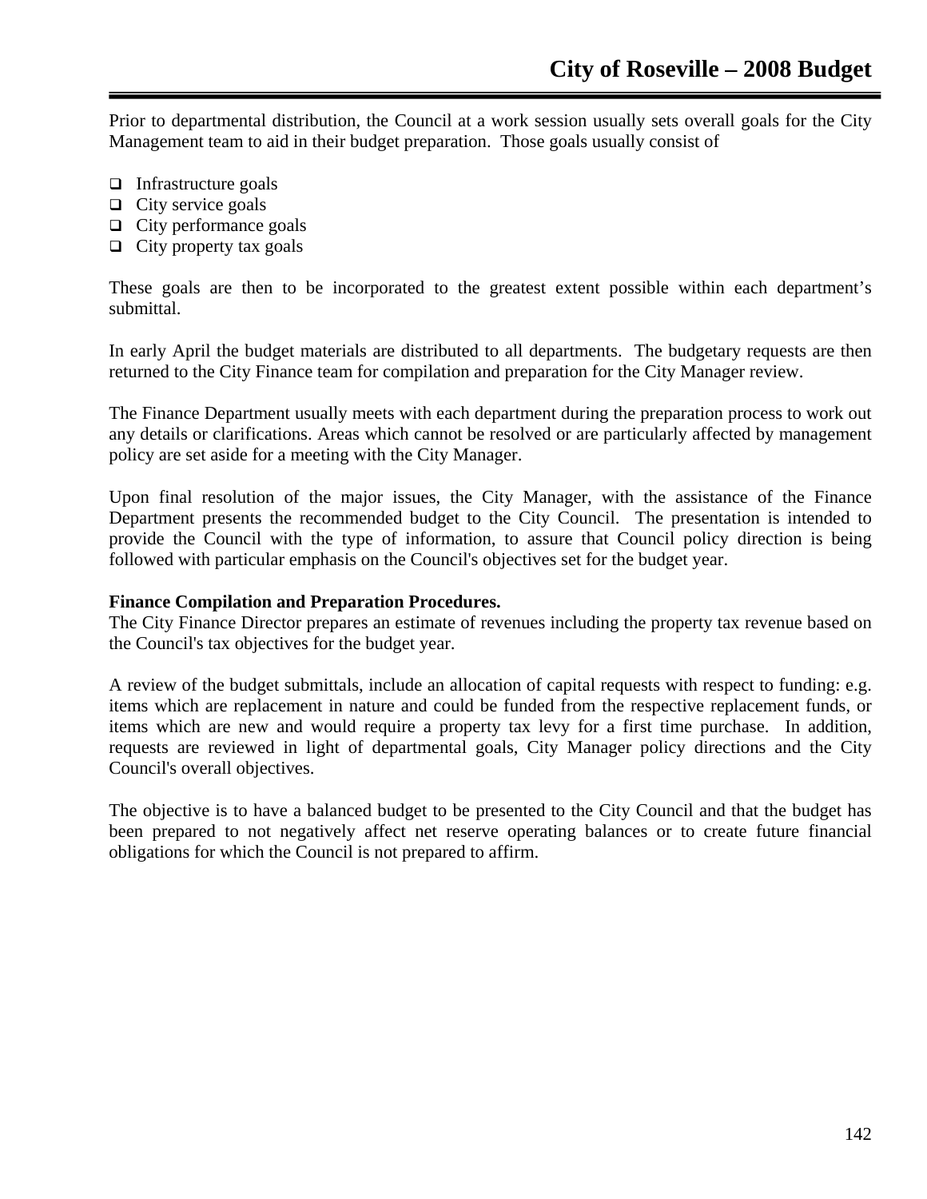Prior to departmental distribution, the Council at a work session usually sets overall goals for the City Management team to aid in their budget preparation. Those goals usually consist of

- Infrastructure goals
- City service goals
- City performance goals
- City property tax goals

These goals are then to be incorporated to the greatest extent possible within each department's submittal.

In early April the budget materials are distributed to all departments. The budgetary requests are then returned to the City Finance team for compilation and preparation for the City Manager review.

The Finance Department usually meets with each department during the preparation process to work out any details or clarifications. Areas which cannot be resolved or are particularly affected by management policy are set aside for a meeting with the City Manager.

Upon final resolution of the major issues, the City Manager, with the assistance of the Finance Department presents the recommended budget to the City Council. The presentation is intended to provide the Council with the type of information, to assure that Council policy direction is being followed with particular emphasis on the Council's objectives set for the budget year.

**Finance Compilation and Preparation Procedures.**
The City Finance Director prepares an estimate of revenues including the property tax revenue based on the Council's tax objectives for the budget year.

A review of the budget submittals, include an allocation of capital requests with respect to funding: e.g. items which are replacement in nature and could be funded from the respective replacement funds, or items which are new and would require a property tax levy for a first time purchase. In addition, requests are reviewed in light of departmental goals, City Manager policy directions and the City Council's overall objectives.

The objective is to have a balanced budget to be presented to the City Council and that the budget has been prepared to not negatively affect net reserve operating balances or to create future financial obligations for which the Council is not prepared to affirm.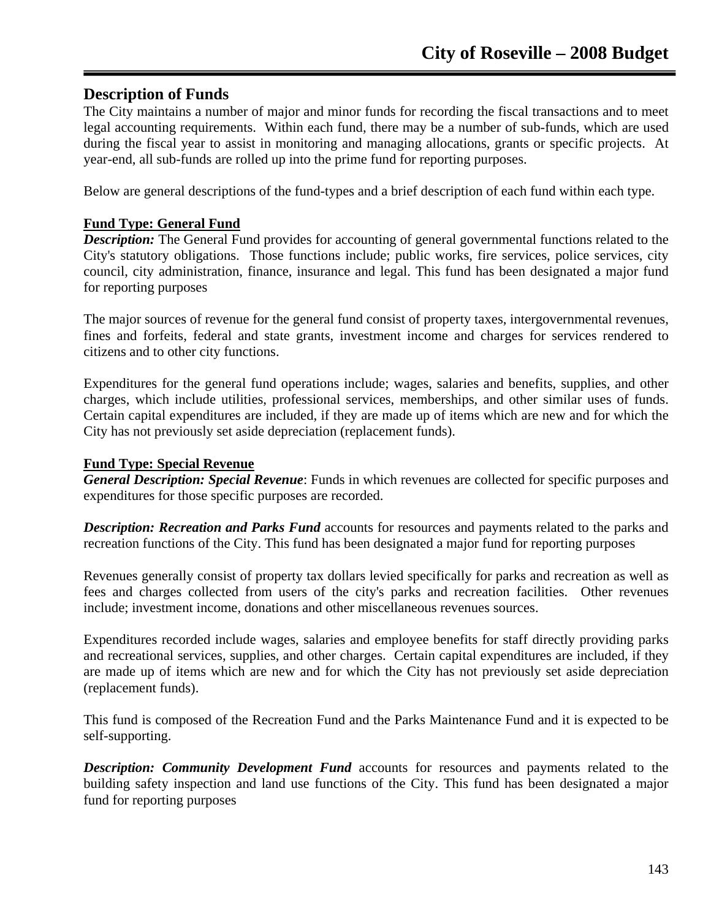## Description of Funds

The City maintains a number of major and minor funds for recording the fiscal transactions and to meet legal accounting requirements. Within each fund, there may be a number of sub-funds, which are used during the fiscal year to assist in monitoring and managing allocations, grants or specific projects. At year-end, all sub-funds are rolled up into the prime fund for reporting purposes.

Below are general descriptions of the fund-types and a brief description of each fund within each type.

**Fund Type: General Fund**

***Description:*** The General Fund provides for accounting of general governmental functions related to the City's statutory obligations. Those functions include; public works, fire services, police services, city council, city administration, finance, insurance and legal. This fund has been designated a major fund for reporting purposes

The major sources of revenue for the general fund consist of property taxes, intergovernmental revenues, fines and forfeits, federal and state grants, investment income and charges for services rendered to citizens and to other city functions.

Expenditures for the general fund operations include; wages, salaries and benefits, supplies, and other charges, which include utilities, professional services, memberships, and other similar uses of funds. Certain capital expenditures are included, if they are made up of items which are new and for which the City has not previously set aside depreciation (replacement funds).

**Fund Type: Special Revenue**

***General Description: Special Revenue***: Funds in which revenues are collected for specific purposes and expenditures for those specific purposes are recorded.

***Description: Recreation and Parks Fund*** accounts for resources and payments related to the parks and recreation functions of the City. This fund has been designated a major fund for reporting purposes

Revenues generally consist of property tax dollars levied specifically for parks and recreation as well as fees and charges collected from users of the city's parks and recreation facilities. Other revenues include; investment income, donations and other miscellaneous revenues sources.

Expenditures recorded include wages, salaries and employee benefits for staff directly providing parks and recreational services, supplies, and other charges. Certain capital expenditures are included, if they are made up of items which are new and for which the City has not previously set aside depreciation (replacement funds).

This fund is composed of the Recreation Fund and the Parks Maintenance Fund and it is expected to be self-supporting.

***Description: Community Development Fund*** accounts for resources and payments related to the building safety inspection and land use functions of the City. This fund has been designated a major fund for reporting purposes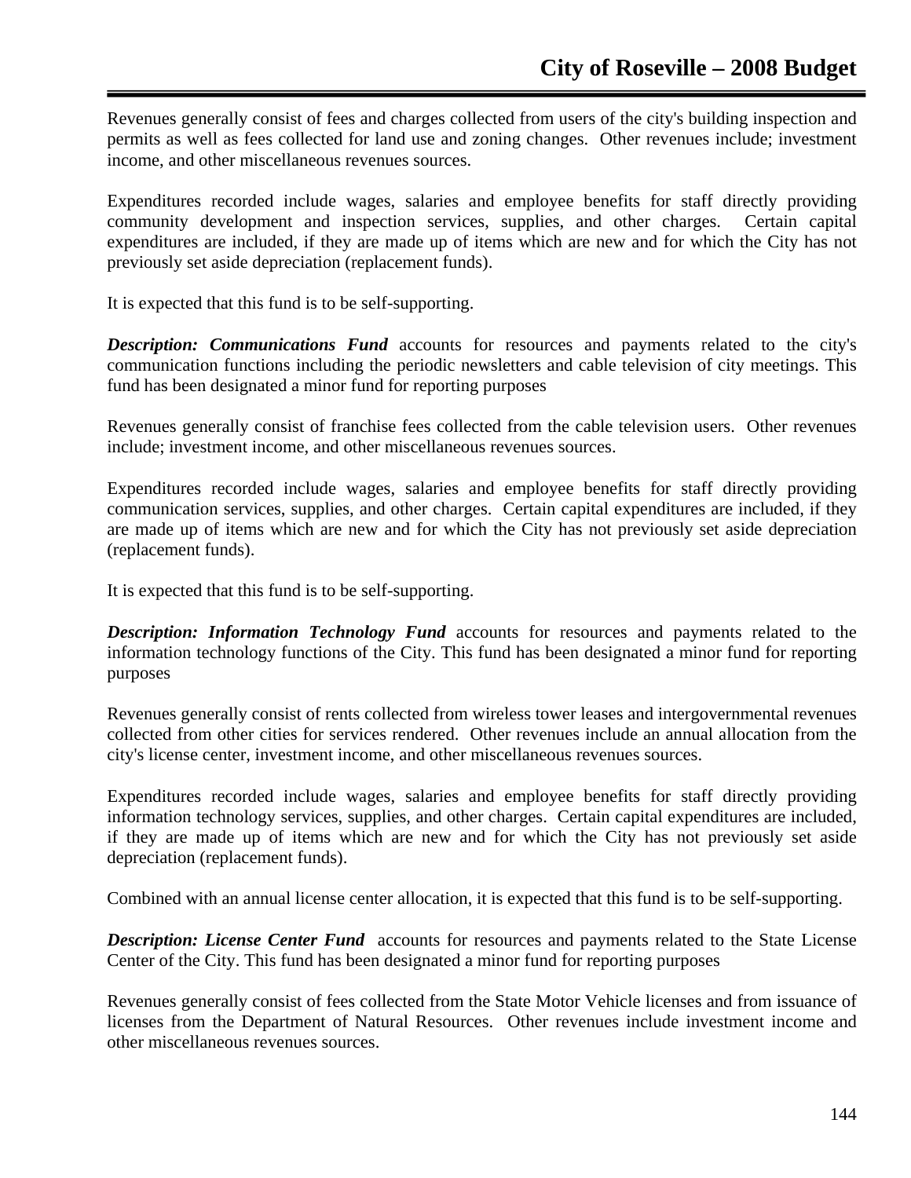Revenues generally consist of fees and charges collected from users of the city's building inspection and permits as well as fees collected for land use and zoning changes.  Other revenues include; investment income, and other miscellaneous revenues sources.

Expenditures recorded include wages, salaries and employee benefits for staff directly providing community development and inspection services, supplies, and other charges.  Certain capital expenditures are included, if they are made up of items which are new and for which the City has not previously set aside depreciation (replacement funds).

It is expected that this fund is to be self-supporting.

***Description: Communications Fund*** accounts for resources and payments related to the city's communication functions including the periodic newsletters and cable television of city meetings. This fund has been designated a minor fund for reporting purposes

Revenues generally consist of franchise fees collected from the cable television users.  Other revenues include; investment income, and other miscellaneous revenues sources.

Expenditures recorded include wages, salaries and employee benefits for staff directly providing communication services, supplies, and other charges.  Certain capital expenditures are included, if they are made up of items which are new and for which the City has not previously set aside depreciation (replacement funds).

It is expected that this fund is to be self-supporting.

***Description: Information Technology Fund*** accounts for resources and payments related to the information technology functions of the City. This fund has been designated a minor fund for reporting purposes

Revenues generally consist of rents collected from wireless tower leases and intergovernmental revenues collected from other cities for services rendered.  Other revenues include an annual allocation from the city's license center, investment income, and other miscellaneous revenues sources.

Expenditures recorded include wages, salaries and employee benefits for staff directly providing information technology services, supplies, and other charges.  Certain capital expenditures are included, if they are made up of items which are new and for which the City has not previously set aside depreciation (replacement funds).

Combined with an annual license center allocation, it is expected that this fund is to be self-supporting.

***Description: License Center Fund*** accounts for resources and payments related to the State License Center of the City. This fund has been designated a minor fund for reporting purposes

Revenues generally consist of fees collected from the State Motor Vehicle licenses and from issuance of licenses from the Department of Natural Resources.  Other revenues include investment income and other miscellaneous revenues sources.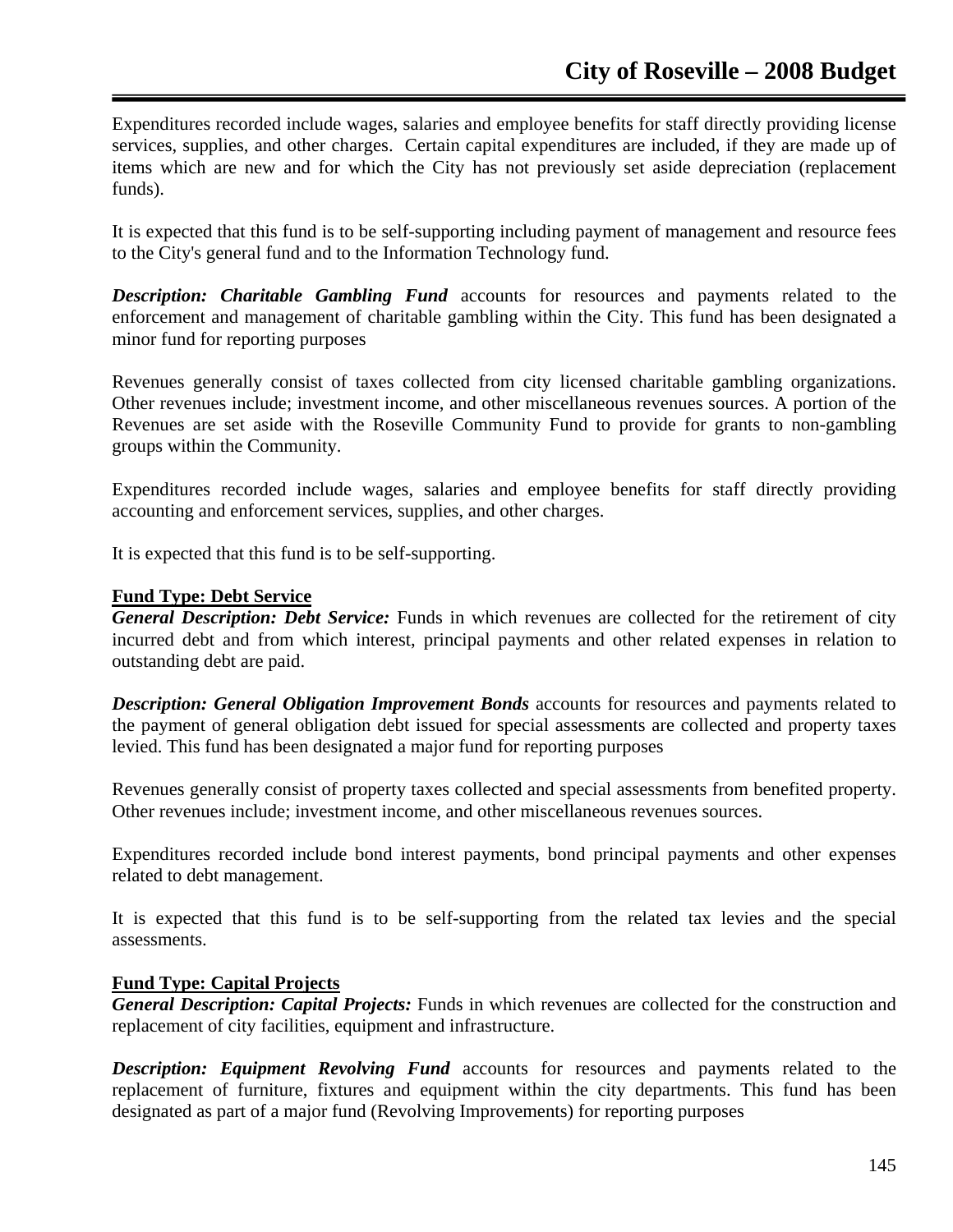Expenditures recorded include wages, salaries and employee benefits for staff directly providing license services, supplies, and other charges. Certain capital expenditures are included, if they are made up of items which are new and for which the City has not previously set aside depreciation (replacement funds).

It is expected that this fund is to be self-supporting including payment of management and resource fees to the City's general fund and to the Information Technology fund.

***Description: Charitable Gambling Fund*** accounts for resources and payments related to the enforcement and management of charitable gambling within the City. This fund has been designated a minor fund for reporting purposes

Revenues generally consist of taxes collected from city licensed charitable gambling organizations. Other revenues include; investment income, and other miscellaneous revenues sources. A portion of the Revenues are set aside with the Roseville Community Fund to provide for grants to non-gambling groups within the Community.

Expenditures recorded include wages, salaries and employee benefits for staff directly providing accounting and enforcement services, supplies, and other charges.

It is expected that this fund is to be self-supporting.

**Fund Type: Debt Service**

***General Description: Debt Service:*** Funds in which revenues are collected for the retirement of city incurred debt and from which interest, principal payments and other related expenses in relation to outstanding debt are paid.

***Description: General Obligation Improvement Bonds*** accounts for resources and payments related to the payment of general obligation debt issued for special assessments are collected and property taxes levied. This fund has been designated a major fund for reporting purposes

Revenues generally consist of property taxes collected and special assessments from benefited property. Other revenues include; investment income, and other miscellaneous revenues sources.

Expenditures recorded include bond interest payments, bond principal payments and other expenses related to debt management.

It is expected that this fund is to be self-supporting from the related tax levies and the special assessments.

**Fund Type: Capital Projects**

***General Description: Capital Projects:*** Funds in which revenues are collected for the construction and replacement of city facilities, equipment and infrastructure.

***Description: Equipment Revolving Fund*** accounts for resources and payments related to the replacement of furniture, fixtures and equipment within the city departments. This fund has been designated as part of a major fund (Revolving Improvements) for reporting purposes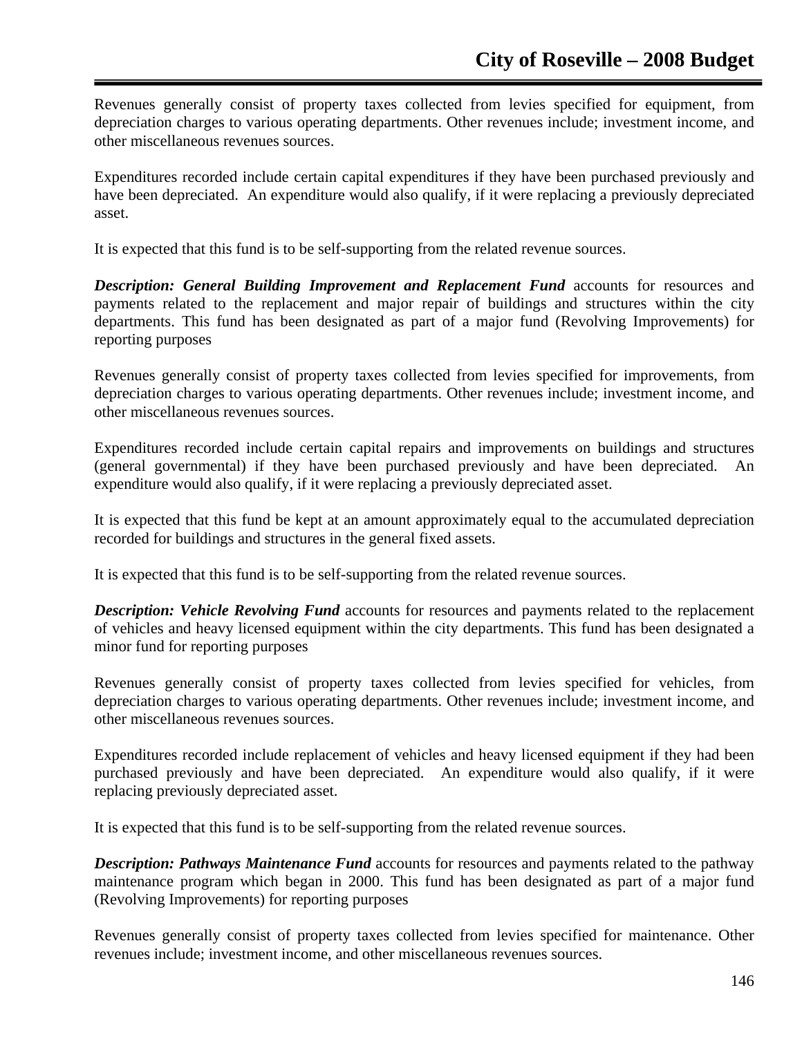Revenues generally consist of property taxes collected from levies specified for equipment, from depreciation charges to various operating departments. Other revenues include; investment income, and other miscellaneous revenues sources.

Expenditures recorded include certain capital expenditures if they have been purchased previously and have been depreciated. An expenditure would also qualify, if it were replacing a previously depreciated asset.

It is expected that this fund is to be self-supporting from the related revenue sources.

***Description: General Building Improvement and Replacement Fund*** accounts for resources and payments related to the replacement and major repair of buildings and structures within the city departments. This fund has been designated as part of a major fund (Revolving Improvements) for reporting purposes

Revenues generally consist of property taxes collected from levies specified for improvements, from depreciation charges to various operating departments. Other revenues include; investment income, and other miscellaneous revenues sources.

Expenditures recorded include certain capital repairs and improvements on buildings and structures (general governmental) if they have been purchased previously and have been depreciated. An expenditure would also qualify, if it were replacing a previously depreciated asset.

It is expected that this fund be kept at an amount approximately equal to the accumulated depreciation recorded for buildings and structures in the general fixed assets.

It is expected that this fund is to be self-supporting from the related revenue sources.

***Description: Vehicle Revolving Fund*** accounts for resources and payments related to the replacement of vehicles and heavy licensed equipment within the city departments. This fund has been designated a minor fund for reporting purposes

Revenues generally consist of property taxes collected from levies specified for vehicles, from depreciation charges to various operating departments. Other revenues include; investment income, and other miscellaneous revenues sources.

Expenditures recorded include replacement of vehicles and heavy licensed equipment if they had been purchased previously and have been depreciated. An expenditure would also qualify, if it were replacing previously depreciated asset.

It is expected that this fund is to be self-supporting from the related revenue sources.

***Description: Pathways Maintenance Fund*** accounts for resources and payments related to the pathway maintenance program which began in 2000. This fund has been designated as part of a major fund (Revolving Improvements) for reporting purposes

Revenues generally consist of property taxes collected from levies specified for maintenance. Other revenues include; investment income, and other miscellaneous revenues sources.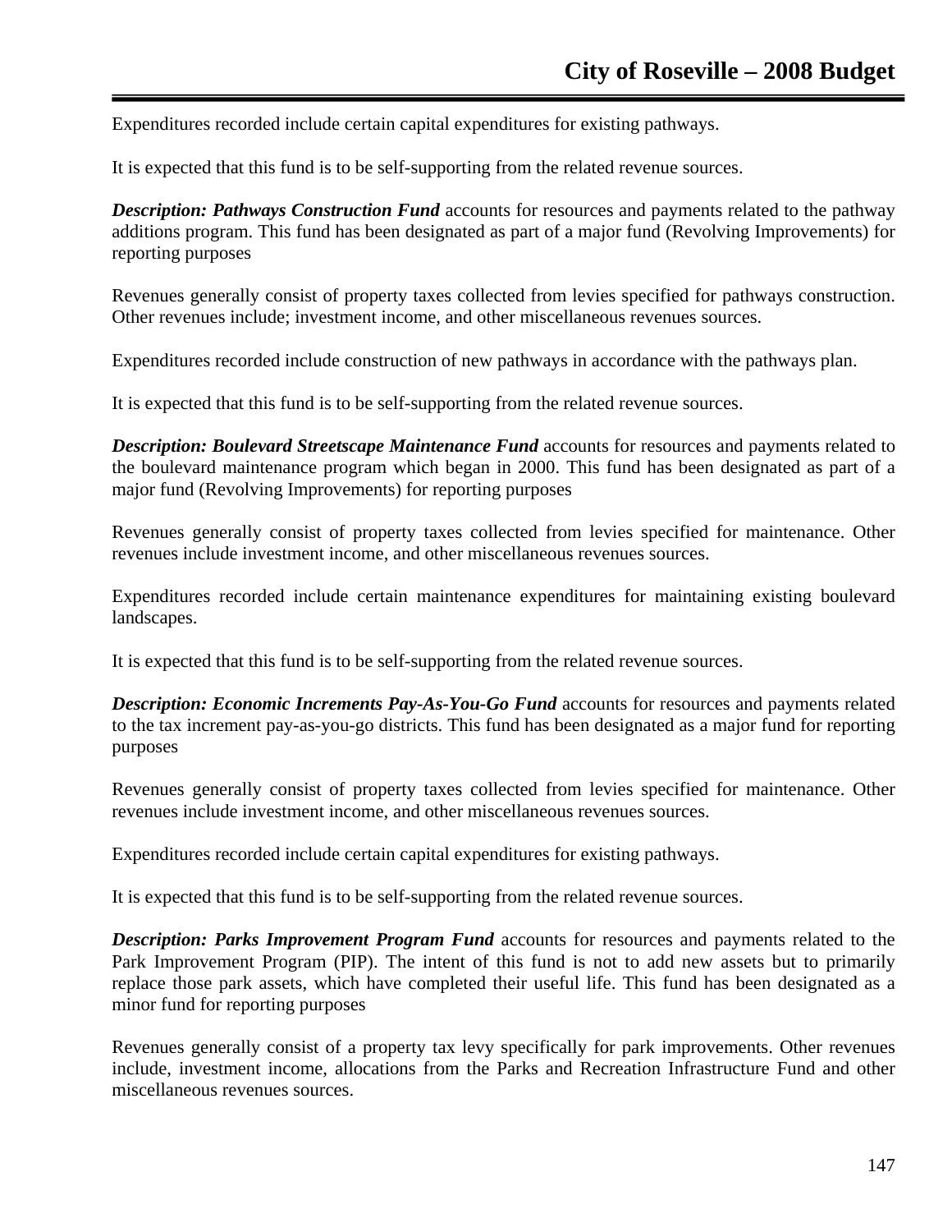Expenditures recorded include certain capital expenditures for existing pathways.

It is expected that this fund is to be self-supporting from the related revenue sources.

***Description: Pathways Construction Fund*** accounts for resources and payments related to the pathway additions program. This fund has been designated as part of a major fund (Revolving Improvements) for reporting purposes

Revenues generally consist of property taxes collected from levies specified for pathways construction. Other revenues include; investment income, and other miscellaneous revenues sources.

Expenditures recorded include construction of new pathways in accordance with the pathways plan.

It is expected that this fund is to be self-supporting from the related revenue sources.

***Description: Boulevard Streetscape Maintenance Fund*** accounts for resources and payments related to the boulevard maintenance program which began in 2000. This fund has been designated as part of a major fund (Revolving Improvements) for reporting purposes

Revenues generally consist of property taxes collected from levies specified for maintenance. Other revenues include investment income, and other miscellaneous revenues sources.

Expenditures recorded include certain maintenance expenditures for maintaining existing boulevard landscapes.

It is expected that this fund is to be self-supporting from the related revenue sources.

***Description: Economic Increments Pay-As-You-Go Fund*** accounts for resources and payments related to the tax increment pay-as-you-go districts. This fund has been designated as a major fund for reporting purposes

Revenues generally consist of property taxes collected from levies specified for maintenance. Other revenues include investment income, and other miscellaneous revenues sources.

Expenditures recorded include certain capital expenditures for existing pathways.

It is expected that this fund is to be self-supporting from the related revenue sources.

***Description: Parks Improvement Program Fund*** accounts for resources and payments related to the Park Improvement Program (PIP). The intent of this fund is not to add new assets but to primarily replace those park assets, which have completed their useful life. This fund has been designated as a minor fund for reporting purposes

Revenues generally consist of a property tax levy specifically for park improvements. Other revenues include, investment income, allocations from the Parks and Recreation Infrastructure Fund and other miscellaneous revenues sources.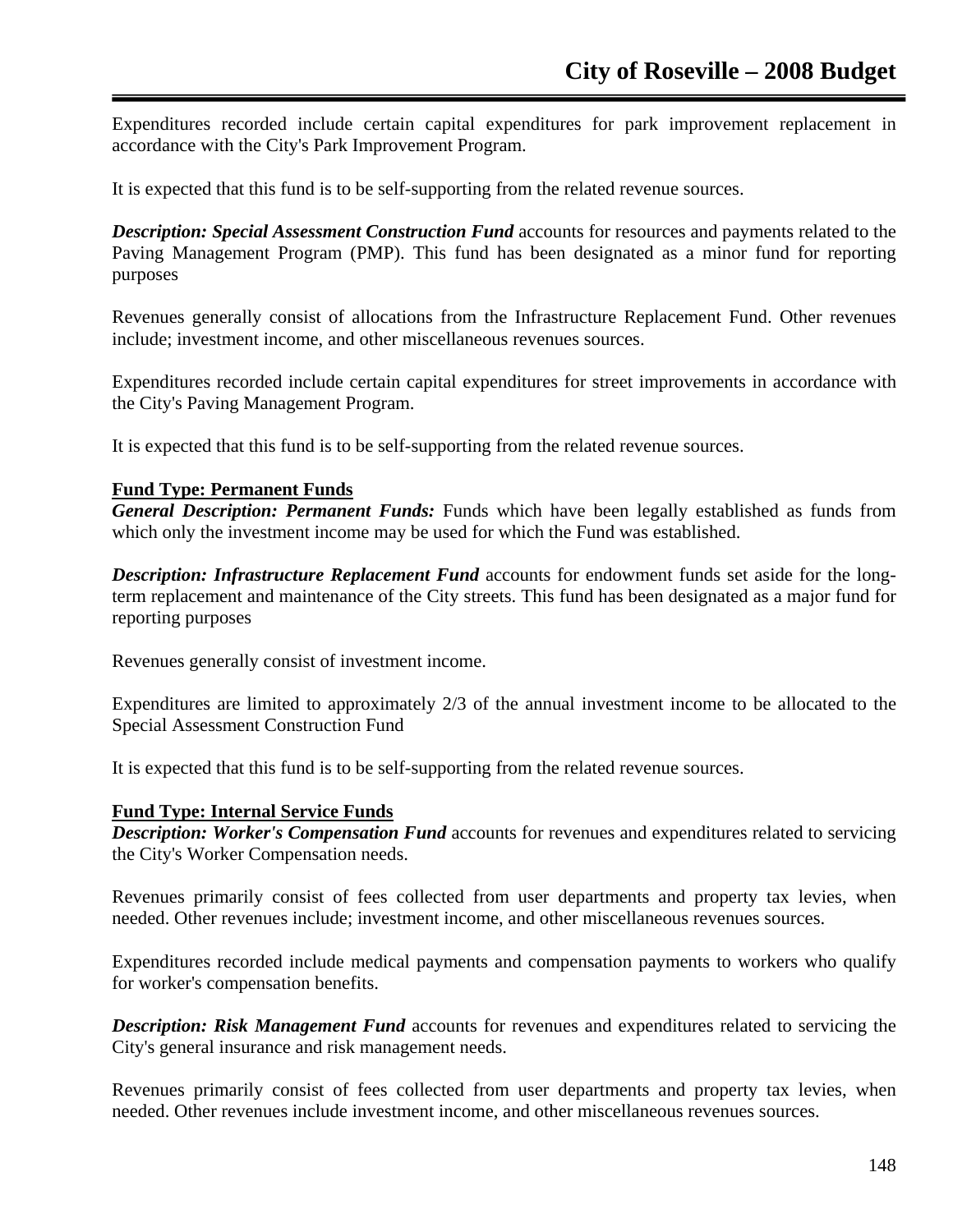Expenditures recorded include certain capital expenditures for park improvement replacement in accordance with the City's Park Improvement Program.

It is expected that this fund is to be self-supporting from the related revenue sources.

***Description: Special Assessment Construction Fund*** accounts for resources and payments related to the Paving Management Program (PMP). This fund has been designated as a minor fund for reporting purposes

Revenues generally consist of allocations from the Infrastructure Replacement Fund. Other revenues include; investment income, and other miscellaneous revenues sources.

Expenditures recorded include certain capital expenditures for street improvements in accordance with the City's Paving Management Program.

It is expected that this fund is to be self-supporting from the related revenue sources.

**Fund Type: Permanent Funds**

***General Description: Permanent Funds:*** Funds which have been legally established as funds from which only the investment income may be used for which the Fund was established.

***Description: Infrastructure Replacement Fund*** accounts for endowment funds set aside for the long-term replacement and maintenance of the City streets. This fund has been designated as a major fund for reporting purposes

Revenues generally consist of investment income.

Expenditures are limited to approximately 2/3 of the annual investment income to be allocated to the Special Assessment Construction Fund

It is expected that this fund is to be self-supporting from the related revenue sources.

**Fund Type: Internal Service Funds**

***Description: Worker's Compensation Fund*** accounts for revenues and expenditures related to servicing the City's Worker Compensation needs.

Revenues primarily consist of fees collected from user departments and property tax levies, when needed. Other revenues include; investment income, and other miscellaneous revenues sources.

Expenditures recorded include medical payments and compensation payments to workers who qualify for worker's compensation benefits.

***Description: Risk Management Fund*** accounts for revenues and expenditures related to servicing the City's general insurance and risk management needs.

Revenues primarily consist of fees collected from user departments and property tax levies, when needed. Other revenues include investment income, and other miscellaneous revenues sources.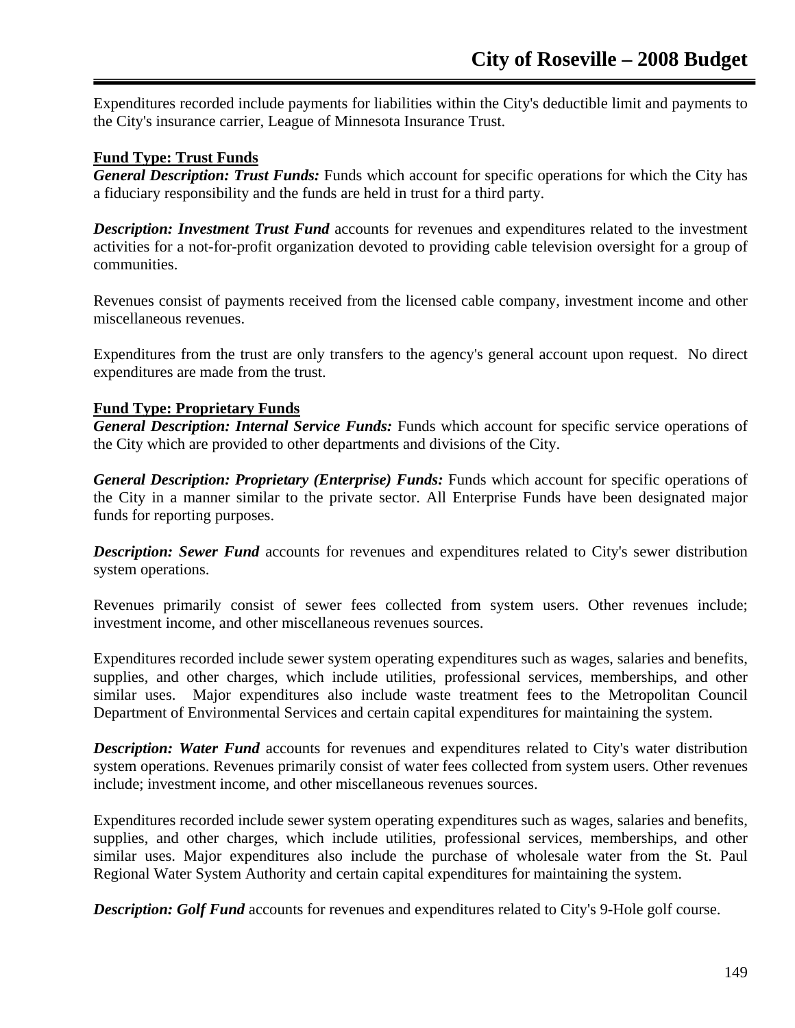Expenditures recorded include payments for liabilities within the City's deductible limit and payments to the City's insurance carrier, League of Minnesota Insurance Trust.

**Fund Type: Trust Funds**

***General Description: Trust Funds:*** Funds which account for specific operations for which the City has a fiduciary responsibility and the funds are held in trust for a third party.

***Description: Investment Trust Fund*** accounts for revenues and expenditures related to the investment activities for a not-for-profit organization devoted to providing cable television oversight for a group of communities.

Revenues consist of payments received from the licensed cable company, investment income and other miscellaneous revenues.

Expenditures from the trust are only transfers to the agency's general account upon request. No direct expenditures are made from the trust.

**Fund Type: Proprietary Funds**

***General Description: Internal Service Funds:*** Funds which account for specific service operations of the City which are provided to other departments and divisions of the City.

***General Description: Proprietary (Enterprise) Funds:*** Funds which account for specific operations of the City in a manner similar to the private sector. All Enterprise Funds have been designated major funds for reporting purposes.

***Description: Sewer Fund*** accounts for revenues and expenditures related to City's sewer distribution system operations.

Revenues primarily consist of sewer fees collected from system users. Other revenues include; investment income, and other miscellaneous revenues sources.

Expenditures recorded include sewer system operating expenditures such as wages, salaries and benefits, supplies, and other charges, which include utilities, professional services, memberships, and other similar uses. Major expenditures also include waste treatment fees to the Metropolitan Council Department of Environmental Services and certain capital expenditures for maintaining the system.

***Description: Water Fund*** accounts for revenues and expenditures related to City's water distribution system operations. Revenues primarily consist of water fees collected from system users. Other revenues include; investment income, and other miscellaneous revenues sources.

Expenditures recorded include sewer system operating expenditures such as wages, salaries and benefits, supplies, and other charges, which include utilities, professional services, memberships, and other similar uses. Major expenditures also include the purchase of wholesale water from the St. Paul Regional Water System Authority and certain capital expenditures for maintaining the system.

***Description: Golf Fund*** accounts for revenues and expenditures related to City's 9-Hole golf course.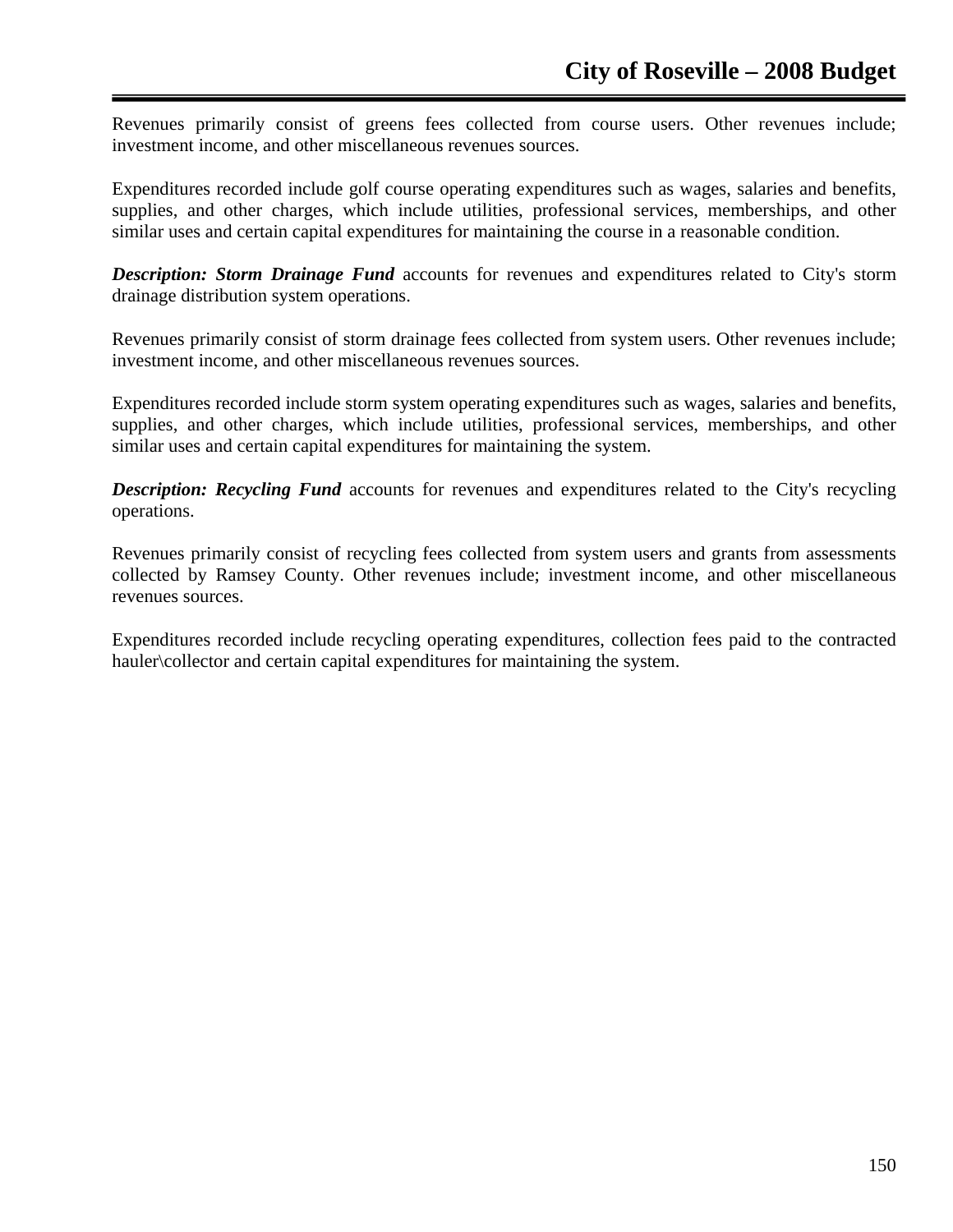Revenues primarily consist of greens fees collected from course users. Other revenues include; investment income, and other miscellaneous revenues sources.

Expenditures recorded include golf course operating expenditures such as wages, salaries and benefits, supplies, and other charges, which include utilities, professional services, memberships, and other similar uses and certain capital expenditures for maintaining the course in a reasonable condition.

***Description: Storm Drainage Fund*** accounts for revenues and expenditures related to City's storm drainage distribution system operations.

Revenues primarily consist of storm drainage fees collected from system users. Other revenues include; investment income, and other miscellaneous revenues sources.

Expenditures recorded include storm system operating expenditures such as wages, salaries and benefits, supplies, and other charges, which include utilities, professional services, memberships, and other similar uses and certain capital expenditures for maintaining the system.

***Description: Recycling Fund*** accounts for revenues and expenditures related to the City's recycling operations.

Revenues primarily consist of recycling fees collected from system users and grants from assessments collected by Ramsey County. Other revenues include; investment income, and other miscellaneous revenues sources.

Expenditures recorded include recycling operating expenditures, collection fees paid to the contracted hauler\collector and certain capital expenditures for maintaining the system.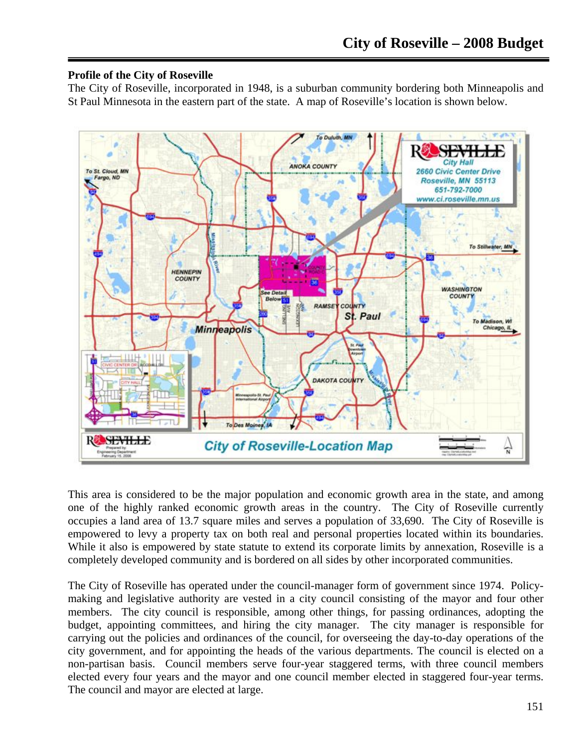## Profile of the City of Roseville

The City of Roseville, incorporated in 1948, is a suburban community bordering both Minneapolis and St Paul Minnesota in the eastern part of the state. A map of Roseville's location is shown below.

This area is considered to be the major population and economic growth area in the state, and among one of the highly ranked economic growth areas in the country. The City of Roseville currently occupies a land area of 13.7 square miles and serves a population of 33,690. The City of Roseville is empowered to levy a property tax on both real and personal properties located within its boundaries. While it also is empowered by state statute to extend its corporate limits by annexation, Roseville is a completely developed community and is bordered on all sides by other incorporated communities.

The City of Roseville has operated under the council-manager form of government since 1974. Policy-making and legislative authority are vested in a city council consisting of the mayor and four other members. The city council is responsible, among other things, for passing ordinances, adopting the budget, appointing committees, and hiring the city manager. The city manager is responsible for carrying out the policies and ordinances of the council, for overseeing the day-to-day operations of the city government, and for appointing the heads of the various departments. The council is elected on a non-partisan basis. Council members serve four-year staggered terms, with three council members elected every four years and the mayor and one council member elected in staggered four-year terms. The council and mayor are elected at large.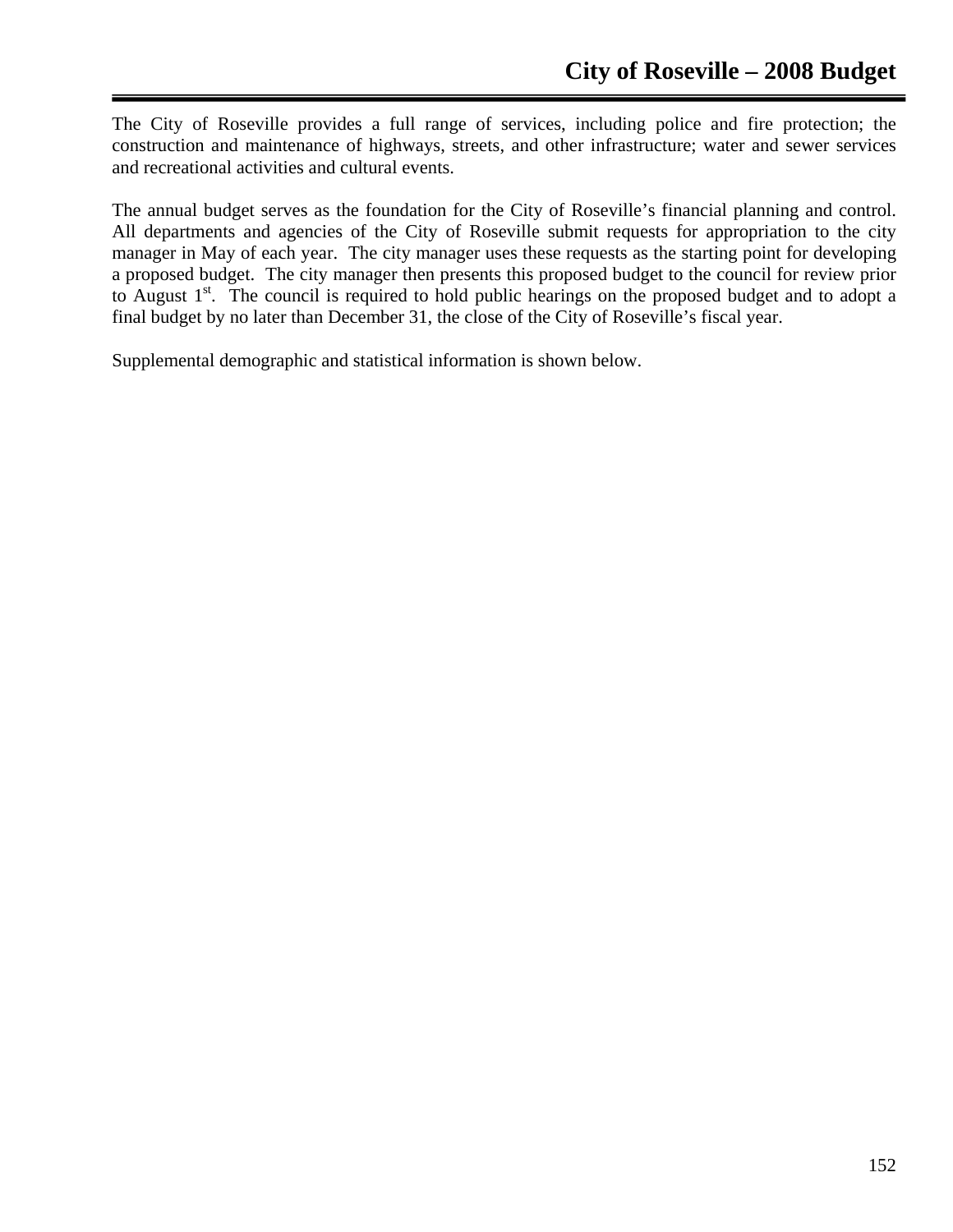The City of Roseville provides a full range of services, including police and fire protection; the construction and maintenance of highways, streets, and other infrastructure; water and sewer services and recreational activities and cultural events.

The annual budget serves as the foundation for the City of Roseville's financial planning and control. All departments and agencies of the City of Roseville submit requests for appropriation to the city manager in May of each year. The city manager uses these requests as the starting point for developing a proposed budget. The city manager then presents this proposed budget to the council for review prior to August 1st. The council is required to hold public hearings on the proposed budget and to adopt a final budget by no later than December 31, the close of the City of Roseville's fiscal year.

Supplemental demographic and statistical information is shown below.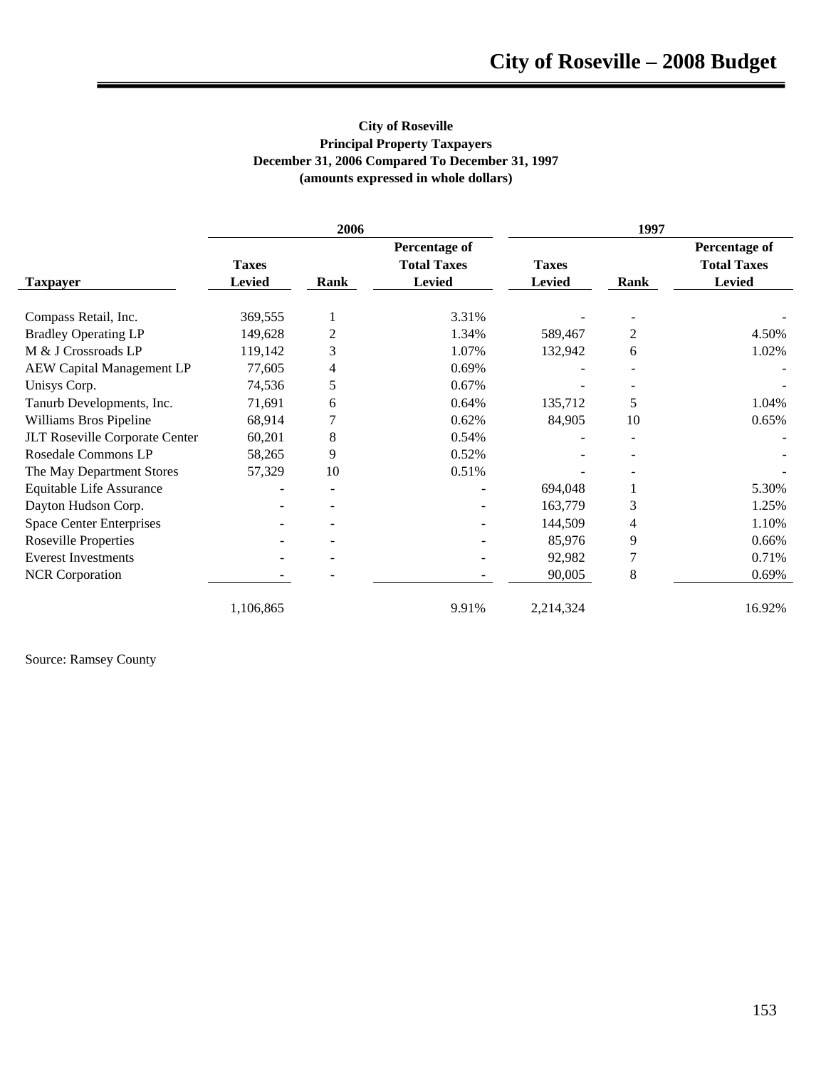**City of Roseville**
**Principal Property Taxpayers**
**December 31, 2006 Compared To December 31, 1997**
**(amounts expressed in whole dollars)**

| | 2006 | | | 1997 | | |
|---|---|---|---|---|---|---|
| **Taxpayer** | **Taxes Levied** | **Rank** | **Percentage of Total Taxes Levied** | **Taxes Levied** | **Rank** | **Percentage of Total Taxes Levied** |
| Compass Retail, Inc. | 369,555 | 1 | 3.31% | - | - | - |
| Bradley Operating LP | 149,628 | 2 | 1.34% | 589,467 | 2 | 4.50% |
| M & J Crossroads LP | 119,142 | 3 | 1.07% | 132,942 | 6 | 1.02% |
| AEW Capital Management LP | 77,605 | 4 | 0.69% | - | - | - |
| Unisys Corp. | 74,536 | 5 | 0.67% | - | - | - |
| Tanurb Developments, Inc. | 71,691 | 6 | 0.64% | 135,712 | 5 | 1.04% |
| Williams Bros Pipeline | 68,914 | 7 | 0.62% | 84,905 | 10 | 0.65% |
| JLT Roseville Corporate Center | 60,201 | 8 | 0.54% | - | - | - |
| Rosedale Commons LP | 58,265 | 9 | 0.52% | - | - | - |
| The May Department Stores | 57,329 | 10 | 0.51% | - | - | - |
| Equitable Life Assurance | - | - | - | 694,048 | 1 | 5.30% |
| Dayton Hudson Corp. | - | - | - | 163,779 | 3 | 1.25% |
| Space Center Enterprises | - | - | - | 144,509 | 4 | 1.10% |
| Roseville Properties | - | - | - | 85,976 | 9 | 0.66% |
| Everest Investments | - | - | - | 92,982 | 7 | 0.71% |
| NCR Corporation | - | - | - | 90,005 | 8 | 0.69% |
| | 1,106,865 | | 9.91% | 2,214,324 | | 16.92% |

Source: Ramsey County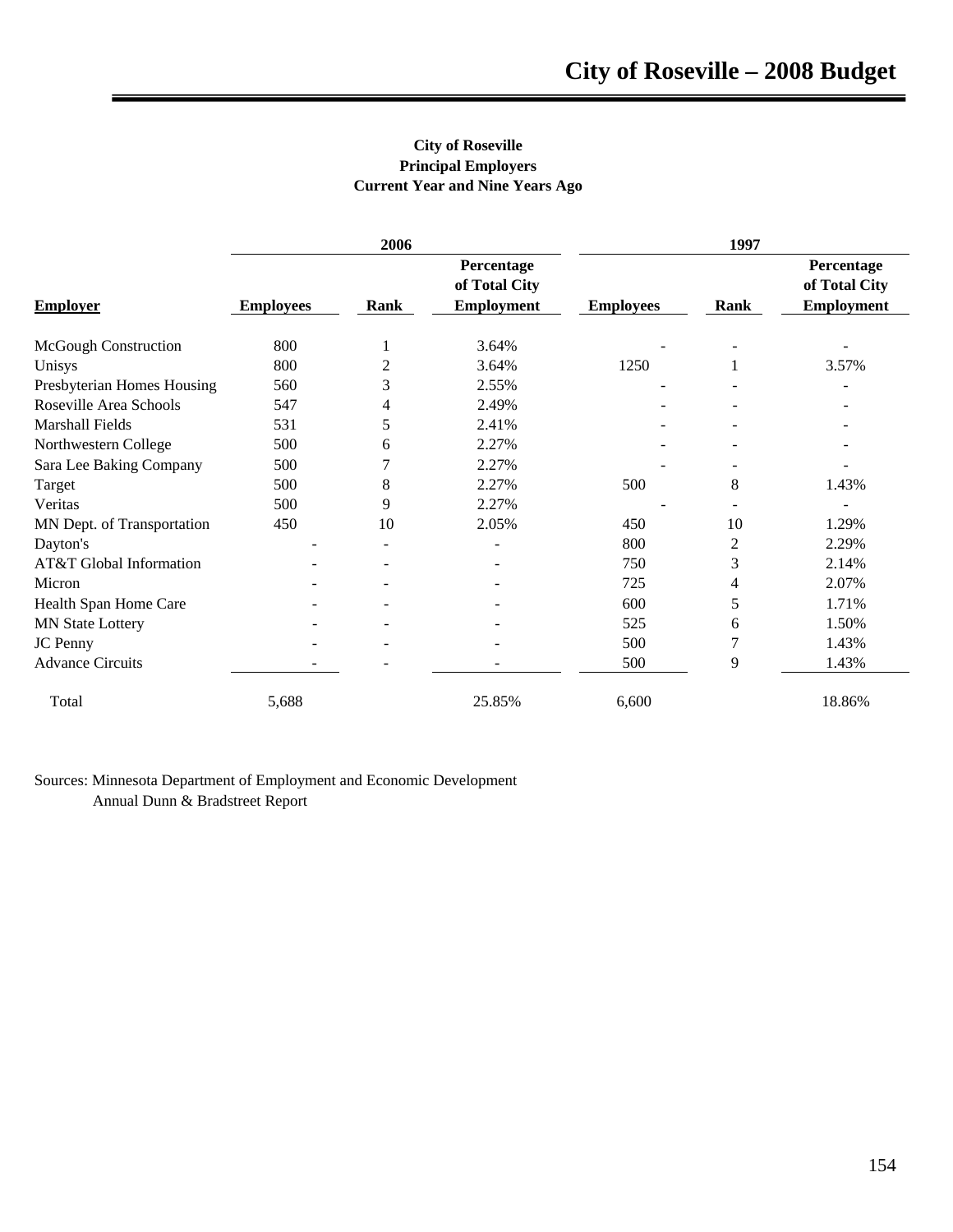**City of Roseville**
**Principal Employers**
**Current Year and Nine Years Ago**

| | 2006 | | | 1997 | | |
|---|---|---|---|---|---|---|
| **Employer** | **Employees** | **Rank** | **Percentage of Total City Employment** | **Employees** | **Rank** | **Percentage of Total City Employment** |
| McGough Construction | 800 | 1 | 3.64% | - | - | - |
| Unisys | 800 | 2 | 3.64% | 1250 | 1 | 3.57% |
| Presbyterian Homes Housing | 560 | 3 | 2.55% | - | - | - |
| Roseville Area Schools | 547 | 4 | 2.49% | - | - | - |
| Marshall Fields | 531 | 5 | 2.41% | - | - | - |
| Northwestern College | 500 | 6 | 2.27% | - | - | - |
| Sara Lee Baking Company | 500 | 7 | 2.27% | - | - | - |
| Target | 500 | 8 | 2.27% | 500 | 8 | 1.43% |
| Veritas | 500 | 9 | 2.27% | - | - | - |
| MN Dept. of Transportation | 450 | 10 | 2.05% | 450 | 10 | 1.29% |
| Dayton's | - | - | - | 800 | 2 | 2.29% |
| AT&T Global Information | - | - | - | 750 | 3 | 2.14% |
| Micron | - | - | - | 725 | 4 | 2.07% |
| Health Span Home Care | - | - | - | 600 | 5 | 1.71% |
| MN State Lottery | - | - | - | 525 | 6 | 1.50% |
| JC Penny | - | - | - | 500 | 7 | 1.43% |
| Advance Circuits | - | - | - | 500 | 9 | 1.43% |
| Total | 5,688 | | 25.85% | 6,600 | | 18.86% |

Sources: Minnesota Department of Employment and Economic Development
Annual Dunn & Bradstreet Report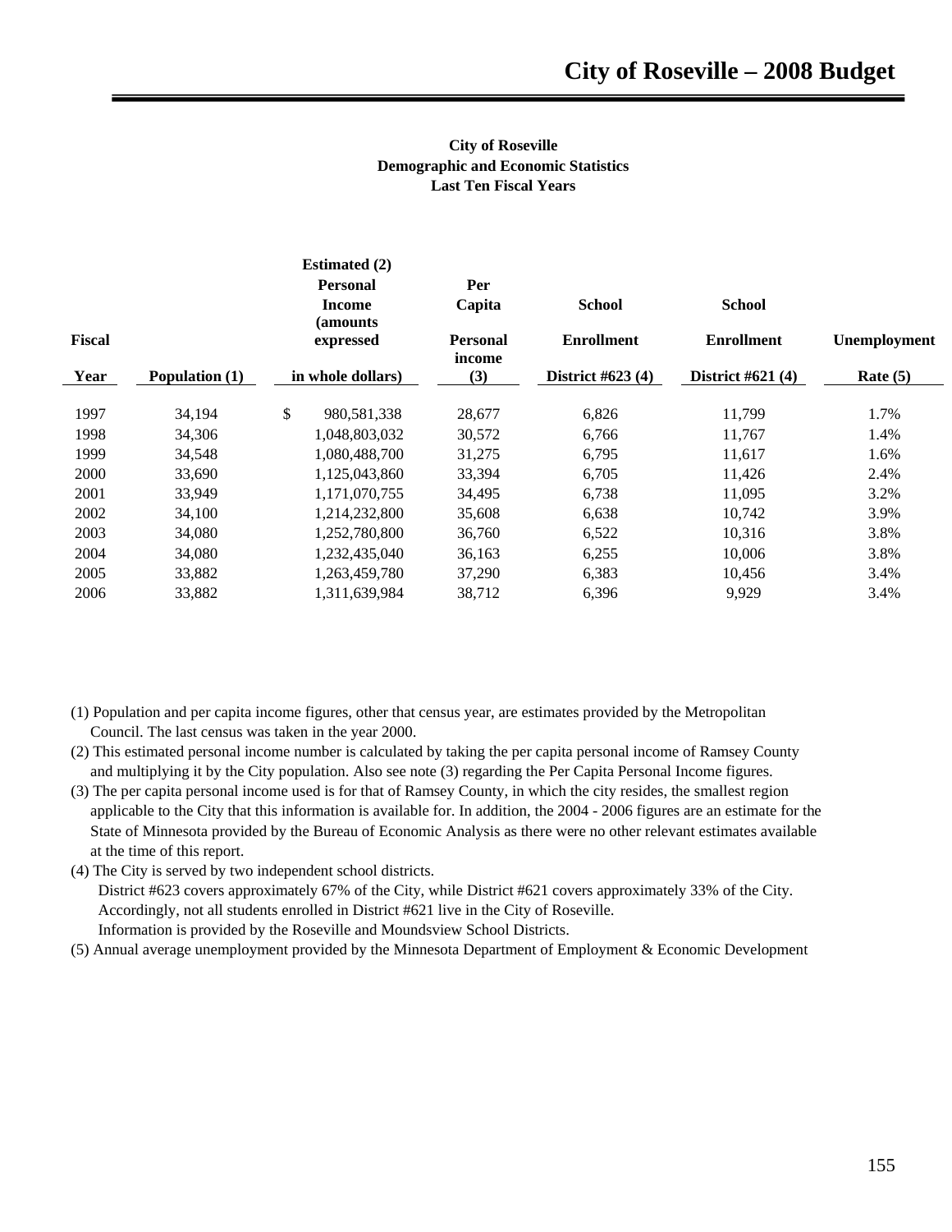**City of Roseville**
**Demographic and Economic Statistics**
**Last Ten Fiscal Years**

| Fiscal Year | Population (1) | Estimated (2) Personal Income (amounts expressed in whole dollars) | Per Capita Personal income (3) | School Enrollment District #623 (4) | School Enrollment District #621 (4) | Unemployment Rate (5) |
|---|---|---|---|---|---|---|
| 1997 | 34,194 | $ 980,581,338 | 28,677 | 6,826 | 11,799 | 1.7% |
| 1998 | 34,306 | 1,048,803,032 | 30,572 | 6,766 | 11,767 | 1.4% |
| 1999 | 34,548 | 1,080,488,700 | 31,275 | 6,795 | 11,617 | 1.6% |
| 2000 | 33,690 | 1,125,043,860 | 33,394 | 6,705 | 11,426 | 2.4% |
| 2001 | 33,949 | 1,171,070,755 | 34,495 | 6,738 | 11,095 | 3.2% |
| 2002 | 34,100 | 1,214,232,800 | 35,608 | 6,638 | 10,742 | 3.9% |
| 2003 | 34,080 | 1,252,780,800 | 36,760 | 6,522 | 10,316 | 3.8% |
| 2004 | 34,080 | 1,232,435,040 | 36,163 | 6,255 | 10,006 | 3.8% |
| 2005 | 33,882 | 1,263,459,780 | 37,290 | 6,383 | 10,456 | 3.4% |
| 2006 | 33,882 | 1,311,639,984 | 38,712 | 6,396 | 9,929 | 3.4% |

(1) Population and per capita income figures, other that census year, are estimates provided by the Metropolitan Council. The last census was taken in the year 2000.

(2) This estimated personal income number is calculated by taking the per capita personal income of Ramsey County and multiplying it by the City population. Also see note (3) regarding the Per Capita Personal Income figures.

(3) The per capita personal income used is for that of Ramsey County, in which the city resides, the smallest region applicable to the City that this information is available for. In addition, the 2004 - 2006 figures are an estimate for the State of Minnesota provided by the Bureau of Economic Analysis as there were no other relevant estimates available at the time of this report.

(4) The City is served by two independent school districts.
District #623 covers approximately 67% of the City, while District #621 covers approximately 33% of the City.
Accordingly, not all students enrolled in District #621 live in the City of Roseville.
Information is provided by the Roseville and Moundsview School Districts.

(5) Annual average unemployment provided by the Minnesota Department of Employment & Economic Development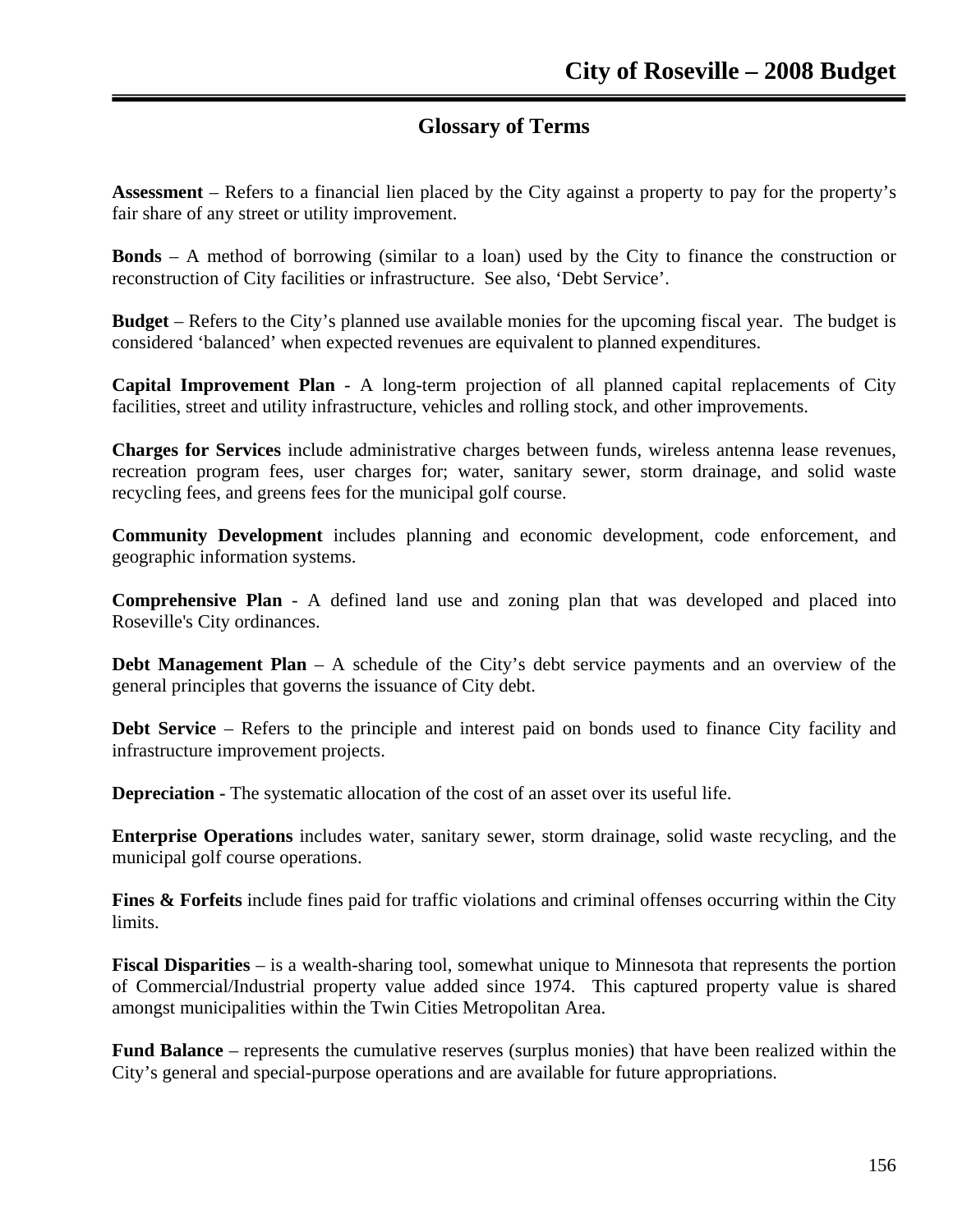## Glossary of Terms

**Assessment** – Refers to a financial lien placed by the City against a property to pay for the property's fair share of any street or utility improvement.

**Bonds** – A method of borrowing (similar to a loan) used by the City to finance the construction or reconstruction of City facilities or infrastructure. See also, 'Debt Service'.

**Budget** – Refers to the City's planned use available monies for the upcoming fiscal year. The budget is considered 'balanced' when expected revenues are equivalent to planned expenditures.

**Capital Improvement Plan** - A long-term projection of all planned capital replacements of City facilities, street and utility infrastructure, vehicles and rolling stock, and other improvements.

**Charges for Services** include administrative charges between funds, wireless antenna lease revenues, recreation program fees, user charges for; water, sanitary sewer, storm drainage, and solid waste recycling fees, and greens fees for the municipal golf course.

**Community Development** includes planning and economic development, code enforcement, and geographic information systems.

**Comprehensive Plan** - A defined land use and zoning plan that was developed and placed into Roseville's City ordinances.

**Debt Management Plan** – A schedule of the City's debt service payments and an overview of the general principles that governs the issuance of City debt.

**Debt Service** – Refers to the principle and interest paid on bonds used to finance City facility and infrastructure improvement projects.

**Depreciation -** The systematic allocation of the cost of an asset over its useful life.

**Enterprise Operations** includes water, sanitary sewer, storm drainage, solid waste recycling, and the municipal golf course operations.

**Fines & Forfeits** include fines paid for traffic violations and criminal offenses occurring within the City limits.

**Fiscal Disparities** – is a wealth-sharing tool, somewhat unique to Minnesota that represents the portion of Commercial/Industrial property value added since 1974. This captured property value is shared amongst municipalities within the Twin Cities Metropolitan Area.

**Fund Balance** – represents the cumulative reserves (surplus monies) that have been realized within the City's general and special-purpose operations and are available for future appropriations.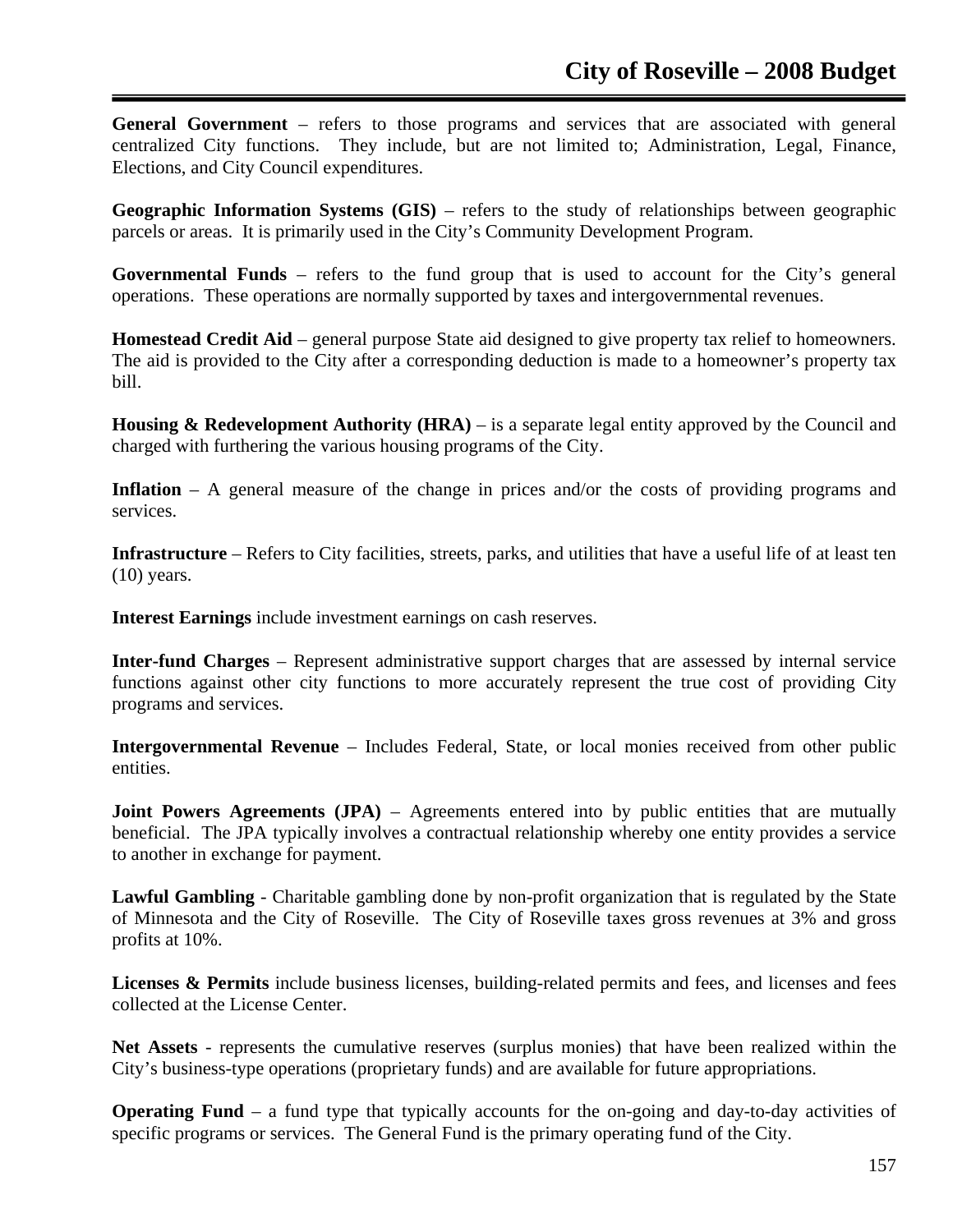**General Government** – refers to those programs and services that are associated with general centralized City functions. They include, but are not limited to; Administration, Legal, Finance, Elections, and City Council expenditures.

**Geographic Information Systems (GIS)** – refers to the study of relationships between geographic parcels or areas. It is primarily used in the City's Community Development Program.

**Governmental Funds** – refers to the fund group that is used to account for the City's general operations. These operations are normally supported by taxes and intergovernmental revenues.

**Homestead Credit Aid** – general purpose State aid designed to give property tax relief to homeowners. The aid is provided to the City after a corresponding deduction is made to a homeowner's property tax bill.

**Housing & Redevelopment Authority (HRA)** – is a separate legal entity approved by the Council and charged with furthering the various housing programs of the City.

**Inflation** – A general measure of the change in prices and/or the costs of providing programs and services.

**Infrastructure** – Refers to City facilities, streets, parks, and utilities that have a useful life of at least ten (10) years.

**Interest Earnings** include investment earnings on cash reserves.

**Inter-fund Charges** – Represent administrative support charges that are assessed by internal service functions against other city functions to more accurately represent the true cost of providing City programs and services.

**Intergovernmental Revenue** – Includes Federal, State, or local monies received from other public entities.

**Joint Powers Agreements (JPA)** – Agreements entered into by public entities that are mutually beneficial. The JPA typically involves a contractual relationship whereby one entity provides a service to another in exchange for payment.

**Lawful Gambling** - Charitable gambling done by non-profit organization that is regulated by the State of Minnesota and the City of Roseville. The City of Roseville taxes gross revenues at 3% and gross profits at 10%.

**Licenses & Permits** include business licenses, building-related permits and fees, and licenses and fees collected at the License Center.

**Net Assets** - represents the cumulative reserves (surplus monies) that have been realized within the City's business-type operations (proprietary funds) and are available for future appropriations.

**Operating Fund** – a fund type that typically accounts for the on-going and day-to-day activities of specific programs or services. The General Fund is the primary operating fund of the City.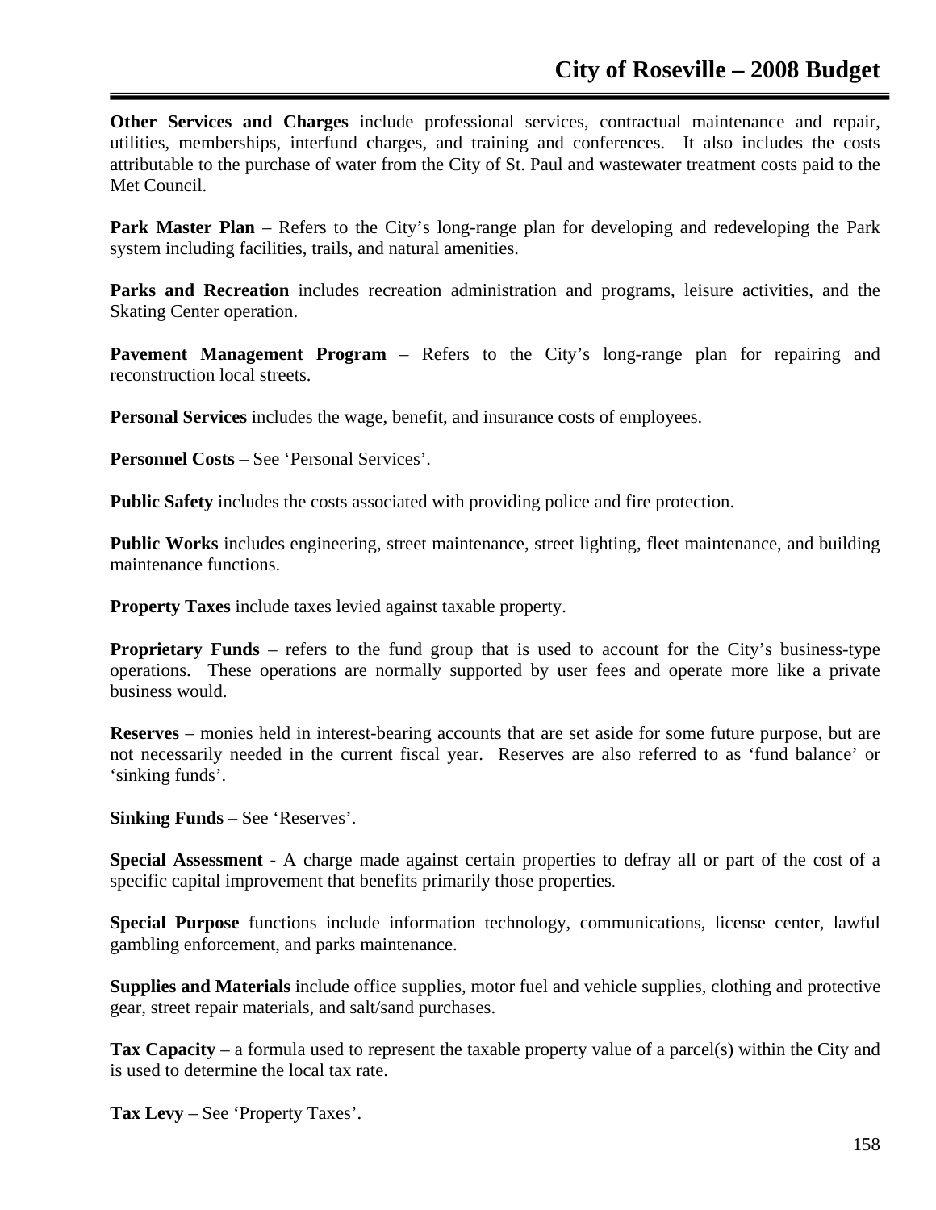**Other Services and Charges** include professional services, contractual maintenance and repair, utilities, memberships, interfund charges, and training and conferences. It also includes the costs attributable to the purchase of water from the City of St. Paul and wastewater treatment costs paid to the Met Council.

**Park Master Plan** – Refers to the City's long-range plan for developing and redeveloping the Park system including facilities, trails, and natural amenities.

**Parks and Recreation** includes recreation administration and programs, leisure activities, and the Skating Center operation.

**Pavement Management Program** – Refers to the City's long-range plan for repairing and reconstruction local streets.

**Personal Services** includes the wage, benefit, and insurance costs of employees.

**Personnel Costs** – See 'Personal Services'.

**Public Safety** includes the costs associated with providing police and fire protection.

**Public Works** includes engineering, street maintenance, street lighting, fleet maintenance, and building maintenance functions.

**Property Taxes** include taxes levied against taxable property.

**Proprietary Funds** – refers to the fund group that is used to account for the City's business-type operations. These operations are normally supported by user fees and operate more like a private business would.

**Reserves** – monies held in interest-bearing accounts that are set aside for some future purpose, but are not necessarily needed in the current fiscal year. Reserves are also referred to as 'fund balance' or 'sinking funds'.

**Sinking Funds** – See 'Reserves'.

**Special Assessment** - A charge made against certain properties to defray all or part of the cost of a specific capital improvement that benefits primarily those properties.

**Special Purpose** functions include information technology, communications, license center, lawful gambling enforcement, and parks maintenance.

**Supplies and Materials** include office supplies, motor fuel and vehicle supplies, clothing and protective gear, street repair materials, and salt/sand purchases.

**Tax Capacity** – a formula used to represent the taxable property value of a parcel(s) within the City and is used to determine the local tax rate.

**Tax Levy** – See 'Property Taxes'.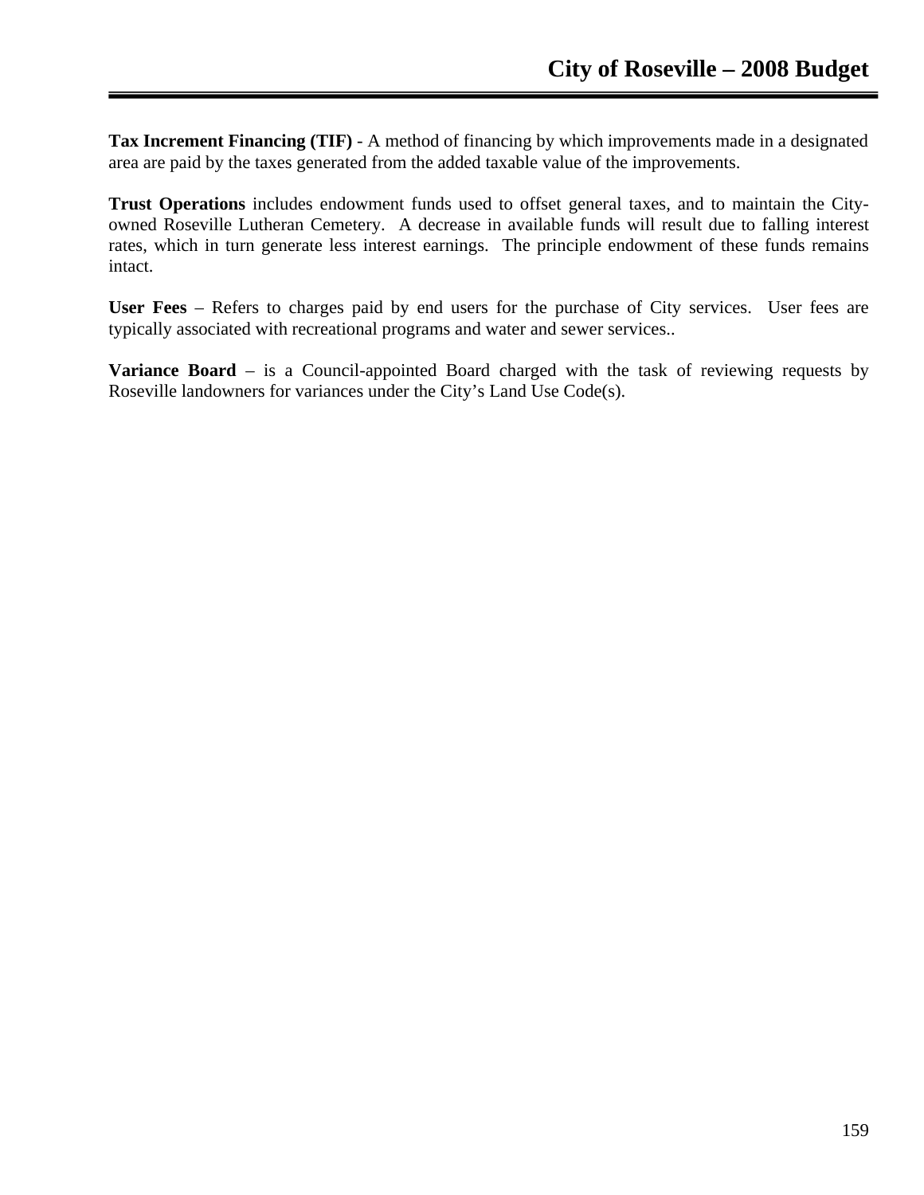**Tax Increment Financing (TIF)** - A method of financing by which improvements made in a designated area are paid by the taxes generated from the added taxable value of the improvements.

**Trust Operations** includes endowment funds used to offset general taxes, and to maintain the City-owned Roseville Lutheran Cemetery. A decrease in available funds will result due to falling interest rates, which in turn generate less interest earnings. The principle endowment of these funds remains intact.

**User Fees** – Refers to charges paid by end users for the purchase of City services. User fees are typically associated with recreational programs and water and sewer services..

**Variance Board** – is a Council-appointed Board charged with the task of reviewing requests by Roseville landowners for variances under the City's Land Use Code(s).